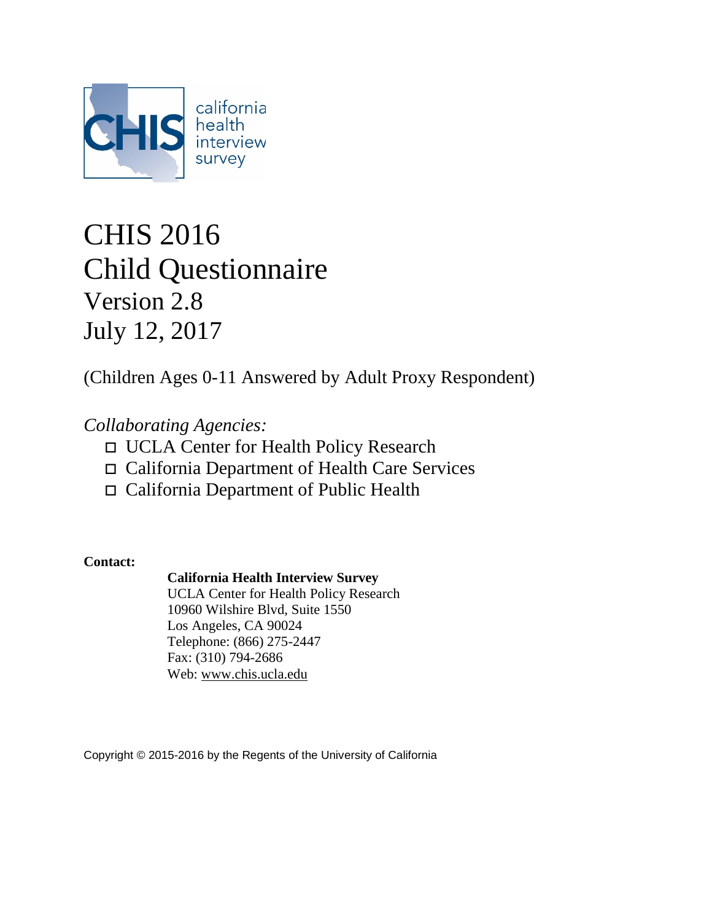CHIS california health interview survey

# CHIS 2016
# Child Questionnaire
## Version 2.8
## July 12, 2017

(Children Ages 0-11 Answered by Adult Proxy Respondent)

*Collaborating Agencies:*

- UCLA Center for Health Policy Research
- California Department of Health Care Services
- California Department of Public Health

**Contact:**

**California Health Interview Survey**
UCLA Center for Health Policy Research
10960 Wilshire Blvd, Suite 1550
Los Angeles, CA 90024
Telephone: (866) 275-2447
Fax: (310) 794-2686
Web: www.chis.ucla.edu

Copyright © 2015-2016 by the Regents of the University of California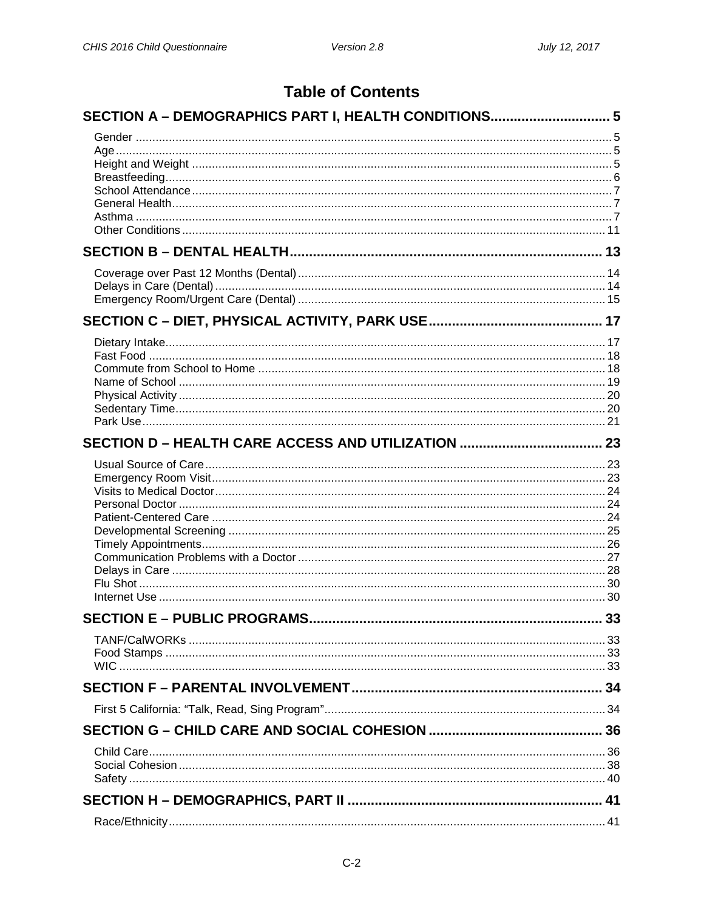# Table of Contents

## SECTION A – DEMOGRAPHICS PART I, HEALTH CONDITIONS ............................... 5

- Gender ............................................................................................................................... 5
- Age ..................................................................................................................................... 5
- Height and Weight ............................................................................................................. 5
- Breastfeeding ..................................................................................................................... 6
- School Attendance ............................................................................................................. 7
- General Health ................................................................................................................... 7
- Asthma ............................................................................................................................... 7
- Other Conditions ............................................................................................................. 11

## SECTION B – DENTAL HEALTH ................................................................................ 13

- Coverage over Past 12 Months (Dental) ............................................................................ 14
- Delays in Care (Dental) ..................................................................................................... 14
- Emergency Room/Urgent Care (Dental) ............................................................................ 15

## SECTION C – DIET, PHYSICAL ACTIVITY, PARK USE ............................................ 17

- Dietary Intake ................................................................................................................... 17
- Fast Food ......................................................................................................................... 18
- Commute from School to Home ........................................................................................ 18
- Name of School ................................................................................................................ 19
- Physical Activity ................................................................................................................ 20
- Sedentary Time ................................................................................................................. 20
- Park Use ........................................................................................................................... 21

## SECTION D – HEALTH CARE ACCESS AND UTILIZATION ..................................... 23

- Usual Source of Care ........................................................................................................ 23
- Emergency Room Visit ...................................................................................................... 23
- Visits to Medical Doctor ..................................................................................................... 24
- Personal Doctor ................................................................................................................ 24
- Patient-Centered Care ...................................................................................................... 24
- Developmental Screening ................................................................................................. 25
- Timely Appointments ......................................................................................................... 26
- Communication Problems with a Doctor ............................................................................ 27
- Delays in Care .................................................................................................................. 28
- Flu Shot ............................................................................................................................ 30
- Internet Use ...................................................................................................................... 30

## SECTION E – PUBLIC PROGRAMS ........................................................................... 33

- TANF/CalWORKs ............................................................................................................. 33
- Food Stamps .................................................................................................................... 33
- WIC .................................................................................................................................. 33

## SECTION F – PARENTAL INVOLVEMENT ................................................................ 34

- First 5 California: “Talk, Read, Sing Program” ..................................................................... 34

## SECTION G – CHILD CARE AND SOCIAL COHESION ............................................ 36

- Child Care ......................................................................................................................... 36
- Social Cohesion ................................................................................................................ 38
- Safety ............................................................................................................................... 40

## SECTION H – DEMOGRAPHICS, PART II ................................................................. 41

- Race/Ethnicity ................................................................................................................... 41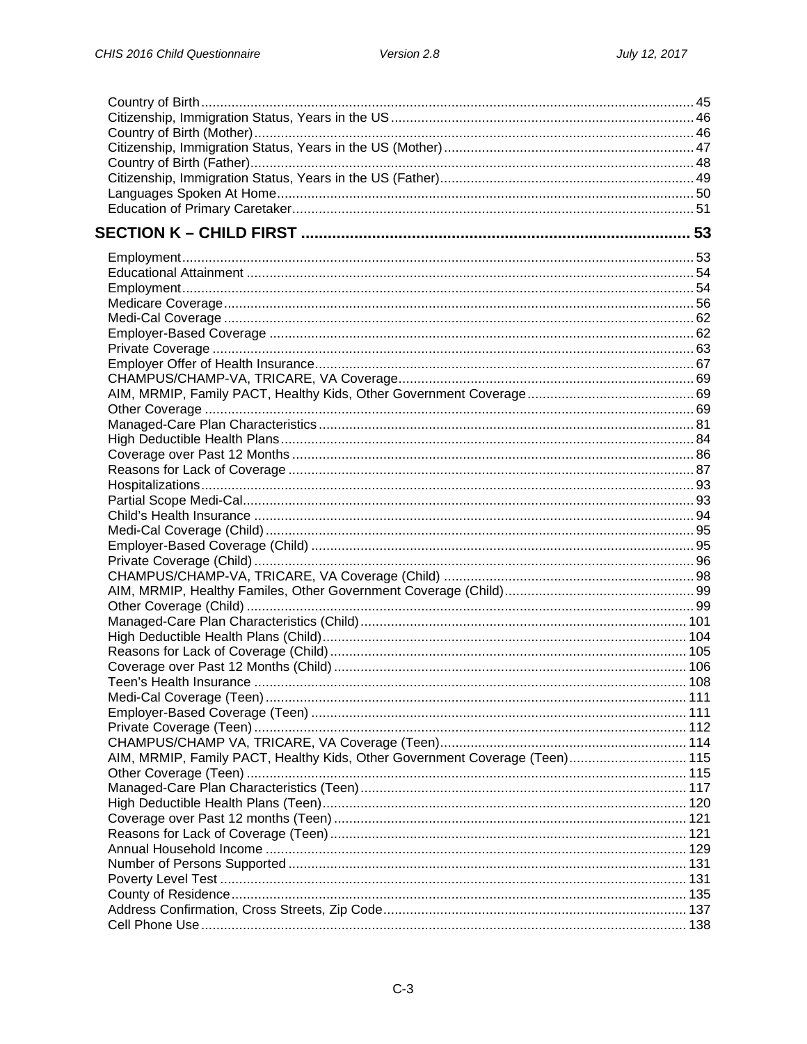Country of Birth ........ 45
Citizenship, Immigration Status, Years in the US ........ 46
Country of Birth (Mother) ........ 46
Citizenship, Immigration Status, Years in the US (Mother) ........ 47
Country of Birth (Father) ........ 48
Citizenship, Immigration Status, Years in the US (Father) ........ 49
Languages Spoken At Home ........ 50
Education of Primary Caretaker ........ 51

## SECTION K – CHILD FIRST ........ 53

Employment ........ 53
Educational Attainment ........ 54
Employment ........ 54
Medicare Coverage ........ 56
Medi-Cal Coverage ........ 62
Employer-Based Coverage ........ 62
Private Coverage ........ 63
Employer Offer of Health Insurance ........ 67
CHAMPUS/CHAMP-VA, TRICARE, VA Coverage ........ 69
AIM, MRMIP, Family PACT, Healthy Kids, Other Government Coverage ........ 69
Other Coverage ........ 69
Managed-Care Plan Characteristics ........ 81
High Deductible Health Plans ........ 84
Coverage over Past 12 Months ........ 86
Reasons for Lack of Coverage ........ 87
Hospitalizations ........ 93
Partial Scope Medi-Cal ........ 93
Child's Health Insurance ........ 94
Medi-Cal Coverage (Child) ........ 95
Employer-Based Coverage (Child) ........ 95
Private Coverage (Child) ........ 96
CHAMPUS/CHAMP-VA, TRICARE, VA Coverage (Child) ........ 98
AIM, MRMIP, Healthy Familes, Other Government Coverage (Child) ........ 99
Other Coverage (Child) ........ 99
Managed-Care Plan Characteristics (Child) ........ 101
High Deductible Health Plans (Child) ........ 104
Reasons for Lack of Coverage (Child) ........ 105
Coverage over Past 12 Months (Child) ........ 106
Teen's Health Insurance ........ 108
Medi-Cal Coverage (Teen) ........ 111
Employer-Based Coverage (Teen) ........ 111
Private Coverage (Teen) ........ 112
CHAMPUS/CHAMP VA, TRICARE, VA Coverage (Teen) ........ 114
AIM, MRMIP, Family PACT, Healthy Kids, Other Government Coverage (Teen) ........ 115
Other Coverage (Teen) ........ 115
Managed-Care Plan Characteristics (Teen) ........ 117
High Deductible Health Plans (Teen) ........ 120
Coverage over Past 12 months (Teen) ........ 121
Reasons for Lack of Coverage (Teen) ........ 121
Annual Household Income ........ 129
Number of Persons Supported ........ 131
Poverty Level Test ........ 131
County of Residence ........ 135
Address Confirmation, Cross Streets, Zip Code ........ 137
Cell Phone Use ........ 138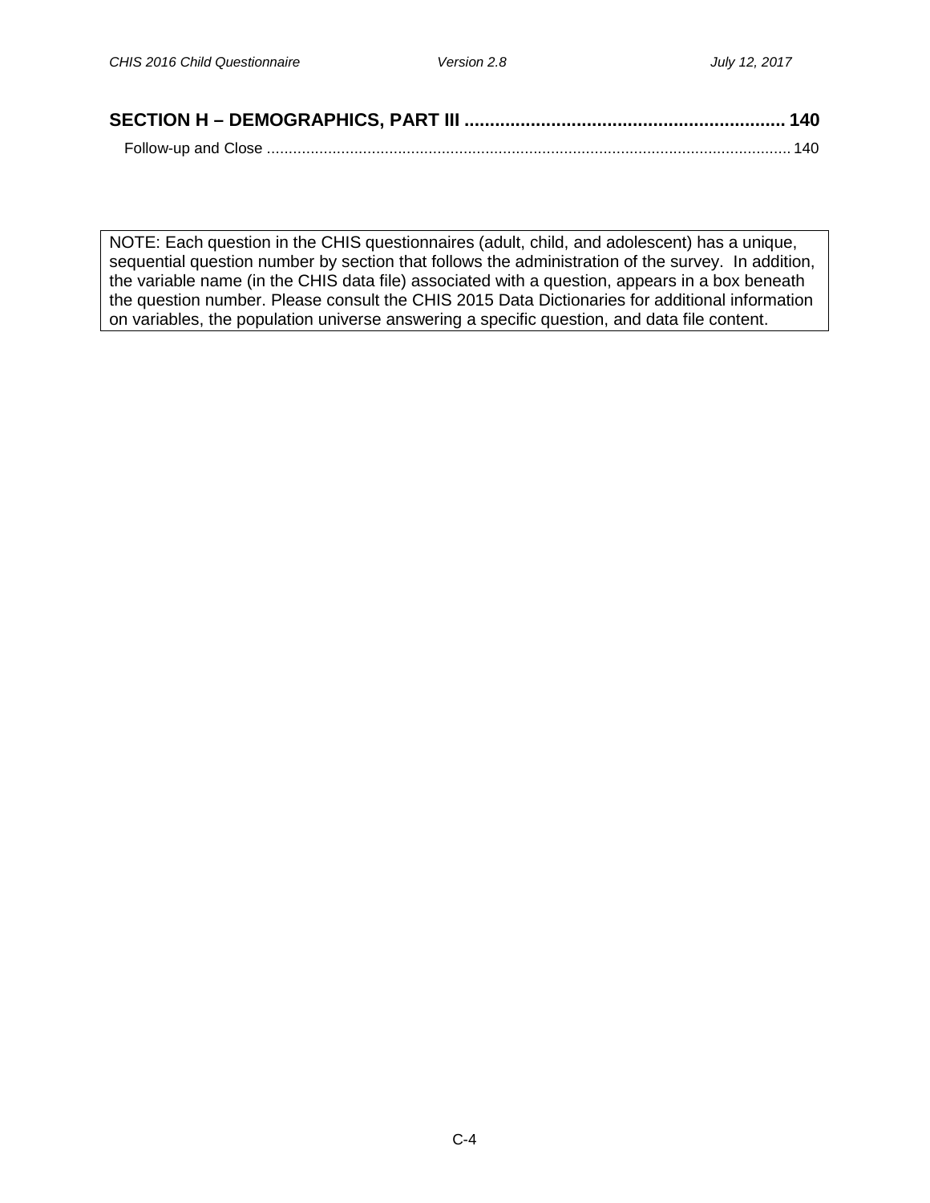**SECTION H – DEMOGRAPHICS, PART III ............................................................... 140**

Follow-up and Close ........................................................................................................................ 140

NOTE: Each question in the CHIS questionnaires (adult, child, and adolescent) has a unique, sequential question number by section that follows the administration of the survey. In addition, the variable name (in the CHIS data file) associated with a question, appears in a box beneath the question number. Please consult the CHIS 2015 Data Dictionaries for additional information on variables, the population universe answering a specific question, and data file content.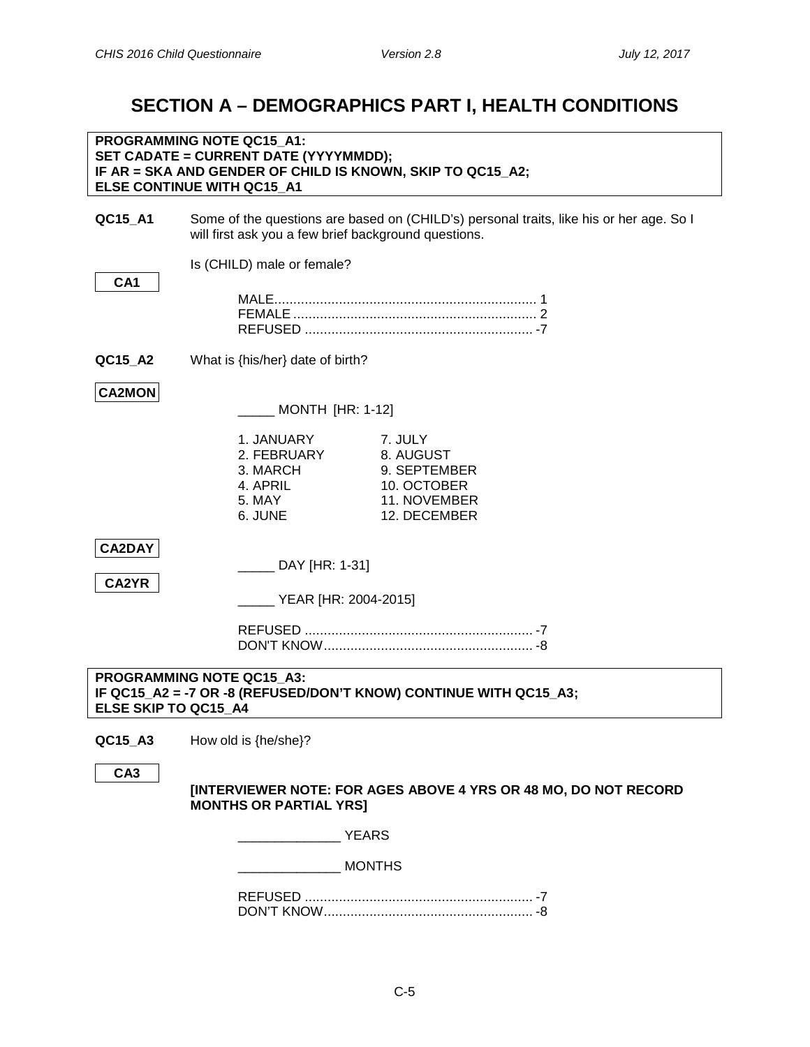# SECTION A – DEMOGRAPHICS PART I, HEALTH CONDITIONS

**PROGRAMMING NOTE QC15_A1:**
**SET CADATE = CURRENT DATE (YYYYMMDD);**
**IF AR = SKA AND GENDER OF CHILD IS KNOWN, SKIP TO QC15_A2;**
**ELSE CONTINUE WITH QC15_A1**

**QC15_A1** Some of the questions are based on (CHILD's) personal traits, like his or her age. So I will first ask you a few brief background questions.

Is (CHILD) male or female?

**CA1**

MALE.................................................................... 1
FEMALE ................................................................ 2
REFUSED ............................................................ -7

**QC15_A2** What is {his/her} date of birth?

**CA2MON**

_____ MONTH [HR: 1-12]

| | |
|---|---|
| 1. JANUARY | 7. JULY |
| 2. FEBRUARY | 8. AUGUST |
| 3. MARCH | 9. SEPTEMBER |
| 4. APRIL | 10. OCTOBER |
| 5. MAY | 11. NOVEMBER |
| 6. JUNE | 12. DECEMBER |

**CA2DAY**

_____ DAY [HR: 1-31]

**CA2YR**

_____ YEAR [HR: 2004-2015]

REFUSED ............................................................ -7
DON'T KNOW....................................................... -8

**PROGRAMMING NOTE QC15_A3:**
**IF QC15_A2 = -7 OR -8 (REFUSED/DON'T KNOW) CONTINUE WITH QC15_A3;**
**ELSE SKIP TO QC15_A4**

**QC15_A3** How old is {he/she}?

**CA3**

**[INTERVIEWER NOTE: FOR AGES ABOVE 4 YRS OR 48 MO, DO NOT RECORD MONTHS OR PARTIAL YRS]**

______________ YEARS

______________ MONTHS

REFUSED ............................................................ -7
DON'T KNOW....................................................... -8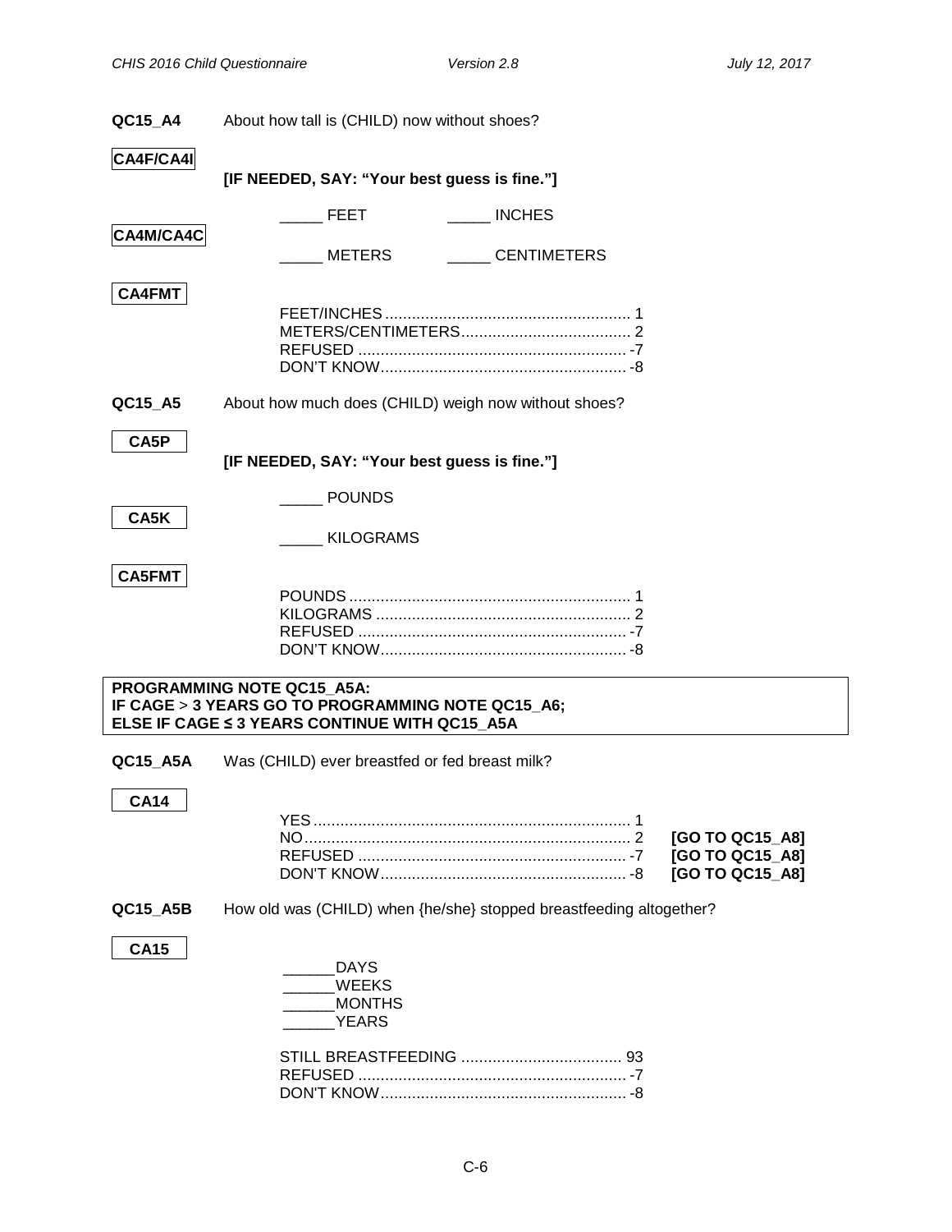**QC15_A4** About how tall is (CHILD) now without shoes?

**CA4F/CA4I**

**[IF NEEDED, SAY: "Your best guess is fine."]**

_____ FEET _____ INCHES

**CA4M/CA4C**

_____ METERS _____ CENTIMETERS

**CA4FMT**

| | |
|---|---|
| FEET/INCHES | 1 |
| METERS/CENTIMETERS | 2 |
| REFUSED | -7 |
| DON'T KNOW | -8 |

**QC15_A5** About how much does (CHILD) weigh now without shoes?

**CA5P**

**[IF NEEDED, SAY: "Your best guess is fine."]**

_____ POUNDS

**CA5K**

_____ KILOGRAMS

**CA5FMT**

| | |
|---|---|
| POUNDS | 1 |
| KILOGRAMS | 2 |
| REFUSED | -7 |
| DON'T KNOW | -8 |

**PROGRAMMING NOTE QC15_A5A:**
**IF CAGE > 3 YEARS GO TO PROGRAMMING NOTE QC15_A6;**
**ELSE IF CAGE ≤ 3 YEARS CONTINUE WITH QC15_A5A**

**QC15_A5A** Was (CHILD) ever breastfed or fed breast milk?

**CA14**

| | | |
|---|---|---|
| YES | 1 | |
| NO | 2 | **[GO TO QC15_A8]** |
| REFUSED | -7 | **[GO TO QC15_A8]** |
| DON'T KNOW | -8 | **[GO TO QC15_A8]** |

**QC15_A5B** How old was (CHILD) when {he/she} stopped breastfeeding altogether?

**CA15**

______DAYS
______WEEKS
______MONTHS
______YEARS

| | |
|---|---|
| STILL BREASTFEEDING | 93 |
| REFUSED | -7 |
| DON'T KNOW | -8 |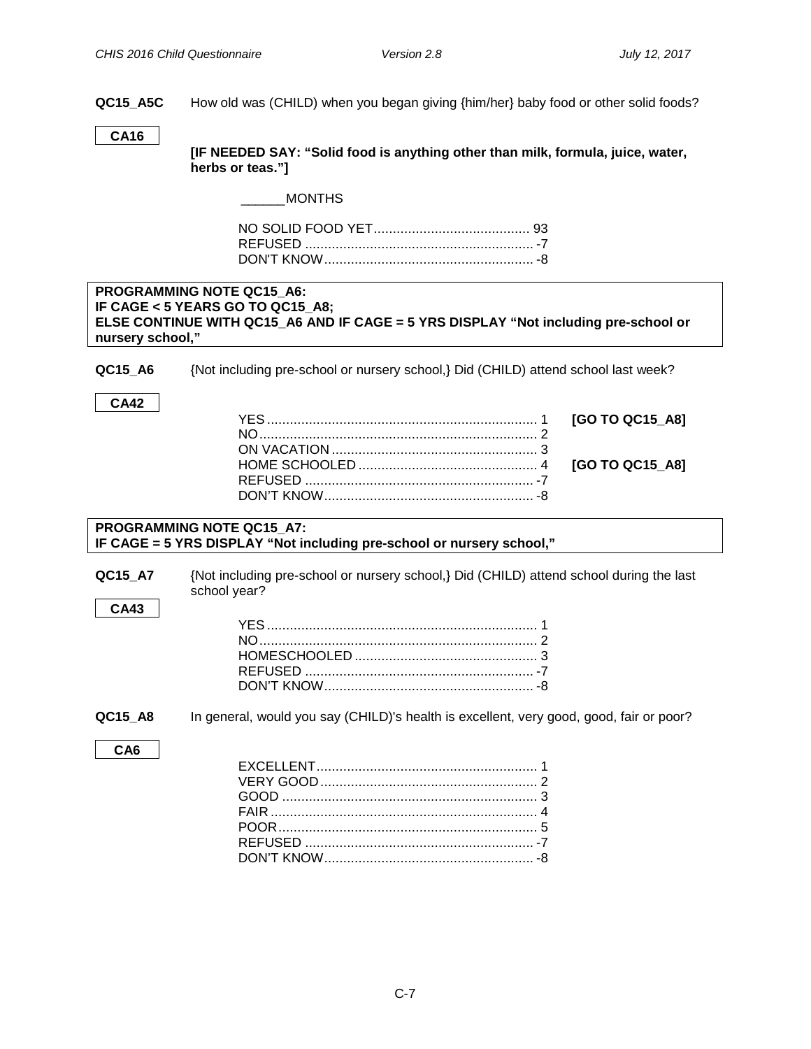**QC15_A5C** How old was (CHILD) when you began giving {him/her} baby food or other solid foods?

**CA16**

**[IF NEEDED SAY: "Solid food is anything other than milk, formula, juice, water, herbs or teas."]**

______MONTHS

| | |
|---|---|
| NO SOLID FOOD YET | 93 |
| REFUSED | -7 |
| DON'T KNOW | -8 |

**PROGRAMMING NOTE QC15_A6:**
**IF CAGE < 5 YEARS GO TO QC15_A8;**
**ELSE CONTINUE WITH QC15_A6 AND IF CAGE = 5 YRS DISPLAY "Not including pre-school or nursery school,"**

**QC15_A6** {Not including pre-school or nursery school,} Did (CHILD) attend school last week?

**CA42**

| | | |
|---|---|---|
| YES | 1 | **[GO TO QC15_A8]** |
| NO | 2 | |
| ON VACATION | 3 | |
| HOME SCHOOLED | 4 | **[GO TO QC15_A8]** |
| REFUSED | -7 | |
| DON'T KNOW | -8 | |

**PROGRAMMING NOTE QC15_A7:**
**IF CAGE = 5 YRS DISPLAY "Not including pre-school or nursery school,"**

**QC15_A7** {Not including pre-school or nursery school,} Did (CHILD) attend school during the last school year?

**CA43**

| | |
|---|---|
| YES | 1 |
| NO | 2 |
| HOMESCHOOLED | 3 |
| REFUSED | -7 |
| DON'T KNOW | -8 |

**QC15_A8** In general, would you say (CHILD)'s health is excellent, very good, good, fair or poor?

**CA6**

| | |
|---|---|
| EXCELLENT | 1 |
| VERY GOOD | 2 |
| GOOD | 3 |
| FAIR | 4 |
| POOR | 5 |
| REFUSED | -7 |
| DON'T KNOW | -8 |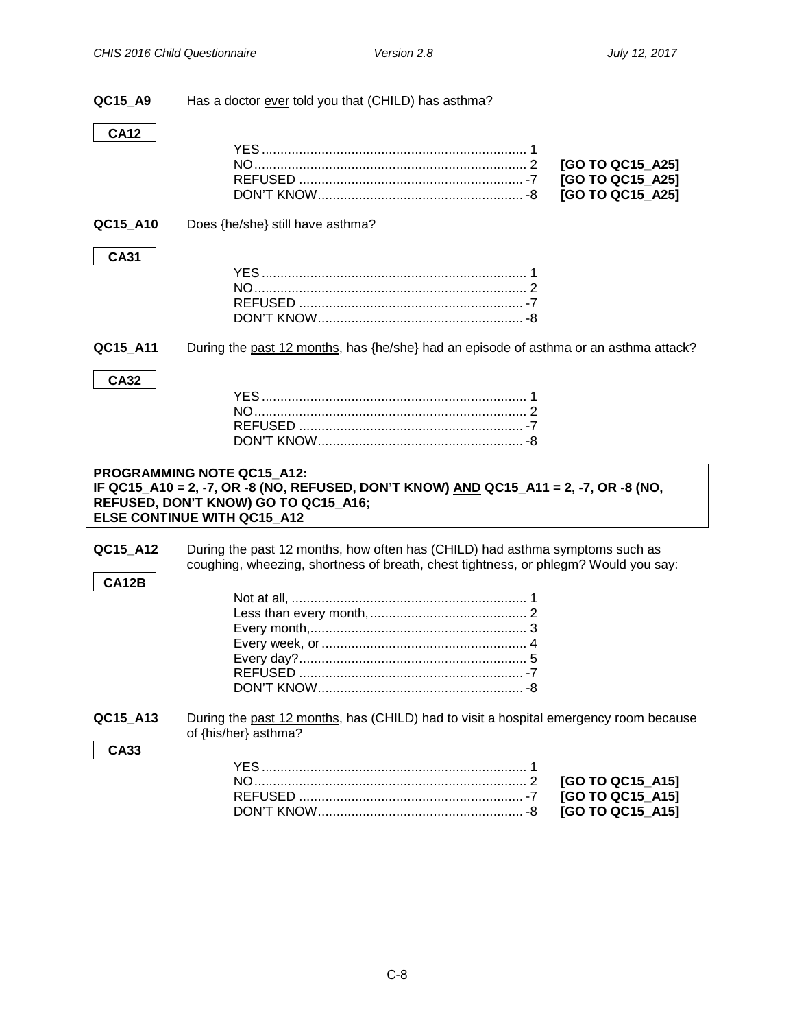**QC15_A9** Has a doctor ever told you that (CHILD) has asthma?

**CA12**

| | | |
|---|---|---|
| YES | 1 | |
| NO | 2 | **[GO TO QC15_A25]** |
| REFUSED | -7 | **[GO TO QC15_A25]** |
| DON'T KNOW | -8 | **[GO TO QC15_A25]** |

**QC15_A10** Does {he/she} still have asthma?

**CA31**

| | |
|---|---|
| YES | 1 |
| NO | 2 |
| REFUSED | -7 |
| DON'T KNOW | -8 |

**QC15_A11** During the past 12 months, has {he/she} had an episode of asthma or an asthma attack?

**CA32**

| | |
|---|---|
| YES | 1 |
| NO | 2 |
| REFUSED | -7 |
| DON'T KNOW | -8 |

**PROGRAMMING NOTE QC15_A12:**
**IF QC15_A10 = 2, -7, OR -8 (NO, REFUSED, DON'T KNOW) AND QC15_A11 = 2, -7, OR -8 (NO, REFUSED, DON'T KNOW) GO TO QC15_A16;**
**ELSE CONTINUE WITH QC15_A12**

**QC15_A12** During the past 12 months, how often has (CHILD) had asthma symptoms such as coughing, wheezing, shortness of breath, chest tightness, or phlegm? Would you say:

**CA12B**

| | |
|---|---|
| Not at all, | 1 |
| Less than every month, | 2 |
| Every month, | 3 |
| Every week, or | 4 |
| Every day? | 5 |
| REFUSED | -7 |
| DON'T KNOW | -8 |

**QC15_A13** During the past 12 months, has (CHILD) had to visit a hospital emergency room because of {his/her} asthma?

**CA33**

| | | |
|---|---|---|
| YES | 1 | |
| NO | 2 | **[GO TO QC15_A15]** |
| REFUSED | -7 | **[GO TO QC15_A15]** |
| DON'T KNOW | -8 | **[GO TO QC15_A15]** |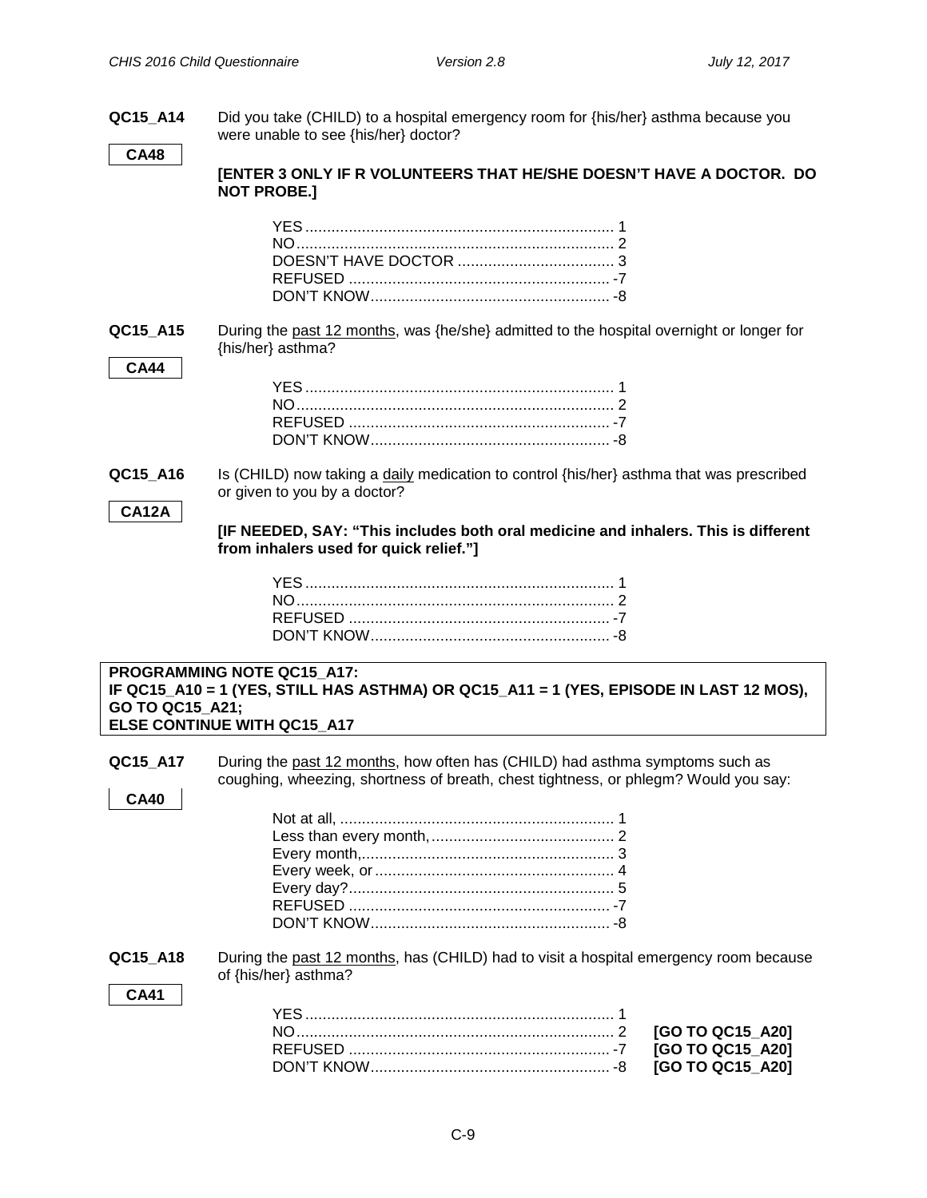**QC15_A14** Did you take (CHILD) to a hospital emergency room for {his/her} asthma because you were unable to see {his/her} doctor?

**CA48**

**[ENTER 3 ONLY IF R VOLUNTEERS THAT HE/SHE DOESN'T HAVE A DOCTOR. DO NOT PROBE.]**

YES ........................................................................ 1
NO.......................................................................... 2
DOESN'T HAVE DOCTOR .................................... 3
REFUSED ............................................................ -7
DON'T KNOW....................................................... -8

**QC15_A15** During the past 12 months, was {he/she} admitted to the hospital overnight or longer for {his/her} asthma?

**CA44**

YES ........................................................................ 1
NO.......................................................................... 2
REFUSED ............................................................ -7
DON'T KNOW....................................................... -8

**QC15_A16** Is (CHILD) now taking a daily medication to control {his/her} asthma that was prescribed or given to you by a doctor?

**CA12A**

**[IF NEEDED, SAY: "This includes both oral medicine and inhalers. This is different from inhalers used for quick relief."]**

YES ........................................................................ 1
NO.......................................................................... 2
REFUSED ............................................................ -7
DON'T KNOW....................................................... -8

**PROGRAMMING NOTE QC15_A17:**
**IF QC15_A10 = 1 (YES, STILL HAS ASTHMA) OR QC15_A11 = 1 (YES, EPISODE IN LAST 12 MOS), GO TO QC15_A21;**
**ELSE CONTINUE WITH QC15_A17**

**QC15_A17** During the past 12 months, how often has (CHILD) had asthma symptoms such as coughing, wheezing, shortness of breath, chest tightness, or phlegm? Would you say:

**CA40**

Not at all, ................................................................ 1
Less than every month, .......................................... 2
Every month,........................................................... 3
Every week, or ....................................................... 4
Every day?............................................................. 5
REFUSED ............................................................ -7
DON'T KNOW....................................................... -8

**QC15_A18** During the past 12 months, has (CHILD) had to visit a hospital emergency room because of {his/her} asthma?

**CA41**

YES ........................................................................ 1
NO.......................................................................... 2 **[GO TO QC15_A20]**
REFUSED ............................................................ -7 **[GO TO QC15_A20]**
DON'T KNOW....................................................... -8 **[GO TO QC15_A20]**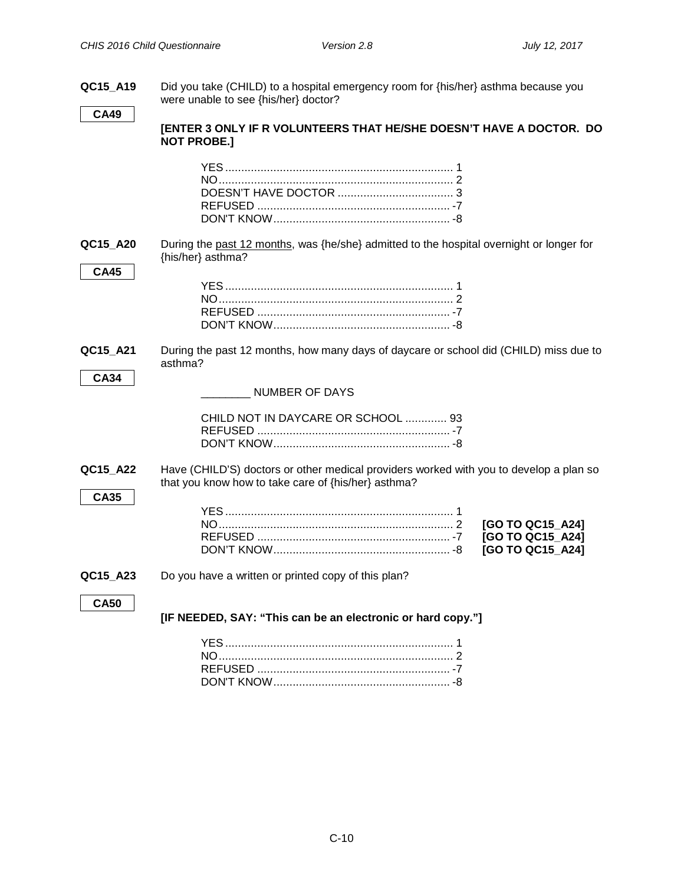**QC15_A19** Did you take (CHILD) to a hospital emergency room for {his/her} asthma because you were unable to see {his/her} doctor?

**CA49**

**[ENTER 3 ONLY IF R VOLUNTEERS THAT HE/SHE DOESN'T HAVE A DOCTOR. DO NOT PROBE.]**

YES ........................................................................ 1
NO.......................................................................... 2
DOESN'T HAVE DOCTOR ..................................... 3
REFUSED ............................................................. -7
DON'T KNOW........................................................ -8

**QC15_A20** During the past 12 months, was {he/she} admitted to the hospital overnight or longer for {his/her} asthma?

**CA45**

YES ........................................................................ 1
NO.......................................................................... 2
REFUSED ............................................................. -7
DON'T KNOW........................................................ -8

**QC15_A21** During the past 12 months, how many days of daycare or school did (CHILD) miss due to asthma?

**CA34**

________ NUMBER OF DAYS

CHILD NOT IN DAYCARE OR SCHOOL ............. 93
REFUSED ............................................................. -7
DON'T KNOW........................................................ -8

**QC15_A22** Have (CHILD'S) doctors or other medical providers worked with you to develop a plan so that you know how to take care of {his/her} asthma?

**CA35**

YES ........................................................................ 1
NO.......................................................................... 2 **[GO TO QC15_A24]**
REFUSED ............................................................. -7 **[GO TO QC15_A24]**
DON'T KNOW........................................................ -8 **[GO TO QC15_A24]**

**QC15_A23** Do you have a written or printed copy of this plan?

**CA50**

**[IF NEEDED, SAY: "This can be an electronic or hard copy."]**

YES ........................................................................ 1
NO.......................................................................... 2
REFUSED ............................................................. -7
DON'T KNOW........................................................ -8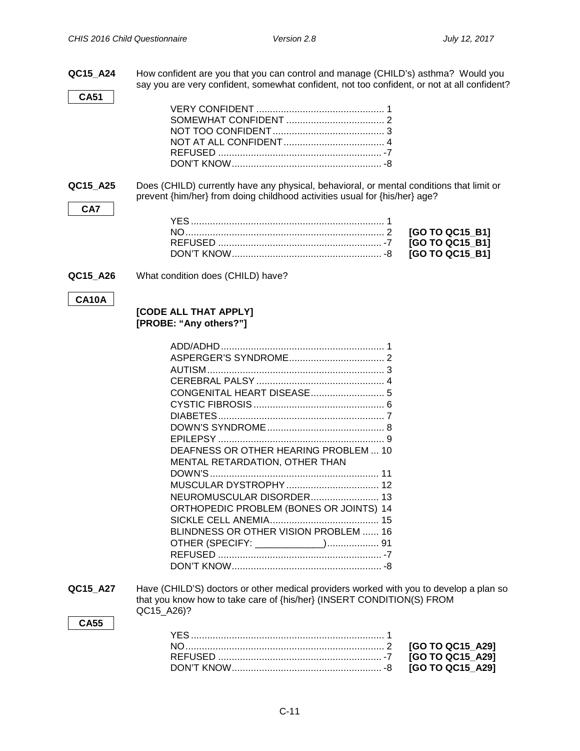**QC15_A24** How confident are you that you can control and manage (CHILD's) asthma? Would you say you are very confident, somewhat confident, not too confident, or not at all confident?

**CA51**

| | | |
|---|---|---|
| VERY CONFIDENT | 1 | |
| SOMEWHAT CONFIDENT | 2 | |
| NOT TOO CONFIDENT | 3 | |
| NOT AT ALL CONFIDENT | 4 | |
| REFUSED | -7 | |
| DON'T KNOW | -8 | |

**QC15_A25** Does (CHILD) currently have any physical, behavioral, or mental conditions that limit or prevent {him/her} from doing childhood activities usual for {his/her} age?

**CA7**

| | | |
|---|---|---|
| YES | 1 | |
| NO | 2 | **[GO TO QC15_B1]** |
| REFUSED | -7 | **[GO TO QC15_B1]** |
| DON'T KNOW | -8 | **[GO TO QC15_B1]** |

**QC15_A26** What condition does (CHILD) have?

**CA10A**

**[CODE ALL THAT APPLY]**
**[PROBE: "Any others?"]**

| | |
|---|---|
| ADD/ADHD | 1 |
| ASPERGER'S SYNDROME | 2 |
| AUTISM | 3 |
| CEREBRAL PALSY | 4 |
| CONGENITAL HEART DISEASE | 5 |
| CYSTIC FIBROSIS | 6 |
| DIABETES | 7 |
| DOWN'S SYNDROME | 8 |
| EPILEPSY | 9 |
| DEAFNESS OR OTHER HEARING PROBLEM | 10 |
| MENTAL RETARDATION, OTHER THAN DOWN'S | 11 |
| MUSCULAR DYSTROPHY | 12 |
| NEUROMUSCULAR DISORDER | 13 |
| ORTHOPEDIC PROBLEM (BONES OR JOINTS) | 14 |
| SICKLE CELL ANEMIA | 15 |
| BLINDNESS OR OTHER VISION PROBLEM | 16 |
| OTHER (SPECIFY: _____________) | 91 |
| REFUSED | -7 |
| DON'T KNOW | -8 |

**QC15_A27** Have (CHILD'S) doctors or other medical providers worked with you to develop a plan so that you know how to take care of {his/her} (INSERT CONDITION(S) FROM QC15_A26)?

**CA55**

| | | |
|---|---|---|
| YES | 1 | |
| NO | 2 | **[GO TO QC15_A29]** |
| REFUSED | -7 | **[GO TO QC15_A29]** |
| DON'T KNOW | -8 | **[GO TO QC15_A29]** |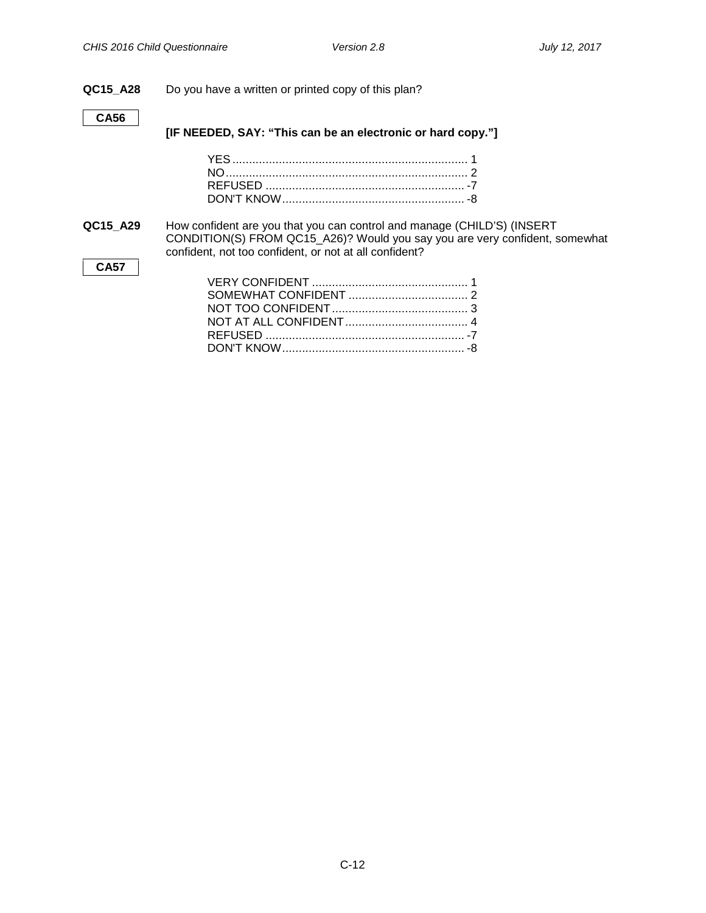**QC15_A28** Do you have a written or printed copy of this plan?

**CA56**

**[IF NEEDED, SAY: "This can be an electronic or hard copy."]**

YES ....................................................................... 1
NO......................................................................... 2
REFUSED ............................................................ -7
DON'T KNOW....................................................... -8

**QC15_A29** How confident are you that you can control and manage (CHILD'S) (INSERT CONDITION(S) FROM QC15_A26)? Would you say you are very confident, somewhat confident, not too confident, or not at all confident?

**CA57**

VERY CONFIDENT ............................................... 1
SOMEWHAT CONFIDENT .................................... 2
NOT TOO CONFIDENT......................................... 3
NOT AT ALL CONFIDENT..................................... 4
REFUSED ............................................................ -7
DON'T KNOW....................................................... -8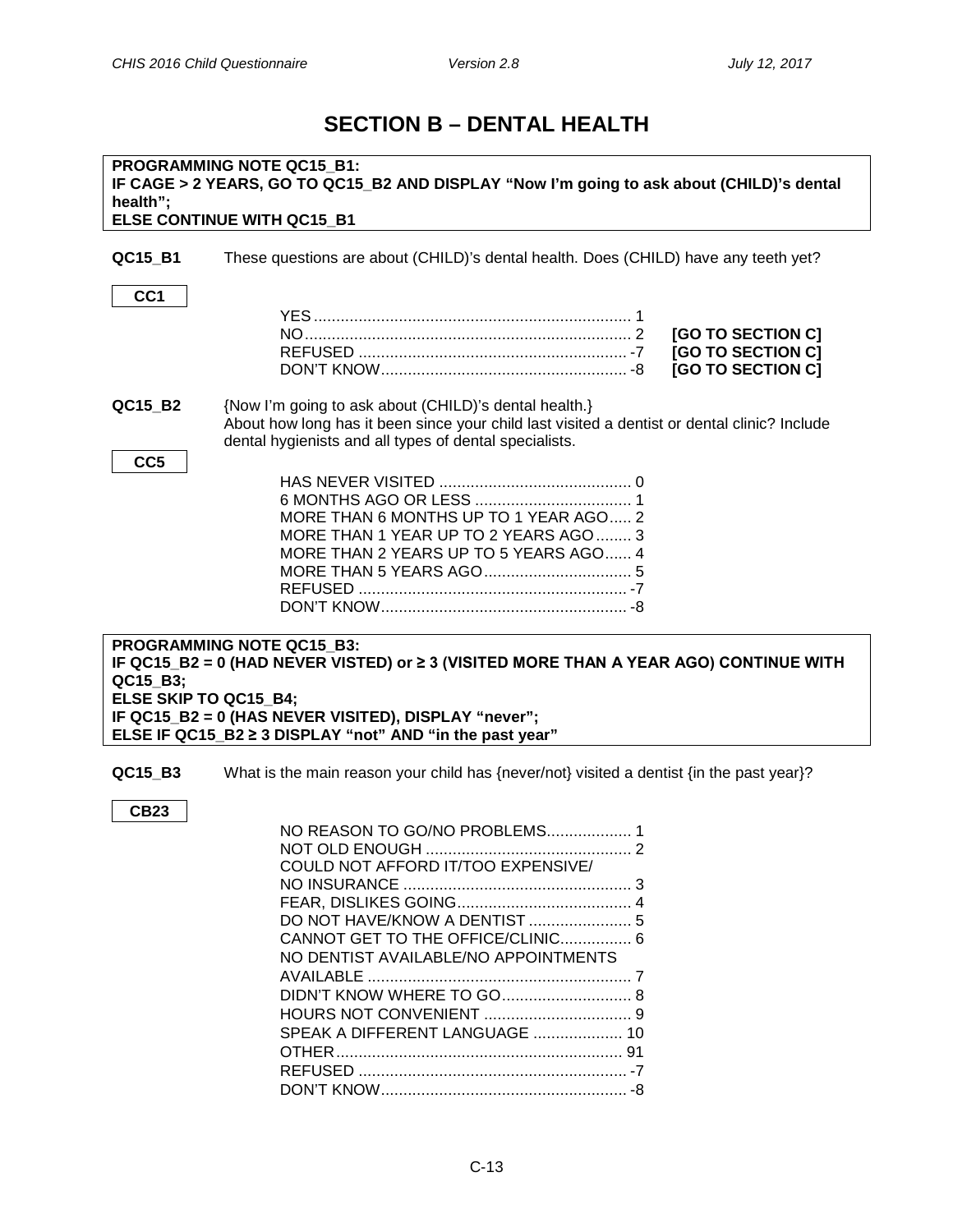# SECTION B – DENTAL HEALTH

**PROGRAMMING NOTE QC15_B1:**
**IF CAGE > 2 YEARS, GO TO QC15_B2 AND DISPLAY "Now I'm going to ask about (CHILD)'s dental health";**
**ELSE CONTINUE WITH QC15_B1**

**QC15_B1** These questions are about (CHILD)'s dental health. Does (CHILD) have any teeth yet?

**CC1**

| | | |
|---|---|---|
| YES | 1 | |
| NO | 2 | **[GO TO SECTION C]** |
| REFUSED | -7 | **[GO TO SECTION C]** |
| DON'T KNOW | -8 | **[GO TO SECTION C]** |

**QC15_B2** {Now I'm going to ask about (CHILD)'s dental health.}
About how long has it been since your child last visited a dentist or dental clinic? Include dental hygienists and all types of dental specialists.

**CC5**

| | |
|---|---|
| HAS NEVER VISITED | 0 |
| 6 MONTHS AGO OR LESS | 1 |
| MORE THAN 6 MONTHS UP TO 1 YEAR AGO | 2 |
| MORE THAN 1 YEAR UP TO 2 YEARS AGO | 3 |
| MORE THAN 2 YEARS UP TO 5 YEARS AGO | 4 |
| MORE THAN 5 YEARS AGO | 5 |
| REFUSED | -7 |
| DON'T KNOW | -8 |

**PROGRAMMING NOTE QC15_B3:**
**IF QC15_B2 = 0 (HAD NEVER VISTED) or ≥ 3 (VISITED MORE THAN A YEAR AGO) CONTINUE WITH QC15_B3;**
**ELSE SKIP TO QC15_B4;**
**IF QC15_B2 = 0 (HAS NEVER VISITED), DISPLAY "never";**
**ELSE IF QC15_B2 ≥ 3 DISPLAY "not" AND "in the past year"**

**QC15_B3** What is the main reason your child has {never/not} visited a dentist {in the past year}?

**CB23**

| | |
|---|---|
| NO REASON TO GO/NO PROBLEMS | 1 |
| NOT OLD ENOUGH | 2 |
| COULD NOT AFFORD IT/TOO EXPENSIVE/ NO INSURANCE | 3 |
| FEAR, DISLIKES GOING | 4 |
| DO NOT HAVE/KNOW A DENTIST | 5 |
| CANNOT GET TO THE OFFICE/CLINIC | 6 |
| NO DENTIST AVAILABLE/NO APPOINTMENTS AVAILABLE | 7 |
| DIDN'T KNOW WHERE TO GO | 8 |
| HOURS NOT CONVENIENT | 9 |
| SPEAK A DIFFERENT LANGUAGE | 10 |
| OTHER | 91 |
| REFUSED | -7 |
| DON'T KNOW | -8 |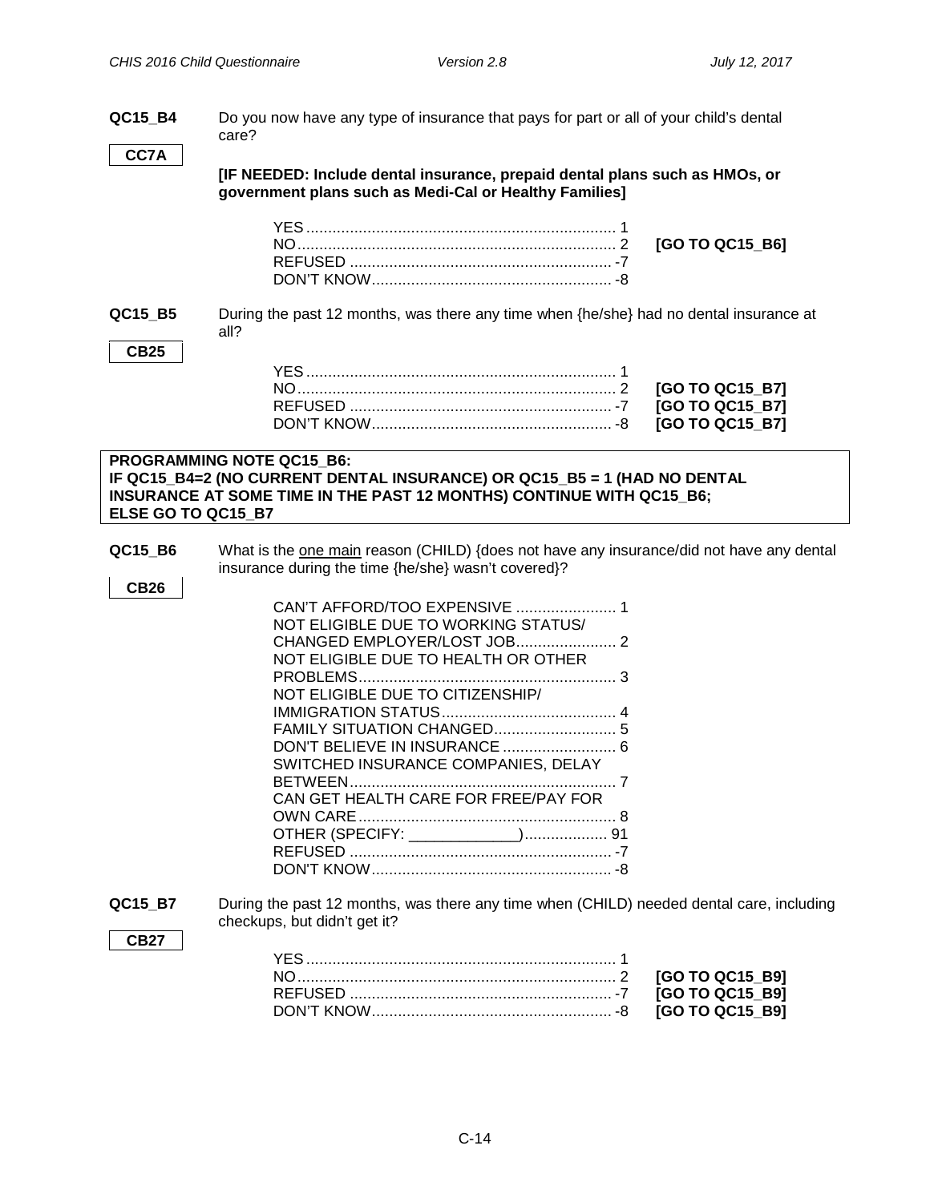**QC15_B4** Do you now have any type of insurance that pays for part or all of your child's dental care?

**CC7A**

**[IF NEEDED: Include dental insurance, prepaid dental plans such as HMOs, or government plans such as Medi-Cal or Healthy Families]**

| | | |
|---|---|---|
| YES | 1 | |
| NO | 2 | **[GO TO QC15_B6]** |
| REFUSED | -7 | |
| DON'T KNOW | -8 | |

**QC15_B5** During the past 12 months, was there any time when {he/she} had no dental insurance at all?

**CB25**

| | | |
|---|---|---|
| YES | 1 | |
| NO | 2 | **[GO TO QC15_B7]** |
| REFUSED | -7 | **[GO TO QC15_B7]** |
| DON'T KNOW | -8 | **[GO TO QC15_B7]** |

**PROGRAMMING NOTE QC15_B6:**
**IF QC15_B4=2 (NO CURRENT DENTAL INSURANCE) OR QC15_B5 = 1 (HAD NO DENTAL INSURANCE AT SOME TIME IN THE PAST 12 MONTHS) CONTINUE WITH QC15_B6; ELSE GO TO QC15_B7**

**QC15_B6** What is the one main reason (CHILD) {does not have any insurance/did not have any dental insurance during the time {he/she} wasn't covered}?

**CB26**

| | |
|---|---|
| CAN'T AFFORD/TOO EXPENSIVE | 1 |
| NOT ELIGIBLE DUE TO WORKING STATUS/ CHANGED EMPLOYER/LOST JOB | 2 |
| NOT ELIGIBLE DUE TO HEALTH OR OTHER PROBLEMS | 3 |
| NOT ELIGIBLE DUE TO CITIZENSHIP/ IMMIGRATION STATUS | 4 |
| FAMILY SITUATION CHANGED | 5 |
| DON'T BELIEVE IN INSURANCE | 6 |
| SWITCHED INSURANCE COMPANIES, DELAY BETWEEN | 7 |
| CAN GET HEALTH CARE FOR FREE/PAY FOR OWN CARE | 8 |
| OTHER (SPECIFY: _____________) | 91 |
| REFUSED | -7 |
| DON'T KNOW | -8 |

**QC15_B7** During the past 12 months, was there any time when (CHILD) needed dental care, including checkups, but didn't get it?

**CB27**

| | | |
|---|---|---|
| YES | 1 | |
| NO | 2 | **[GO TO QC15_B9]** |
| REFUSED | -7 | **[GO TO QC15_B9]** |
| DON'T KNOW | -8 | **[GO TO QC15_B9]** |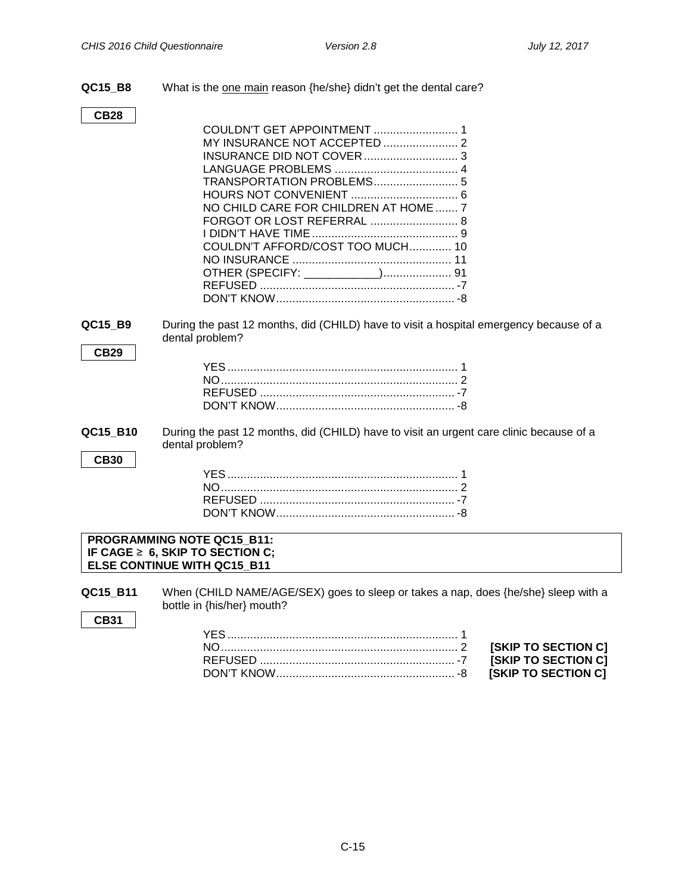**QC15_B8** What is the one main reason {he/she} didn't get the dental care?

**CB28**

COULDN'T GET APPOINTMENT .......................... 1
MY INSURANCE NOT ACCEPTED ....................... 2
INSURANCE DID NOT COVER ............................. 3
LANGUAGE PROBLEMS ....................................... 4
TRANSPORTATION PROBLEMS.......................... 5
HOURS NOT CONVENIENT ................................. 6
NO CHILD CARE FOR CHILDREN AT HOME ....... 7
FORGOT OR LOST REFERRAL ........................... 8
I DIDN'T HAVE TIME ............................................. 9
COULDN'T AFFORD/COST TOO MUCH............. 10
NO INSURANCE ................................................. 11
OTHER (SPECIFY: ____________)..................... 91
REFUSED ............................................................ -7
DON'T KNOW....................................................... -8

**QC15_B9** During the past 12 months, did (CHILD) have to visit a hospital emergency because of a dental problem?

**CB29**

YES ....................................................................... 1
NO......................................................................... 2
REFUSED ............................................................ -7
DON'T KNOW....................................................... -8

**QC15_B10** During the past 12 months, did (CHILD) have to visit an urgent care clinic because of a dental problem?

**CB30**

YES ....................................................................... 1
NO......................................................................... 2
REFUSED ............................................................ -7
DON'T KNOW....................................................... -8

**PROGRAMMING NOTE QC15_B11:**
**IF CAGE ≥ 6, SKIP TO SECTION C;**
**ELSE CONTINUE WITH QC15_B11**

**QC15_B11** When (CHILD NAME/AGE/SEX) goes to sleep or takes a nap, does {he/she} sleep with a bottle in {his/her} mouth?

**CB31**

YES ....................................................................... 1
NO......................................................................... 2 **[SKIP TO SECTION C]**
REFUSED ............................................................ -7 **[SKIP TO SECTION C]**
DON'T KNOW....................................................... -8 **[SKIP TO SECTION C]**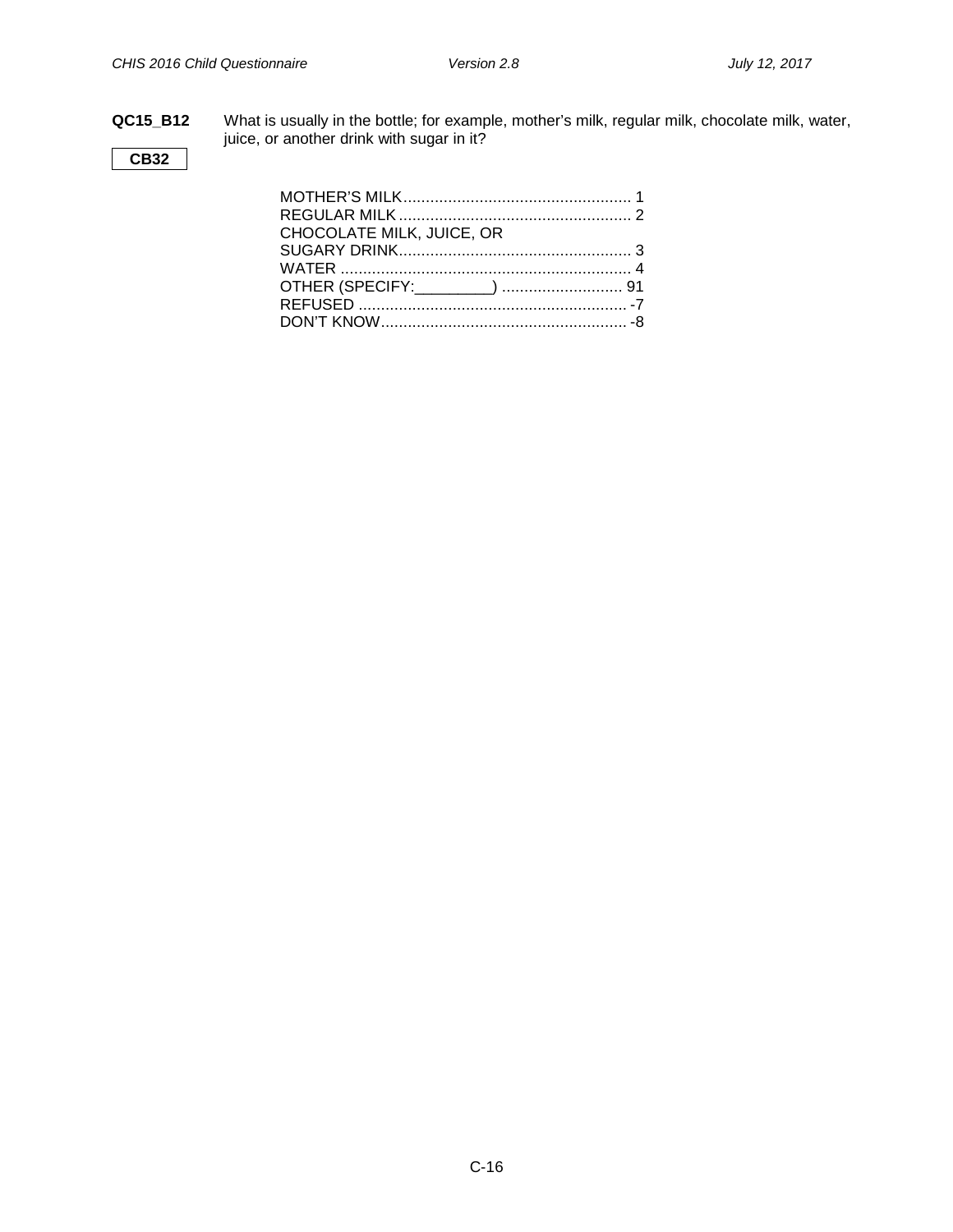**QC15_B12** What is usually in the bottle; for example, mother's milk, regular milk, chocolate milk, water, juice, or another drink with sugar in it?

**CB32**

MOTHER'S MILK.................................................... 1
REGULAR MILK.................................................... 2
CHOCOLATE MILK, JUICE, OR
SUGARY DRINK.................................................... 3
WATER ................................................................. 4
OTHER (SPECIFY:_________) ........................... 91
REFUSED ............................................................ -7
DON'T KNOW....................................................... -8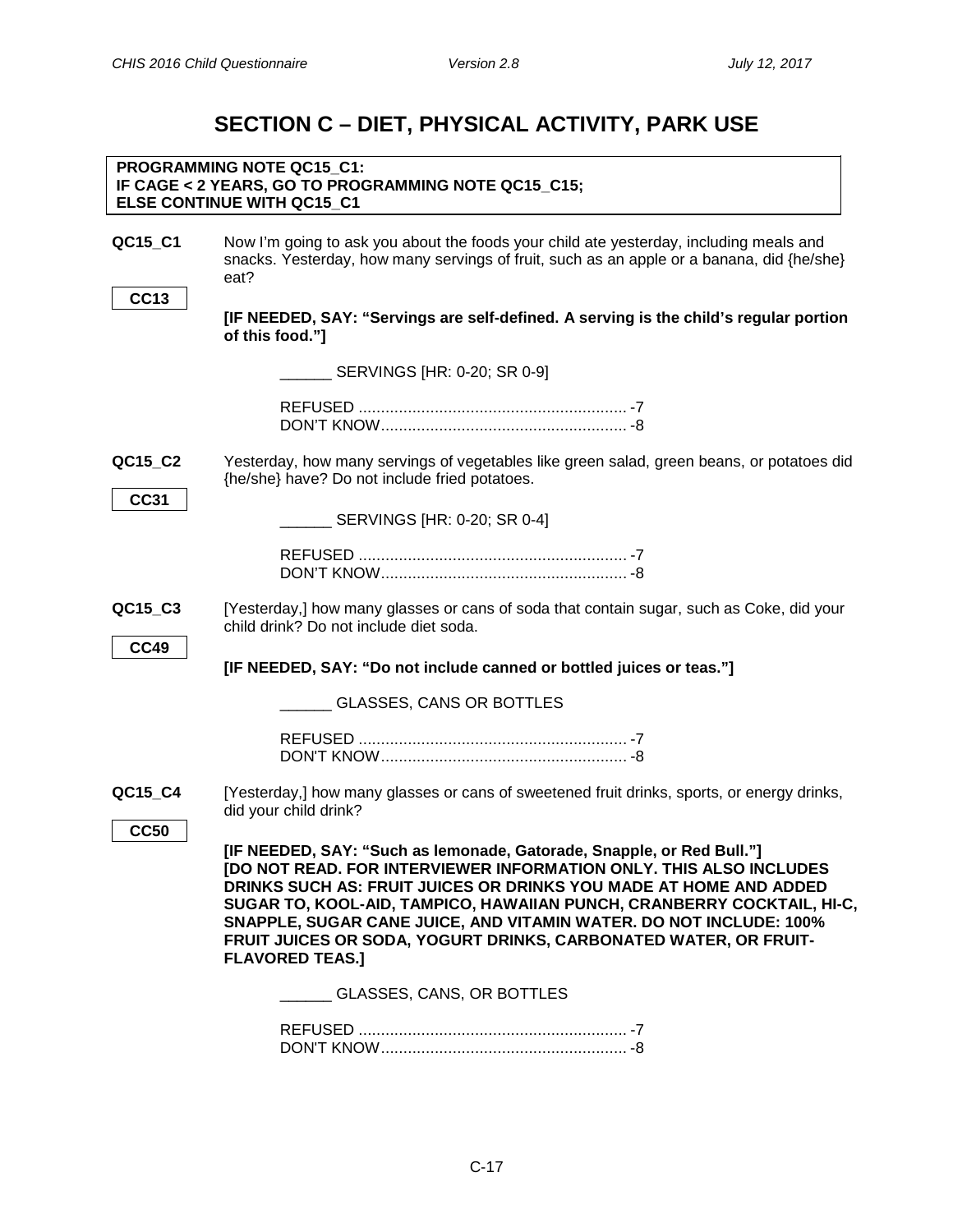# SECTION C – DIET, PHYSICAL ACTIVITY, PARK USE

**PROGRAMMING NOTE QC15_C1:**
**IF CAGE < 2 YEARS, GO TO PROGRAMMING NOTE QC15_C15;**
**ELSE CONTINUE WITH QC15_C1**

**QC15_C1** Now I'm going to ask you about the foods your child ate yesterday, including meals and snacks. Yesterday, how many servings of fruit, such as an apple or a banana, did {he/she} eat?

**CC13**

**[IF NEEDED, SAY: "Servings are self-defined. A serving is the child's regular portion of this food."]**

______ SERVINGS [HR: 0-20; SR 0-9]

REFUSED ............................................................ -7
DON'T KNOW....................................................... -8

**QC15_C2** Yesterday, how many servings of vegetables like green salad, green beans, or potatoes did {he/she} have? Do not include fried potatoes.

**CC31**

______ SERVINGS [HR: 0-20; SR 0-4]

REFUSED ............................................................ -7
DON'T KNOW....................................................... -8

**QC15_C3** [Yesterday,] how many glasses or cans of soda that contain sugar, such as Coke, did your child drink? Do not include diet soda.

**CC49**

**[IF NEEDED, SAY: "Do not include canned or bottled juices or teas."]**

______ GLASSES, CANS OR BOTTLES

REFUSED ............................................................ -7
DON'T KNOW....................................................... -8

**QC15_C4** [Yesterday,] how many glasses or cans of sweetened fruit drinks, sports, or energy drinks, did your child drink?

**CC50**

**[IF NEEDED, SAY: "Such as lemonade, Gatorade, Snapple, or Red Bull."]**
**[DO NOT READ. FOR INTERVIEWER INFORMATION ONLY. THIS ALSO INCLUDES DRINKS SUCH AS: FRUIT JUICES OR DRINKS YOU MADE AT HOME AND ADDED SUGAR TO, KOOL-AID, TAMPICO, HAWAIIAN PUNCH, CRANBERRY COCKTAIL, HI-C, SNAPPLE, SUGAR CANE JUICE, AND VITAMIN WATER. DO NOT INCLUDE: 100% FRUIT JUICES OR SODA, YOGURT DRINKS, CARBONATED WATER, OR FRUIT-FLAVORED TEAS.]**

______ GLASSES, CANS, OR BOTTLES

REFUSED ............................................................ -7
DON'T KNOW....................................................... -8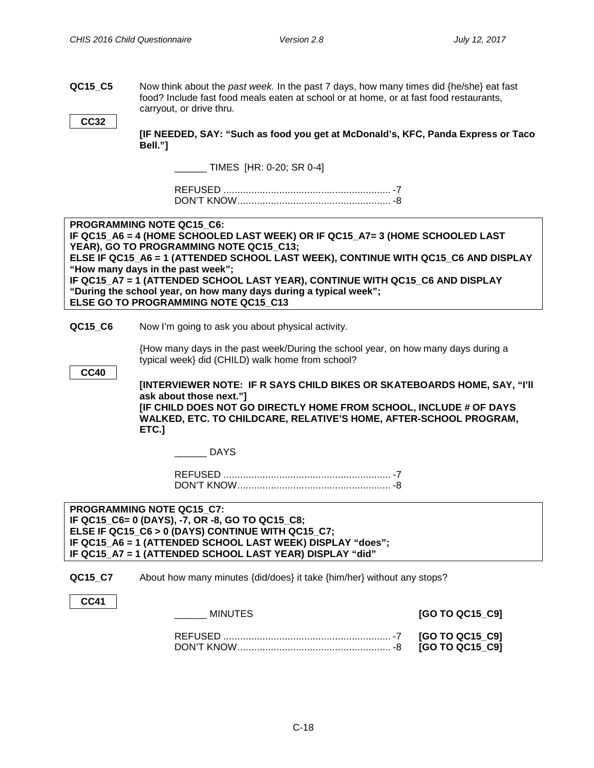**QC15_C5** Now think about the *past week.* In the past 7 days, how many times did {he/she} eat fast food? Include fast food meals eaten at school or at home, or at fast food restaurants, carryout, or drive thru.

CC32

**[IF NEEDED, SAY: "Such as food you get at McDonald's, KFC, Panda Express or Taco Bell."]**

______ TIMES [HR: 0-20; SR 0-4]

REFUSED ............................................................ -7
DON'T KNOW....................................................... -8

**PROGRAMMING NOTE QC15_C6:**
**IF QC15_A6 = 4 (HOME SCHOOLED LAST WEEK) OR IF QC15_A7= 3 (HOME SCHOOLED LAST YEAR), GO TO PROGRAMMING NOTE QC15_C13;**
**ELSE IF QC15_A6 = 1 (ATTENDED SCHOOL LAST WEEK), CONTINUE WITH QC15_C6 AND DISPLAY "How many days in the past week";**
**IF QC15_A7 = 1 (ATTENDED SCHOOL LAST YEAR), CONTINUE WITH QC15_C6 AND DISPLAY "During the school year, on how many days during a typical week";**
**ELSE GO TO PROGRAMMING NOTE QC15_C13**

**QC15_C6** Now I'm going to ask you about physical activity.

{How many days in the past week/During the school year, on how many days during a typical week} did (CHILD) walk home from school?

CC40

**[INTERVIEWER NOTE: IF R SAYS CHILD BIKES OR SKATEBOARDS HOME, SAY, "I'll ask about those next."]**
**[IF CHILD DOES NOT GO DIRECTLY HOME FROM SCHOOL, INCLUDE # OF DAYS WALKED, ETC. TO CHILDCARE, RELATIVE'S HOME, AFTER-SCHOOL PROGRAM, ETC.]**

______ DAYS

REFUSED ............................................................ -7
DON'T KNOW....................................................... -8

**PROGRAMMING NOTE QC15_C7:**
**IF QC15_C6= 0 (DAYS), -7, OR -8, GO TO QC15_C8;**
**ELSE IF QC15_C6 > 0 (DAYS) CONTINUE WITH QC15_C7;**
**IF QC15_A6 = 1 (ATTENDED SCHOOL LAST WEEK) DISPLAY "does";**
**IF QC15_A7 = 1 (ATTENDED SCHOOL LAST YEAR) DISPLAY "did"**

**QC15_C7** About how many minutes {did/does} it take {him/her} without any stops?

CC41

______ MINUTES **[GO TO QC15_C9]**

REFUSED ............................................................ -7 **[GO TO QC15_C9]**
DON'T KNOW....................................................... -8 **[GO TO QC15_C9]**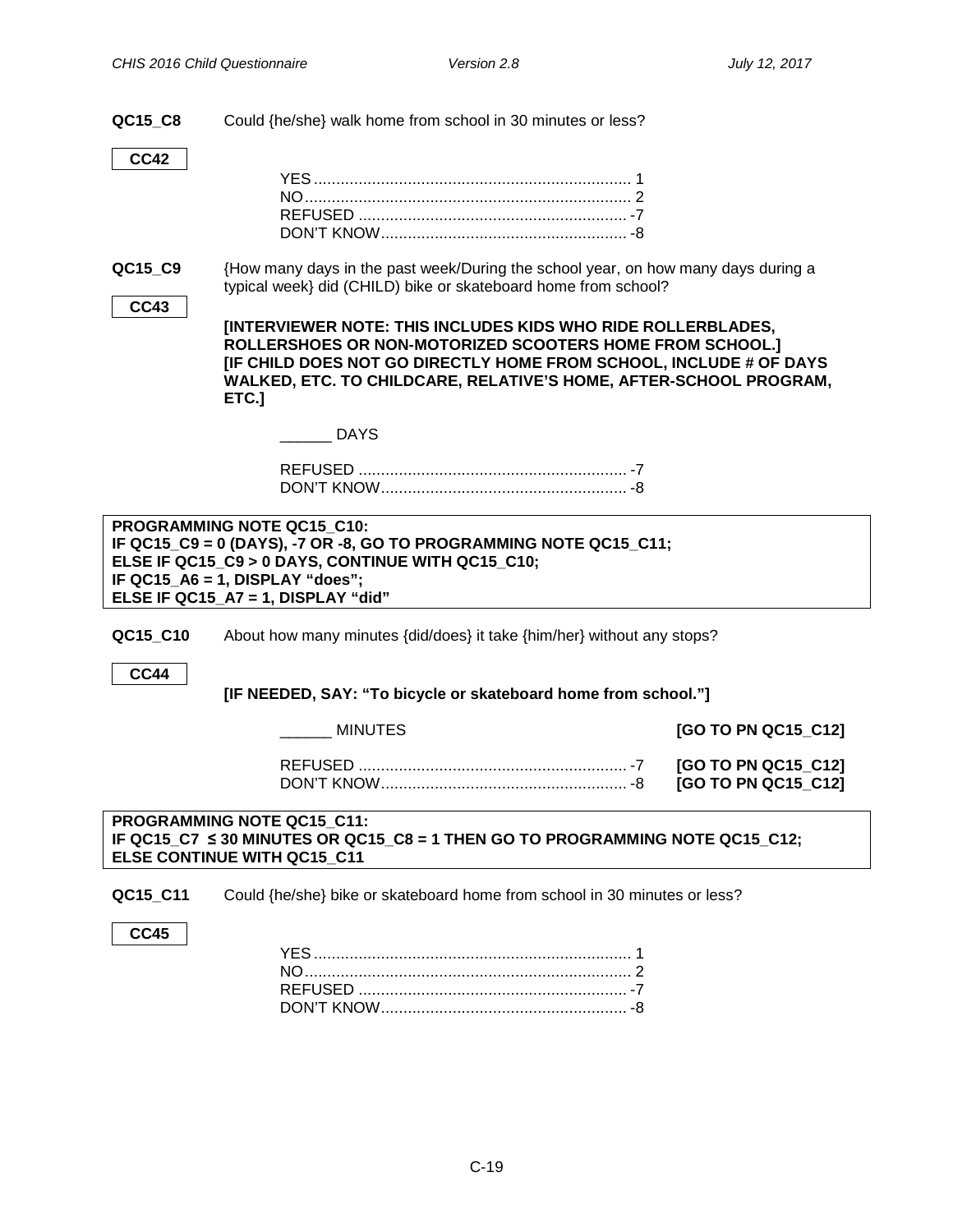**QC15_C8** Could {he/she} walk home from school in 30 minutes or less?

**CC42**

YES ........................................................................ 1
NO .......................................................................... 2
REFUSED ............................................................ -7
DON'T KNOW ....................................................... -8

**QC15_C9** {How many days in the past week/During the school year, on how many days during a typical week} did (CHILD) bike or skateboard home from school?

**CC43**

**[INTERVIEWER NOTE: THIS INCLUDES KIDS WHO RIDE ROLLERBLADES, ROLLERSHOES OR NON-MOTORIZED SCOOTERS HOME FROM SCHOOL.]**
**[IF CHILD DOES NOT GO DIRECTLY HOME FROM SCHOOL, INCLUDE # OF DAYS WALKED, ETC. TO CHILDCARE, RELATIVE'S HOME, AFTER-SCHOOL PROGRAM, ETC.]**

______ DAYS

REFUSED ............................................................ -7
DON'T KNOW ....................................................... -8

**PROGRAMMING NOTE QC15_C10:**
**IF QC15_C9 = 0 (DAYS), -7 OR -8, GO TO PROGRAMMING NOTE QC15_C11;**
**ELSE IF QC15_C9 > 0 DAYS, CONTINUE WITH QC15_C10;**
**IF QC15_A6 = 1, DISPLAY "does";**
**ELSE IF QC15_A7 = 1, DISPLAY "did"**

**QC15_C10** About how many minutes {did/does} it take {him/her} without any stops?

**CC44**

**[IF NEEDED, SAY: "To bicycle or skateboard home from school."]**

______ MINUTES **[GO TO PN QC15_C12]**

REFUSED ............................................................ -7 **[GO TO PN QC15_C12]**
DON'T KNOW ....................................................... -8 **[GO TO PN QC15_C12]**

**PROGRAMMING NOTE QC15_C11:**
**IF QC15_C7 ≤ 30 MINUTES OR QC15_C8 = 1 THEN GO TO PROGRAMMING NOTE QC15_C12;**
**ELSE CONTINUE WITH QC15_C11**

**QC15_C11** Could {he/she} bike or skateboard home from school in 30 minutes or less?

**CC45**

YES ........................................................................ 1
NO .......................................................................... 2
REFUSED ............................................................ -7
DON'T KNOW ....................................................... -8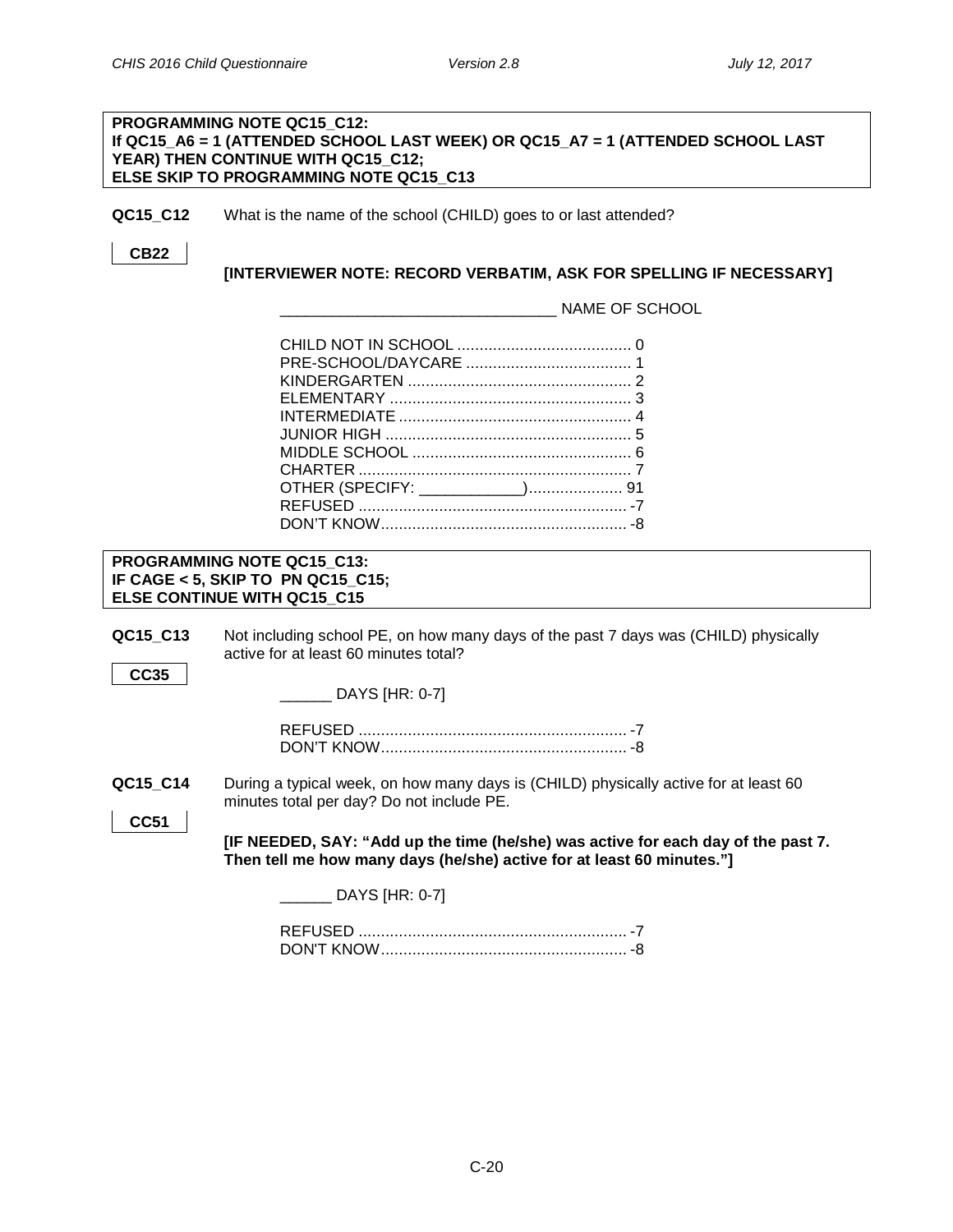**PROGRAMMING NOTE QC15_C12:**
**If QC15_A6 = 1 (ATTENDED SCHOOL LAST WEEK) OR QC15_A7 = 1 (ATTENDED SCHOOL LAST YEAR) THEN CONTINUE WITH QC15_C12;**
**ELSE SKIP TO PROGRAMMING NOTE QC15_C13**

**QC15_C12** What is the name of the school (CHILD) goes to or last attended?

**CB22**

**[INTERVIEWER NOTE: RECORD VERBATIM, ASK FOR SPELLING IF NECESSARY]**

_______________________________ NAME OF SCHOOL

CHILD NOT IN SCHOOL ....................................... 0
PRE-SCHOOL/DAYCARE ..................................... 1
KINDERGARTEN .................................................. 2
ELEMENTARY ...................................................... 3
INTERMEDIATE .................................................... 4
JUNIOR HIGH ....................................................... 5
MIDDLE SCHOOL ................................................. 6
CHARTER ............................................................. 7
OTHER (SPECIFY: ___________)..................... 91
REFUSED ............................................................ -7
DON'T KNOW....................................................... -8

**PROGRAMMING NOTE QC15_C13:**
**IF CAGE < 5, SKIP TO PN QC15_C15;**
**ELSE CONTINUE WITH QC15_C15**

**QC15_C13** Not including school PE, on how many days of the past 7 days was (CHILD) physically active for at least 60 minutes total?

**CC35**

______ DAYS [HR: 0-7]

REFUSED ............................................................ -7
DON'T KNOW....................................................... -8

**QC15_C14** During a typical week, on how many days is (CHILD) physically active for at least 60 minutes total per day? Do not include PE.

**CC51**

**[IF NEEDED, SAY: "Add up the time (he/she) was active for each day of the past 7. Then tell me how many days (he/she) active for at least 60 minutes."]**

______ DAYS [HR: 0-7]

REFUSED ............................................................ -7
DON'T KNOW....................................................... -8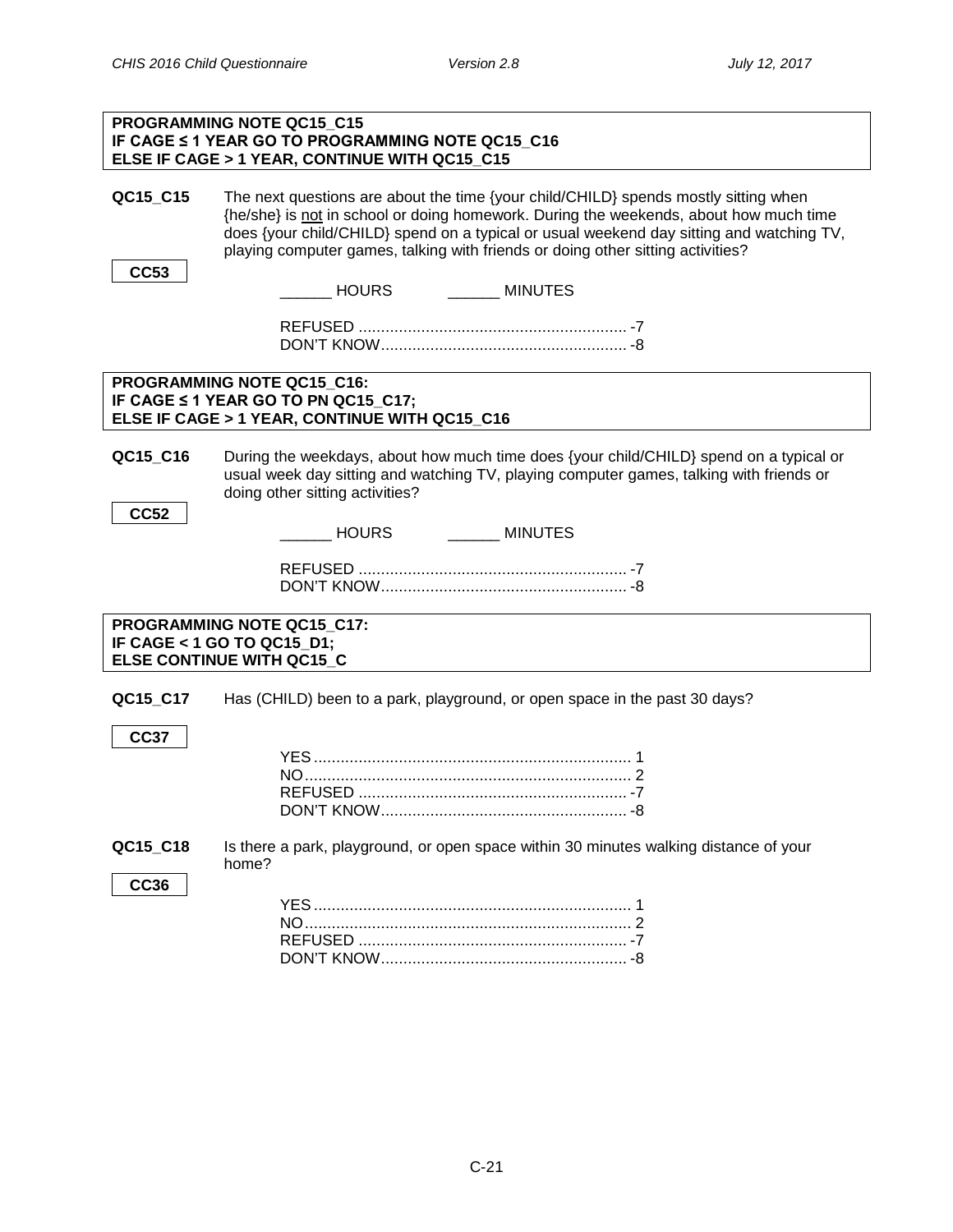**PROGRAMMING NOTE QC15_C15**
**IF CAGE ≤ 1 YEAR GO TO PROGRAMMING NOTE QC15_C16**
**ELSE IF CAGE > 1 YEAR, CONTINUE WITH QC15_C15**

**QC15_C15** The next questions are about the time {your child/CHILD} spends mostly sitting when {he/she} is <u>not</u> in school or doing homework. During the weekends, about how much time does {your child/CHILD} spend on a typical or usual weekend day sitting and watching TV, playing computer games, talking with friends or doing other sitting activities?

**CC53**

______ HOURS ______ MINUTES

REFUSED ............................................................ -7
DON'T KNOW....................................................... -8

**PROGRAMMING NOTE QC15_C16:**
**IF CAGE ≤ 1 YEAR GO TO PN QC15_C17;**
**ELSE IF CAGE > 1 YEAR, CONTINUE WITH QC15_C16**

**QC15_C16** During the weekdays, about how much time does {your child/CHILD} spend on a typical or usual week day sitting and watching TV, playing computer games, talking with friends or doing other sitting activities?

**CC52**

______ HOURS ______ MINUTES

REFUSED ............................................................ -7
DON'T KNOW....................................................... -8

**PROGRAMMING NOTE QC15_C17:**
**IF CAGE < 1 GO TO QC15_D1;**
**ELSE CONTINUE WITH QC15_C**

**QC15_C17** Has (CHILD) been to a park, playground, or open space in the past 30 days?

**CC37**

YES....................................................................... 1
NO......................................................................... 2
REFUSED ............................................................ -7
DON'T KNOW....................................................... -8

**QC15_C18** Is there a park, playground, or open space within 30 minutes walking distance of your home?

**CC36**

YES....................................................................... 1
NO......................................................................... 2
REFUSED ............................................................ -7
DON'T KNOW....................................................... -8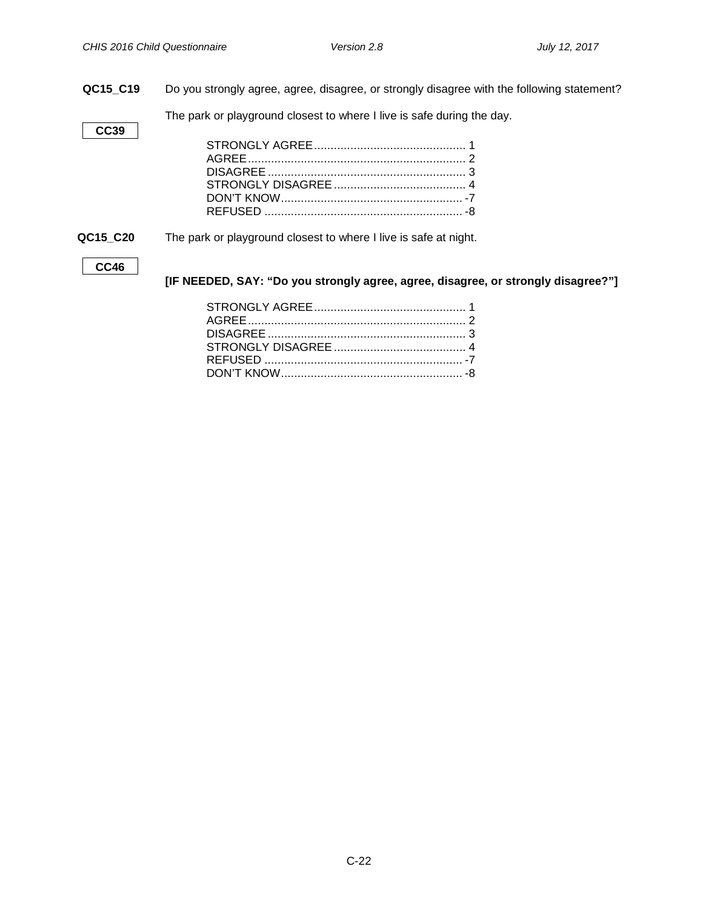**QC15_C19** Do you strongly agree, agree, disagree, or strongly disagree with the following statement?

**CC39**

The park or playground closest to where I live is safe during the day.

STRONGLY AGREE .............................................. 1
AGREE .................................................................. 2
DISAGREE ............................................................ 3
STRONGLY DISAGREE ........................................ 4
DON'T KNOW ....................................................... -7
REFUSED ............................................................ -8

**QC15_C20** The park or playground closest to where I live is safe at night.

**CC46**

**[IF NEEDED, SAY: "Do you strongly agree, agree, disagree, or strongly disagree?"]**

STRONGLY AGREE .............................................. 1
AGREE .................................................................. 2
DISAGREE ............................................................ 3
STRONGLY DISAGREE ........................................ 4
REFUSED ............................................................ -7
DON'T KNOW ....................................................... -8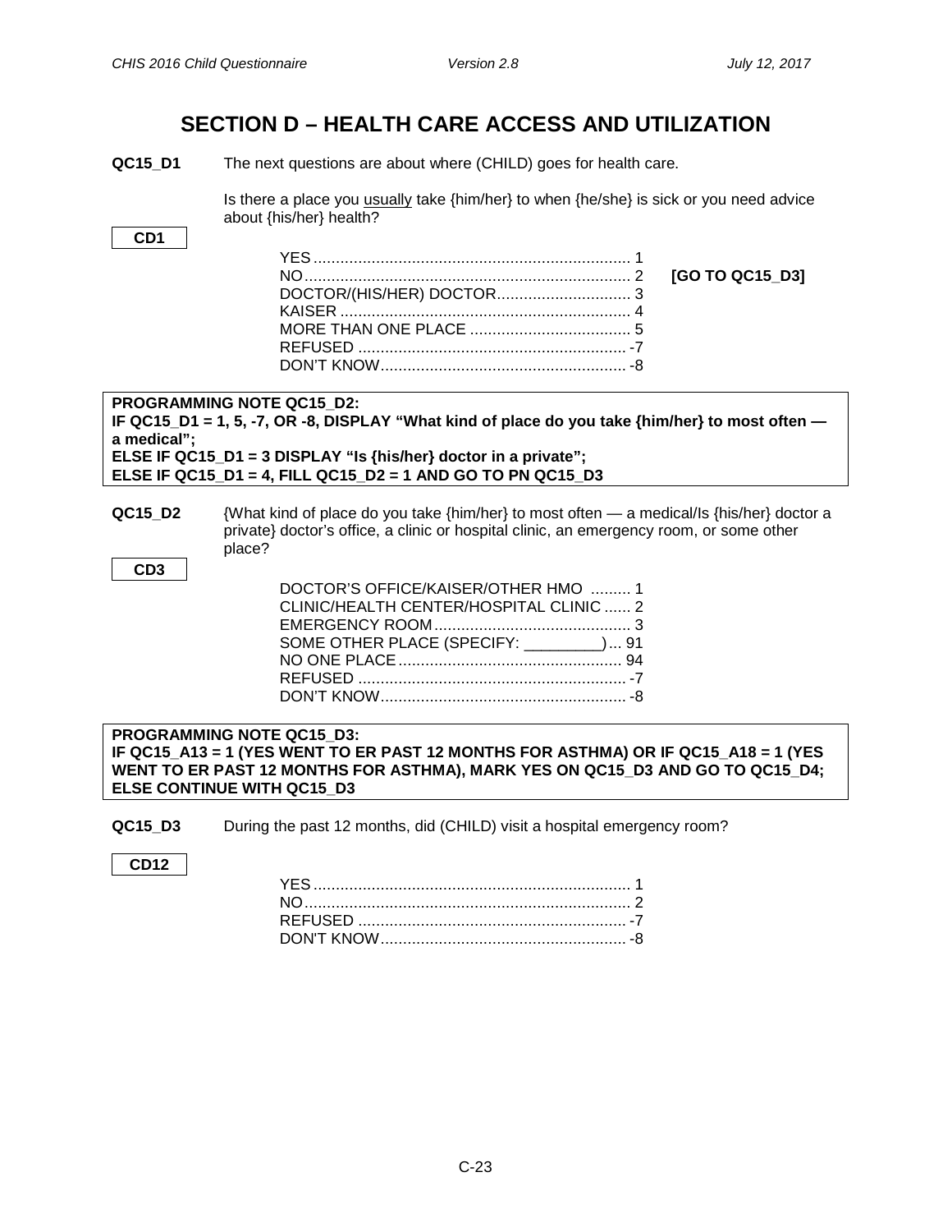# SECTION D – HEALTH CARE ACCESS AND UTILIZATION

**QC15_D1** The next questions are about where (CHILD) goes for health care.

Is there a place you usually take {him/her} to when {he/she} is sick or you need advice about {his/her} health?

**CD1**

| | | |
|---|---|---|
| YES | 1 | |
| NO | 2 | **[GO TO QC15_D3]** |
| DOCTOR/(HIS/HER) DOCTOR | 3 | |
| KAISER | 4 | |
| MORE THAN ONE PLACE | 5 | |
| REFUSED | -7 | |
| DON'T KNOW | -8 | |

**PROGRAMMING NOTE QC15_D2:**
**IF QC15_D1 = 1, 5, -7, OR -8, DISPLAY "What kind of place do you take {him/her} to most often — a medical";**
**ELSE IF QC15_D1 = 3 DISPLAY "Is {his/her} doctor in a private";**
**ELSE IF QC15_D1 = 4, FILL QC15_D2 = 1 AND GO TO PN QC15_D3**

**QC15_D2** {What kind of place do you take {him/her} to most often — a medical/Is {his/her} doctor a private} doctor's office, a clinic or hospital clinic, an emergency room, or some other place?

**CD3**

| | |
|---|---|
| DOCTOR'S OFFICE/KAISER/OTHER HMO | 1 |
| CLINIC/HEALTH CENTER/HOSPITAL CLINIC | 2 |
| EMERGENCY ROOM | 3 |
| SOME OTHER PLACE (SPECIFY: _________) | 91 |
| NO ONE PLACE | 94 |
| REFUSED | -7 |
| DON'T KNOW | -8 |

**PROGRAMMING NOTE QC15_D3:**
**IF QC15_A13 = 1 (YES WENT TO ER PAST 12 MONTHS FOR ASTHMA) OR IF QC15_A18 = 1 (YES WENT TO ER PAST 12 MONTHS FOR ASTHMA), MARK YES ON QC15_D3 AND GO TO QC15_D4; ELSE CONTINUE WITH QC15_D3**

**QC15_D3** During the past 12 months, did (CHILD) visit a hospital emergency room?

**CD12**

| | |
|---|---|
| YES | 1 |
| NO | 2 |
| REFUSED | -7 |
| DON'T KNOW | -8 |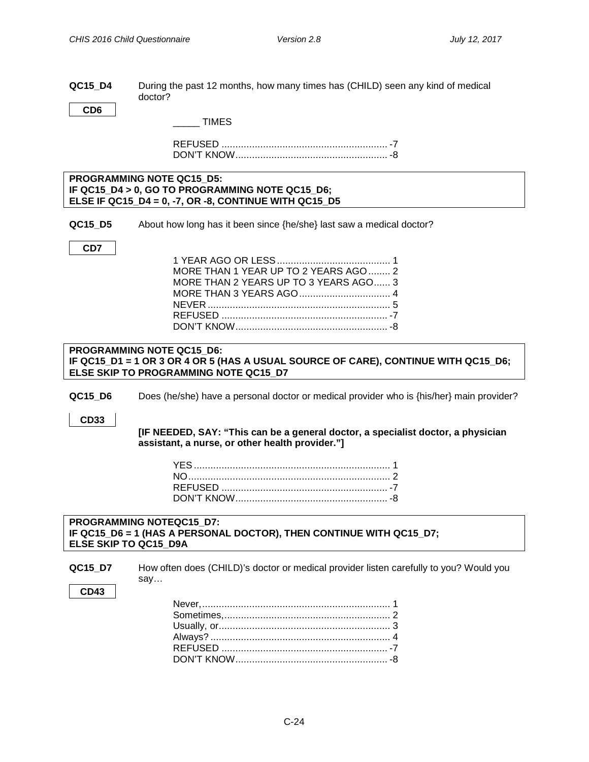**QC15_D4** During the past 12 months, how many times has (CHILD) seen any kind of medical doctor?

**CD6**

_____ TIMES

REFUSED ............................................................ -7
DON'T KNOW....................................................... -8

**PROGRAMMING NOTE QC15_D5:**
**IF QC15_D4 > 0, GO TO PROGRAMMING NOTE QC15_D6;**
**ELSE IF QC15_D4 = 0, -7, OR -8, CONTINUE WITH QC15_D5**

**QC15_D5** About how long has it been since {he/she} last saw a medical doctor?

**CD7**

1 YEAR AGO OR LESS......................................... 1
MORE THAN 1 YEAR UP TO 2 YEARS AGO........ 2
MORE THAN 2 YEARS UP TO 3 YEARS AGO...... 3
MORE THAN 3 YEARS AGO................................. 4
NEVER................................................................. 5
REFUSED ............................................................ -7
DON'T KNOW....................................................... -8

**PROGRAMMING NOTE QC15_D6:**
**IF QC15_D1 = 1 OR 3 OR 4 OR 5 (HAS A USUAL SOURCE OF CARE), CONTINUE WITH QC15_D6;**
**ELSE SKIP TO PROGRAMMING NOTE QC15_D7**

**QC15_D6** Does (he/she) have a personal doctor or medical provider who is {his/her} main provider?

**CD33**

**[IF NEEDED, SAY: "This can be a general doctor, a specialist doctor, a physician assistant, a nurse, or other health provider."]**

YES....................................................................... 1
NO......................................................................... 2
REFUSED ............................................................ -7
DON'T KNOW....................................................... -8

**PROGRAMMING NOTEQC15_D7:**
**IF QC15_D6 = 1 (HAS A PERSONAL DOCTOR), THEN CONTINUE WITH QC15_D7;**
**ELSE SKIP TO QC15_D9A**

**QC15_D7** How often does (CHILD)'s doctor or medical provider listen carefully to you? Would you say…

**CD43**

Never,.................................................................... 1
Sometimes,............................................................ 2
Usually, or............................................................. 3
Always?................................................................. 4
REFUSED ............................................................ -7
DON'T KNOW....................................................... -8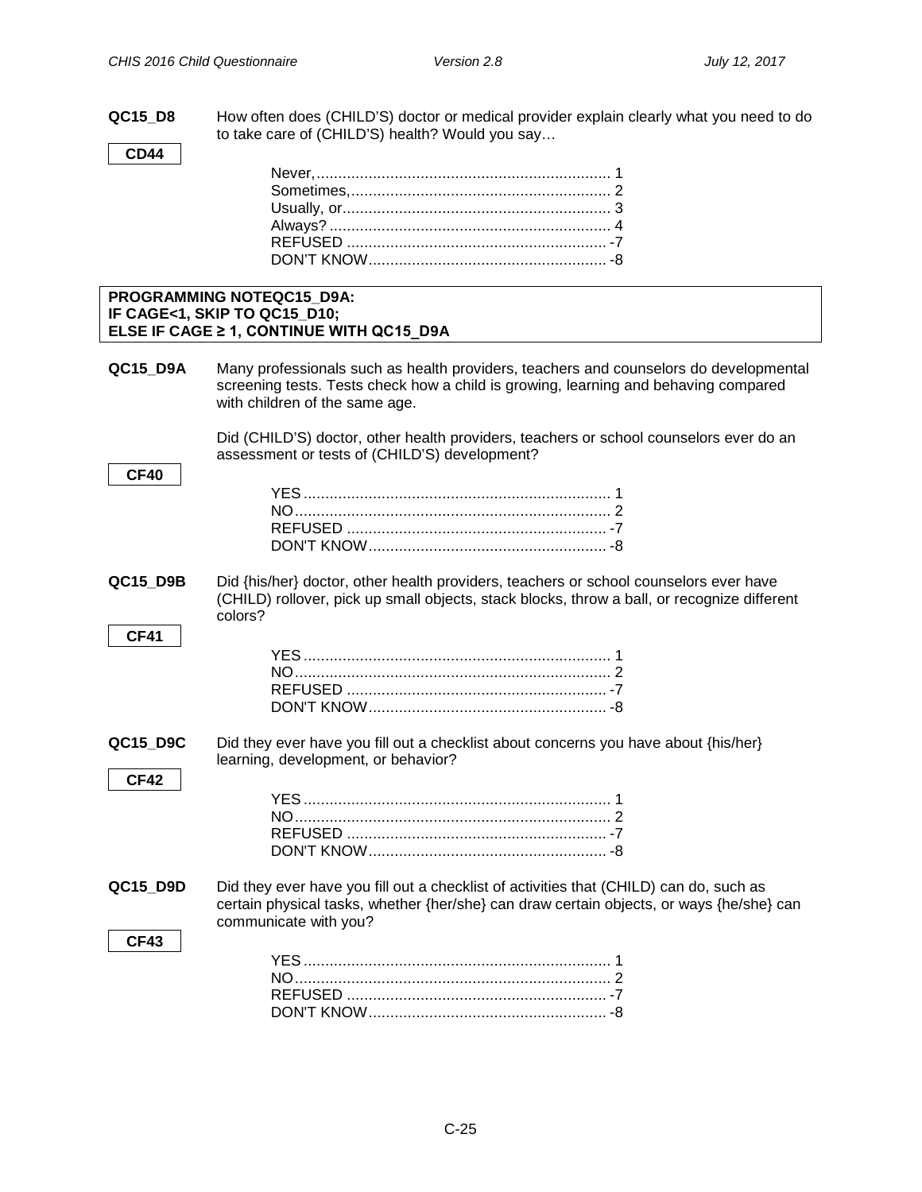**QC15_D8** How often does (CHILD'S) doctor or medical provider explain clearly what you need to do to take care of (CHILD'S) health? Would you say…

**CD44**

| | |
|---|---|
| Never, | 1 |
| Sometimes, | 2 |
| Usually, or | 3 |
| Always? | 4 |
| REFUSED | -7 |
| DON'T KNOW | -8 |

**PROGRAMMING NOTEQC15_D9A:**
**IF CAGE<1, SKIP TO QC15_D10;**
**ELSE IF CAGE ≥ 1, CONTINUE WITH QC15_D9A**

**QC15_D9A** Many professionals such as health providers, teachers and counselors do developmental screening tests. Tests check how a child is growing, learning and behaving compared with children of the same age.

Did (CHILD'S) doctor, other health providers, teachers or school counselors ever do an assessment or tests of (CHILD'S) development?

**CF40**

| | |
|---|---|
| YES | 1 |
| NO | 2 |
| REFUSED | -7 |
| DON'T KNOW | -8 |

**QC15_D9B** Did {his/her} doctor, other health providers, teachers or school counselors ever have (CHILD) rollover, pick up small objects, stack blocks, throw a ball, or recognize different colors?

**CF41**

| | |
|---|---|
| YES | 1 |
| NO | 2 |
| REFUSED | -7 |
| DON'T KNOW | -8 |

**QC15_D9C** Did they ever have you fill out a checklist about concerns you have about {his/her} learning, development, or behavior?

**CF42**

| | |
|---|---|
| YES | 1 |
| NO | 2 |
| REFUSED | -7 |
| DON'T KNOW | -8 |

**QC15_D9D** Did they ever have you fill out a checklist of activities that (CHILD) can do, such as certain physical tasks, whether {her/she} can draw certain objects, or ways {he/she} can communicate with you?

**CF43**

| | |
|---|---|
| YES | 1 |
| NO | 2 |
| REFUSED | -7 |
| DON'T KNOW | -8 |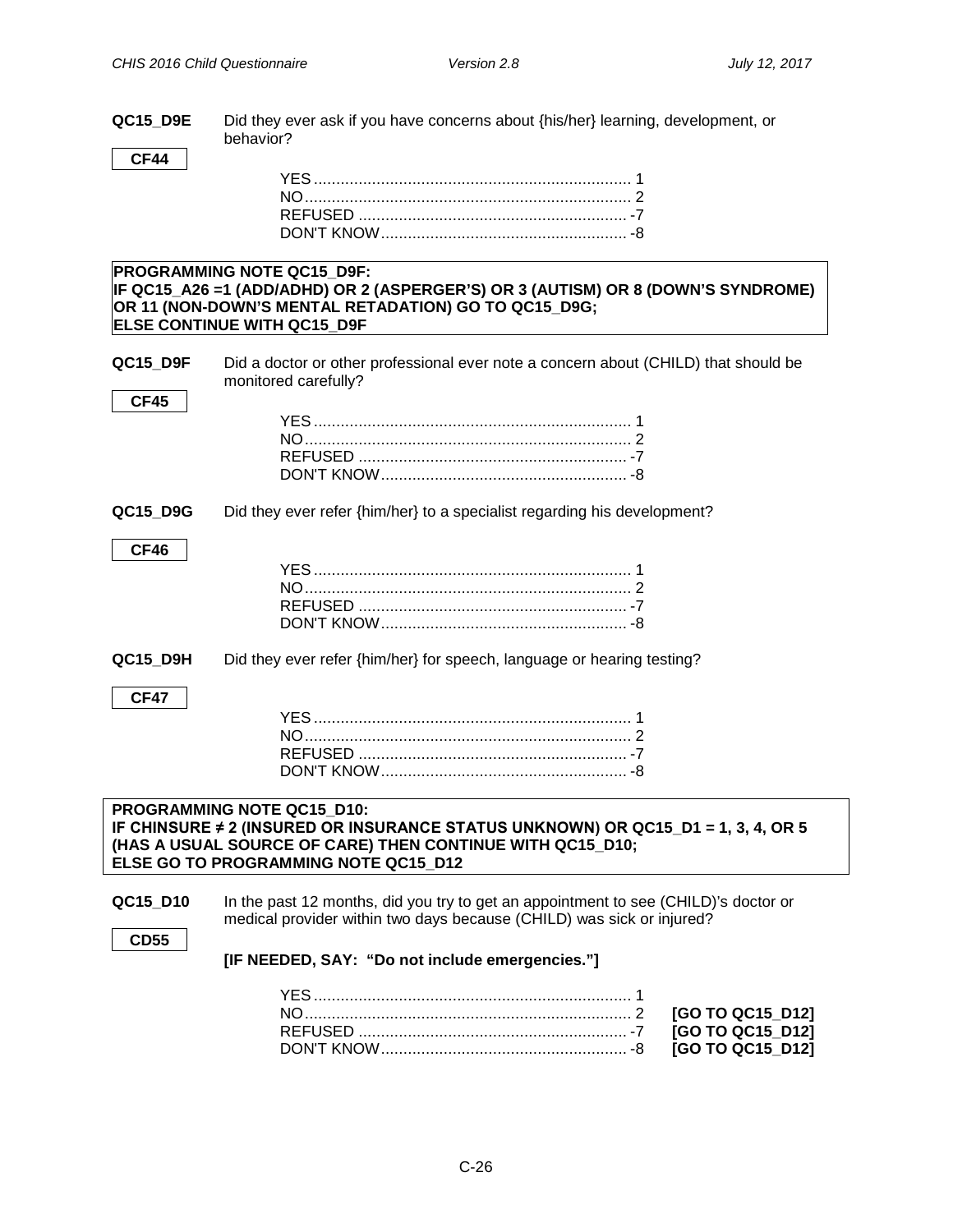**QC15_D9E** Did they ever ask if you have concerns about {his/her} learning, development, or behavior?

**CF44**

YES ........................................................................ 1
NO .......................................................................... 2
REFUSED ............................................................. -7
DON'T KNOW ........................................................ -8

**PROGRAMMING NOTE QC15_D9F:**
**IF QC15_A26 =1 (ADD/ADHD) OR 2 (ASPERGER'S) OR 3 (AUTISM) OR 8 (DOWN'S SYNDROME) OR 11 (NON-DOWN'S MENTAL RETADATION) GO TO QC15_D9G;**
**ELSE CONTINUE WITH QC15_D9F**

**QC15_D9F** Did a doctor or other professional ever note a concern about (CHILD) that should be monitored carefully?

**CF45**

YES ........................................................................ 1
NO .......................................................................... 2
REFUSED ............................................................. -7
DON'T KNOW ........................................................ -8

**QC15_D9G** Did they ever refer {him/her} to a specialist regarding his development?

**CF46**

YES ........................................................................ 1
NO .......................................................................... 2
REFUSED ............................................................. -7
DON'T KNOW ........................................................ -8

**QC15_D9H** Did they ever refer {him/her} for speech, language or hearing testing?

**CF47**

YES ........................................................................ 1
NO .......................................................................... 2
REFUSED ............................................................. -7
DON'T KNOW ........................................................ -8

**PROGRAMMING NOTE QC15_D10:**
**IF CHINSURE ≠ 2 (INSURED OR INSURANCE STATUS UNKNOWN) OR QC15_D1 = 1, 3, 4, OR 5 (HAS A USUAL SOURCE OF CARE) THEN CONTINUE WITH QC15_D10;**
**ELSE GO TO PROGRAMMING NOTE QC15_D12**

**QC15_D10** In the past 12 months, did you try to get an appointment to see (CHILD)'s doctor or medical provider within two days because (CHILD) was sick or injured?

**CD55**

**[IF NEEDED, SAY: "Do not include emergencies."]**

YES ........................................................................ 1
NO .......................................................................... 2 **[GO TO QC15_D12]**
REFUSED ............................................................. -7 **[GO TO QC15_D12]**
DON'T KNOW ........................................................ -8 **[GO TO QC15_D12]**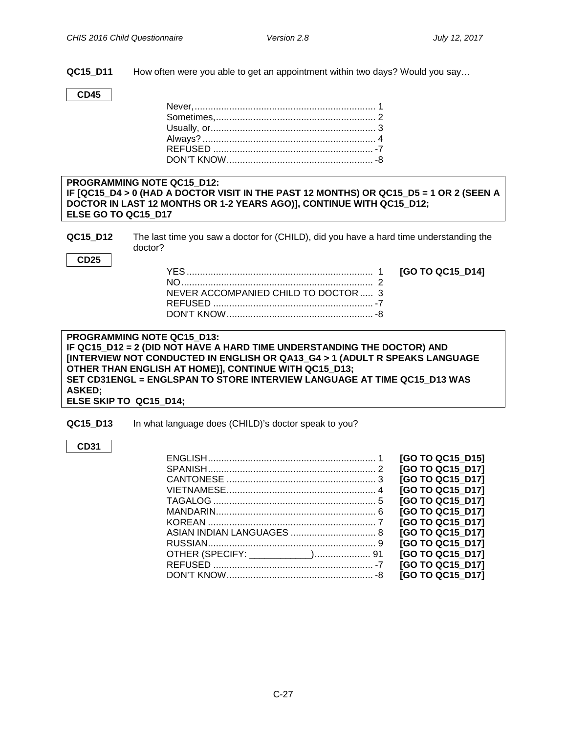**QC15_D11** How often were you able to get an appointment within two days? Would you say…

**CD45**

| | |
|---|---|
| Never, | 1 |
| Sometimes, | 2 |
| Usually, or | 3 |
| Always? | 4 |
| REFUSED | -7 |
| DON'T KNOW | -8 |

**PROGRAMMING NOTE QC15_D12:**
**IF [QC15_D4 > 0 (HAD A DOCTOR VISIT IN THE PAST 12 MONTHS) OR QC15_D5 = 1 OR 2 (SEEN A DOCTOR IN LAST 12 MONTHS OR 1-2 YEARS AGO)], CONTINUE WITH QC15_D12;**
**ELSE GO TO QC15_D17**

**QC15_D12** The last time you saw a doctor for (CHILD), did you have a hard time understanding the doctor?

**CD25**

| | | |
|---|---|---|
| YES | 1 | **[GO TO QC15_D14]** |
| NO | 2 | |
| NEVER ACCOMPANIED CHILD TO DOCTOR | 3 | |
| REFUSED | -7 | |
| DON'T KNOW | -8 | |

**PROGRAMMING NOTE QC15_D13:**
**IF QC15_D12 = 2 (DID NOT HAVE A HARD TIME UNDERSTANDING THE DOCTOR) AND [INTERVIEW NOT CONDUCTED IN ENGLISH OR QA13_G4 > 1 (ADULT R SPEAKS LANGUAGE OTHER THAN ENGLISH AT HOME)], CONTINUE WITH QC15_D13;**
**SET CD31ENGL = ENGLSPAN TO STORE INTERVIEW LANGUAGE AT TIME QC15_D13 WAS ASKED;**
**ELSE SKIP TO QC15_D14;**

**QC15_D13** In what language does (CHILD)'s doctor speak to you?

**CD31**

| | | |
|---|---|---|
| ENGLISH | 1 | **[GO TO QC15_D15]** |
| SPANISH | 2 | **[GO TO QC15_D17]** |
| CANTONESE | 3 | **[GO TO QC15_D17]** |
| VIETNAMESE | 4 | **[GO TO QC15_D17]** |
| TAGALOG | 5 | **[GO TO QC15_D17]** |
| MANDARIN | 6 | **[GO TO QC15_D17]** |
| KOREAN | 7 | **[GO TO QC15_D17]** |
| ASIAN INDIAN LANGUAGES | 8 | **[GO TO QC15_D17]** |
| RUSSIAN | 9 | **[GO TO QC15_D17]** |
| OTHER (SPECIFY: ___________) | 91 | **[GO TO QC15_D17]** |
| REFUSED | -7 | **[GO TO QC15_D17]** |
| DON'T KNOW | -8 | **[GO TO QC15_D17]** |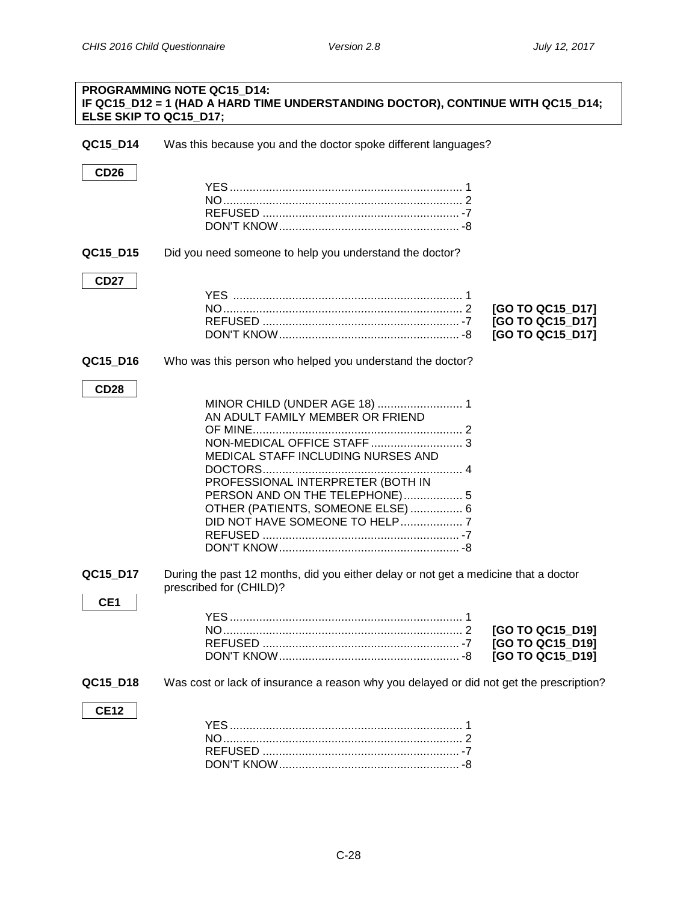**PROGRAMMING NOTE QC15_D14:**
**IF QC15_D12 = 1 (HAD A HARD TIME UNDERSTANDING DOCTOR), CONTINUE WITH QC15_D14; ELSE SKIP TO QC15_D17;**

**QC15_D14** Was this because you and the doctor spoke different languages?

**CD26**

YES ....................................................................... 1
NO......................................................................... 2
REFUSED ............................................................ -7
DON'T KNOW....................................................... -8

**QC15_D15** Did you need someone to help you understand the doctor?

**CD27**

YES ...................................................................... 1
NO......................................................................... 2 **[GO TO QC15_D17]**
REFUSED ............................................................ -7 **[GO TO QC15_D17]**
DON'T KNOW....................................................... -8 **[GO TO QC15_D17]**

**QC15_D16** Who was this person who helped you understand the doctor?

**CD28**

MINOR CHILD (UNDER AGE 18) .......................... 1
AN ADULT FAMILY MEMBER OR FRIEND OF MINE................................................................ 2
NON-MEDICAL OFFICE STAFF ............................ 3
MEDICAL STAFF INCLUDING NURSES AND DOCTORS............................................................. 4
PROFESSIONAL INTERPRETER (BOTH IN PERSON AND ON THE TELEPHONE).................. 5
OTHER (PATIENTS, SOMEONE ELSE) ................ 6
DID NOT HAVE SOMEONE TO HELP................... 7
REFUSED ............................................................ -7
DON'T KNOW....................................................... -8

**QC15_D17** During the past 12 months, did you either delay or not get a medicine that a doctor prescribed for (CHILD)?

**CE1**

YES ....................................................................... 1
NO......................................................................... 2 **[GO TO QC15_D19]**
REFUSED ............................................................ -7 **[GO TO QC15_D19]**
DON'T KNOW....................................................... -8 **[GO TO QC15_D19]**

**QC15_D18** Was cost or lack of insurance a reason why you delayed or did not get the prescription?

**CE12**

YES ....................................................................... 1
NO......................................................................... 2
REFUSED ............................................................ -7
DON'T KNOW....................................................... -8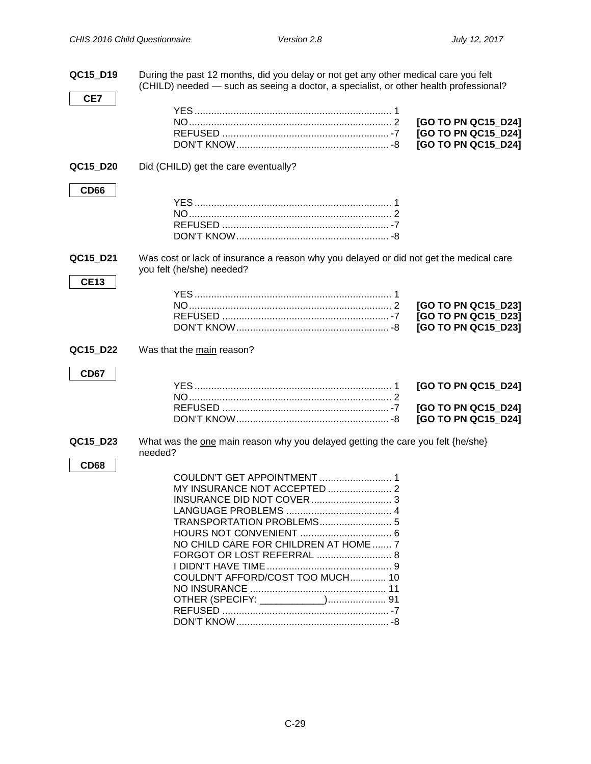**QC15_D19** During the past 12 months, did you delay or not get any other medical care you felt (CHILD) needed — such as seeing a doctor, a specialist, or other health professional?

**CE7**

| | | |
|---|---|---|
| YES | 1 | |
| NO | 2 | **[GO TO PN QC15_D24]** |
| REFUSED | -7 | **[GO TO PN QC15_D24]** |
| DON'T KNOW | -8 | **[GO TO PN QC15_D24]** |

**QC15_D20** Did (CHILD) get the care eventually?

**CD66**

| | |
|---|---|
| YES | 1 |
| NO | 2 |
| REFUSED | -7 |
| DON'T KNOW | -8 |

**QC15_D21** Was cost or lack of insurance a reason why you delayed or did not get the medical care you felt (he/she) needed?

**CE13**

| | | |
|---|---|---|
| YES | 1 | |
| NO | 2 | **[GO TO PN QC15_D23]** |
| REFUSED | -7 | **[GO TO PN QC15_D23]** |
| DON'T KNOW | -8 | **[GO TO PN QC15_D23]** |

**QC15_D22** Was that the <u>main</u> reason?

**CD67**

| | | |
|---|---|---|
| YES | 1 | **[GO TO PN QC15_D24]** |
| NO | 2 | |
| REFUSED | -7 | **[GO TO PN QC15_D24]** |
| DON'T KNOW | -8 | **[GO TO PN QC15_D24]** |

**QC15_D23** What was the <u>one</u> main reason why you delayed getting the care you felt {he/she} needed?

**CD68**

| | |
|---|---|
| COULDN'T GET APPOINTMENT | 1 |
| MY INSURANCE NOT ACCEPTED | 2 |
| INSURANCE DID NOT COVER | 3 |
| LANGUAGE PROBLEMS | 4 |
| TRANSPORTATION PROBLEMS | 5 |
| HOURS NOT CONVENIENT | 6 |
| NO CHILD CARE FOR CHILDREN AT HOME | 7 |
| FORGOT OR LOST REFERRAL | 8 |
| I DIDN'T HAVE TIME | 9 |
| COULDN'T AFFORD/COST TOO MUCH | 10 |
| NO INSURANCE | 11 |
| OTHER (SPECIFY: ____________) | 91 |
| REFUSED | -7 |
| DON'T KNOW | -8 |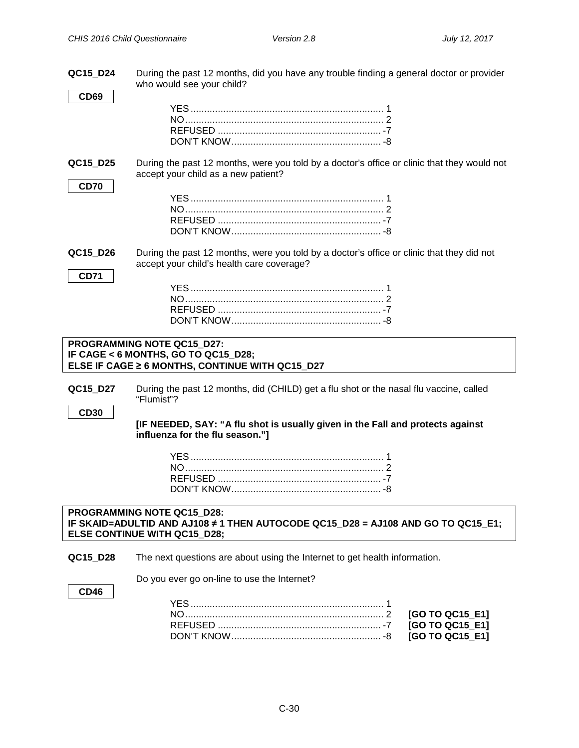**QC15_D24** During the past 12 months, did you have any trouble finding a general doctor or provider who would see your child?

**CD69**

YES........................................................................ 1
NO.......................................................................... 2
REFUSED ............................................................. -7
DON'T KNOW........................................................ -8

**QC15_D25** During the past 12 months, were you told by a doctor's office or clinic that they would not accept your child as a new patient?

**CD70**

YES........................................................................ 1
NO.......................................................................... 2
REFUSED ............................................................. -7
DON'T KNOW........................................................ -8

**QC15_D26** During the past 12 months, were you told by a doctor's office or clinic that they did not accept your child's health care coverage?

**CD71**

YES........................................................................ 1
NO.......................................................................... 2
REFUSED ............................................................. -7
DON'T KNOW........................................................ -8

**PROGRAMMING NOTE QC15_D27:**
**IF CAGE < 6 MONTHS, GO TO QC15_D28;**
**ELSE IF CAGE ≥ 6 MONTHS, CONTINUE WITH QC15_D27**

**QC15_D27** During the past 12 months, did (CHILD) get a flu shot or the nasal flu vaccine, called "Flumist"?

**CD30**

**[IF NEEDED, SAY: "A flu shot is usually given in the Fall and protects against influenza for the flu season."]**

YES........................................................................ 1
NO.......................................................................... 2
REFUSED ............................................................. -7
DON'T KNOW........................................................ -8

**PROGRAMMING NOTE QC15_D28:**
**IF SKAID=ADULTID AND AJ108 ≠ 1 THEN AUTOCODE QC15_D28 = AJ108 AND GO TO QC15_E1;**
**ELSE CONTINUE WITH QC15_D28;**

**QC15_D28** The next questions are about using the Internet to get health information.

Do you ever go on-line to use the Internet?

**CD46**

YES........................................................................ 1
NO.......................................................................... 2 **[GO TO QC15_E1]**
REFUSED ............................................................. -7 **[GO TO QC15_E1]**
DON'T KNOW........................................................ -8 **[GO TO QC15_E1]**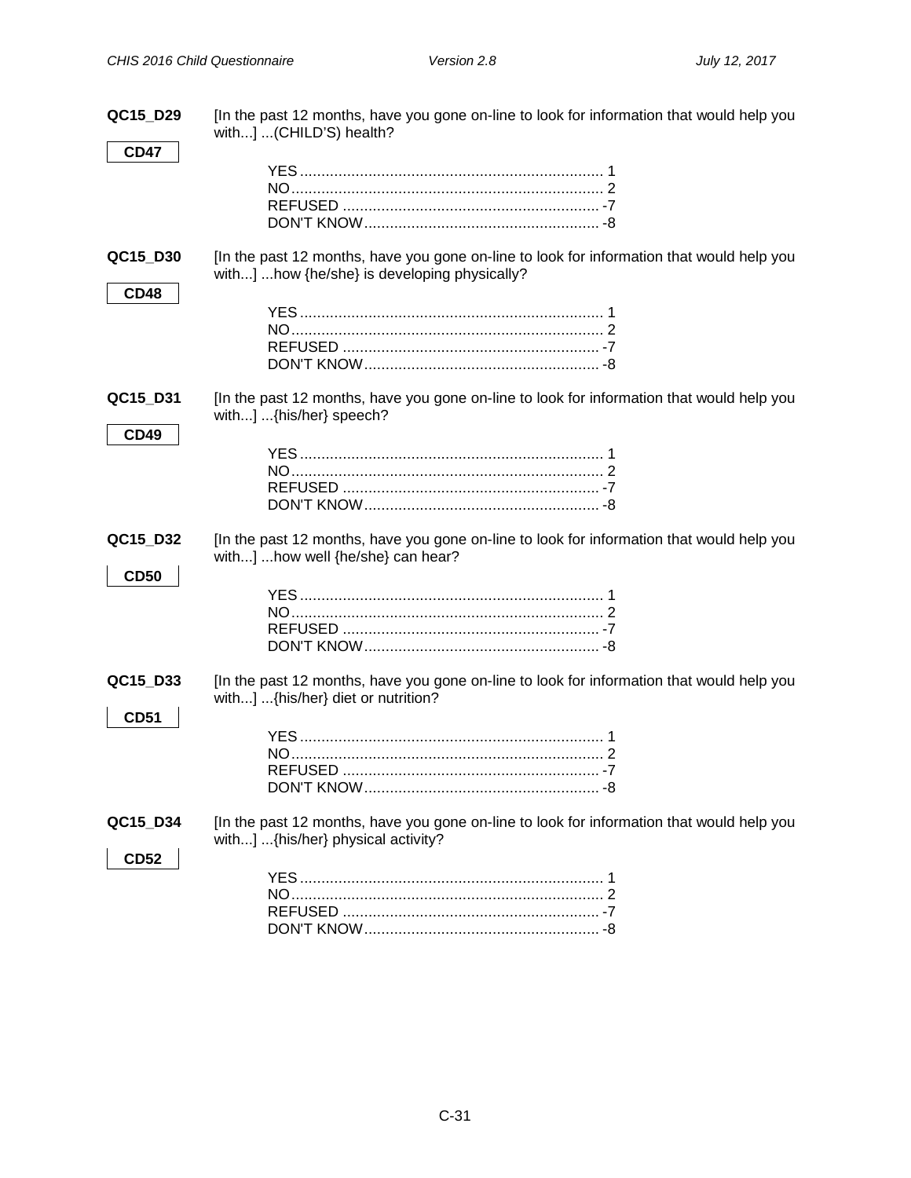**QC15_D29** [In the past 12 months, have you gone on-line to look for information that would help you with...] ...(CHILD'S) health?

**CD47**

YES....................................................................... 1
NO......................................................................... 2
REFUSED ............................................................ -7
DON'T KNOW....................................................... -8

**QC15_D30** [In the past 12 months, have you gone on-line to look for information that would help you with...] ...how {he/she} is developing physically?

**CD48**

YES....................................................................... 1
NO......................................................................... 2
REFUSED ............................................................ -7
DON'T KNOW....................................................... -8

**QC15_D31** [In the past 12 months, have you gone on-line to look for information that would help you with...] ...{his/her} speech?

**CD49**

YES....................................................................... 1
NO......................................................................... 2
REFUSED ............................................................ -7
DON'T KNOW....................................................... -8

**QC15_D32** [In the past 12 months, have you gone on-line to look for information that would help you with...] ...how well {he/she} can hear?

**CD50**

YES....................................................................... 1
NO......................................................................... 2
REFUSED ............................................................ -7
DON'T KNOW....................................................... -8

**QC15_D33** [In the past 12 months, have you gone on-line to look for information that would help you with...] ...{his/her} diet or nutrition?

**CD51**

YES....................................................................... 1
NO......................................................................... 2
REFUSED ............................................................ -7
DON'T KNOW....................................................... -8

**QC15_D34** [In the past 12 months, have you gone on-line to look for information that would help you with...] ...{his/her} physical activity?

**CD52**

YES....................................................................... 1
NO......................................................................... 2
REFUSED ............................................................ -7
DON'T KNOW....................................................... -8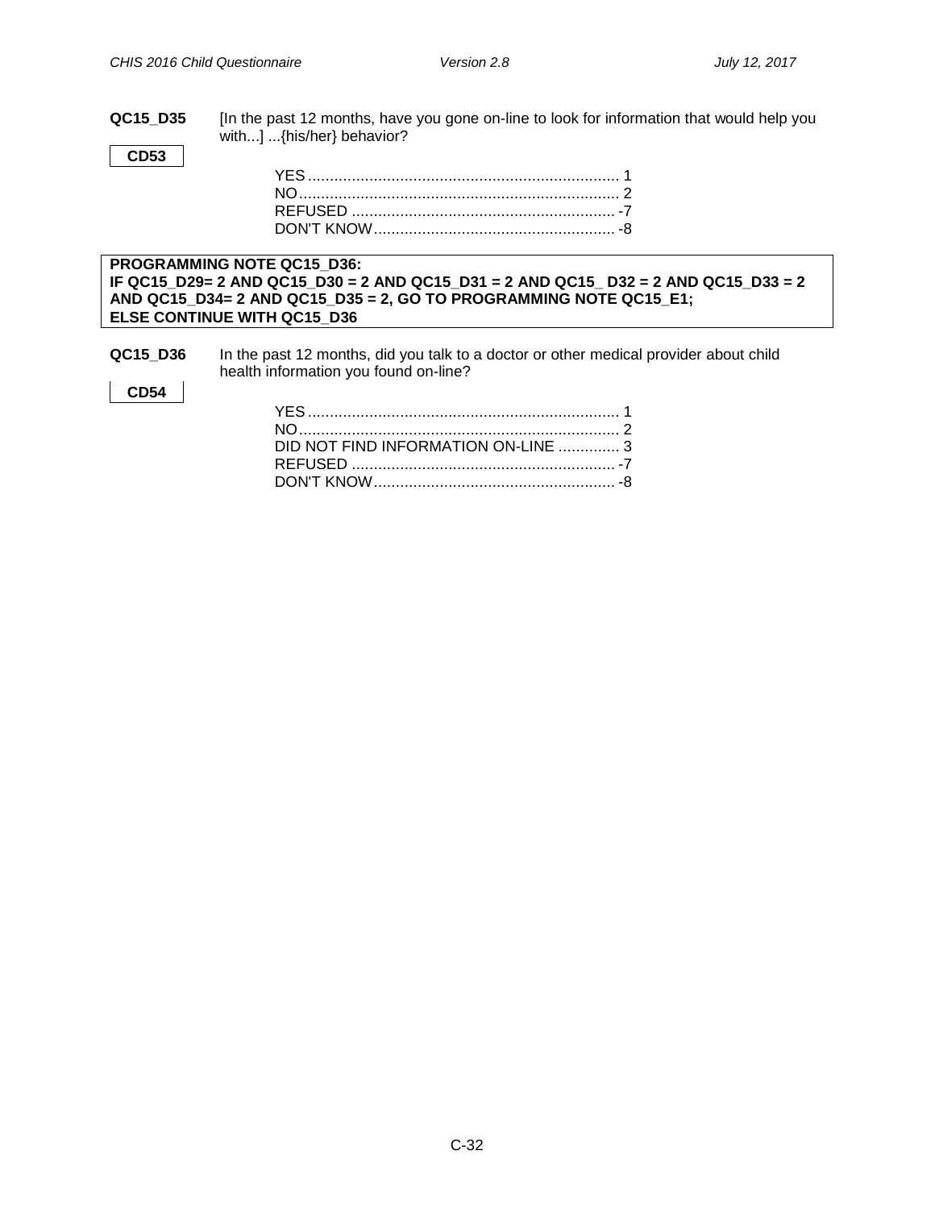**QC15_D35** [In the past 12 months, have you gone on-line to look for information that would help you with...] ...{his/her} behavior?

**CD53**

YES....................................................................... 1
NO......................................................................... 2
REFUSED ............................................................ -7
DON'T KNOW....................................................... -8

**PROGRAMMING NOTE QC15_D36:**
**IF QC15_D29= 2 AND QC15_D30 = 2 AND QC15_D31 = 2 AND QC15_ D32 = 2 AND QC15_D33 = 2 AND QC15_D34= 2 AND QC15_D35 = 2, GO TO PROGRAMMING NOTE QC15_E1;**
**ELSE CONTINUE WITH QC15_D36**

**QC15_D36** In the past 12 months, did you talk to a doctor or other medical provider about child health information you found on-line?

**CD54**

YES....................................................................... 1
NO......................................................................... 2
DID NOT FIND INFORMATION ON-LINE .............. 3
REFUSED ............................................................ -7
DON'T KNOW....................................................... -8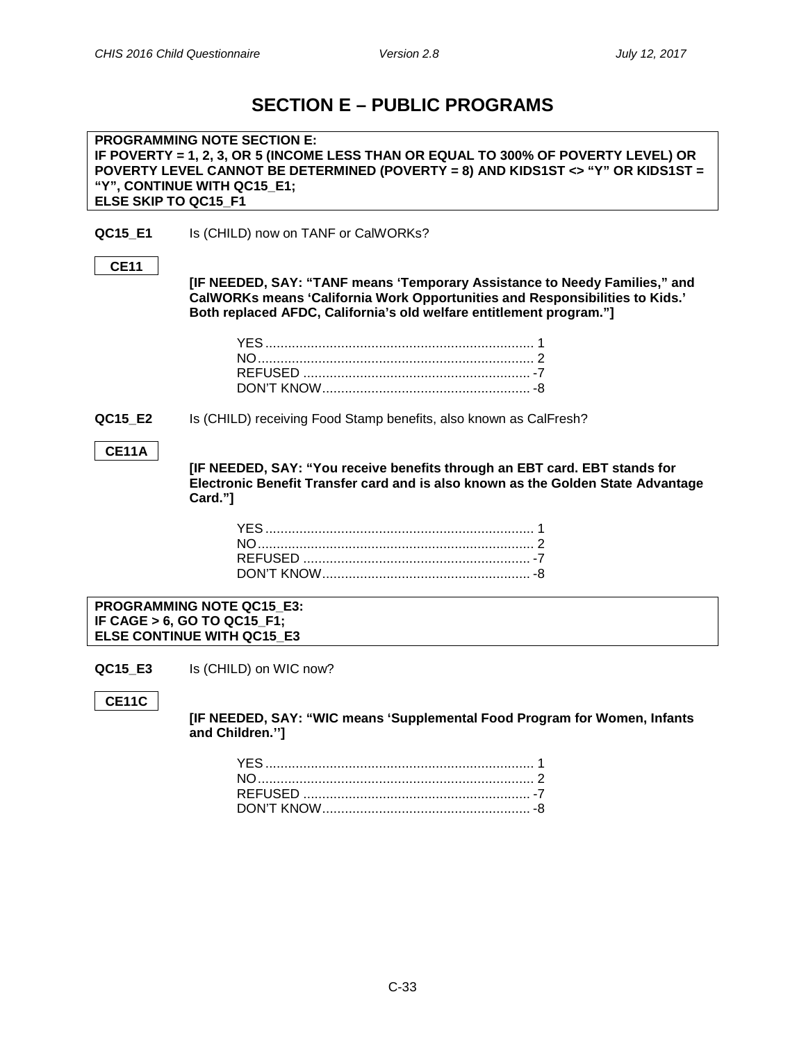# SECTION E – PUBLIC PROGRAMS

**PROGRAMMING NOTE SECTION E:**
**IF POVERTY = 1, 2, 3, OR 5 (INCOME LESS THAN OR EQUAL TO 300% OF POVERTY LEVEL) OR POVERTY LEVEL CANNOT BE DETERMINED (POVERTY = 8) AND KIDS1ST <> "Y" OR KIDS1ST = "Y", CONTINUE WITH QC15_E1;**
**ELSE SKIP TO QC15_F1**

**QC15_E1** Is (CHILD) now on TANF or CalWORKs?

**CE11**

**[IF NEEDED, SAY: "TANF means 'Temporary Assistance to Needy Families," and CalWORKs means 'California Work Opportunities and Responsibilities to Kids.' Both replaced AFDC, California's old welfare entitlement program."]**

YES....................................................................... 1
NO......................................................................... 2
REFUSED ............................................................ -7
DON'T KNOW....................................................... -8

**QC15_E2** Is (CHILD) receiving Food Stamp benefits, also known as CalFresh?

**CE11A**

**[IF NEEDED, SAY: "You receive benefits through an EBT card. EBT stands for Electronic Benefit Transfer card and is also known as the Golden State Advantage Card."]**

YES....................................................................... 1
NO......................................................................... 2
REFUSED ............................................................ -7
DON'T KNOW....................................................... -8

**PROGRAMMING NOTE QC15_E3:**
**IF CAGE > 6, GO TO QC15_F1;**
**ELSE CONTINUE WITH QC15_E3**

**QC15_E3** Is (CHILD) on WIC now?

**CE11C**

**[IF NEEDED, SAY: "WIC means 'Supplemental Food Program for Women, Infants and Children.'']**

YES....................................................................... 1
NO......................................................................... 2
REFUSED ............................................................ -7
DON'T KNOW....................................................... -8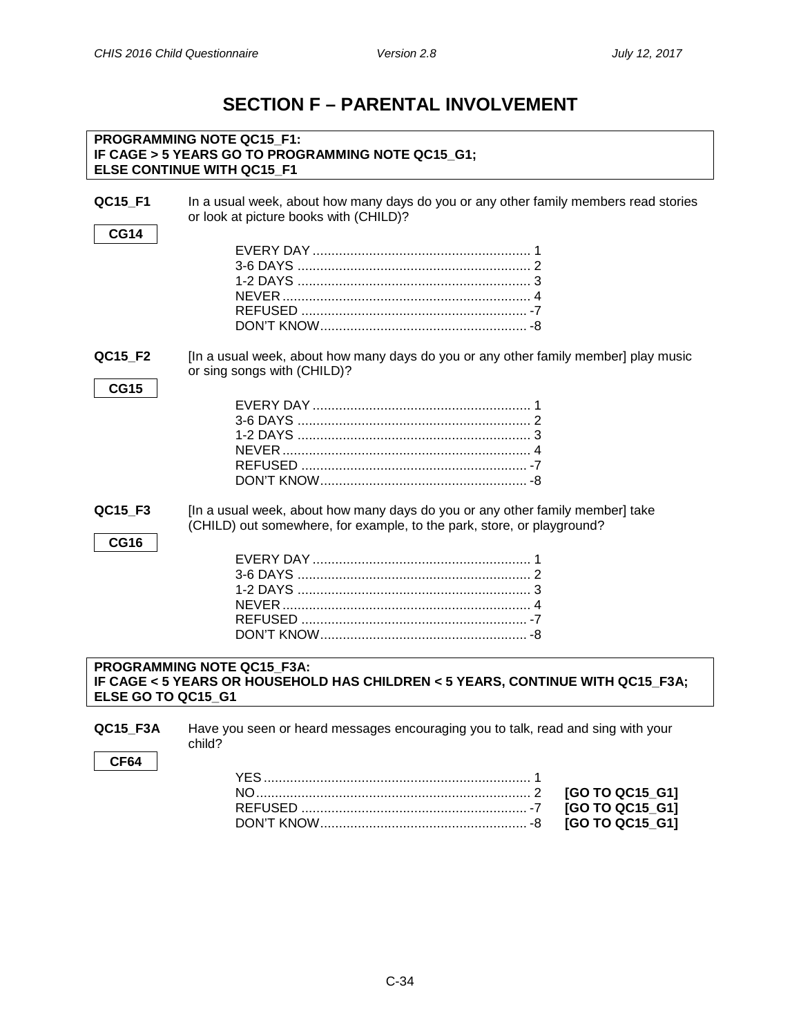# SECTION F – PARENTAL INVOLVEMENT

**PROGRAMMING NOTE QC15_F1:**
**IF CAGE > 5 YEARS GO TO PROGRAMMING NOTE QC15_G1;**
**ELSE CONTINUE WITH QC15_F1**

**QC15_F1** In a usual week, about how many days do you or any other family members read stories or look at picture books with (CHILD)?

**CG14**

| | |
|---|---|
| EVERY DAY | 1 |
| 3-6 DAYS | 2 |
| 1-2 DAYS | 3 |
| NEVER | 4 |
| REFUSED | -7 |
| DON'T KNOW | -8 |

**QC15_F2** [In a usual week, about how many days do you or any other family member] play music or sing songs with (CHILD)?

**CG15**

| | |
|---|---|
| EVERY DAY | 1 |
| 3-6 DAYS | 2 |
| 1-2 DAYS | 3 |
| NEVER | 4 |
| REFUSED | -7 |
| DON'T KNOW | -8 |

**QC15_F3** [In a usual week, about how many days do you or any other family member] take (CHILD) out somewhere, for example, to the park, store, or playground?

**CG16**

| | |
|---|---|
| EVERY DAY | 1 |
| 3-6 DAYS | 2 |
| 1-2 DAYS | 3 |
| NEVER | 4 |
| REFUSED | -7 |
| DON'T KNOW | -8 |

**PROGRAMMING NOTE QC15_F3A:**
**IF CAGE < 5 YEARS OR HOUSEHOLD HAS CHILDREN < 5 YEARS, CONTINUE WITH QC15_F3A;**
**ELSE GO TO QC15_G1**

**QC15_F3A** Have you seen or heard messages encouraging you to talk, read and sing with your child?

**CF64**

| | | |
|---|---|---|
| YES | 1 | |
| NO | 2 | **[GO TO QC15_G1]** |
| REFUSED | -7 | **[GO TO QC15_G1]** |
| DON'T KNOW | -8 | **[GO TO QC15_G1]** |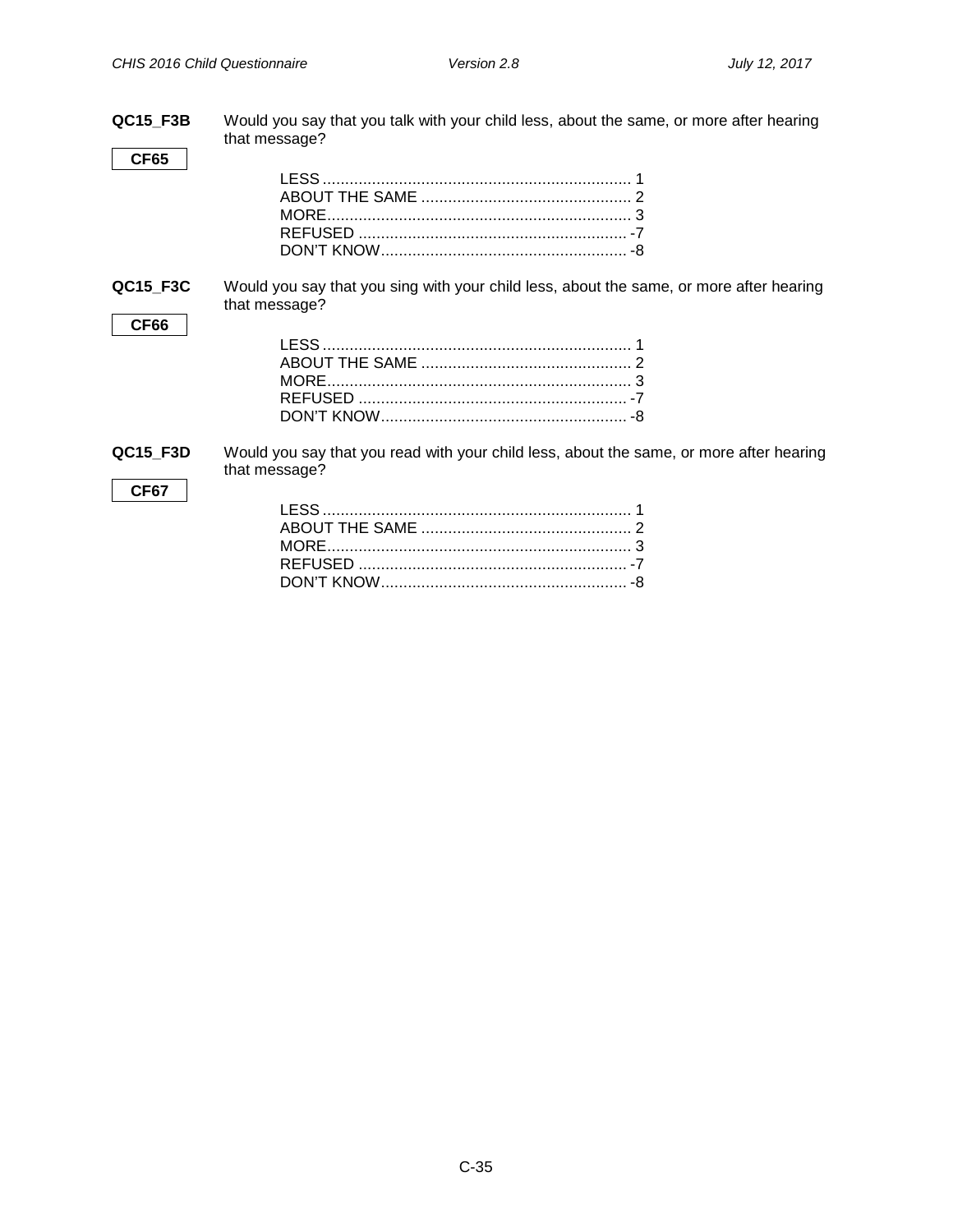**QC15_F3B** Would you say that you talk with your child less, about the same, or more after hearing that message?

**CF65**

LESS ..................................................................... 1
ABOUT THE SAME ............................................... 2
MORE .................................................................... 3
REFUSED ............................................................ -7
DON'T KNOW ....................................................... -8

**QC15_F3C** Would you say that you sing with your child less, about the same, or more after hearing that message?

**CF66**

LESS ..................................................................... 1
ABOUT THE SAME ............................................... 2
MORE .................................................................... 3
REFUSED ............................................................ -7
DON'T KNOW ....................................................... -8

**QC15_F3D** Would you say that you read with your child less, about the same, or more after hearing that message?

**CF67**

LESS ..................................................................... 1
ABOUT THE SAME ............................................... 2
MORE .................................................................... 3
REFUSED ............................................................ -7
DON'T KNOW ....................................................... -8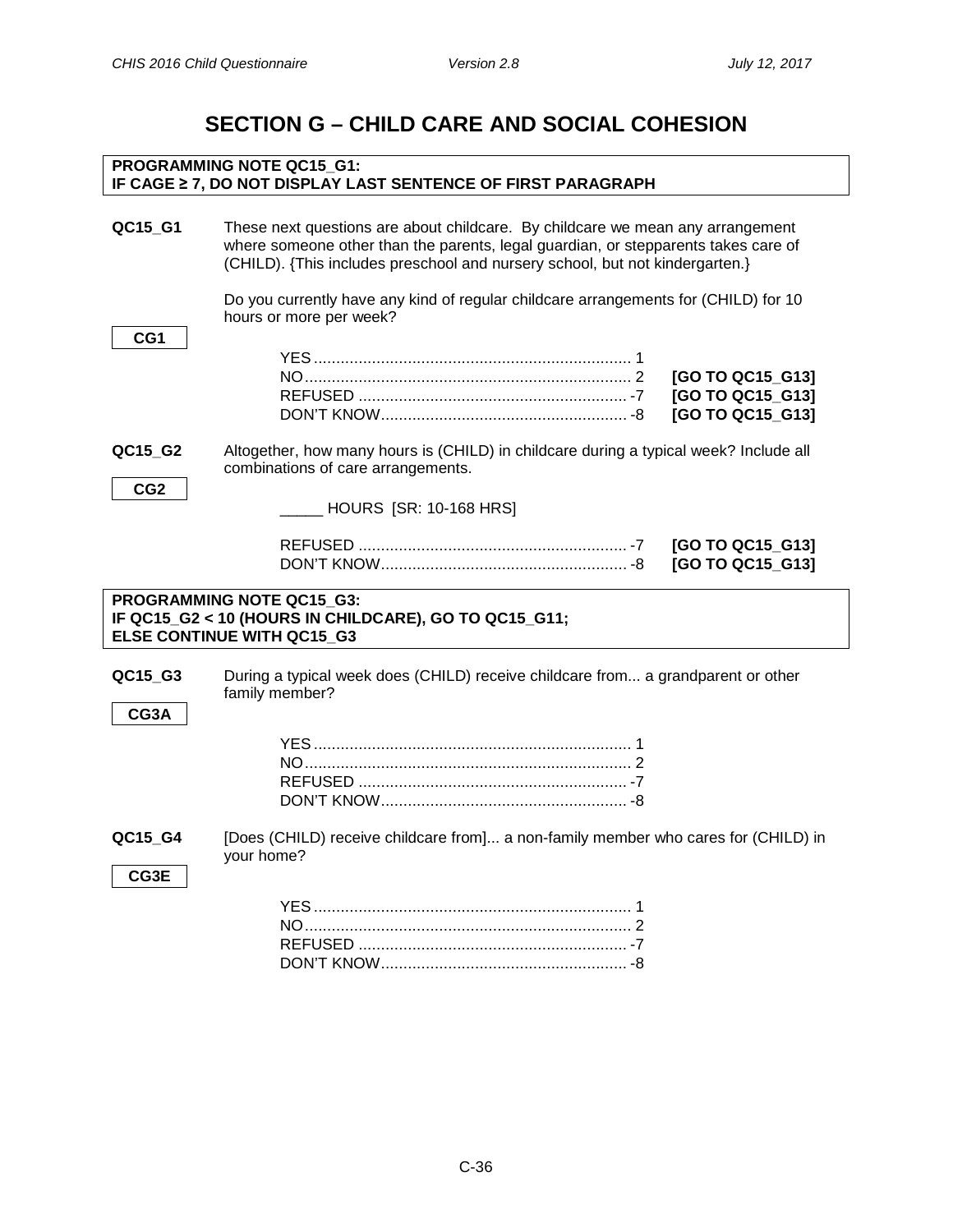# SECTION G – CHILD CARE AND SOCIAL COHESION

**PROGRAMMING NOTE QC15_G1:**
**IF CAGE ≥ 7, DO NOT DISPLAY LAST SENTENCE OF FIRST PARAGRAPH**

**QC15_G1** These next questions are about childcare. By childcare we mean any arrangement where someone other than the parents, legal guardian, or stepparents takes care of (CHILD). {This includes preschool and nursery school, but not kindergarten.}

Do you currently have any kind of regular childcare arrangements for (CHILD) for 10 hours or more per week?

**CG1**

| | | |
|---|---|---|
| YES | 1 | |
| NO | 2 | **[GO TO QC15_G13]** |
| REFUSED | -7 | **[GO TO QC15_G13]** |
| DON'T KNOW | -8 | **[GO TO QC15_G13]** |

**QC15_G2** Altogether, how many hours is (CHILD) in childcare during a typical week? Include all combinations of care arrangements.

**CG2**

_____ HOURS [SR: 10-168 HRS]

| | | |
|---|---|---|
| REFUSED | -7 | **[GO TO QC15_G13]** |
| DON'T KNOW | -8 | **[GO TO QC15_G13]** |

**PROGRAMMING NOTE QC15_G3:**
**IF QC15_G2 < 10 (HOURS IN CHILDCARE), GO TO QC15_G11;**
**ELSE CONTINUE WITH QC15_G3**

**QC15_G3** During a typical week does (CHILD) receive childcare from... a grandparent or other family member?

**CG3A**

| | |
|---|---|
| YES | 1 |
| NO | 2 |
| REFUSED | -7 |
| DON'T KNOW | -8 |

**QC15_G4** [Does (CHILD) receive childcare from]... a non-family member who cares for (CHILD) in your home?

**CG3E**

| | |
|---|---|
| YES | 1 |
| NO | 2 |
| REFUSED | -7 |
| DON'T KNOW | -8 |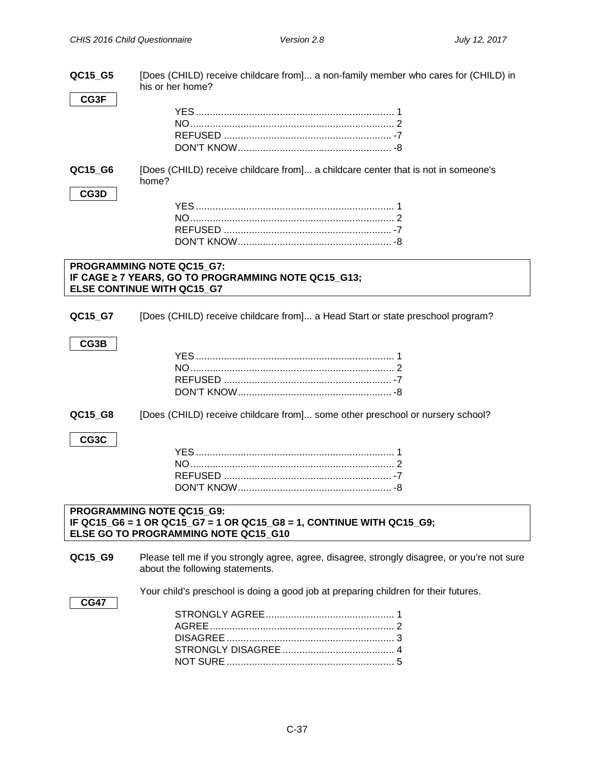**QC15_G5** [Does (CHILD) receive childcare from]... a non-family member who cares for (CHILD) in his or her home?

**CG3F**

YES....................................................................... 1
NO......................................................................... 2
REFUSED ............................................................ -7
DON'T KNOW....................................................... -8

**QC15_G6** [Does (CHILD) receive childcare from]... a childcare center that is not in someone's home?

**CG3D**

YES....................................................................... 1
NO......................................................................... 2
REFUSED ............................................................ -7
DON'T KNOW....................................................... -8

**PROGRAMMING NOTE QC15_G7:**
**IF CAGE ≥ 7 YEARS, GO TO PROGRAMMING NOTE QC15_G13;**
**ELSE CONTINUE WITH QC15_G7**

**QC15_G7** [Does (CHILD) receive childcare from]... a Head Start or state preschool program?

**CG3B**

YES....................................................................... 1
NO......................................................................... 2
REFUSED ............................................................ -7
DON'T KNOW....................................................... -8

**QC15_G8** [Does (CHILD) receive childcare from]... some other preschool or nursery school?

**CG3C**

YES....................................................................... 1
NO......................................................................... 2
REFUSED ............................................................ -7
DON'T KNOW....................................................... -8

**PROGRAMMING NOTE QC15_G9:**
**IF QC15_G6 = 1 OR QC15_G7 = 1 OR QC15_G8 = 1, CONTINUE WITH QC15_G9;**
**ELSE GO TO PROGRAMMING NOTE QC15_G10**

**QC15_G9** Please tell me if you strongly agree, agree, disagree, strongly disagree, or you're not sure about the following statements.

Your child's preschool is doing a good job at preparing children for their futures.

**CG47**

STRONGLY AGREE.............................................. 1
AGREE.................................................................. 2
DISAGREE ............................................................ 3
STRONGLY DISAGREE ........................................ 4
NOT SURE ............................................................ 5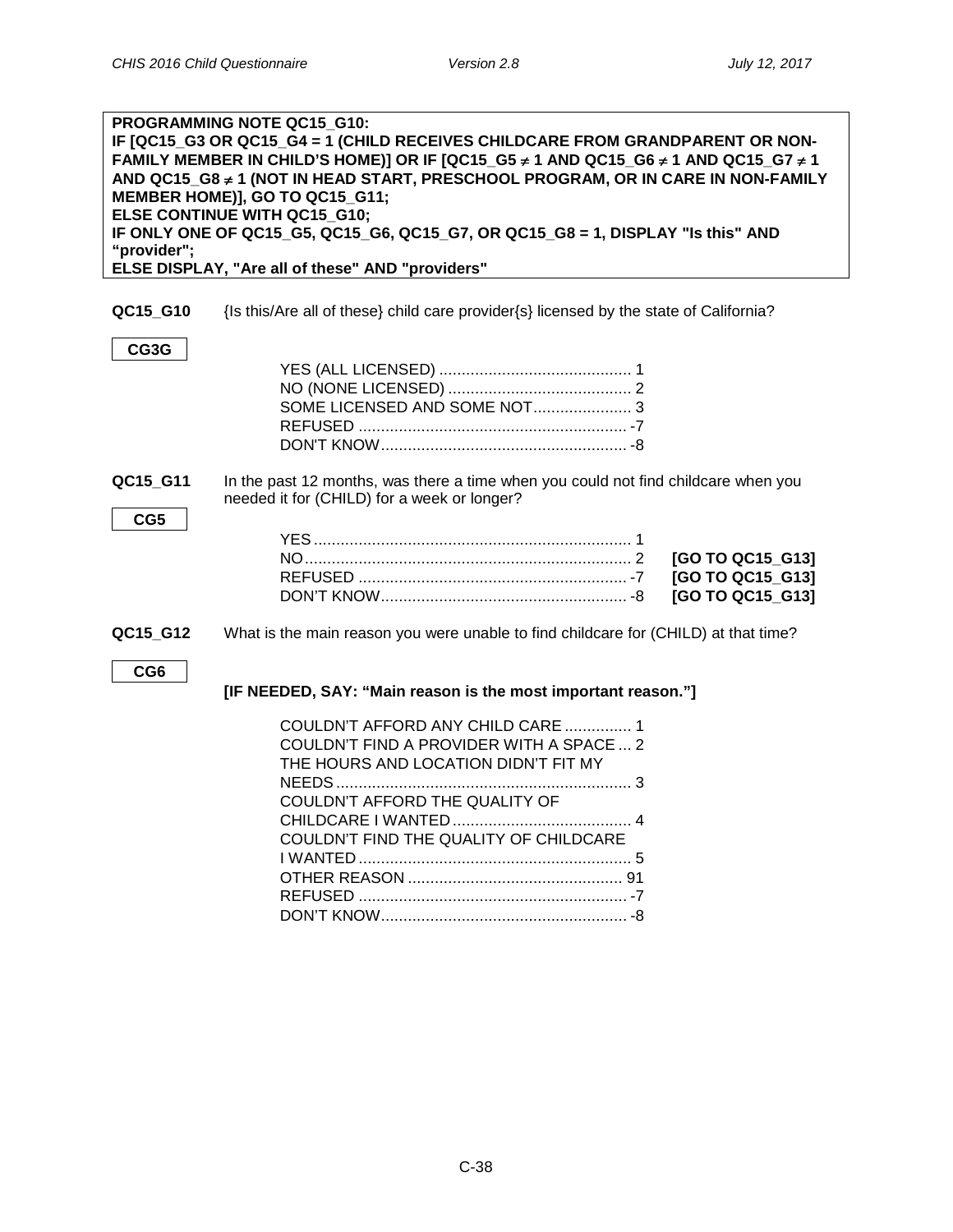**PROGRAMMING NOTE QC15_G10:**
**IF [QC15_G3 OR QC15_G4 = 1 (CHILD RECEIVES CHILDCARE FROM GRANDPARENT OR NON-FAMILY MEMBER IN CHILD'S HOME)] OR IF [QC15_G5 ≠ 1 AND QC15_G6 ≠ 1 AND QC15_G7 ≠ 1 AND QC15_G8 ≠ 1 (NOT IN HEAD START, PRESCHOOL PROGRAM, OR IN CARE IN NON-FAMILY MEMBER HOME)], GO TO QC15_G11;**
**ELSE CONTINUE WITH QC15_G10;**
**IF ONLY ONE OF QC15_G5, QC15_G6, QC15_G7, OR QC15_G8 = 1, DISPLAY "Is this" AND "provider";**
**ELSE DISPLAY, "Are all of these" AND "providers"**

**QC15_G10** {Is this/Are all of these} child care provider{s} licensed by the state of California?

**CG3G**

YES (ALL LICENSED) ........................................... 1
NO (NONE LICENSED) ......................................... 2
SOME LICENSED AND SOME NOT...................... 3
REFUSED ............................................................ -7
DON'T KNOW....................................................... -8

**QC15_G11** In the past 12 months, was there a time when you could not find childcare when you needed it for (CHILD) for a week or longer?

**CG5**

YES ....................................................................... 1
NO......................................................................... 2 **[GO TO QC15_G13]**
REFUSED ............................................................ -7 **[GO TO QC15_G13]**
DON'T KNOW....................................................... -8 **[GO TO QC15_G13]**

**QC15_G12** What is the main reason you were unable to find childcare for (CHILD) at that time?

**CG6**

**[IF NEEDED, SAY: "Main reason is the most important reason."]**

COULDN'T AFFORD ANY CHILD CARE ............... 1
COULDN'T FIND A PROVIDER WITH A SPACE ... 2
THE HOURS AND LOCATION DIDN'T FIT MY NEEDS.................................................................. 3
COULDN'T AFFORD THE QUALITY OF CHILDCARE I WANTED........................................ 4
COULDN'T FIND THE QUALITY OF CHILDCARE I WANTED............................................................. 5
OTHER REASON ................................................ 91
REFUSED ............................................................ -7
DON'T KNOW....................................................... -8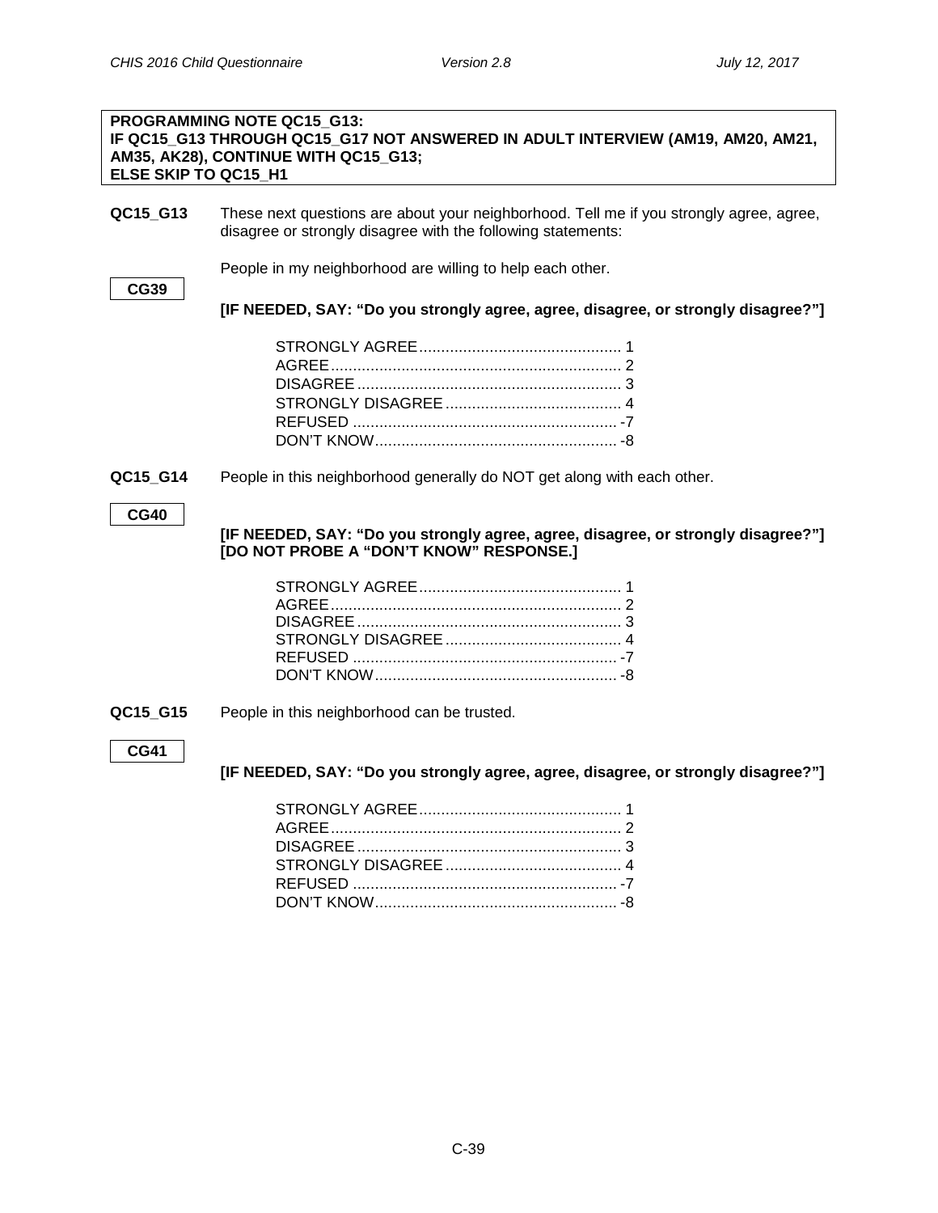**PROGRAMMING NOTE QC15_G13:**
**IF QC15_G13 THROUGH QC15_G17 NOT ANSWERED IN ADULT INTERVIEW (AM19, AM20, AM21, AM35, AK28), CONTINUE WITH QC15_G13;**
**ELSE SKIP TO QC15_H1**

**QC15_G13** These next questions are about your neighborhood. Tell me if you strongly agree, agree, disagree or strongly disagree with the following statements:

**CG39**

People in my neighborhood are willing to help each other.

**[IF NEEDED, SAY: "Do you strongly agree, agree, disagree, or strongly disagree?"]**

STRONGLY AGREE .............................................. 1
AGREE .................................................................. 2
DISAGREE ............................................................ 3
STRONGLY DISAGREE ........................................ 4
REFUSED ............................................................ -7
DON'T KNOW ....................................................... -8

**QC15_G14** People in this neighborhood generally do NOT get along with each other.

**CG40**

**[IF NEEDED, SAY: "Do you strongly agree, agree, disagree, or strongly disagree?"]**
**[DO NOT PROBE A "DON'T KNOW" RESPONSE.]**

STRONGLY AGREE .............................................. 1
AGREE .................................................................. 2
DISAGREE ............................................................ 3
STRONGLY DISAGREE ........................................ 4
REFUSED ............................................................ -7
DON'T KNOW ....................................................... -8

**QC15_G15** People in this neighborhood can be trusted.

**CG41**

**[IF NEEDED, SAY: "Do you strongly agree, agree, disagree, or strongly disagree?"]**

STRONGLY AGREE .............................................. 1
AGREE .................................................................. 2
DISAGREE ............................................................ 3
STRONGLY DISAGREE ........................................ 4
REFUSED ............................................................ -7
DON'T KNOW ....................................................... -8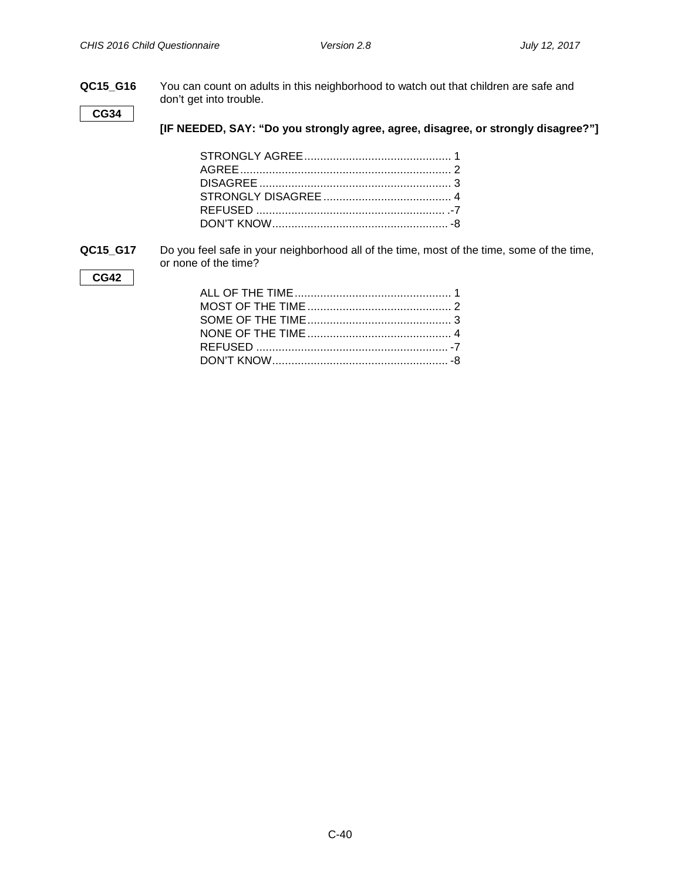**QC15_G16** You can count on adults in this neighborhood to watch out that children are safe and don't get into trouble.

**CG34**

**[IF NEEDED, SAY: "Do you strongly agree, agree, disagree, or strongly disagree?"]**

STRONGLY AGREE............................................. 1
AGREE.................................................................. 2
DISAGREE............................................................ 3
STRONGLY DISAGREE........................................ 4
REFUSED ........................................................... .-7
DON'T KNOW...................................................... -8

**QC15_G17** Do you feel safe in your neighborhood all of the time, most of the time, some of the time, or none of the time?

**CG42**

ALL OF THE TIME................................................ 1
MOST OF THE TIME............................................ 2
SOME OF THE TIME............................................ 3
NONE OF THE TIME............................................ 4
REFUSED ............................................................ -7
DON'T KNOW...................................................... -8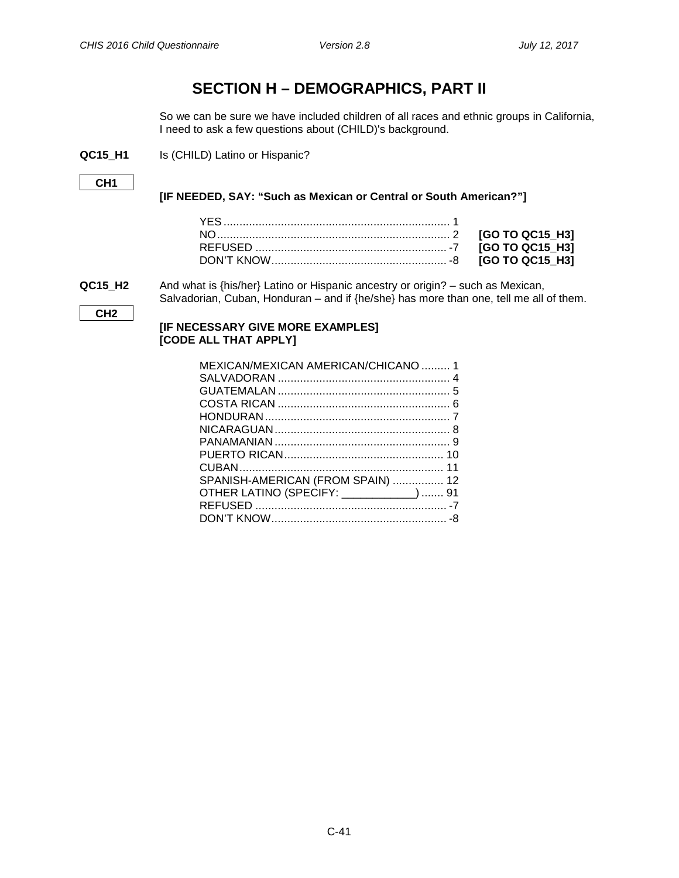# SECTION H – DEMOGRAPHICS, PART II

So we can be sure we have included children of all races and ethnic groups in California, I need to ask a few questions about (CHILD)'s background.

**QC15_H1** Is (CHILD) Latino or Hispanic?

**CH1**

**[IF NEEDED, SAY: "Such as Mexican or Central or South American?"]**

| | | |
|---|---|---|
| YES | 1 | |
| NO | 2 | **[GO TO QC15_H3]** |
| REFUSED | -7 | **[GO TO QC15_H3]** |
| DON'T KNOW | -8 | **[GO TO QC15_H3]** |

**QC15_H2** And what is {his/her} Latino or Hispanic ancestry or origin? – such as Mexican, Salvadorian, Cuban, Honduran – and if {he/she} has more than one, tell me all of them.

**CH2**

**[IF NECESSARY GIVE MORE EXAMPLES]**
**[CODE ALL THAT APPLY]**

| | |
|---|---|
| MEXICAN/MEXICAN AMERICAN/CHICANO | 1 |
| SALVADORAN | 4 |
| GUATEMALAN | 5 |
| COSTA RICAN | 6 |
| HONDURAN | 7 |
| NICARAGUAN | 8 |
| PANAMANIAN | 9 |
| PUERTO RICAN | 10 |
| CUBAN | 11 |
| SPANISH-AMERICAN (FROM SPAIN) | 12 |
| OTHER LATINO (SPECIFY: ___________) | 91 |
| REFUSED | -7 |
| DON'T KNOW | -8 |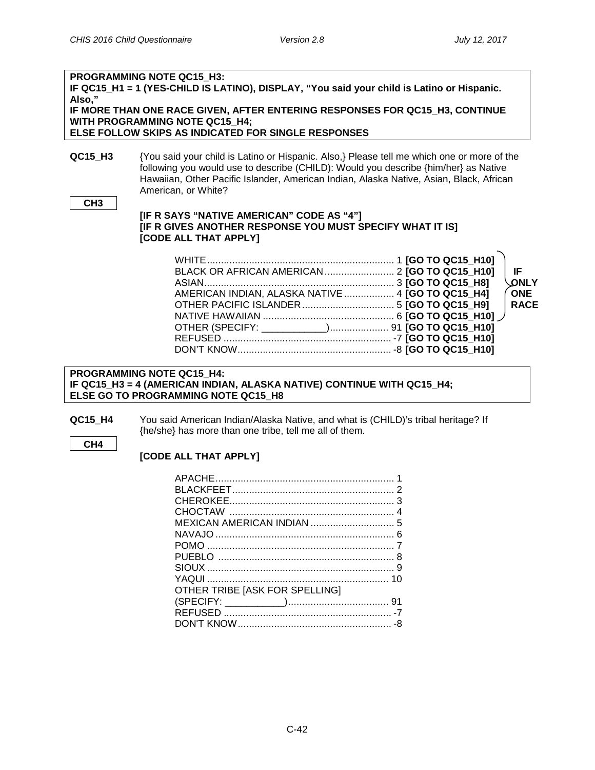**PROGRAMMING NOTE QC15_H3:**
**IF QC15_H1 = 1 (YES-CHILD IS LATINO), DISPLAY, "You said your child is Latino or Hispanic. Also,"**
**IF MORE THAN ONE RACE GIVEN, AFTER ENTERING RESPONSES FOR QC15_H3, CONTINUE WITH PROGRAMMING NOTE QC15_H4;**
**ELSE FOLLOW SKIPS AS INDICATED FOR SINGLE RESPONSES**

**QC15_H3** {You said your child is Latino or Hispanic. Also,} Please tell me which one or more of the following you would use to describe (CHILD): Would you describe {him/her} as Native Hawaiian, Other Pacific Islander, American Indian, Alaska Native, Asian, Black, African American, or White?

**CH3**

**[IF R SAYS "NATIVE AMERICAN" CODE AS "4"]**
**[IF R GIVES ANOTHER RESPONSE YOU MUST SPECIFY WHAT IT IS]**
**[CODE ALL THAT APPLY]**

| Response | Code | Skip (IF ONLY ONE RACE) |
|---|---|---|
| WHITE | 1 | **[GO TO QC15_H10]** |
| BLACK OR AFRICAN AMERICAN | 2 | **[GO TO QC15_H10]** |
| ASIAN | 3 | **[GO TO QC15_H8]** |
| AMERICAN INDIAN, ALASKA NATIVE | 4 | **[GO TO QC15_H4]** |
| OTHER PACIFIC ISLANDER | 5 | **[GO TO QC15_H9]** |
| NATIVE HAWAIIAN | 6 | **[GO TO QC15_H10]** |
| OTHER (SPECIFY: ____________) | 91 | **[GO TO QC15_H10]** |
| REFUSED | -7 | **[GO TO QC15_H10]** |
| DON'T KNOW | -8 | **[GO TO QC15_H10]** |

**PROGRAMMING NOTE QC15_H4:**
**IF QC15_H3 = 4 (AMERICAN INDIAN, ALASKA NATIVE) CONTINUE WITH QC15_H4;**
**ELSE GO TO PROGRAMMING NOTE QC15_H8**

**QC15_H4** You said American Indian/Alaska Native, and what is (CHILD)'s tribal heritage? If {he/she} has more than one tribe, tell me all of them.

**CH4**

**[CODE ALL THAT APPLY]**

| Response | Code |
|---|---|
| APACHE | 1 |
| BLACKFEET | 2 |
| CHEROKEE | 3 |
| CHOCTAW | 4 |
| MEXICAN AMERICAN INDIAN | 5 |
| NAVAJO | 6 |
| POMO | 7 |
| PUEBLO | 8 |
| SIOUX | 9 |
| YAQUI | 10 |
| OTHER TRIBE [ASK FOR SPELLING] (SPECIFY: ___________) | 91 |
| REFUSED | -7 |
| DON'T KNOW | -8 |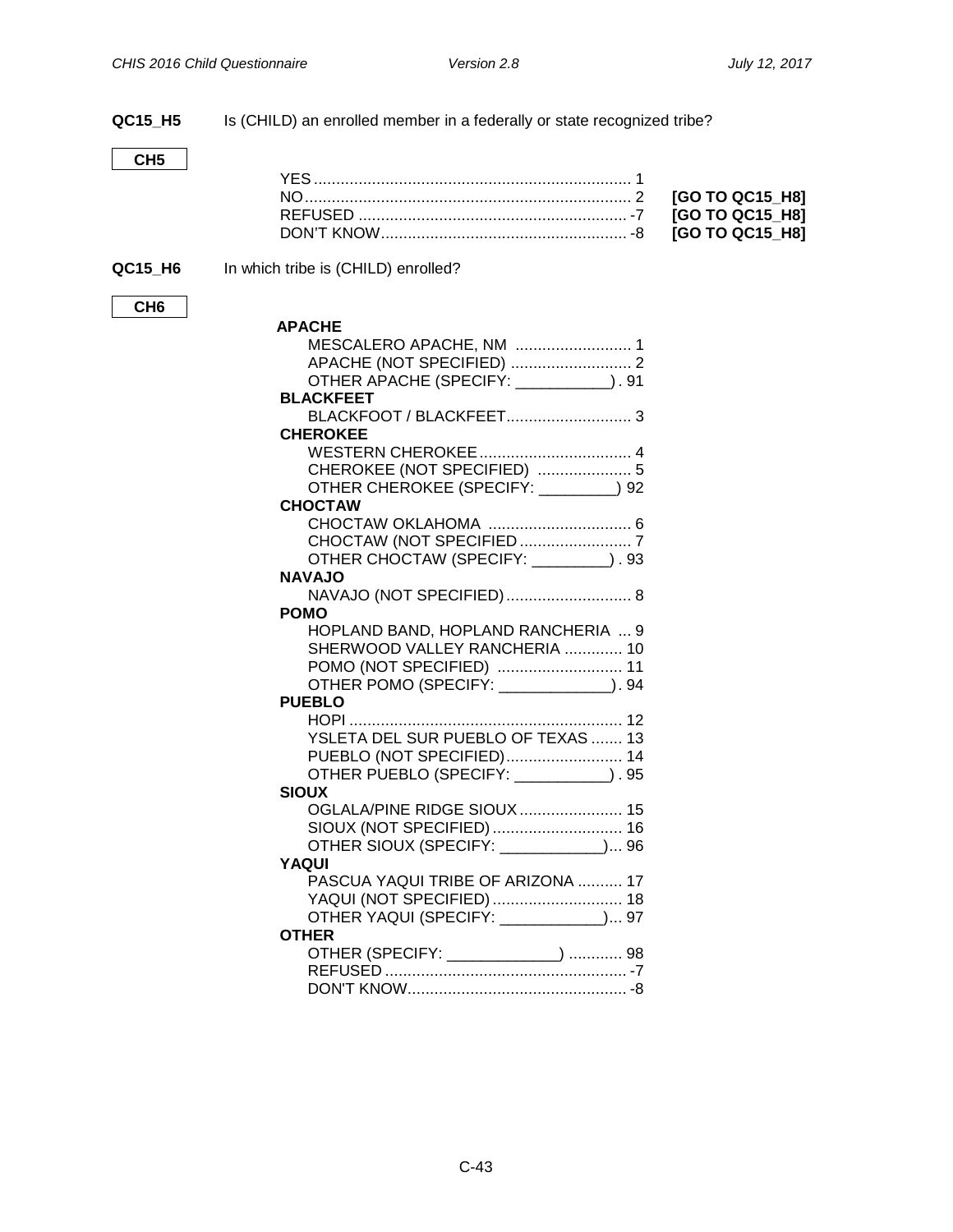**QC15_H5** Is (CHILD) an enrolled member in a federally or state recognized tribe?

**CH5**

| | | |
|---|---|---|
| YES | 1 | |
| NO | 2 | **[GO TO QC15_H8]** |
| REFUSED | -7 | **[GO TO QC15_H8]** |
| DON'T KNOW | -8 | **[GO TO QC15_H8]** |

**QC15_H6** In which tribe is (CHILD) enrolled?

**CH6**

**APACHE**
- MESCALERO APACHE, NM .......... 1
- APACHE (NOT SPECIFIED) .......... 2
- OTHER APACHE (SPECIFY: ___________) . 91

**BLACKFEET**
- BLACKFOOT / BLACKFEET .......... 3

**CHEROKEE**
- WESTERN CHEROKEE .......... 4
- CHEROKEE (NOT SPECIFIED) .......... 5
- OTHER CHEROKEE (SPECIFY: _________) 92

**CHOCTAW**
- CHOCTAW OKLAHOMA .......... 6
- CHOCTAW (NOT SPECIFIED .......... 7
- OTHER CHOCTAW (SPECIFY: _________) . 93

**NAVAJO**
- NAVAJO (NOT SPECIFIED) .......... 8

**POMO**
- HOPLAND BAND, HOPLAND RANCHERIA ... 9
- SHERWOOD VALLEY RANCHERIA .......... 10
- POMO (NOT SPECIFIED) .......... 11
- OTHER POMO (SPECIFY: _____________) . 94

**PUEBLO**
- HOPI .......... 12
- YSLETA DEL SUR PUEBLO OF TEXAS .......... 13
- PUEBLO (NOT SPECIFIED) .......... 14
- OTHER PUEBLO (SPECIFY: ___________) . 95

**SIOUX**
- OGLALA/PINE RIDGE SIOUX .......... 15
- SIOUX (NOT SPECIFIED) .......... 16
- OTHER SIOUX (SPECIFY: ____________)... 96

**YAQUI**
- PASCUA YAQUI TRIBE OF ARIZONA .......... 17
- YAQUI (NOT SPECIFIED) .......... 18
- OTHER YAQUI (SPECIFY: ____________)... 97

**OTHER**
- OTHER (SPECIFY: _____________) .......... 98
- REFUSED .......... -7
- DON'T KNOW .......... -8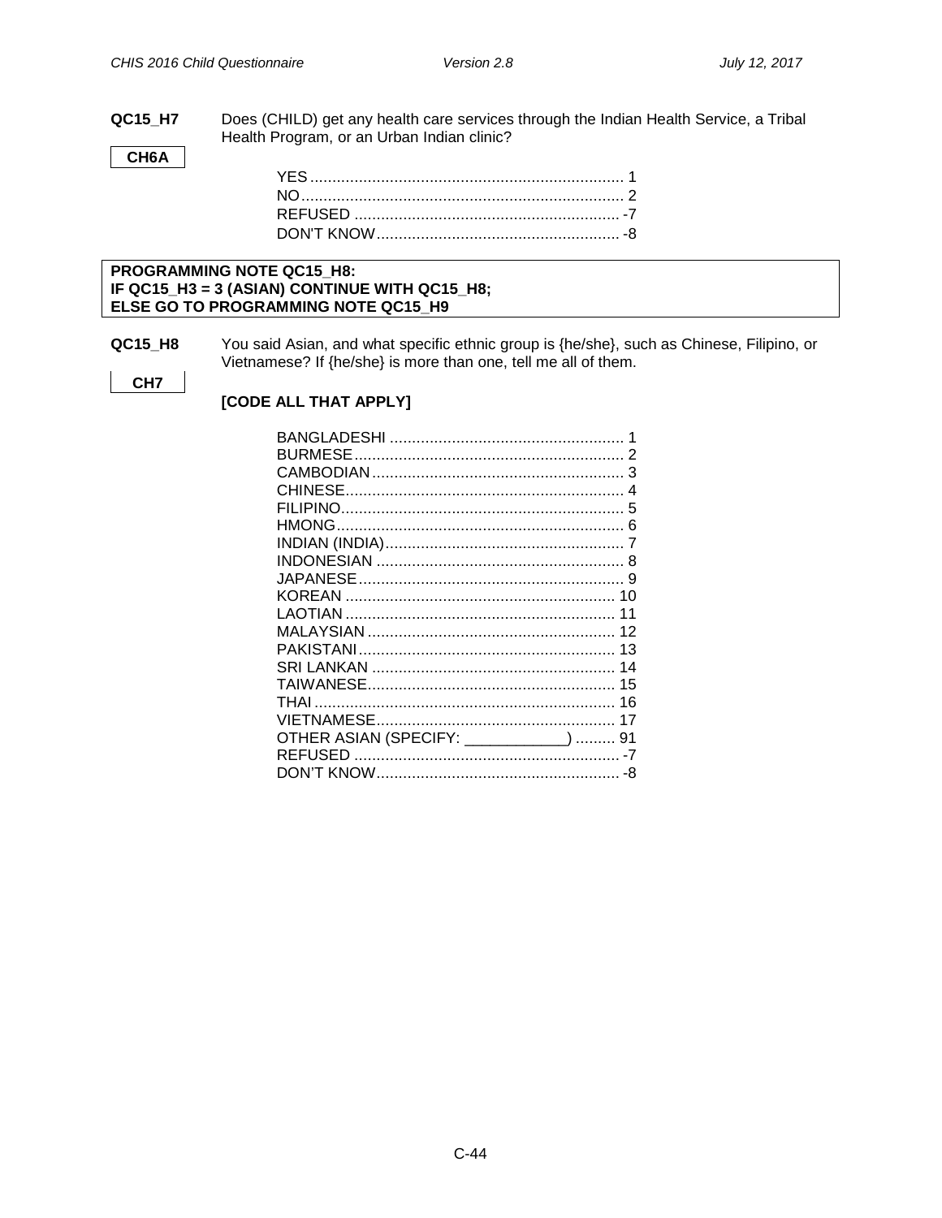**QC15_H7** Does (CHILD) get any health care services through the Indian Health Service, a Tribal Health Program, or an Urban Indian clinic?

**CH6A**

| | |
|---|---|
| YES | 1 |
| NO | 2 |
| REFUSED | -7 |
| DON'T KNOW | -8 |

**PROGRAMMING NOTE QC15_H8:**
**IF QC15_H3 = 3 (ASIAN) CONTINUE WITH QC15_H8;**
**ELSE GO TO PROGRAMMING NOTE QC15_H9**

**QC15_H8** You said Asian, and what specific ethnic group is {he/she}, such as Chinese, Filipino, or Vietnamese? If {he/she} is more than one, tell me all of them.

**CH7**

**[CODE ALL THAT APPLY]**

| | |
|---|---|
| BANGLADESHI | 1 |
| BURMESE | 2 |
| CAMBODIAN | 3 |
| CHINESE | 4 |
| FILIPINO | 5 |
| HMONG | 6 |
| INDIAN (INDIA) | 7 |
| INDONESIAN | 8 |
| JAPANESE | 9 |
| KOREAN | 10 |
| LAOTIAN | 11 |
| MALAYSIAN | 12 |
| PAKISTANI | 13 |
| SRI LANKAN | 14 |
| TAIWANESE | 15 |
| THAI | 16 |
| VIETNAMESE | 17 |
| OTHER ASIAN (SPECIFY: ____________) | 91 |
| REFUSED | -7 |
| DON'T KNOW | -8 |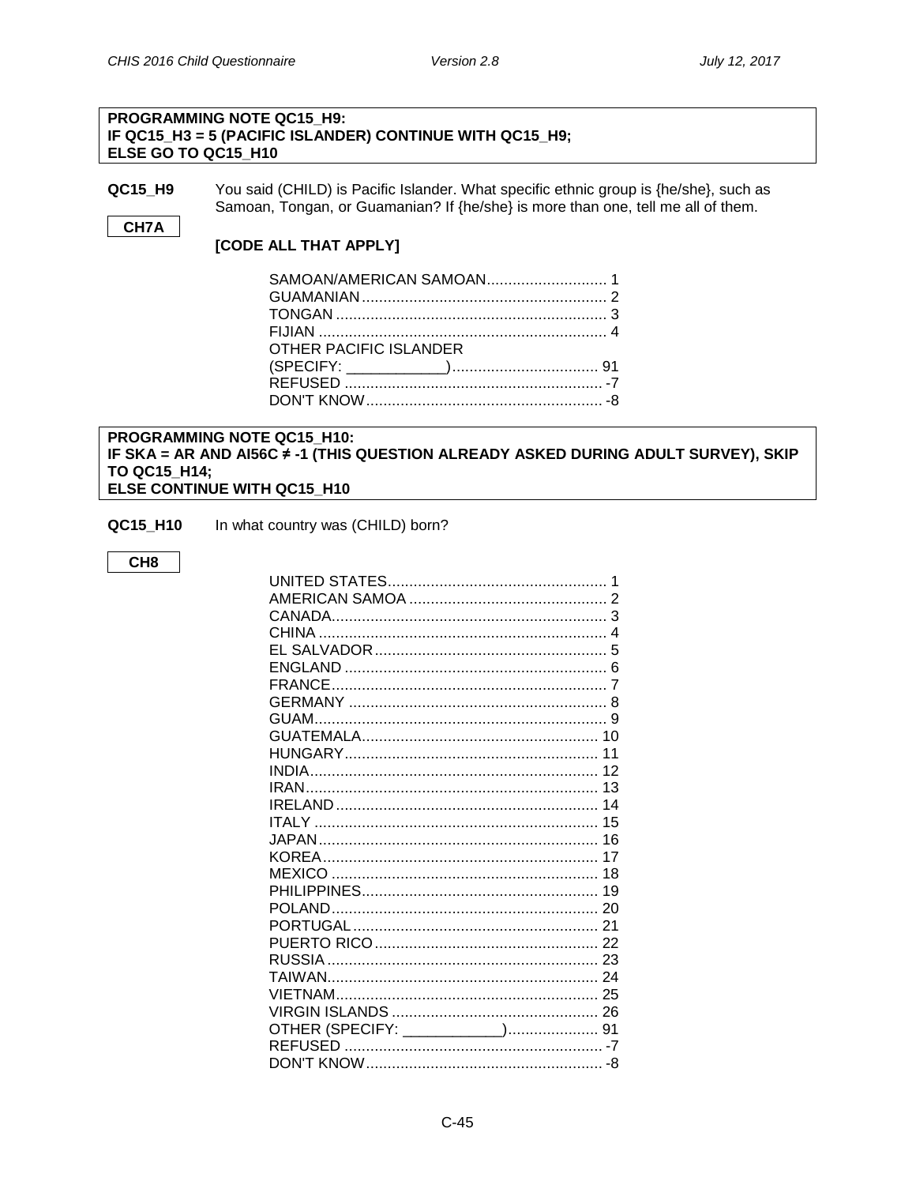**PROGRAMMING NOTE QC15_H9:**
**IF QC15_H3 = 5 (PACIFIC ISLANDER) CONTINUE WITH QC15_H9;**
**ELSE GO TO QC15_H10**

**QC15_H9** You said (CHILD) is Pacific Islander. What specific ethnic group is {he/she}, such as Samoan, Tongan, or Guamanian? If {he/she} is more than one, tell me all of them.

**CH7A**

**[CODE ALL THAT APPLY]**

| | |
|---|---|
| SAMOAN/AMERICAN SAMOAN | 1 |
| GUAMANIAN | 2 |
| TONGAN | 3 |
| FIJIAN | 4 |
| OTHER PACIFIC ISLANDER (SPECIFY: ____________) | 91 |
| REFUSED | -7 |
| DON'T KNOW | -8 |

**PROGRAMMING NOTE QC15_H10:**
**IF SKA = AR AND AI56C ≠ -1 (THIS QUESTION ALREADY ASKED DURING ADULT SURVEY), SKIP TO QC15_H14;**
**ELSE CONTINUE WITH QC15_H10**

**QC15_H10** In what country was (CHILD) born?

**CH8**

| | |
|---|---|
| UNITED STATES | 1 |
| AMERICAN SAMOA | 2 |
| CANADA | 3 |
| CHINA | 4 |
| EL SALVADOR | 5 |
| ENGLAND | 6 |
| FRANCE | 7 |
| GERMANY | 8 |
| GUAM | 9 |
| GUATEMALA | 10 |
| HUNGARY | 11 |
| INDIA | 12 |
| IRAN | 13 |
| IRELAND | 14 |
| ITALY | 15 |
| JAPAN | 16 |
| KOREA | 17 |
| MEXICO | 18 |
| PHILIPPINES | 19 |
| POLAND | 20 |
| PORTUGAL | 21 |
| PUERTO RICO | 22 |
| RUSSIA | 23 |
| TAIWAN | 24 |
| VIETNAM | 25 |
| VIRGIN ISLANDS | 26 |
| OTHER (SPECIFY: ____________) | 91 |
| REFUSED | -7 |
| DON'T KNOW | -8 |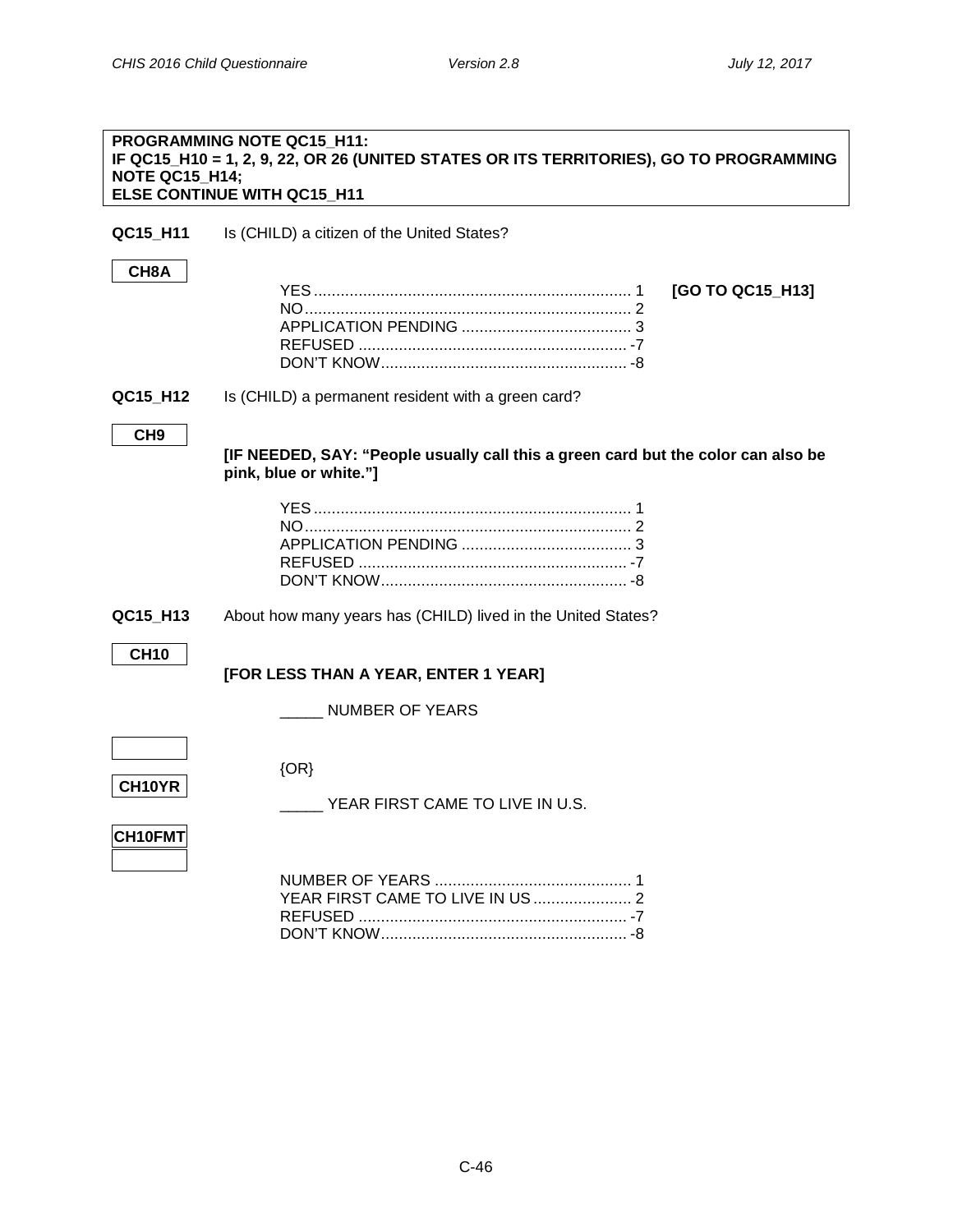**PROGRAMMING NOTE QC15_H11:**
**IF QC15_H10 = 1, 2, 9, 22, OR 26 (UNITED STATES OR ITS TERRITORIES), GO TO PROGRAMMING NOTE QC15_H14;**
**ELSE CONTINUE WITH QC15_H11**

**QC15_H11** Is (CHILD) a citizen of the United States?

**CH8A**

YES ....................................................................... 1 **[GO TO QC15_H13]**
NO......................................................................... 2
APPLICATION PENDING ...................................... 3
REFUSED ............................................................ -7
DON'T KNOW....................................................... -8

**QC15_H12** Is (CHILD) a permanent resident with a green card?

**CH9**

**[IF NEEDED, SAY: "People usually call this a green card but the color can also be pink, blue or white."]**

YES ....................................................................... 1
NO......................................................................... 2
APPLICATION PENDING ...................................... 3
REFUSED ............................................................ -7
DON'T KNOW....................................................... -8

**QC15_H13** About how many years has (CHILD) lived in the United States?

**CH10**

**[FOR LESS THAN A YEAR, ENTER 1 YEAR]**

_____ NUMBER OF YEARS

{OR}

**CH10YR**

_____ YEAR FIRST CAME TO LIVE IN U.S.

**CH10FMT**

NUMBER OF YEARS ............................................ 1
YEAR FIRST CAME TO LIVE IN US ...................... 2
REFUSED ............................................................ -7
DON'T KNOW....................................................... -8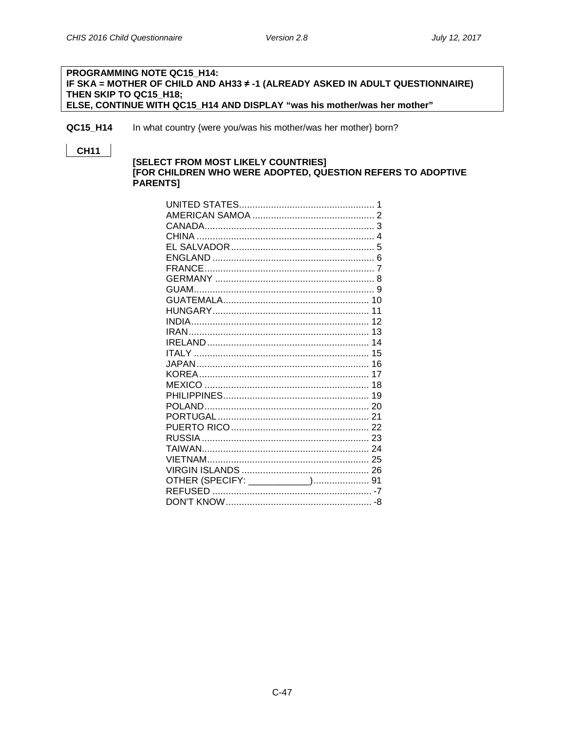**PROGRAMMING NOTE QC15_H14:**
**IF SKA = MOTHER OF CHILD AND AH33 ≠ -1 (ALREADY ASKED IN ADULT QUESTIONNAIRE) THEN SKIP TO QC15_H18;**
**ELSE, CONTINUE WITH QC15_H14 AND DISPLAY "was his mother/was her mother"**

**QC15_H14** In what country {were you/was his mother/was her mother} born?

**CH11**

**[SELECT FROM MOST LIKELY COUNTRIES]**
**[FOR CHILDREN WHO WERE ADOPTED, QUESTION REFERS TO ADOPTIVE PARENTS]**

UNITED STATES .................................................... 1
AMERICAN SAMOA .............................................. 2
CANADA ............................................................... 3
CHINA .................................................................. 4
EL SALVADOR ..................................................... 5
ENGLAND ............................................................ 6
FRANCE ............................................................... 7
GERMANY ........................................................... 8
GUAM ................................................................... 9
GUATEMALA ...................................................... 10
HUNGARY .......................................................... 11
INDIA .................................................................. 12
IRAN ................................................................... 13
IRELAND ............................................................ 14
ITALY ................................................................. 15
JAPAN ................................................................ 16
KOREA ............................................................... 17
MEXICO ............................................................. 18
PHILIPPINES ...................................................... 19
POLAND ............................................................. 20
PORTUGAL ........................................................ 21
PUERTO RICO ................................................... 22
RUSSIA .............................................................. 23
TAIWAN .............................................................. 24
VIETNAM ............................................................ 25
VIRGIN ISLANDS ............................................... 26
OTHER (SPECIFY: ___________) .................... 91
REFUSED ........................................................... -7
DON'T KNOW ...................................................... -8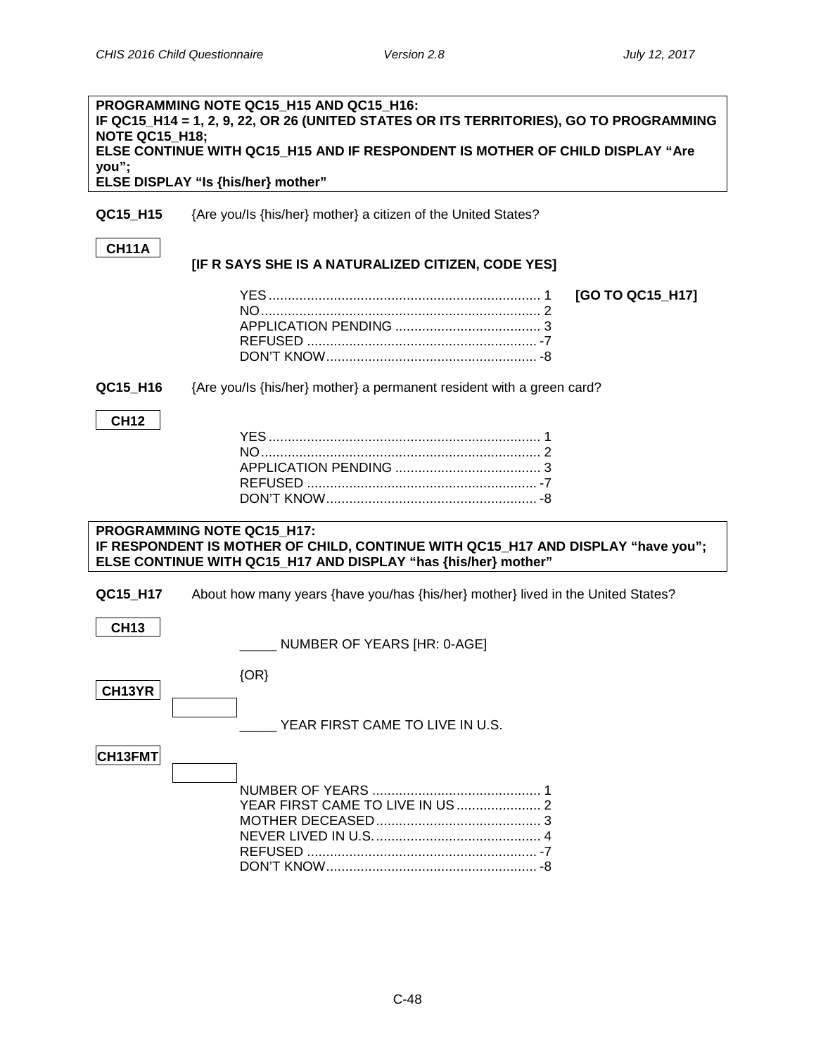**PROGRAMMING NOTE QC15_H15 AND QC15_H16:**
**IF QC15_H14 = 1, 2, 9, 22, OR 26 (UNITED STATES OR ITS TERRITORIES), GO TO PROGRAMMING NOTE QC15_H18;**
**ELSE CONTINUE WITH QC15_H15 AND IF RESPONDENT IS MOTHER OF CHILD DISPLAY "Are you";**
**ELSE DISPLAY "Is {his/her} mother"**

**QC15_H15** {Are you/Is {his/her} mother} a citizen of the United States?

**CH11A**

**[IF R SAYS SHE IS A NATURALIZED CITIZEN, CODE YES]**

YES ........................................................................ 1 **[GO TO QC15_H17]**
NO.......................................................................... 2
APPLICATION PENDING ...................................... 3
REFUSED ............................................................ -7
DON'T KNOW....................................................... -8

**QC15_H16** {Are you/Is {his/her} mother} a permanent resident with a green card?

**CH12**

YES ........................................................................ 1
NO.......................................................................... 2
APPLICATION PENDING ...................................... 3
REFUSED ............................................................ -7
DON'T KNOW....................................................... -8

**PROGRAMMING NOTE QC15_H17:**
**IF RESPONDENT IS MOTHER OF CHILD, CONTINUE WITH QC15_H17 AND DISPLAY "have you";**
**ELSE CONTINUE WITH QC15_H17 AND DISPLAY "has {his/her} mother"**

**QC15_H17** About how many years {have you/has {his/her} mother} lived in the United States?

**CH13**

_____ NUMBER OF YEARS [HR: 0-AGE]

{OR}

**CH13YR**

_____ YEAR FIRST CAME TO LIVE IN U.S.

**CH13FMT**

NUMBER OF YEARS ............................................ 1
YEAR FIRST CAME TO LIVE IN US ...................... 2
MOTHER DECEASED........................................... 3
NEVER LIVED IN U.S............................................ 4
REFUSED ............................................................ -7
DON'T KNOW....................................................... -8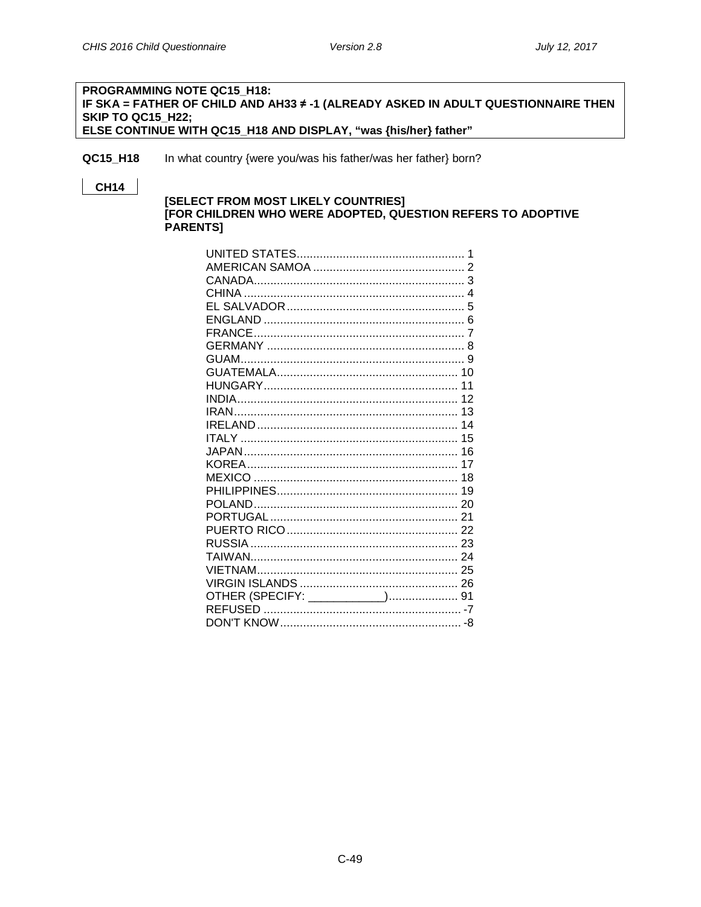**PROGRAMMING NOTE QC15_H18:**
**IF SKA = FATHER OF CHILD AND AH33 ≠ -1 (ALREADY ASKED IN ADULT QUESTIONNAIRE THEN SKIP TO QC15_H22;**
**ELSE CONTINUE WITH QC15_H18 AND DISPLAY, "was {his/her} father"**

**QC15_H18** In what country {were you/was his father/was her father} born?

**CH14**

**[SELECT FROM MOST LIKELY COUNTRIES]**
**[FOR CHILDREN WHO WERE ADOPTED, QUESTION REFERS TO ADOPTIVE PARENTS]**

| | |
|---|---|
| UNITED STATES | 1 |
| AMERICAN SAMOA | 2 |
| CANADA | 3 |
| CHINA | 4 |
| EL SALVADOR | 5 |
| ENGLAND | 6 |
| FRANCE | 7 |
| GERMANY | 8 |
| GUAM | 9 |
| GUATEMALA | 10 |
| HUNGARY | 11 |
| INDIA | 12 |
| IRAN | 13 |
| IRELAND | 14 |
| ITALY | 15 |
| JAPAN | 16 |
| KOREA | 17 |
| MEXICO | 18 |
| PHILIPPINES | 19 |
| POLAND | 20 |
| PORTUGAL | 21 |
| PUERTO RICO | 22 |
| RUSSIA | 23 |
| TAIWAN | 24 |
| VIETNAM | 25 |
| VIRGIN ISLANDS | 26 |
| OTHER (SPECIFY: ___________) | 91 |
| REFUSED | -7 |
| DON'T KNOW | -8 |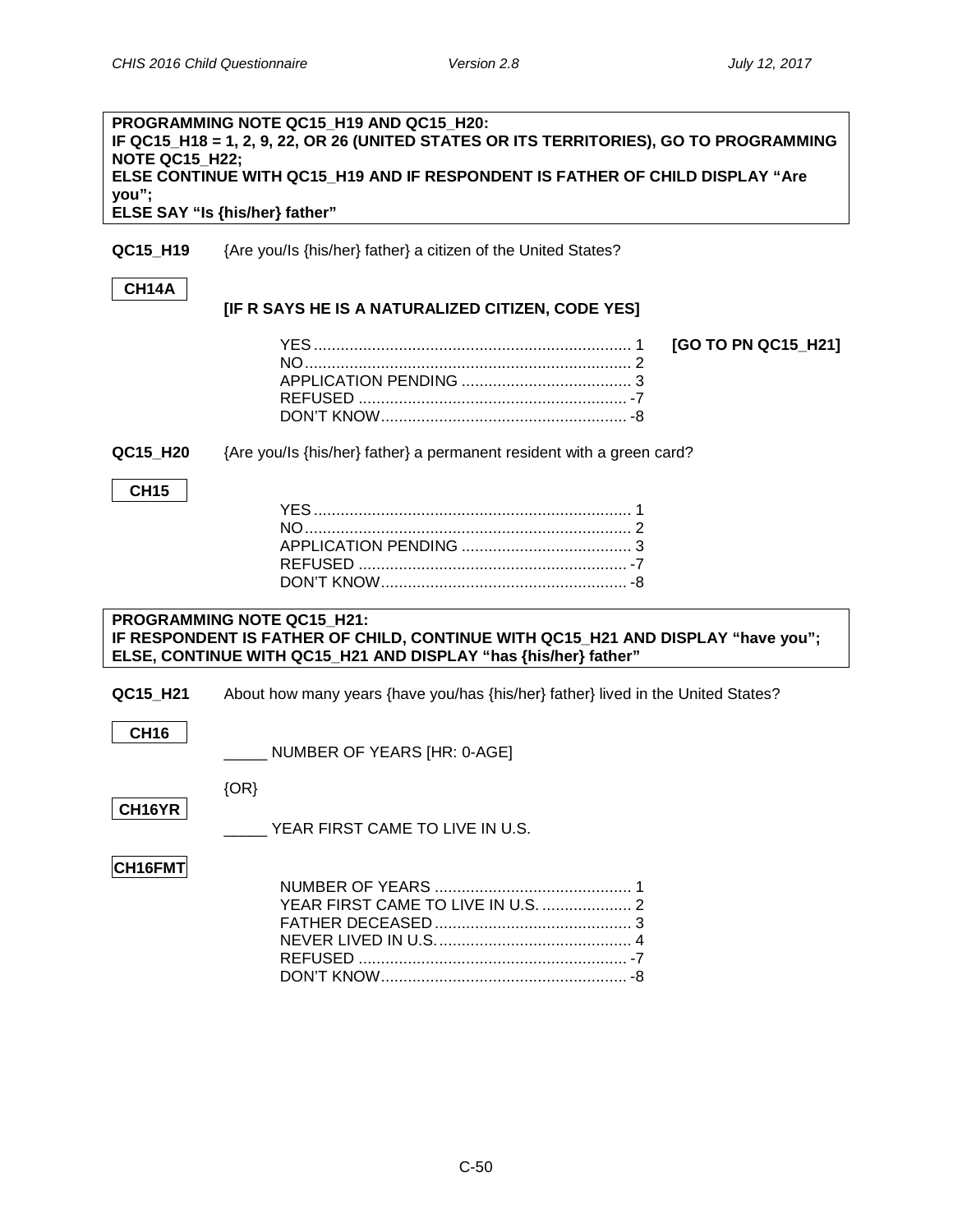**PROGRAMMING NOTE QC15_H19 AND QC15_H20:**
**IF QC15_H18 = 1, 2, 9, 22, OR 26 (UNITED STATES OR ITS TERRITORIES), GO TO PROGRAMMING NOTE QC15_H22;**
**ELSE CONTINUE WITH QC15_H19 AND IF RESPONDENT IS FATHER OF CHILD DISPLAY "Are you";**
**ELSE SAY "Is {his/her} father"**

**QC15_H19** {Are you/Is {his/her} father} a citizen of the United States?

**CH14A**

**[IF R SAYS HE IS A NATURALIZED CITIZEN, CODE YES]**

| | | |
|---|---|---|
| YES | 1 | **[GO TO PN QC15_H21]** |
| NO | 2 | |
| APPLICATION PENDING | 3 | |
| REFUSED | -7 | |
| DON'T KNOW | -8 | |

**QC15_H20** {Are you/Is {his/her} father} a permanent resident with a green card?

**CH15**

| | |
|---|---|
| YES | 1 |
| NO | 2 |
| APPLICATION PENDING | 3 |
| REFUSED | -7 |
| DON'T KNOW | -8 |

**PROGRAMMING NOTE QC15_H21:**
**IF RESPONDENT IS FATHER OF CHILD, CONTINUE WITH QC15_H21 AND DISPLAY "have you";**
**ELSE, CONTINUE WITH QC15_H21 AND DISPLAY "has {his/her} father"**

**QC15_H21** About how many years {have you/has {his/her} father} lived in the United States?

**CH16**

_____ NUMBER OF YEARS [HR: 0-AGE]

{OR}

**CH16YR**

_____ YEAR FIRST CAME TO LIVE IN U.S.

**CH16FMT**

| | |
|---|---|
| NUMBER OF YEARS | 1 |
| YEAR FIRST CAME TO LIVE IN U.S. | 2 |
| FATHER DECEASED | 3 |
| NEVER LIVED IN U.S. | 4 |
| REFUSED | -7 |
| DON'T KNOW | -8 |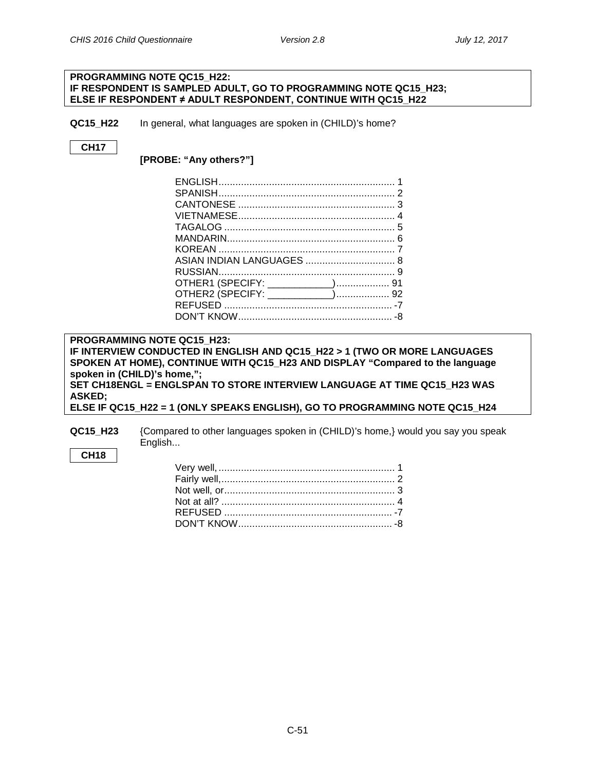**PROGRAMMING NOTE QC15_H22:**
**IF RESPONDENT IS SAMPLED ADULT, GO TO PROGRAMMING NOTE QC15_H23;**
**ELSE IF RESPONDENT ≠ ADULT RESPONDENT, CONTINUE WITH QC15_H22**

**QC15_H22** In general, what languages are spoken in (CHILD)'s home?

**CH17**

**[PROBE: "Any others?"]**

ENGLISH ............................................................... 1
SPANISH ............................................................... 2
CANTONESE ........................................................ 3
VIETNAMESE ........................................................ 4
TAGALOG ............................................................. 5
MANDARIN ............................................................ 6
KOREAN ................................................................ 7
ASIAN INDIAN LANGUAGES ................................ 8
RUSSIAN ............................................................... 9
OTHER1 (SPECIFY: ____________) ................... 91
OTHER2 (SPECIFY: ____________) ................... 92
REFUSED ............................................................ -7
DON'T KNOW ....................................................... -8

**PROGRAMMING NOTE QC15_H23:**
**IF INTERVIEW CONDUCTED IN ENGLISH AND QC15_H22 > 1 (TWO OR MORE LANGUAGES SPOKEN AT HOME), CONTINUE WITH QC15_H23 AND DISPLAY "Compared to the language spoken in (CHILD)'s home,";**
**SET CH18ENGL = ENGLSPAN TO STORE INTERVIEW LANGUAGE AT TIME QC15_H23 WAS ASKED;**
**ELSE IF QC15_H22 = 1 (ONLY SPEAKS ENGLISH), GO TO PROGRAMMING NOTE QC15_H24**

**QC15_H23** {Compared to other languages spoken in (CHILD)'s home,} would you say you speak English...

**CH18**

Very well, ............................................................... 1
Fairly well, .............................................................. 2
Not well, or ............................................................. 3
Not at all? .............................................................. 4
REFUSED ............................................................ -7
DON'T KNOW ....................................................... -8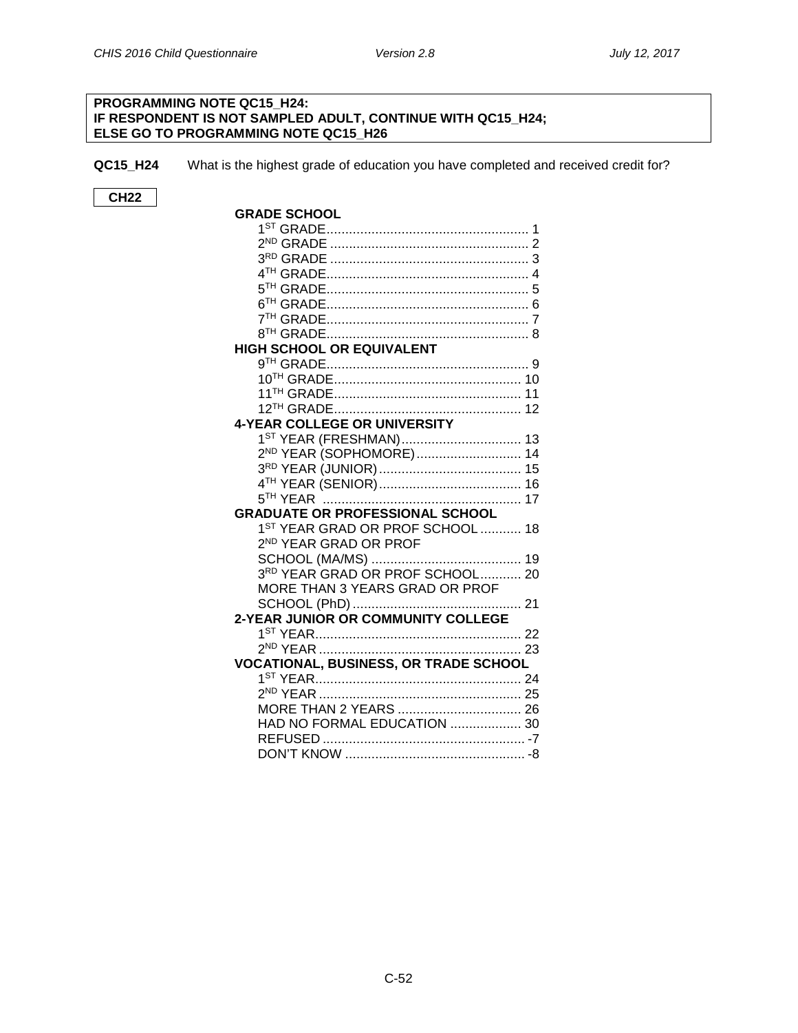**PROGRAMMING NOTE QC15_H24:**
**IF RESPONDENT IS NOT SAMPLED ADULT, CONTINUE WITH QC15_H24;**
**ELSE GO TO PROGRAMMING NOTE QC15_H26**

**QC15_H24** What is the highest grade of education you have completed and received credit for?

**CH22**

**GRADE SCHOOL**

- 1ST GRADE ........ 1
- 2ND GRADE ........ 2
- 3RD GRADE ........ 3
- 4TH GRADE ........ 4
- 5TH GRADE ........ 5
- 6TH GRADE ........ 6
- 7TH GRADE ........ 7
- 8TH GRADE ........ 8

**HIGH SCHOOL OR EQUIVALENT**

- 9TH GRADE ........ 9
- 10TH GRADE ........ 10
- 11TH GRADE ........ 11
- 12TH GRADE ........ 12

**4-YEAR COLLEGE OR UNIVERSITY**

- 1ST YEAR (FRESHMAN) ........ 13
- 2ND YEAR (SOPHOMORE) ........ 14
- 3RD YEAR (JUNIOR) ........ 15
- 4TH YEAR (SENIOR) ........ 16
- 5TH YEAR ........ 17

**GRADUATE OR PROFESSIONAL SCHOOL**

- 1ST YEAR GRAD OR PROF SCHOOL ........ 18
- 2ND YEAR GRAD OR PROF SCHOOL (MA/MS) ........ 19
- 3RD YEAR GRAD OR PROF SCHOOL ........ 20
- MORE THAN 3 YEARS GRAD OR PROF SCHOOL (PhD) ........ 21

**2-YEAR JUNIOR OR COMMUNITY COLLEGE**

- 1ST YEAR ........ 22
- 2ND YEAR ........ 23

**VOCATIONAL, BUSINESS, OR TRADE SCHOOL**

- 1ST YEAR ........ 24
- 2ND YEAR ........ 25
- MORE THAN 2 YEARS ........ 26
- HAD NO FORMAL EDUCATION ........ 30
- REFUSED ........ -7
- DON'T KNOW ........ -8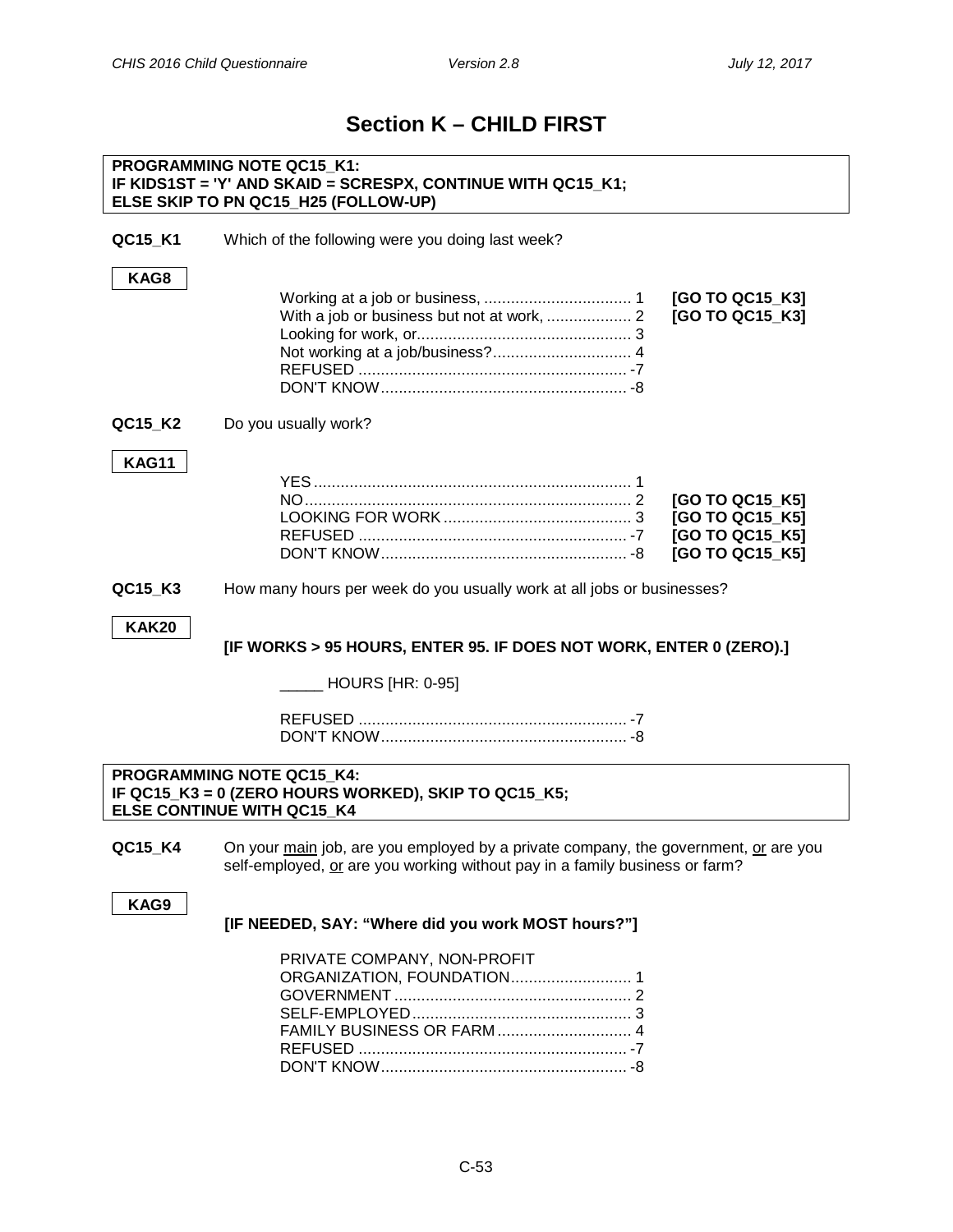# Section K – CHILD FIRST

**PROGRAMMING NOTE QC15_K1:**
**IF KIDS1ST = 'Y' AND SKAID = SCRESPX, CONTINUE WITH QC15_K1;**
**ELSE SKIP TO PN QC15_H25 (FOLLOW-UP)**

**QC15_K1** Which of the following were you doing last week?

**KAG8**

| | | |
|---|---|---|
| Working at a job or business, | 1 | **[GO TO QC15_K3]** |
| With a job or business but not at work, | 2 | **[GO TO QC15_K3]** |
| Looking for work, or | 3 | |
| Not working at a job/business? | 4 | |
| REFUSED | -7 | |
| DON'T KNOW | -8 | |

**QC15_K2** Do you usually work?

**KAG11**

| | | |
|---|---|---|
| YES | 1 | |
| NO | 2 | **[GO TO QC15_K5]** |
| LOOKING FOR WORK | 3 | **[GO TO QC15_K5]** |
| REFUSED | -7 | **[GO TO QC15_K5]** |
| DON'T KNOW | -8 | **[GO TO QC15_K5]** |

**QC15_K3** How many hours per week do you usually work at all jobs or businesses?

**KAK20**

**[IF WORKS > 95 HOURS, ENTER 95. IF DOES NOT WORK, ENTER 0 (ZERO).]**

_____ HOURS [HR: 0-95]

| | |
|---|---|
| REFUSED | -7 |
| DON'T KNOW | -8 |

**PROGRAMMING NOTE QC15_K4:**
**IF QC15_K3 = 0 (ZERO HOURS WORKED), SKIP TO QC15_K5;**
**ELSE CONTINUE WITH QC15_K4**

**QC15_K4** On your <u>main</u> job, are you employed by a private company, the government, <u>or</u> are you self-employed, <u>or</u> are you working without pay in a family business or farm?

**KAG9**

**[IF NEEDED, SAY: "Where did you work MOST hours?"]**

| | |
|---|---|
| PRIVATE COMPANY, NON-PROFIT ORGANIZATION, FOUNDATION | 1 |
| GOVERNMENT | 2 |
| SELF-EMPLOYED | 3 |
| FAMILY BUSINESS OR FARM | 4 |
| REFUSED | -7 |
| DON'T KNOW | -8 |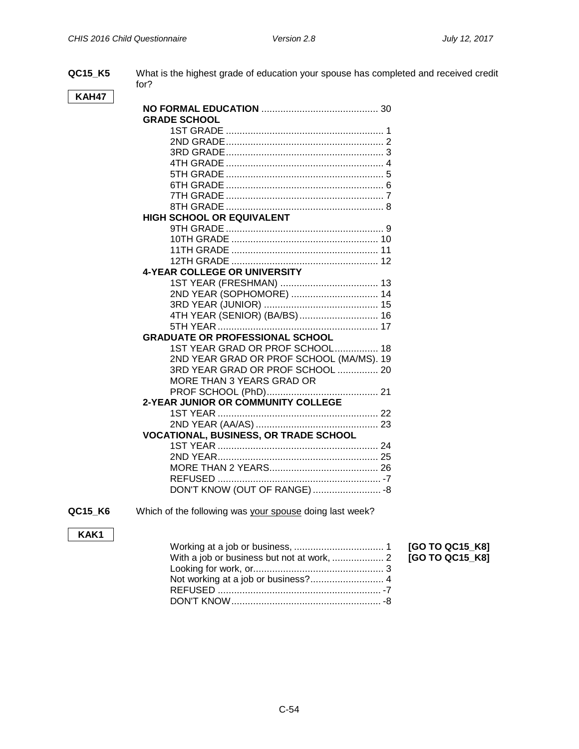**QC15_K5** What is the highest grade of education your spouse has completed and received credit for?

KAH47

**NO FORMAL EDUCATION** .......................................... 30

**GRADE SCHOOL**

- 1ST GRADE .......................................................... 1
- 2ND GRADE.......................................................... 2
- 3RD GRADE.......................................................... 3
- 4TH GRADE .......................................................... 4
- 5TH GRADE .......................................................... 5
- 6TH GRADE .......................................................... 6
- 7TH GRADE .......................................................... 7
- 8TH GRADE .......................................................... 8

**HIGH SCHOOL OR EQUIVALENT**

- 9TH GRADE .......................................................... 9
- 10TH GRADE ...................................................... 10
- 11TH GRADE ...................................................... 11
- 12TH GRADE ...................................................... 12

**4-YEAR COLLEGE OR UNIVERSITY**

- 1ST YEAR (FRESHMAN) .................................... 13
- 2ND YEAR (SOPHOMORE) ................................ 14
- 3RD YEAR (JUNIOR) .......................................... 15
- 4TH YEAR (SENIOR) (BA/BS)............................. 16
- 5TH YEAR .......................................................... 17

**GRADUATE OR PROFESSIONAL SCHOOL**

- 1ST YEAR GRAD OR PROF SCHOOL................ 18
- 2ND YEAR GRAD OR PROF SCHOOL (MA/MS). 19
- 3RD YEAR GRAD OR PROF SCHOOL ............... 20
- MORE THAN 3 YEARS GRAD OR PROF SCHOOL (PhD)......................................... 21

**2-YEAR JUNIOR OR COMMUNITY COLLEGE**

- 1ST YEAR .......................................................... 22
- 2ND YEAR (AA/AS) ............................................ 23

**VOCATIONAL, BUSINESS, OR TRADE SCHOOL**

- 1ST YEAR .......................................................... 24
- 2ND YEAR.......................................................... 25
- MORE THAN 2 YEARS........................................ 26
- REFUSED ............................................................ -7
- DON'T KNOW (OUT OF RANGE) ......................... -8

**QC15_K6** Which of the following was your spouse doing last week?

KAK1

- Working at a job or business, ................................. 1 **[GO TO QC15_K8]**
- With a job or business but not at work, ................... 2 **[GO TO QC15_K8]**
- Looking for work, or................................................ 3
- Not working at a job or business?........................... 4
- REFUSED ............................................................ -7
- DON'T KNOW....................................................... -8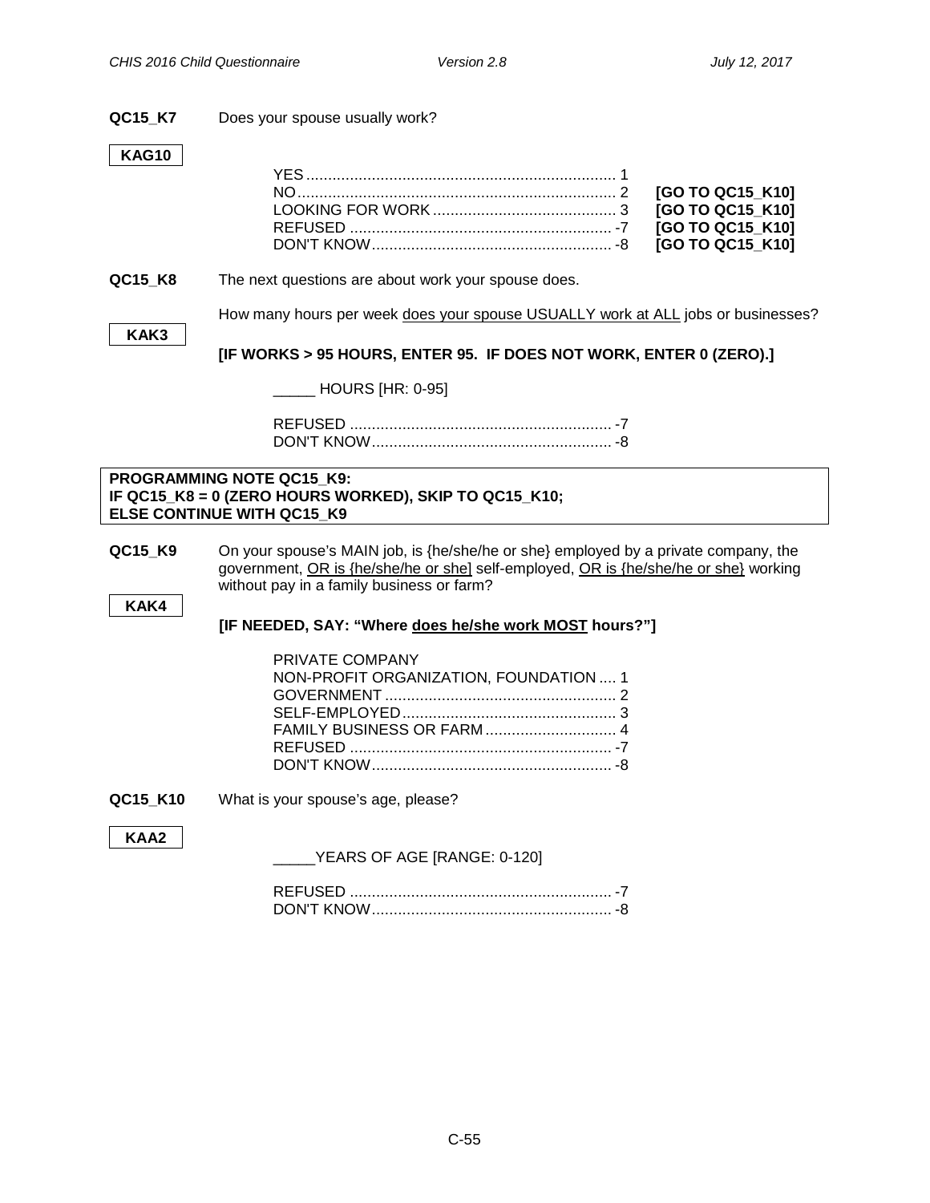**QC15_K7** Does your spouse usually work?

**KAG10**

YES .............................................................................. 1
NO ................................................................................ 2 **[GO TO QC15_K10]**
LOOKING FOR WORK ......................................... 3 **[GO TO QC15_K10]**
REFUSED ........................................................... -7 **[GO TO QC15_K10]**
DON'T KNOW ...................................................... -8 **[GO TO QC15_K10]**

**QC15_K8** The next questions are about work your spouse does.

**KAK3**

How many hours per week does your spouse USUALLY work at ALL jobs or businesses?

**[IF WORKS > 95 HOURS, ENTER 95. IF DOES NOT WORK, ENTER 0 (ZERO).]**

_____ HOURS [HR: 0-95]

REFUSED ........................................................... -7
DON'T KNOW ...................................................... -8

**PROGRAMMING NOTE QC15_K9:**
**IF QC15_K8 = 0 (ZERO HOURS WORKED), SKIP TO QC15_K10;**
**ELSE CONTINUE WITH QC15_K9**

**QC15_K9** On your spouse's MAIN job, is {he/she/he or she} employed by a private company, the government, OR is {he/she/he or she] self-employed, OR is {he/she/he or she} working without pay in a family business or farm?

**KAK4**

**[IF NEEDED, SAY: "Where does he/she work MOST hours?"]**

PRIVATE COMPANY
NON-PROFIT ORGANIZATION, FOUNDATION .... 1
GOVERNMENT ..................................................... 2
SELF-EMPLOYED ................................................ 3
FAMILY BUSINESS OR FARM ............................ 4
REFUSED ........................................................... -7
DON'T KNOW ...................................................... -8

**QC15_K10** What is your spouse's age, please?

**KAA2**

_____YEARS OF AGE [RANGE: 0-120]

REFUSED ........................................................... -7
DON'T KNOW ...................................................... -8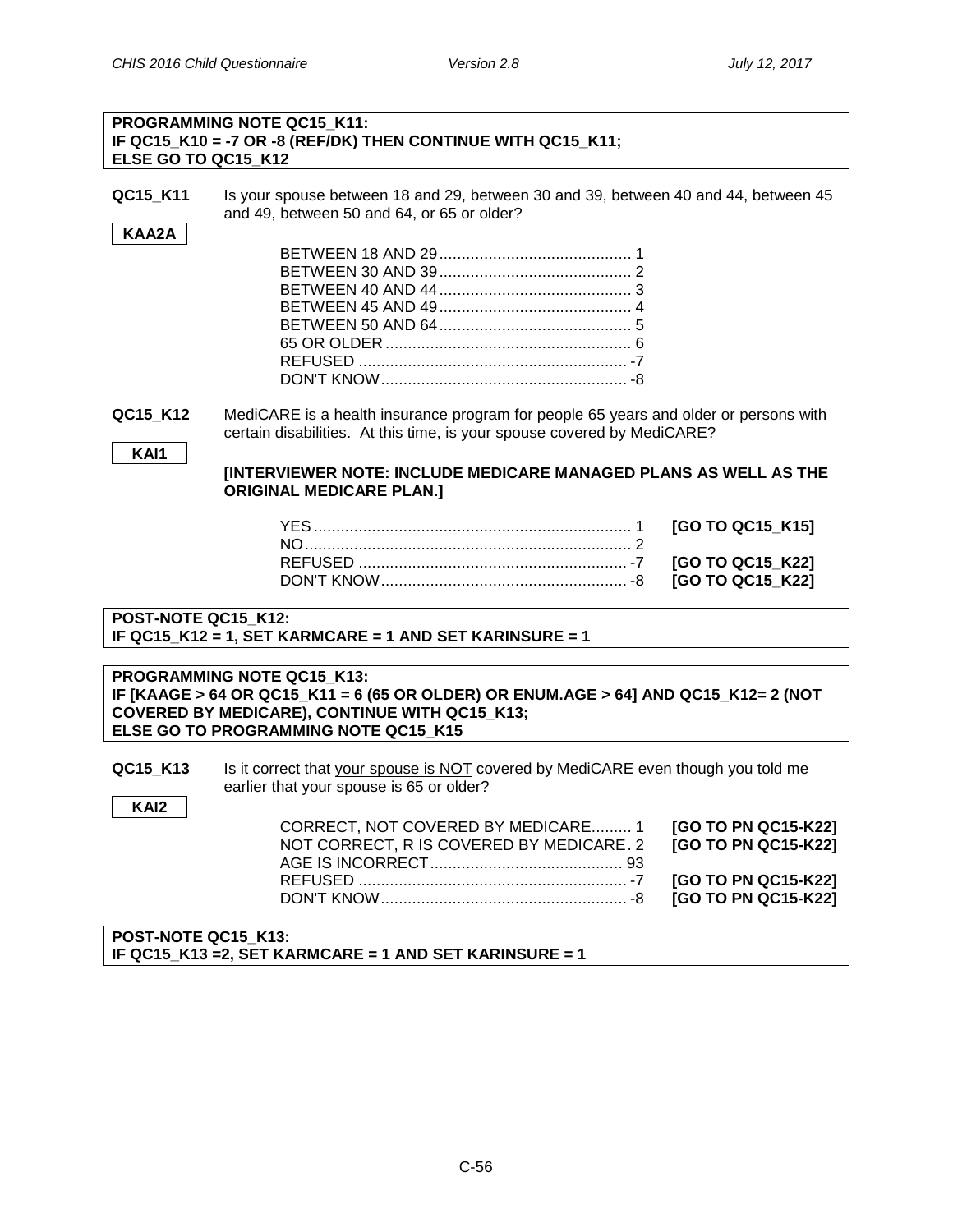**PROGRAMMING NOTE QC15_K11:**
**IF QC15_K10 = -7 OR -8 (REF/DK) THEN CONTINUE WITH QC15_K11;**
**ELSE GO TO QC15_K12**

**QC15_K11** Is your spouse between 18 and 29, between 30 and 39, between 40 and 44, between 45 and 49, between 50 and 64, or 65 or older?

KAA2A

| | | |
|---|---|---|
| BETWEEN 18 AND 29 | 1 | |
| BETWEEN 30 AND 39 | 2 | |
| BETWEEN 40 AND 44 | 3 | |
| BETWEEN 45 AND 49 | 4 | |
| BETWEEN 50 AND 64 | 5 | |
| 65 OR OLDER | 6 | |
| REFUSED | -7 | |
| DON'T KNOW | -8 | |

**QC15_K12** MediCARE is a health insurance program for people 65 years and older or persons with certain disabilities. At this time, is your spouse covered by MediCARE?

KAI1

**[INTERVIEWER NOTE: INCLUDE MEDICARE MANAGED PLANS AS WELL AS THE ORIGINAL MEDICARE PLAN.]**

| | | |
|---|---|---|
| YES | 1 | **[GO TO QC15_K15]** |
| NO | 2 | |
| REFUSED | -7 | **[GO TO QC15_K22]** |
| DON'T KNOW | -8 | **[GO TO QC15_K22]** |

**POST-NOTE QC15_K12:**
**IF QC15_K12 = 1, SET KARMCARE = 1 AND SET KARINSURE = 1**

**PROGRAMMING NOTE QC15_K13:**
**IF [KAAGE > 64 OR QC15_K11 = 6 (65 OR OLDER) OR ENUM.AGE > 64] AND QC15_K12= 2 (NOT COVERED BY MEDICARE), CONTINUE WITH QC15_K13;**
**ELSE GO TO PROGRAMMING NOTE QC15_K15**

**QC15_K13** Is it correct that <u>your spouse is NOT</u> covered by MediCARE even though you told me earlier that your spouse is 65 or older?

KAI2

| | | |
|---|---|---|
| CORRECT, NOT COVERED BY MEDICARE | 1 | **[GO TO PN QC15-K22]** |
| NOT CORRECT, R IS COVERED BY MEDICARE | 2 | **[GO TO PN QC15-K22]** |
| AGE IS INCORRECT | 93 | |
| REFUSED | -7 | **[GO TO PN QC15-K22]** |
| DON'T KNOW | -8 | **[GO TO PN QC15-K22]** |

**POST-NOTE QC15_K13:**
**IF QC15_K13 =2, SET KARMCARE = 1 AND SET KARINSURE = 1**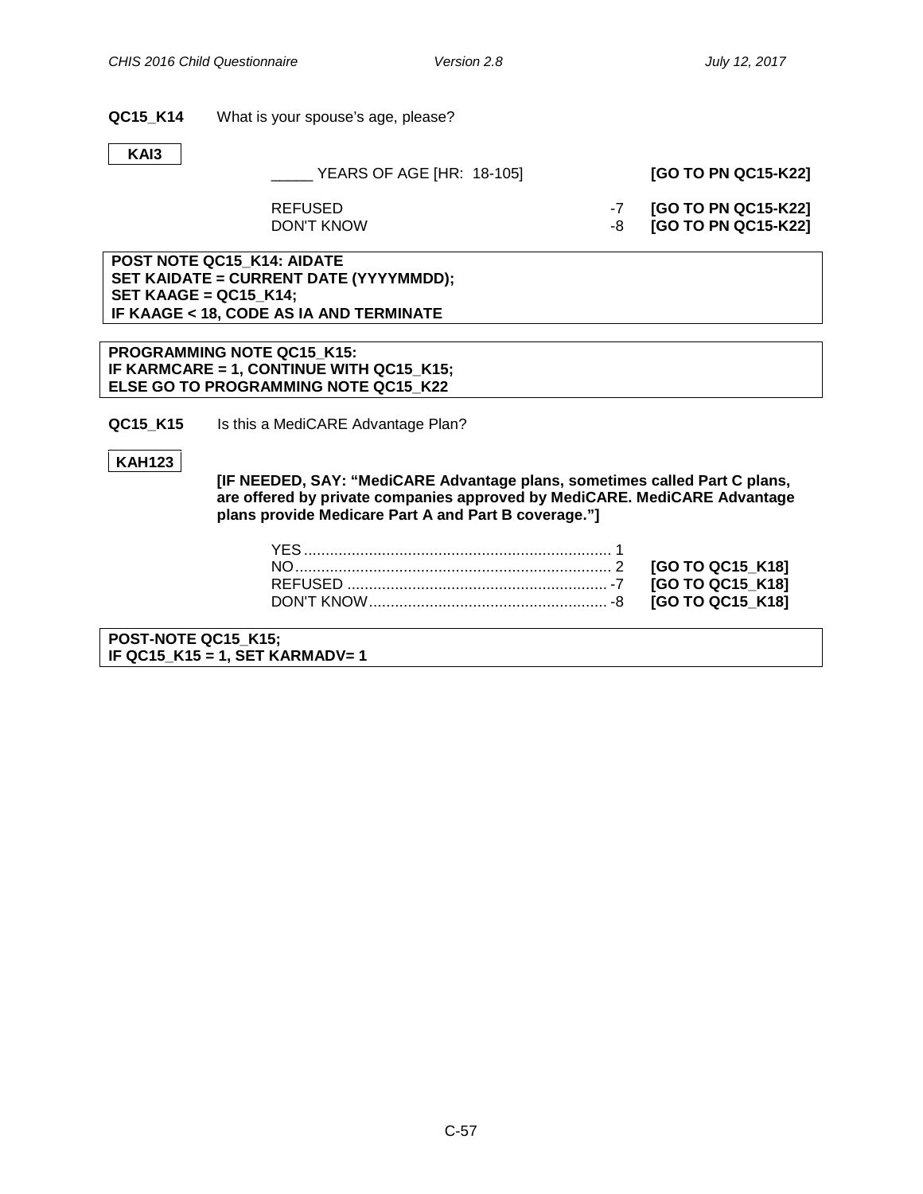**QC15_K14** What is your spouse's age, please?

**KAI3**

| | | |
|---|---|---|
| _____ YEARS OF AGE [HR: 18-105] | | **[GO TO PN QC15-K22]** |
| REFUSED | -7 | **[GO TO PN QC15-K22]** |
| DON'T KNOW | -8 | **[GO TO PN QC15-K22]** |

**POST NOTE QC15_K14: AIDATE**
**SET KAIDATE = CURRENT DATE (YYYYMMDD);**
**SET KAAGE = QC15_K14;**
**IF KAAGE < 18, CODE AS IA AND TERMINATE**

**PROGRAMMING NOTE QC15_K15:**
**IF KARMCARE = 1, CONTINUE WITH QC15_K15;**
**ELSE GO TO PROGRAMMING NOTE QC15_K22**

**QC15_K15** Is this a MediCARE Advantage Plan?

**KAH123**

**[IF NEEDED, SAY: "MediCARE Advantage plans, sometimes called Part C plans, are offered by private companies approved by MediCARE. MediCARE Advantage plans provide Medicare Part A and Part B coverage."]**

| | | |
|---|---|---|
| YES | 1 | |
| NO | 2 | **[GO TO QC15_K18]** |
| REFUSED | -7 | **[GO TO QC15_K18]** |
| DON'T KNOW | -8 | **[GO TO QC15_K18]** |

**POST-NOTE QC15_K15;**
**IF QC15_K15 = 1, SET KARMADV= 1**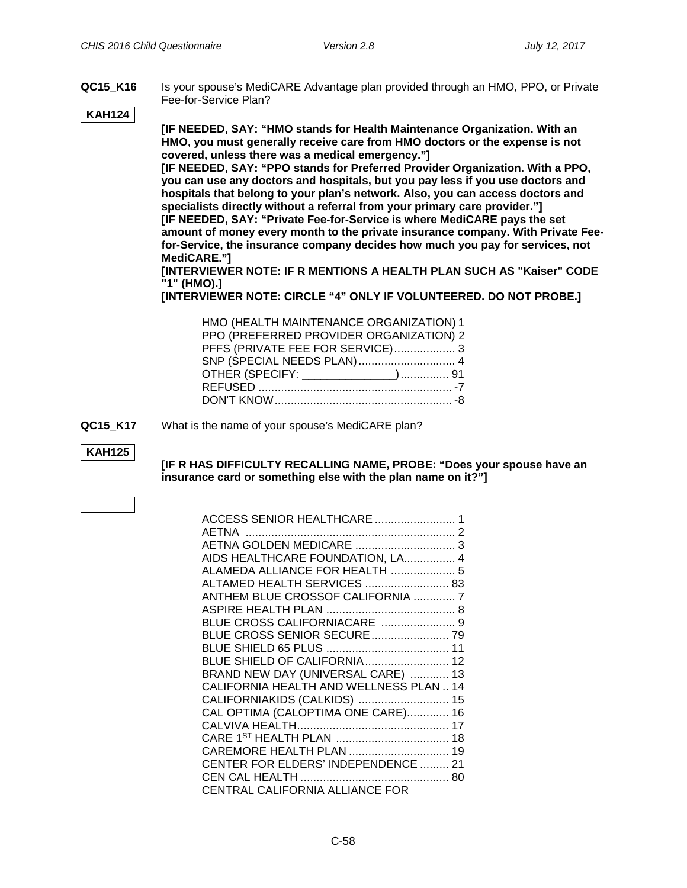**QC15_K16** Is your spouse's MediCARE Advantage plan provided through an HMO, PPO, or Private Fee-for-Service Plan?

**KAH124**

**[IF NEEDED, SAY: "HMO stands for Health Maintenance Organization. With an HMO, you must generally receive care from HMO doctors or the expense is not covered, unless there was a medical emergency."]**
**[IF NEEDED, SAY: "PPO stands for Preferred Provider Organization. With a PPO, you can use any doctors and hospitals, but you pay less if you use doctors and hospitals that belong to your plan's network. Also, you can access doctors and specialists directly without a referral from your primary care provider."]**
**[IF NEEDED, SAY: "Private Fee-for-Service is where MediCARE pays the set amount of money every month to the private insurance company. With Private Fee-for-Service, the insurance company decides how much you pay for services, not MediCARE."]**
**[INTERVIEWER NOTE: IF R MENTIONS A HEALTH PLAN SUCH AS "Kaiser" CODE "1" (HMO).]**
**[INTERVIEWER NOTE: CIRCLE "4" ONLY IF VOLUNTEERED. DO NOT PROBE.]**

HMO (HEALTH MAINTENANCE ORGANIZATION) 1
PPO (PREFERRED PROVIDER ORGANIZATION) 2
PFFS (PRIVATE FEE FOR SERVICE) .................. 3
SNP (SPECIAL NEEDS PLAN) .............................. 4
OTHER (SPECIFY: _______________) .............. 91
REFUSED ............................................................ -7
DON'T KNOW ....................................................... -8

**QC15_K17** What is the name of your spouse's MediCARE plan?

**KAH125**

**[IF R HAS DIFFICULTY RECALLING NAME, PROBE: "Does your spouse have an insurance card or something else with the plan name on it?"]**

ACCESS SENIOR HEALTHCARE ......................... 1
AETNA ................................................................. 2
AETNA GOLDEN MEDICARE ............................... 3
AIDS HEALTHCARE FOUNDATION, LA................ 4
ALAMEDA ALLIANCE FOR HEALTH .................... 5
ALTAMED HEALTH SERVICES .......................... 83
ANTHEM BLUE CROSSOF CALIFORNIA ............. 7
ASPIRE HEALTH PLAN ........................................ 8
BLUE CROSS CALIFORNIACARE ....................... 9
BLUE CROSS SENIOR SECURE........................ 79
BLUE SHIELD 65 PLUS ...................................... 11
BLUE SHIELD OF CALIFORNIA.......................... 12
BRAND NEW DAY (UNIVERSAL CARE) ............ 13
CALIFORNIA HEALTH AND WELLNESS PLAN .. 14
CALIFORNIAKIDS (CALKIDS) ............................ 15
CAL OPTIMA (CALOPTIMA ONE CARE)............. 16
CALVIVA HEALTH............................................... 17
CARE 1ST HEALTH PLAN ................................... 18
CAREMORE HEALTH PLAN ............................... 19
CENTER FOR ELDERS' INDEPENDENCE ......... 21
CEN CAL HEALTH .............................................. 80
CENTRAL CALIFORNIA ALLIANCE FOR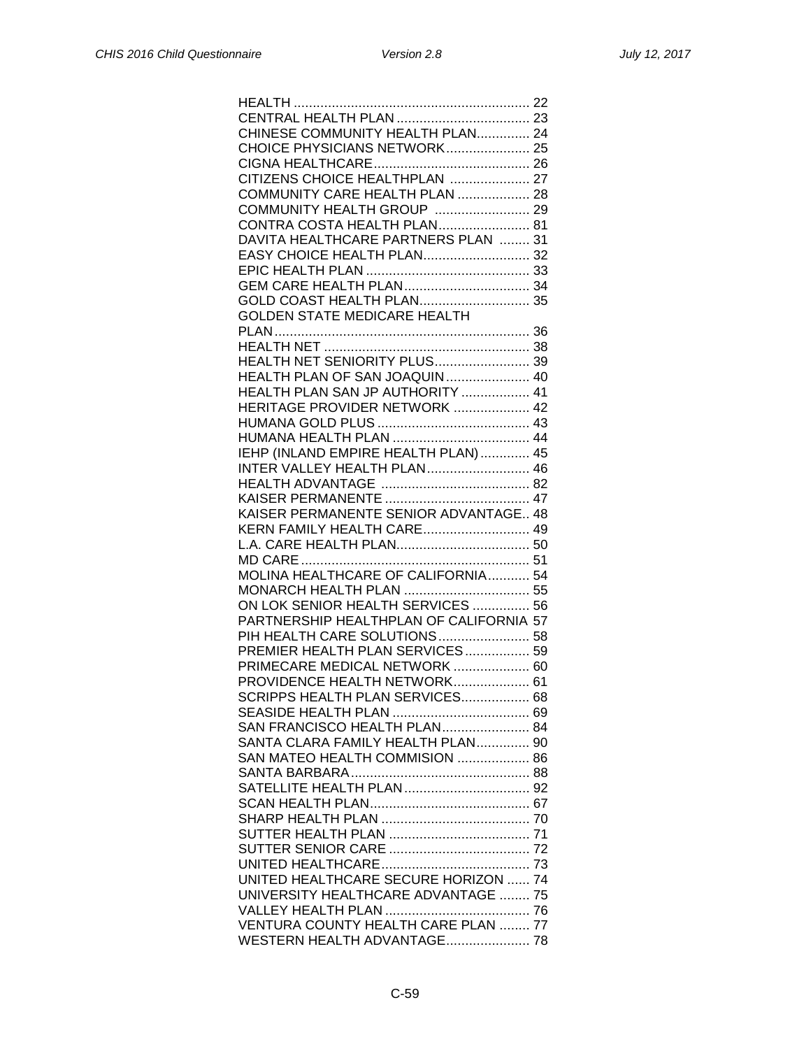HEALTH .............................................................. 22
CENTRAL HEALTH PLAN ................................... 23
CHINESE COMMUNITY HEALTH PLAN.............. 24
CHOICE PHYSICIANS NETWORK...................... 25
CIGNA HEALTHCARE......................................... 26
CITIZENS CHOICE HEALTHPLAN ..................... 27
COMMUNITY CARE HEALTH PLAN ................... 28
COMMUNITY HEALTH GROUP ......................... 29
CONTRA COSTA HEALTH PLAN........................ 81
DAVITA HEALTHCARE PARTNERS PLAN ........ 31
EASY CHOICE HEALTH PLAN............................ 32
EPIC HEALTH PLAN ........................................... 33
GEM CARE HEALTH PLAN................................. 34
GOLD COAST HEALTH PLAN............................. 35
GOLDEN STATE MEDICARE HEALTH PLAN................................................................... 36
HEALTH NET ...................................................... 38
HEALTH NET SENIORITY PLUS......................... 39
HEALTH PLAN OF SAN JOAQUIN...................... 40
HEALTH PLAN SAN JP AUTHORITY .................. 41
HERITAGE PROVIDER NETWORK .................... 42
HUMANA GOLD PLUS ........................................ 43
HUMANA HEALTH PLAN .................................... 44
IEHP (INLAND EMPIRE HEALTH PLAN)............. 45
INTER VALLEY HEALTH PLAN........................... 46
HEALTH ADVANTAGE ....................................... 82
KAISER PERMANENTE ...................................... 47
KAISER PERMANENTE SENIOR ADVANTAGE.. 48
KERN FAMILY HEALTH CARE............................ 49
L.A. CARE HEALTH PLAN................................... 50
MD CARE ............................................................ 51
MOLINA HEALTHCARE OF CALIFORNIA........... 54
MONARCH HEALTH PLAN ................................. 55
ON LOK SENIOR HEALTH SERVICES ............... 56
PARTNERSHIP HEALTHPLAN OF CALIFORNIA 57
PIH HEALTH CARE SOLUTIONS........................ 58
PREMIER HEALTH PLAN SERVICES................. 59
PRIMECARE MEDICAL NETWORK .................... 60
PROVIDENCE HEALTH NETWORK.................... 61
SCRIPPS HEALTH PLAN SERVICES.................. 68
SEASIDE HEALTH PLAN .................................... 69
SAN FRANCISCO HEALTH PLAN....................... 84
SANTA CLARA FAMILY HEALTH PLAN.............. 90
SAN MATEO HEALTH COMMISION ................... 86
SANTA BARBARA................................................ 88
SATELLITE HEALTH PLAN ................................. 92
SCAN HEALTH PLAN.......................................... 67
SHARP HEALTH PLAN ....................................... 70
SUTTER HEALTH PLAN ..................................... 71
SUTTER SENIOR CARE ..................................... 72
UNITED HEALTHCARE....................................... 73
UNITED HEALTHCARE SECURE HORIZON ...... 74
UNIVERSITY HEALTHCARE ADVANTAGE ........ 75
VALLEY HEALTH PLAN ...................................... 76
VENTURA COUNTY HEALTH CARE PLAN ........ 77
WESTERN HEALTH ADVANTAGE...................... 78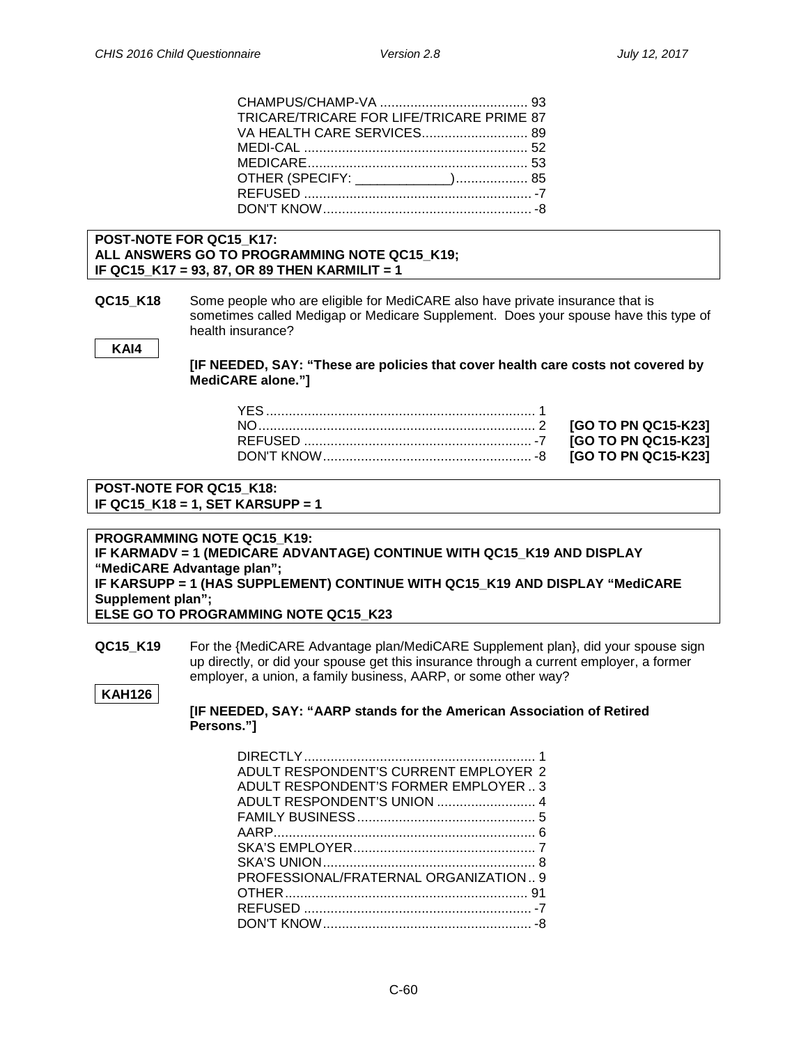CHAMPUS/CHAMP-VA ........................................ 93
TRICARE/TRICARE FOR LIFE/TRICARE PRIME 87
VA HEALTH CARE SERVICES............................ 89
MEDI-CAL ........................................................... 52
MEDICARE.......................................................... 53
OTHER (SPECIFY: _____________)................... 85
REFUSED ............................................................ -7
DON'T KNOW....................................................... -8

**POST-NOTE FOR QC15_K17:**
**ALL ANSWERS GO TO PROGRAMMING NOTE QC15_K19;**
**IF QC15_K17 = 93, 87, OR 89 THEN KARMILIT = 1**

**QC15_K18** Some people who are eligible for MediCARE also have private insurance that is sometimes called Medigap or Medicare Supplement. Does your spouse have this type of health insurance?

**KAI4**

**[IF NEEDED, SAY: "These are policies that cover health care costs not covered by MediCARE alone."]**

YES....................................................................... 1
NO......................................................................... 2 **[GO TO PN QC15-K23]**
REFUSED ............................................................ -7 **[GO TO PN QC15-K23]**
DON'T KNOW....................................................... -8 **[GO TO PN QC15-K23]**

**POST-NOTE FOR QC15_K18:**
**IF QC15_K18 = 1, SET KARSUPP = 1**

**PROGRAMMING NOTE QC15_K19:**
**IF KARMADV = 1 (MEDICARE ADVANTAGE) CONTINUE WITH QC15_K19 AND DISPLAY "MediCARE Advantage plan";**
**IF KARSUPP = 1 (HAS SUPPLEMENT) CONTINUE WITH QC15_K19 AND DISPLAY "MediCARE Supplement plan";**
**ELSE GO TO PROGRAMMING NOTE QC15_K23**

**QC15_K19** For the {MediCARE Advantage plan/MediCARE Supplement plan}, did your spouse sign up directly, or did your spouse get this insurance through a current employer, a former employer, a union, a family business, AARP, or some other way?

**KAH126**

**[IF NEEDED, SAY: "AARP stands for the American Association of Retired Persons."]**

DIRECTLY............................................................. 1
ADULT RESPONDENT'S CURRENT EMPLOYER 2
ADULT RESPONDENT'S FORMER EMPLOYER .. 3
ADULT RESPONDENT'S UNION .......................... 4
FAMILY BUSINESS............................................... 5
AARP..................................................................... 6
SKA'S EMPLOYER................................................ 7
SKA'S UNION........................................................ 8
PROFESSIONAL/FRATERNAL ORGANIZATION.. 9
OTHER................................................................ 91
REFUSED ............................................................ -7
DON'T KNOW....................................................... -8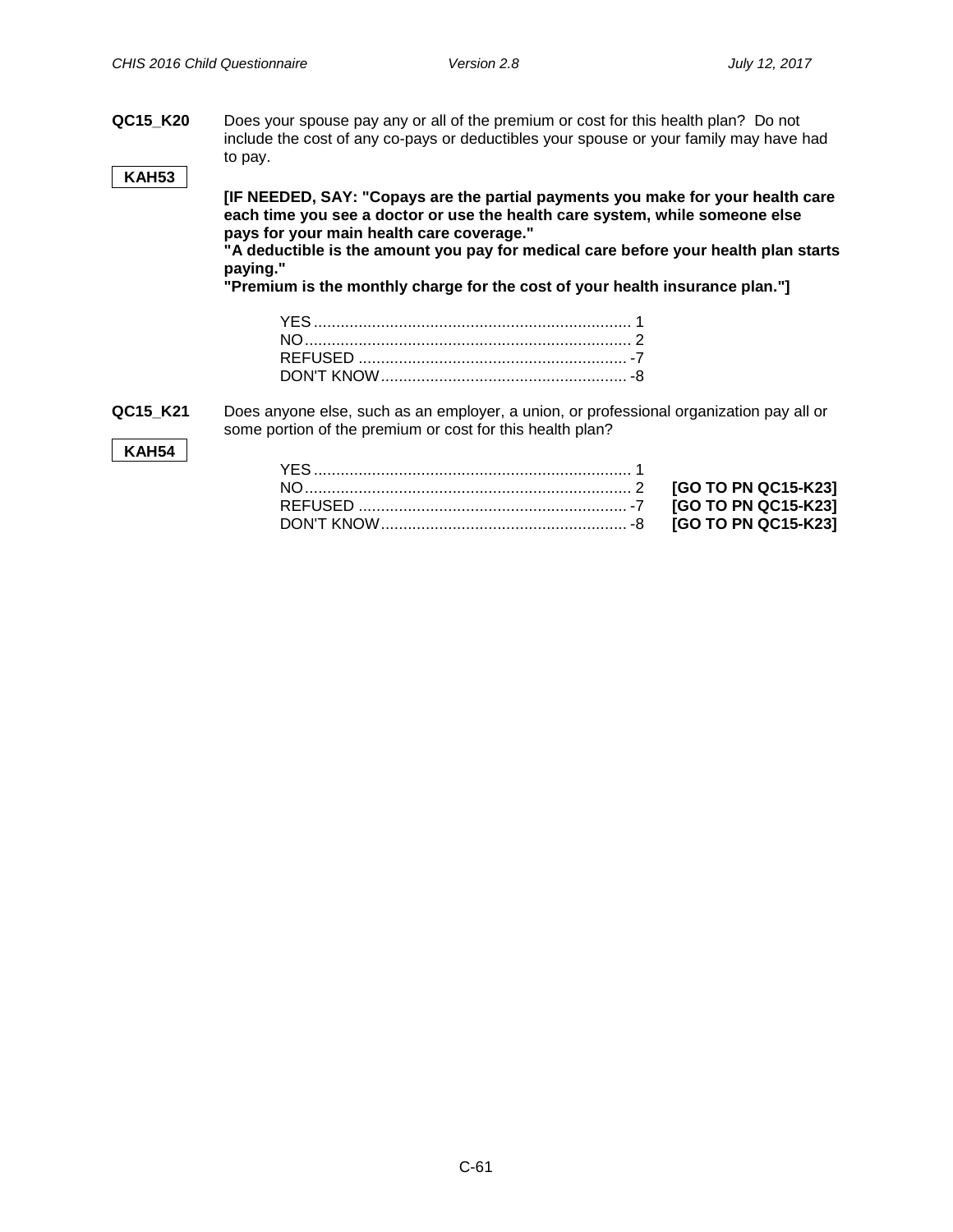**QC15_K20** Does your spouse pay any or all of the premium or cost for this health plan? Do not include the cost of any co-pays or deductibles your spouse or your family may have had to pay.

**KAH53**

**[IF NEEDED, SAY: "Copays are the partial payments you make for your health care each time you see a doctor or use the health care system, while someone else pays for your main health care coverage."**
**"A deductible is the amount you pay for medical care before your health plan starts paying."**
**"Premium is the monthly charge for the cost of your health insurance plan."]**

| | | |
|---|---|---|
| YES | 1 | |
| NO | 2 | |
| REFUSED | -7 | |
| DON'T KNOW | -8 | |

**QC15_K21** Does anyone else, such as an employer, a union, or professional organization pay all or some portion of the premium or cost for this health plan?

**KAH54**

| | | |
|---|---|---|
| YES | 1 | |
| NO | 2 | **[GO TO PN QC15-K23]** |
| REFUSED | -7 | **[GO TO PN QC15-K23]** |
| DON'T KNOW | -8 | **[GO TO PN QC15-K23]** |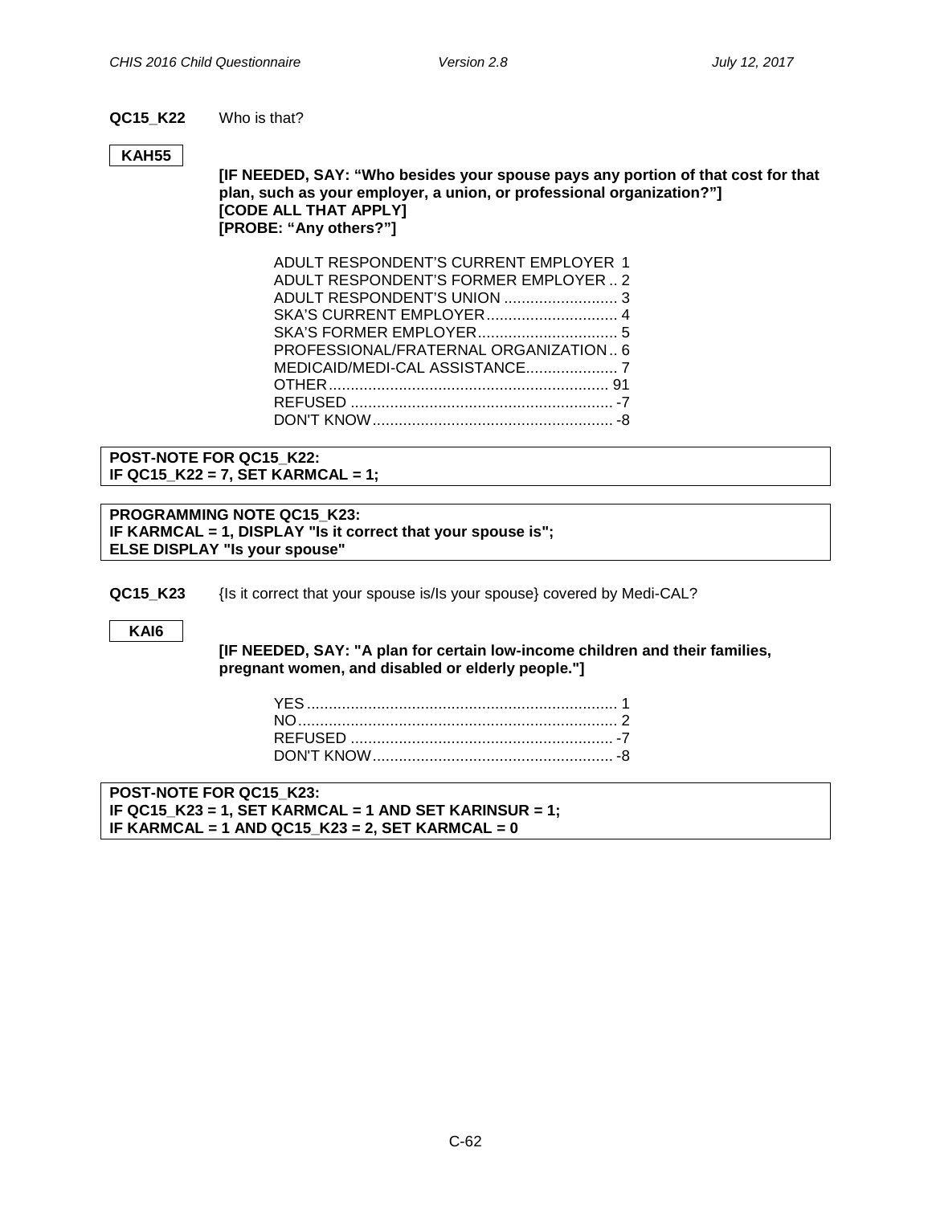**QC15_K22** Who is that?

**KAH55**

**[IF NEEDED, SAY: "Who besides your spouse pays any portion of that cost for that plan, such as your employer, a union, or professional organization?"]**
**[CODE ALL THAT APPLY]**
**[PROBE: "Any others?"]**

| | |
|---|---|
| ADULT RESPONDENT'S CURRENT EMPLOYER | 1 |
| ADULT RESPONDENT'S FORMER EMPLOYER | 2 |
| ADULT RESPONDENT'S UNION | 3 |
| SKA'S CURRENT EMPLOYER | 4 |
| SKA'S FORMER EMPLOYER | 5 |
| PROFESSIONAL/FRATERNAL ORGANIZATION | 6 |
| MEDICAID/MEDI-CAL ASSISTANCE | 7 |
| OTHER | 91 |
| REFUSED | -7 |
| DON'T KNOW | -8 |

**POST-NOTE FOR QC15_K22:**
**IF QC15_K22 = 7, SET KARMCAL = 1;**

**PROGRAMMING NOTE QC15_K23:**
**IF KARMCAL = 1, DISPLAY "Is it correct that your spouse is";**
**ELSE DISPLAY "Is your spouse"**

**QC15_K23** {Is it correct that your spouse is/Is your spouse} covered by Medi-CAL?

**KAI6**

**[IF NEEDED, SAY: "A plan for certain low-income children and their families, pregnant women, and disabled or elderly people."]**

| | |
|---|---|
| YES | 1 |
| NO | 2 |
| REFUSED | -7 |
| DON'T KNOW | -8 |

**POST-NOTE FOR QC15_K23:**
**IF QC15_K23 = 1, SET KARMCAL = 1 AND SET KARINSUR = 1;**
**IF KARMCAL = 1 AND QC15_K23 = 2, SET KARMCAL = 0**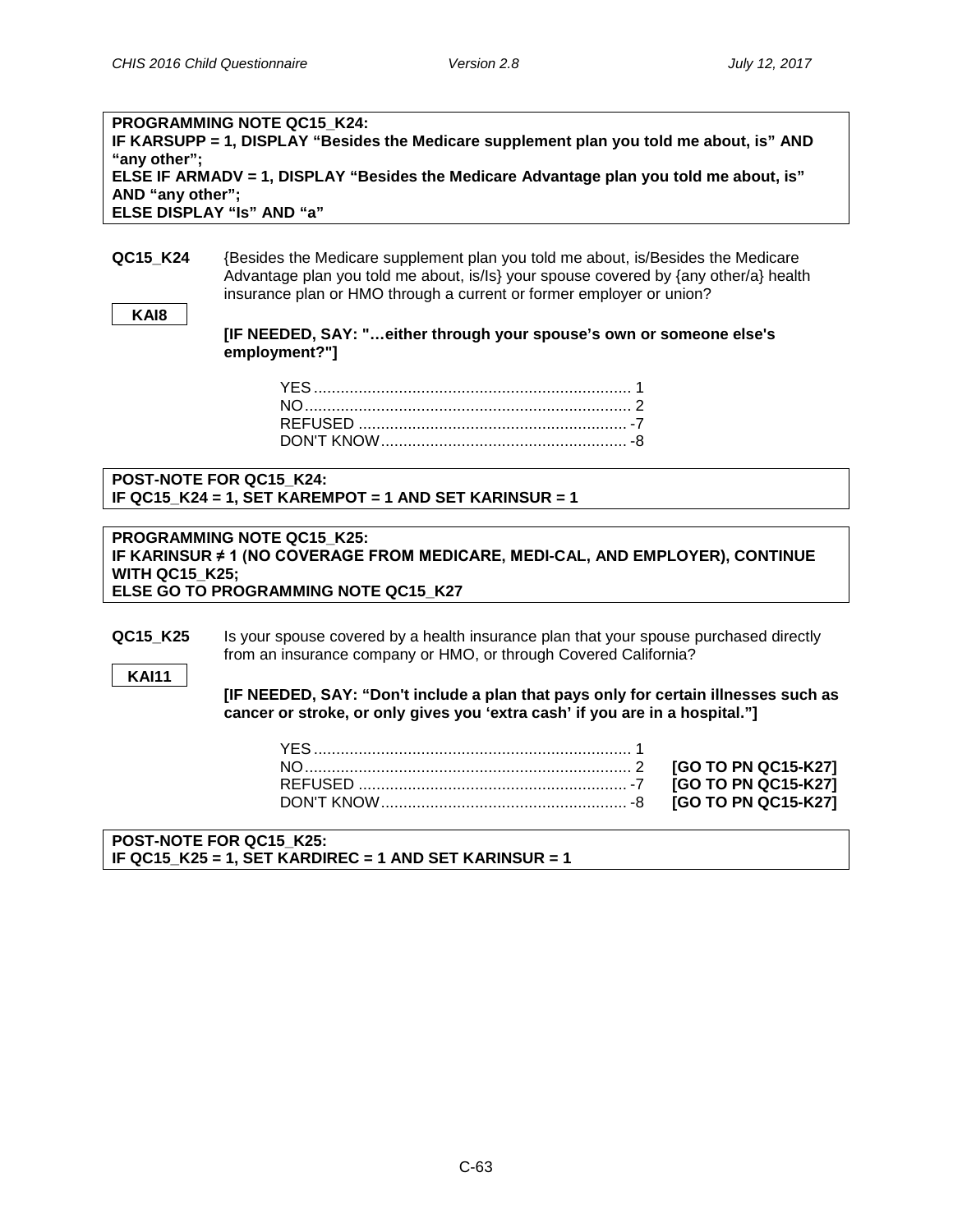**PROGRAMMING NOTE QC15_K24:**
**IF KARSUPP = 1, DISPLAY "Besides the Medicare supplement plan you told me about, is" AND "any other";**
**ELSE IF ARMADV = 1, DISPLAY "Besides the Medicare Advantage plan you told me about, is" AND "any other";**
**ELSE DISPLAY "Is" AND "a"**

**QC15_K24** {Besides the Medicare supplement plan you told me about, is/Besides the Medicare Advantage plan you told me about, is/Is} your spouse covered by {any other/a} health insurance plan or HMO through a current or former employer or union?

**KAI8**

**[IF NEEDED, SAY: "…either through your spouse's own or someone else's employment?"]**

| | |
|---|---|
| YES | 1 |
| NO | 2 |
| REFUSED | -7 |
| DON'T KNOW | -8 |

**POST-NOTE FOR QC15_K24:**
**IF QC15_K24 = 1, SET KAREMPOT = 1 AND SET KARINSUR = 1**

**PROGRAMMING NOTE QC15_K25:**
**IF KARINSUR ≠ 1 (NO COVERAGE FROM MEDICARE, MEDI-CAL, AND EMPLOYER), CONTINUE WITH QC15_K25;**
**ELSE GO TO PROGRAMMING NOTE QC15_K27**

**QC15_K25** Is your spouse covered by a health insurance plan that your spouse purchased directly from an insurance company or HMO, or through Covered California?

**KAI11**

**[IF NEEDED, SAY: "Don't include a plan that pays only for certain illnesses such as cancer or stroke, or only gives you 'extra cash' if you are in a hospital."]**

| | | |
|---|---|---|
| YES | 1 | |
| NO | 2 | **[GO TO PN QC15-K27]** |
| REFUSED | -7 | **[GO TO PN QC15-K27]** |
| DON'T KNOW | -8 | **[GO TO PN QC15-K27]** |

**POST-NOTE FOR QC15_K25:**
**IF QC15_K25 = 1, SET KARDIREC = 1 AND SET KARINSUR = 1**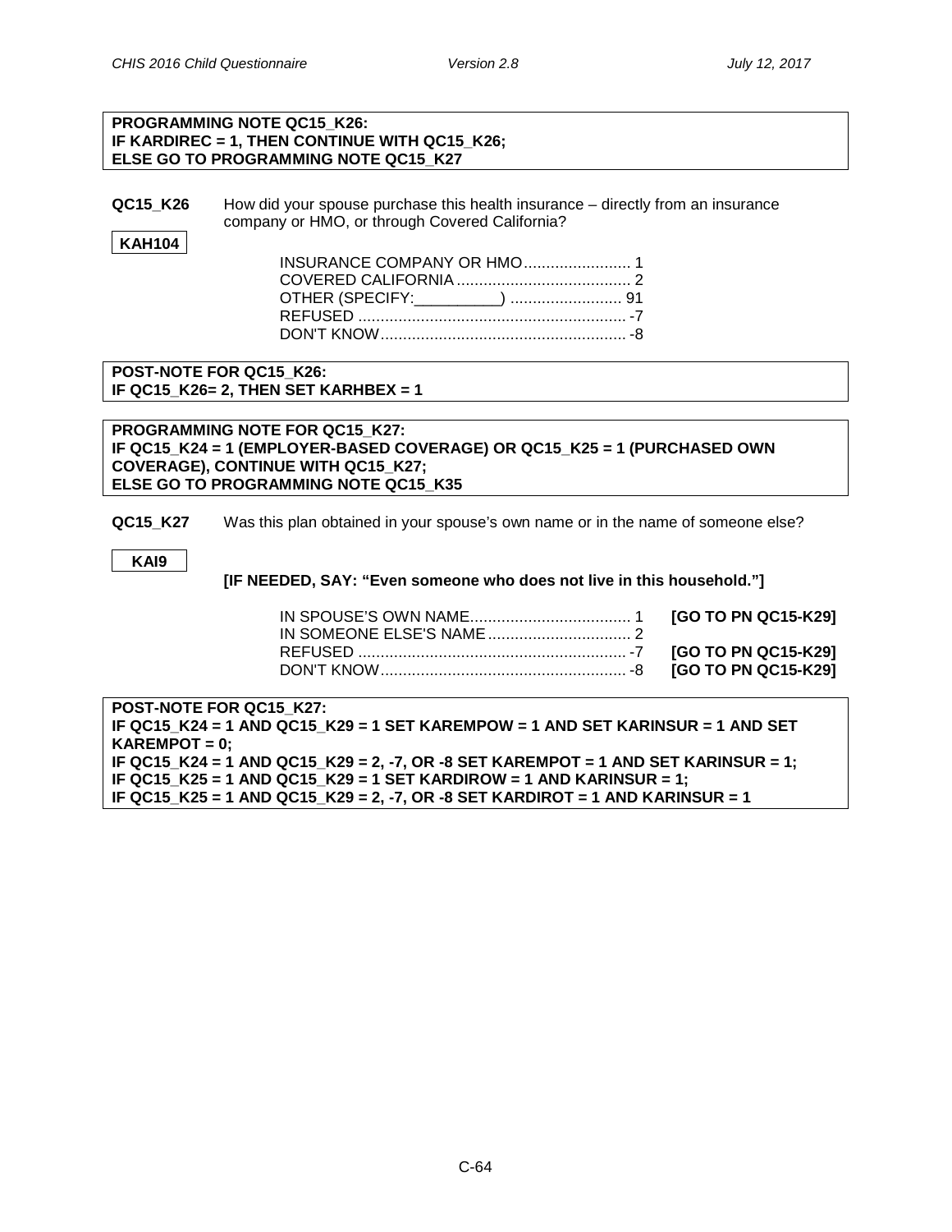**PROGRAMMING NOTE QC15_K26:**
**IF KARDIREC = 1, THEN CONTINUE WITH QC15_K26;**
**ELSE GO TO PROGRAMMING NOTE QC15_K27**

**QC15_K26** How did your spouse purchase this health insurance – directly from an insurance company or HMO, or through Covered California?

**KAH104**

| | |
|---|---|
| INSURANCE COMPANY OR HMO | 1 |
| COVERED CALIFORNIA | 2 |
| OTHER (SPECIFY:__________) | 91 |
| REFUSED | -7 |
| DON'T KNOW | -8 |

**POST-NOTE FOR QC15_K26:**
**IF QC15_K26= 2, THEN SET KARHBEX = 1**

**PROGRAMMING NOTE FOR QC15_K27:**
**IF QC15_K24 = 1 (EMPLOYER-BASED COVERAGE) OR QC15_K25 = 1 (PURCHASED OWN COVERAGE), CONTINUE WITH QC15_K27;**
**ELSE GO TO PROGRAMMING NOTE QC15_K35**

**QC15_K27** Was this plan obtained in your spouse's own name or in the name of someone else?

**KAI9**

**[IF NEEDED, SAY: "Even someone who does not live in this household."]**

| | | |
|---|---|---|
| IN SPOUSE'S OWN NAME | 1 | **[GO TO PN QC15-K29]** |
| IN SOMEONE ELSE'S NAME | 2 | |
| REFUSED | -7 | **[GO TO PN QC15-K29]** |
| DON'T KNOW | -8 | **[GO TO PN QC15-K29]** |

**POST-NOTE FOR QC15_K27:**
**IF QC15_K24 = 1 AND QC15_K29 = 1 SET KAREMPOW = 1 AND SET KARINSUR = 1 AND SET KAREMPOT = 0;**
**IF QC15_K24 = 1 AND QC15_K29 = 2, -7, OR -8 SET KAREMPOT = 1 AND SET KARINSUR = 1;**
**IF QC15_K25 = 1 AND QC15_K29 = 1 SET KARDIROW = 1 AND KARINSUR = 1;**
**IF QC15_K25 = 1 AND QC15_K29 = 2, -7, OR -8 SET KARDIROT = 1 AND KARINSUR = 1**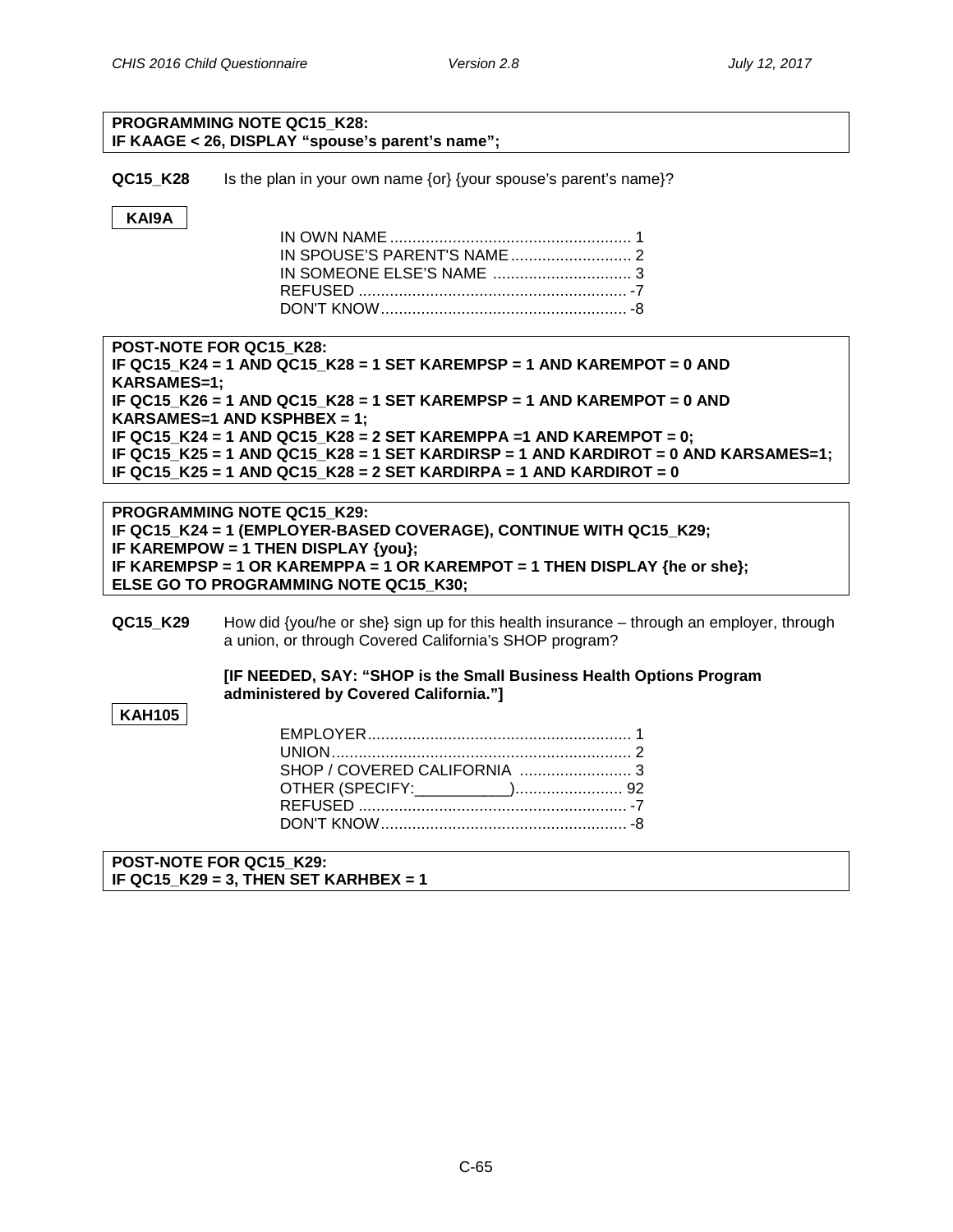**PROGRAMMING NOTE QC15_K28:**
**IF KAAGE < 26, DISPLAY "spouse's parent's name";**

**QC15_K28** Is the plan in your own name {or} {your spouse's parent's name}?

**KAI9A**

IN OWN NAME ...................................................... 1
IN SPOUSE'S PARENT'S NAME........................... 2
IN SOMEONE ELSE'S NAME ............................... 3
REFUSED ............................................................ -7
DON'T KNOW....................................................... -8

**POST-NOTE FOR QC15_K28:**
**IF QC15_K24 = 1 AND QC15_K28 = 1 SET KAREMPSP = 1 AND KAREMPOT = 0 AND KARSAMES=1;**
**IF QC15_K26 = 1 AND QC15_K28 = 1 SET KAREMPSP = 1 AND KAREMPOT = 0 AND KARSAMES=1 AND KSPHBEX = 1;**
**IF QC15_K24 = 1 AND QC15_K28 = 2 SET KAREMPPA =1 AND KAREMPOT = 0;**
**IF QC15_K25 = 1 AND QC15_K28 = 1 SET KARDIRSP = 1 AND KARDIROT = 0 AND KARSAMES=1;**
**IF QC15_K25 = 1 AND QC15_K28 = 2 SET KARDIRPA = 1 AND KARDIROT = 0**

**PROGRAMMING NOTE QC15_K29:**
**IF QC15_K24 = 1 (EMPLOYER-BASED COVERAGE), CONTINUE WITH QC15_K29;**
**IF KAREMPOW = 1 THEN DISPLAY {you};**
**IF KAREMPSP = 1 OR KAREMPPA = 1 OR KAREMPOT = 1 THEN DISPLAY {he or she};**
**ELSE GO TO PROGRAMMING NOTE QC15_K30;**

**QC15_K29** How did {you/he or she} sign up for this health insurance – through an employer, through a union, or through Covered California's SHOP program?

**[IF NEEDED, SAY: "SHOP is the Small Business Health Options Program administered by Covered California."]**

**KAH105**

EMPLOYER........................................................... 1
UNION................................................................... 2
SHOP / COVERED CALIFORNIA ......................... 3
OTHER (SPECIFY:___________)........................ 92
REFUSED ............................................................ -7
DON'T KNOW....................................................... -8

**POST-NOTE FOR QC15_K29:**
**IF QC15_K29 = 3, THEN SET KARHBEX = 1**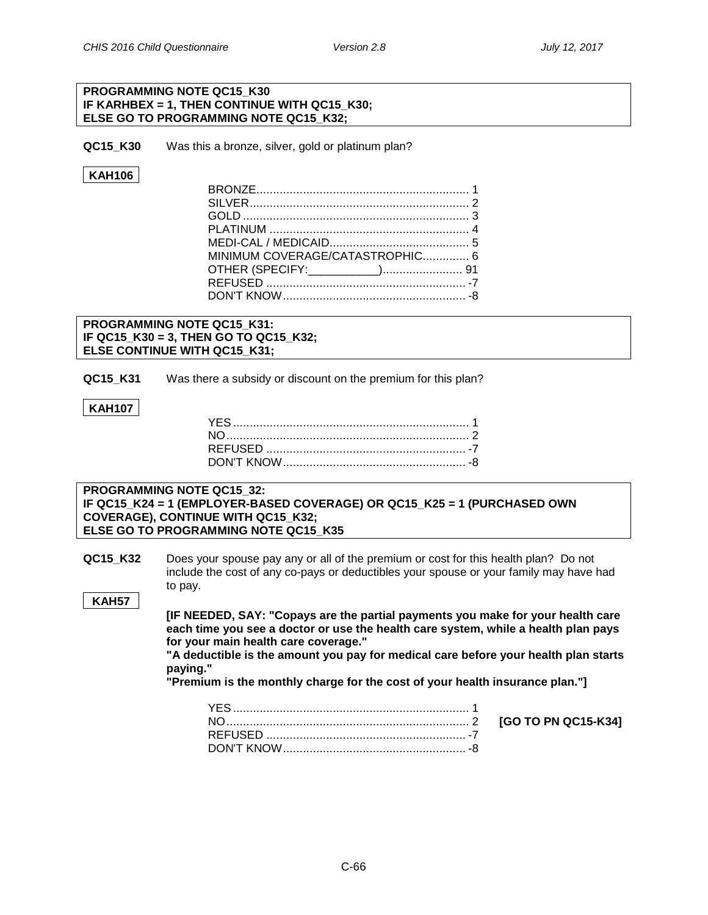**PROGRAMMING NOTE QC15_K30**
**IF KARHBEX = 1, THEN CONTINUE WITH QC15_K30;**
**ELSE GO TO PROGRAMMING NOTE QC15_K32;**

**QC15_K30** Was this a bronze, silver, gold or platinum plan?

**KAH106**

- BRONZE....... 1
- SILVER....... 2
- GOLD....... 3
- PLATINUM....... 4
- MEDI-CAL / MEDICAID....... 5
- MINIMUM COVERAGE/CATASTROPHIC....... 6
- OTHER (SPECIFY:___________)....... 91
- REFUSED....... -7
- DON'T KNOW....... -8

**PROGRAMMING NOTE QC15_K31:**
**IF QC15_K30 = 3, THEN GO TO QC15_K32;**
**ELSE CONTINUE WITH QC15_K31;**

**QC15_K31** Was there a subsidy or discount on the premium for this plan?

**KAH107**

- YES....... 1
- NO....... 2
- REFUSED....... -7
- DON'T KNOW....... -8

**PROGRAMMING NOTE QC15_32:**
**IF QC15_K24 = 1 (EMPLOYER-BASED COVERAGE) OR QC15_K25 = 1 (PURCHASED OWN COVERAGE), CONTINUE WITH QC15_K32;**
**ELSE GO TO PROGRAMMING NOTE QC15_K35**

**QC15_K32** Does your spouse pay any or all of the premium or cost for this health plan? Do not include the cost of any co-pays or deductibles your spouse or your family may have had to pay.

**KAH57**

**[IF NEEDED, SAY: "Copays are the partial payments you make for your health care each time you see a doctor or use the health care system, while a health plan pays for your main health care coverage."**
**"A deductible is the amount you pay for medical care before your health plan starts paying."**
**"Premium is the monthly charge for the cost of your health insurance plan."]**

- YES....... 1
- NO....... 2 **[GO TO PN QC15-K34]**
- REFUSED....... -7
- DON'T KNOW....... -8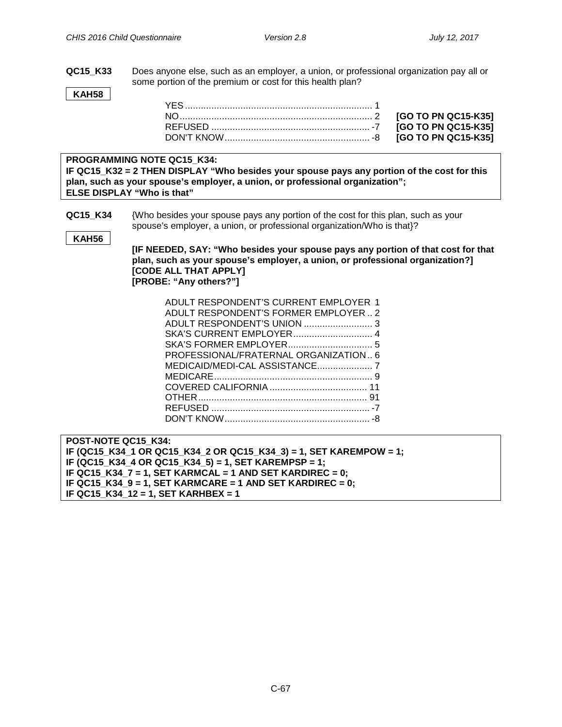**QC15_K33** Does anyone else, such as an employer, a union, or professional organization pay all or some portion of the premium or cost for this health plan?

**KAH58**

| | | |
|---|---|---|
| YES | 1 | |
| NO | 2 | **[GO TO PN QC15-K35]** |
| REFUSED | -7 | **[GO TO PN QC15-K35]** |
| DON'T KNOW | -8 | **[GO TO PN QC15-K35]** |

**PROGRAMMING NOTE QC15_K34:**
**IF QC15_K32 = 2 THEN DISPLAY "Who besides your spouse pays any portion of the cost for this plan, such as your spouse's employer, a union, or professional organization";**
**ELSE DISPLAY "Who is that"**

**QC15_K34** {Who besides your spouse pays any portion of the cost for this plan, such as your spouse's employer, a union, or professional organization/Who is that}?

**KAH56**

**[IF NEEDED, SAY: "Who besides your spouse pays any portion of that cost for that plan, such as your spouse's employer, a union, or professional organization?]**
**[CODE ALL THAT APPLY]**
**[PROBE: "Any others?"]**

| | |
|---|---|
| ADULT RESPONDENT'S CURRENT EMPLOYER | 1 |
| ADULT RESPONDENT'S FORMER EMPLOYER | 2 |
| ADULT RESPONDENT'S UNION | 3 |
| SKA'S CURRENT EMPLOYER | 4 |
| SKA'S FORMER EMPLOYER | 5 |
| PROFESSIONAL/FRATERNAL ORGANIZATION | 6 |
| MEDICAID/MEDI-CAL ASSISTANCE | 7 |
| MEDICARE | 9 |
| COVERED CALIFORNIA | 11 |
| OTHER | 91 |
| REFUSED | -7 |
| DON'T KNOW | -8 |

**POST-NOTE QC15_K34:**
**IF (QC15_K34_1 OR QC15_K34_2 OR QC15_K34_3) = 1, SET KAREMPOW = 1;**
**IF (QC15_K34_4 OR QC15_K34_5) = 1, SET KAREMPSP = 1;**
**IF QC15_K34_7 = 1, SET KARMCAL = 1 AND SET KARDIREC = 0;**
**IF QC15_K34_9 = 1, SET KARMCARE = 1 AND SET KARDIREC = 0;**
**IF QC15_K34_12 = 1, SET KARHBEX = 1**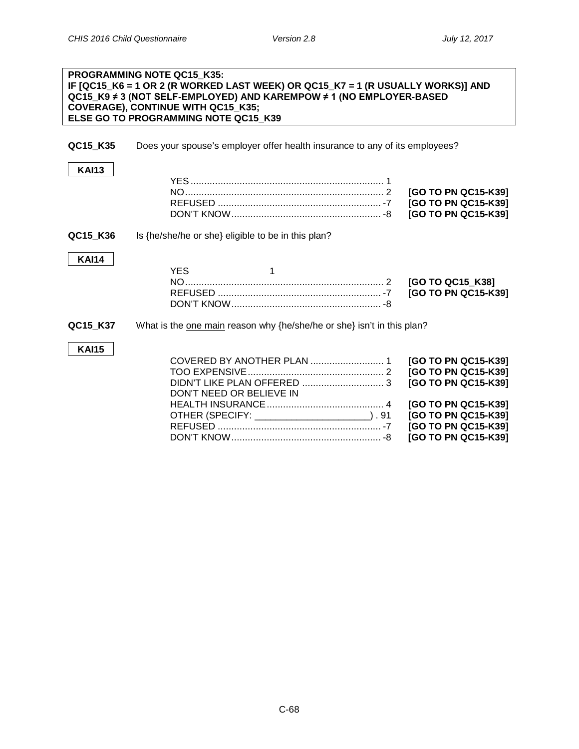**PROGRAMMING NOTE QC15_K35:**
**IF [QC15_K6 = 1 OR 2 (R WORKED LAST WEEK) OR QC15_K7 = 1 (R USUALLY WORKS)] AND QC15_K9 ≠ 3 (NOT SELF-EMPLOYED) AND KAREMPOW ≠ 1 (NO EMPLOYER-BASED COVERAGE), CONTINUE WITH QC15_K35;**
**ELSE GO TO PROGRAMMING NOTE QC15_K39**

**QC15_K35** Does your spouse's employer offer health insurance to any of its employees?

**KAI13**

| | | |
|---|---|---|
| YES | 1 | |
| NO | 2 | **[GO TO PN QC15-K39]** |
| REFUSED | -7 | **[GO TO PN QC15-K39]** |
| DON'T KNOW | -8 | **[GO TO PN QC15-K39]** |

**QC15_K36** Is {he/she/he or she} eligible to be in this plan?

**KAI14**

| | | |
|---|---|---|
| YES | 1 | |
| NO | 2 | **[GO TO QC15_K38]** |
| REFUSED | -7 | **[GO TO PN QC15-K39]** |
| DON'T KNOW | -8 | |

**QC15_K37** What is the one main reason why {he/she/he or she} isn't in this plan?

**KAI15**

| | | |
|---|---|---|
| COVERED BY ANOTHER PLAN | 1 | **[GO TO PN QC15-K39]** |
| TOO EXPENSIVE | 2 | **[GO TO PN QC15-K39]** |
| DIDN'T LIKE PLAN OFFERED | 3 | **[GO TO PN QC15-K39]** |
| DON'T NEED OR BELIEVE IN HEALTH INSURANCE | 4 | **[GO TO PN QC15-K39]** |
| OTHER (SPECIFY: ______________________) | 91 | **[GO TO PN QC15-K39]** |
| REFUSED | -7 | **[GO TO PN QC15-K39]** |
| DON'T KNOW | -8 | **[GO TO PN QC15-K39]** |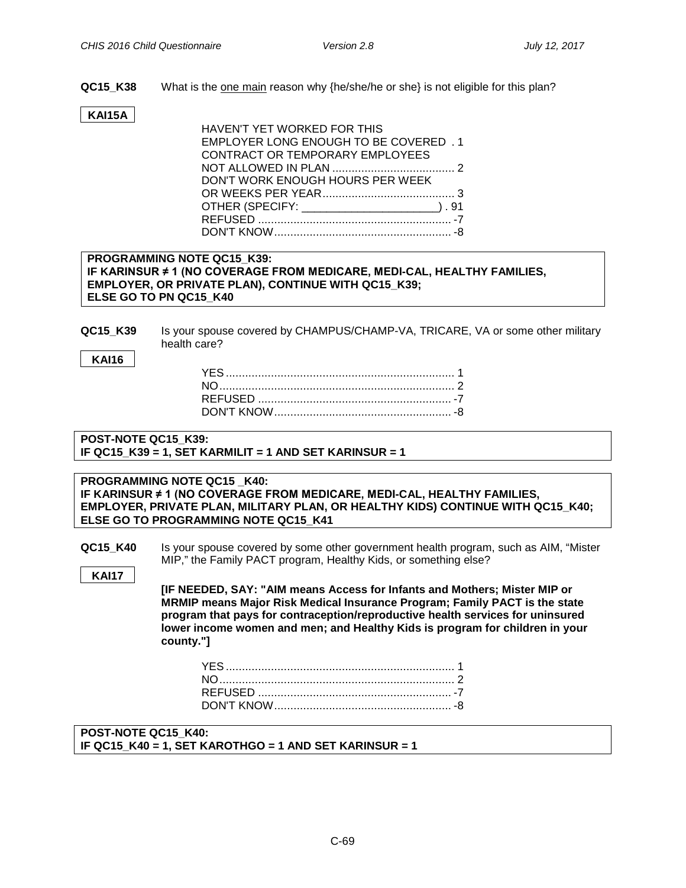**QC15_K38** What is the one main reason why {he/she/he or she} is not eligible for this plan?

**KAI15A**

HAVEN'T YET WORKED FOR THIS EMPLOYER LONG ENOUGH TO BE COVERED . 1
CONTRACT OR TEMPORARY EMPLOYEES NOT ALLOWED IN PLAN ...................................... 2
DON'T WORK ENOUGH HOURS PER WEEK OR WEEKS PER YEAR......................................... 3
OTHER (SPECIFY: ______________________) . 91
REFUSED ............................................................ -7
DON'T KNOW....................................................... -8

**PROGRAMMING NOTE QC15_K39:**
**IF KARINSUR ≠ 1 (NO COVERAGE FROM MEDICARE, MEDI-CAL, HEALTHY FAMILIES, EMPLOYER, OR PRIVATE PLAN), CONTINUE WITH QC15_K39;**
**ELSE GO TO PN QC15_K40**

**QC15_K39** Is your spouse covered by CHAMPUS/CHAMP-VA, TRICARE, VA or some other military health care?

**KAI16**

YES....................................................................... 1
NO......................................................................... 2
REFUSED ............................................................ -7
DON'T KNOW....................................................... -8

**POST-NOTE QC15_K39:**
**IF QC15_K39 = 1, SET KARMILIT = 1 AND SET KARINSUR = 1**

**PROGRAMMING NOTE QC15 _K40:**
**IF KARINSUR ≠ 1 (NO COVERAGE FROM MEDICARE, MEDI-CAL, HEALTHY FAMILIES, EMPLOYER, PRIVATE PLAN, MILITARY PLAN, OR HEALTHY KIDS) CONTINUE WITH QC15_K40;**
**ELSE GO TO PROGRAMMING NOTE QC15_K41**

**QC15_K40** Is your spouse covered by some other government health program, such as AIM, "Mister MIP," the Family PACT program, Healthy Kids, or something else?

**KAI17**

**[IF NEEDED, SAY: "AIM means Access for Infants and Mothers; Mister MIP or MRMIP means Major Risk Medical Insurance Program; Family PACT is the state program that pays for contraception/reproductive health services for uninsured lower income women and men; and Healthy Kids is program for children in your county."]**

YES....................................................................... 1
NO......................................................................... 2
REFUSED ............................................................ -7
DON'T KNOW....................................................... -8

**POST-NOTE QC15_K40:**
**IF QC15_K40 = 1, SET KAROTHGO = 1 AND SET KARINSUR = 1**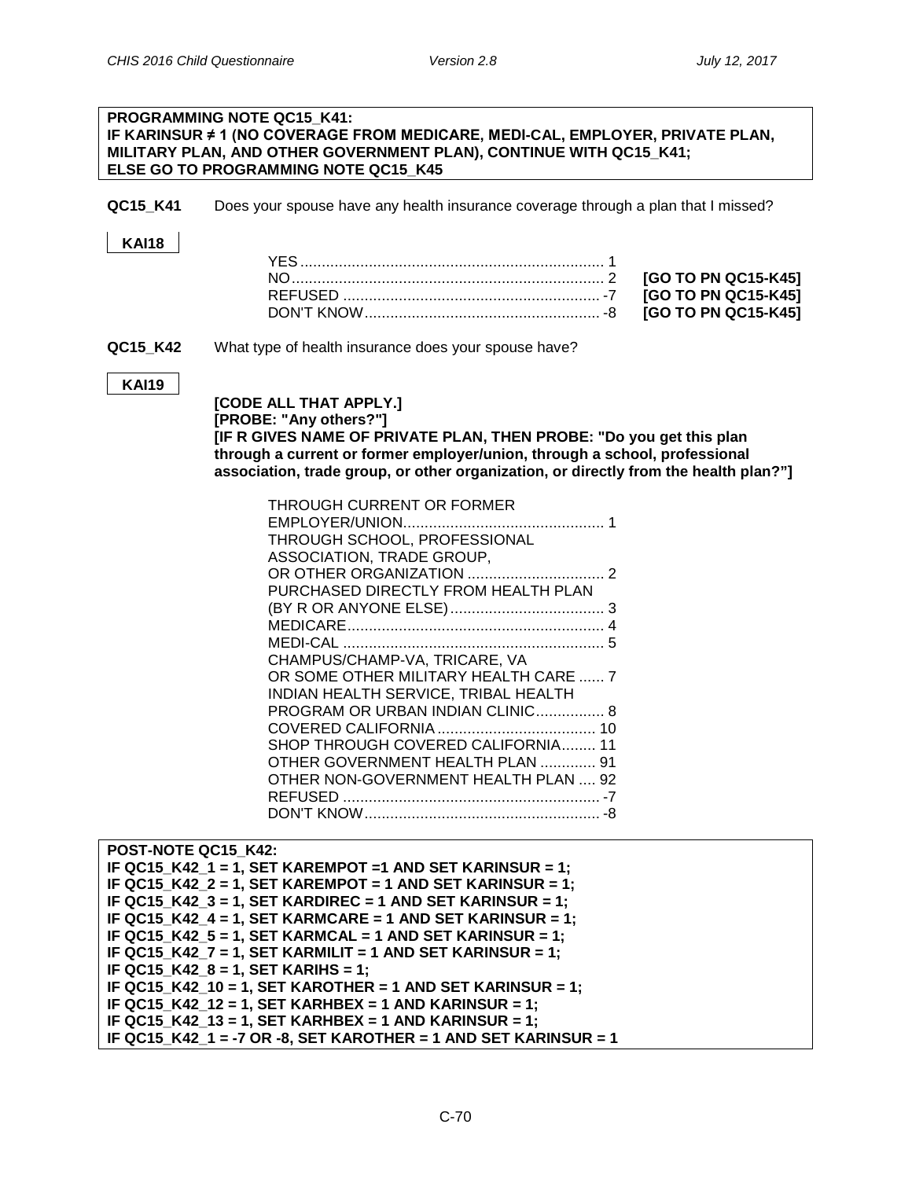**PROGRAMMING NOTE QC15_K41:**
**IF KARINSUR ≠ 1 (NO COVERAGE FROM MEDICARE, MEDI-CAL, EMPLOYER, PRIVATE PLAN, MILITARY PLAN, AND OTHER GOVERNMENT PLAN), CONTINUE WITH QC15_K41;**
**ELSE GO TO PROGRAMMING NOTE QC15_K45**

**QC15_K41** Does your spouse have any health insurance coverage through a plan that I missed?

**KAI18**

| | | |
|---|---|---|
| YES | 1 | |
| NO | 2 | **[GO TO PN QC15-K45]** |
| REFUSED | -7 | **[GO TO PN QC15-K45]** |
| DON'T KNOW | -8 | **[GO TO PN QC15-K45]** |

**QC15_K42** What type of health insurance does your spouse have?

**KAI19**

**[CODE ALL THAT APPLY.]**
**[PROBE: "Any others?"]**
**[IF R GIVES NAME OF PRIVATE PLAN, THEN PROBE: "Do you get this plan through a current or former employer/union, through a school, professional association, trade group, or other organization, or directly from the health plan?"]**

| | |
|---|---|
| THROUGH CURRENT OR FORMER EMPLOYER/UNION | 1 |
| THROUGH SCHOOL, PROFESSIONAL ASSOCIATION, TRADE GROUP, OR OTHER ORGANIZATION | 2 |
| PURCHASED DIRECTLY FROM HEALTH PLAN (BY R OR ANYONE ELSE) | 3 |
| MEDICARE | 4 |
| MEDI-CAL | 5 |
| CHAMPUS/CHAMP-VA, TRICARE, VA OR SOME OTHER MILITARY HEALTH CARE | 7 |
| INDIAN HEALTH SERVICE, TRIBAL HEALTH PROGRAM OR URBAN INDIAN CLINIC | 8 |
| COVERED CALIFORNIA | 10 |
| SHOP THROUGH COVERED CALIFORNIA | 11 |
| OTHER GOVERNMENT HEALTH PLAN | 91 |
| OTHER NON-GOVERNMENT HEALTH PLAN | 92 |
| REFUSED | -7 |
| DON'T KNOW | -8 |

**POST-NOTE QC15_K42:**
**IF QC15_K42_1 = 1, SET KAREMPOT =1 AND SET KARINSUR = 1;**
**IF QC15_K42_2 = 1, SET KAREMPOT = 1 AND SET KARINSUR = 1;**
**IF QC15_K42_3 = 1, SET KARDIREC = 1 AND SET KARINSUR = 1;**
**IF QC15_K42_4 = 1, SET KARMCARE = 1 AND SET KARINSUR = 1;**
**IF QC15_K42_5 = 1, SET KARMCAL = 1 AND SET KARINSUR = 1;**
**IF QC15_K42_7 = 1, SET KARMILIT = 1 AND SET KARINSUR = 1;**
**IF QC15_K42_8 = 1, SET KARIHS = 1;**
**IF QC15_K42_10 = 1, SET KAROTHER = 1 AND SET KARINSUR = 1;**
**IF QC15_K42_12 = 1, SET KARHBEX = 1 AND KARINSUR = 1;**
**IF QC15_K42_13 = 1, SET KARHBEX = 1 AND KARINSUR = 1;**
**IF QC15_K42_1 = -7 OR -8, SET KAROTHER = 1 AND SET KARINSUR = 1**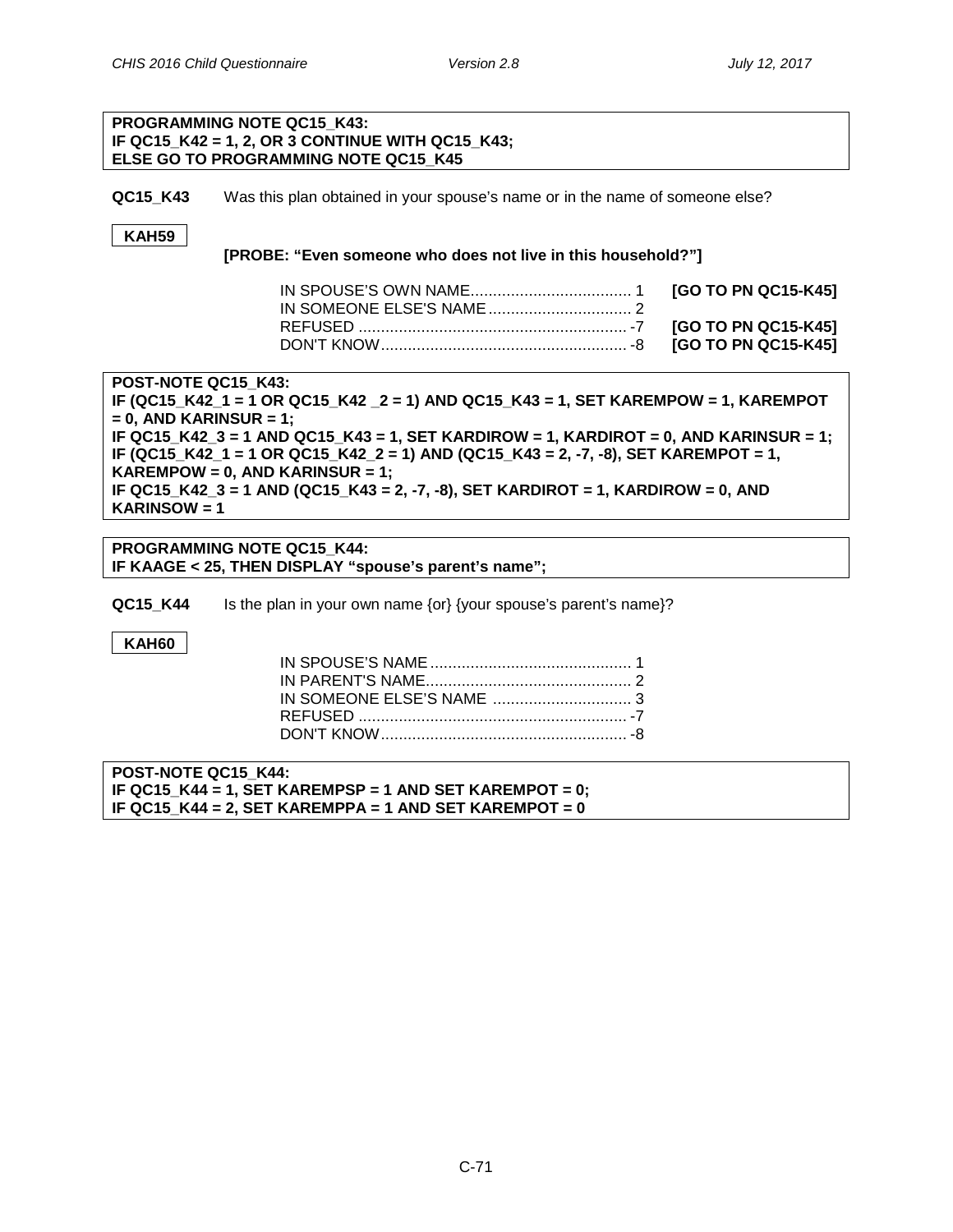**PROGRAMMING NOTE QC15_K43:**
**IF QC15_K42 = 1, 2, OR 3 CONTINUE WITH QC15_K43;**
**ELSE GO TO PROGRAMMING NOTE QC15_K45**

**QC15_K43** Was this plan obtained in your spouse's name or in the name of someone else?

**KAH59**

**[PROBE: "Even someone who does not live in this household?"]**

| | | |
|---|---|---|
| IN SPOUSE'S OWN NAME | 1 | **[GO TO PN QC15-K45]** |
| IN SOMEONE ELSE'S NAME | 2 | |
| REFUSED | -7 | **[GO TO PN QC15-K45]** |
| DON'T KNOW | -8 | **[GO TO PN QC15-K45]** |

**POST-NOTE QC15_K43:**
**IF (QC15_K42_1 = 1 OR QC15_K42 _2 = 1) AND QC15_K43 = 1, SET KAREMPOW = 1, KAREMPOT = 0, AND KARINSUR = 1;**
**IF QC15_K42_3 = 1 AND QC15_K43 = 1, SET KARDIROW = 1, KARDIROT = 0, AND KARINSUR = 1;**
**IF (QC15_K42_1 = 1 OR QC15_K42_2 = 1) AND (QC15_K43 = 2, -7, -8), SET KAREMPOT = 1, KAREMPOW = 0, AND KARINSUR = 1;**
**IF QC15_K42_3 = 1 AND (QC15_K43 = 2, -7, -8), SET KARDIROT = 1, KARDIROW = 0, AND KARINSOW = 1**

**PROGRAMMING NOTE QC15_K44:**
**IF KAAGE < 25, THEN DISPLAY "spouse's parent's name";**

**QC15_K44** Is the plan in your own name {or} {your spouse's parent's name}?

**KAH60**

| | |
|---|---|
| IN SPOUSE'S NAME | 1 |
| IN PARENT'S NAME | 2 |
| IN SOMEONE ELSE'S NAME | 3 |
| REFUSED | -7 |
| DON'T KNOW | -8 |

**POST-NOTE QC15_K44:**
**IF QC15_K44 = 1, SET KAREMPSP = 1 AND SET KAREMPOT = 0;**
**IF QC15_K44 = 2, SET KAREMPPA = 1 AND SET KAREMPOT = 0**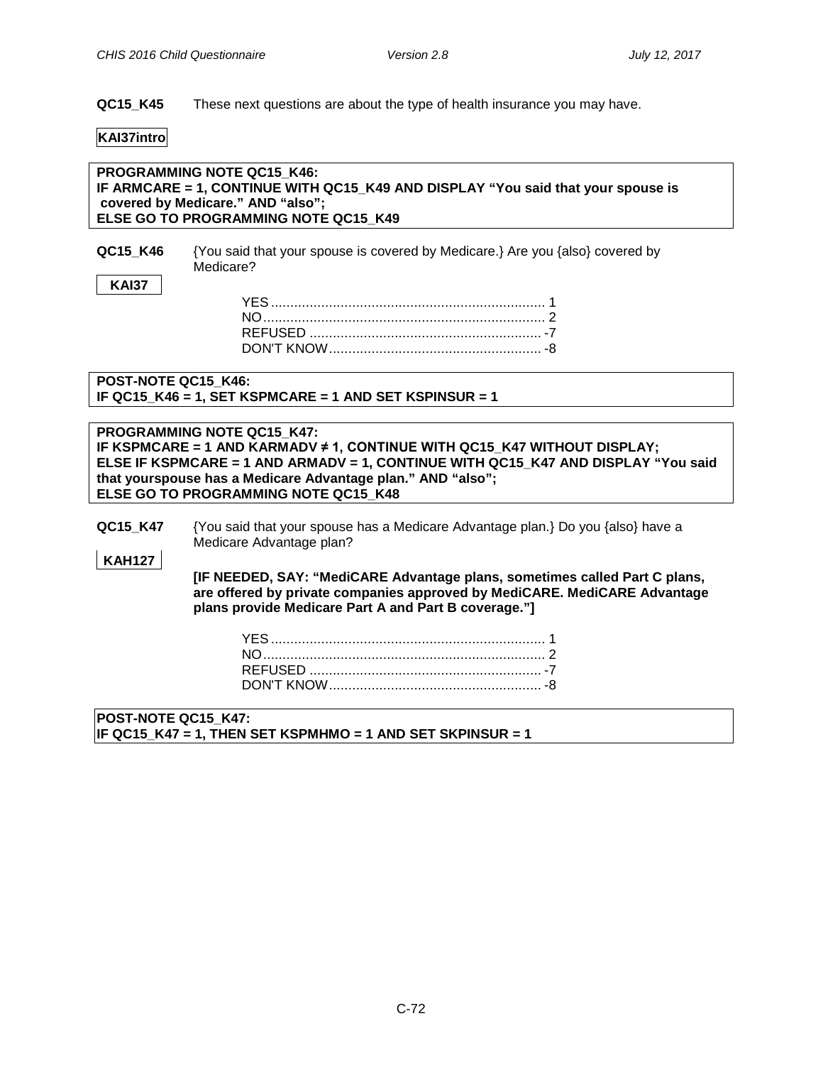**QC15_K45** These next questions are about the type of health insurance you may have.

**KAI37intro**

**PROGRAMMING NOTE QC15_K46:**
**IF ARMCARE = 1, CONTINUE WITH QC15_K49 AND DISPLAY "You said that your spouse is covered by Medicare." AND "also";**
**ELSE GO TO PROGRAMMING NOTE QC15_K49**

**QC15_K46** {You said that your spouse is covered by Medicare.} Are you {also} covered by Medicare?

**KAI37**

YES ........................................................................ 1
NO .......................................................................... 2
REFUSED ............................................................ -7
DON'T KNOW ...................................................... -8

**POST-NOTE QC15_K46:**
**IF QC15_K46 = 1, SET KSPMCARE = 1 AND SET KSPINSUR = 1**

**PROGRAMMING NOTE QC15_K47:**
**IF KSPMCARE = 1 AND KARMADV ≠ 1, CONTINUE WITH QC15_K47 WITHOUT DISPLAY;**
**ELSE IF KSPMCARE = 1 AND ARMADV = 1, CONTINUE WITH QC15_K47 AND DISPLAY "You said that yourspouse has a Medicare Advantage plan." AND "also";**
**ELSE GO TO PROGRAMMING NOTE QC15_K48**

**QC15_K47** {You said that your spouse has a Medicare Advantage plan.} Do you {also} have a Medicare Advantage plan?

**KAH127**

**[IF NEEDED, SAY: "MediCARE Advantage plans, sometimes called Part C plans, are offered by private companies approved by MediCARE. MediCARE Advantage plans provide Medicare Part A and Part B coverage."]**

YES ........................................................................ 1
NO .......................................................................... 2
REFUSED ............................................................ -7
DON'T KNOW ...................................................... -8

**POST-NOTE QC15_K47:**
**IF QC15_K47 = 1, THEN SET KSPMHMO = 1 AND SET SKPINSUR = 1**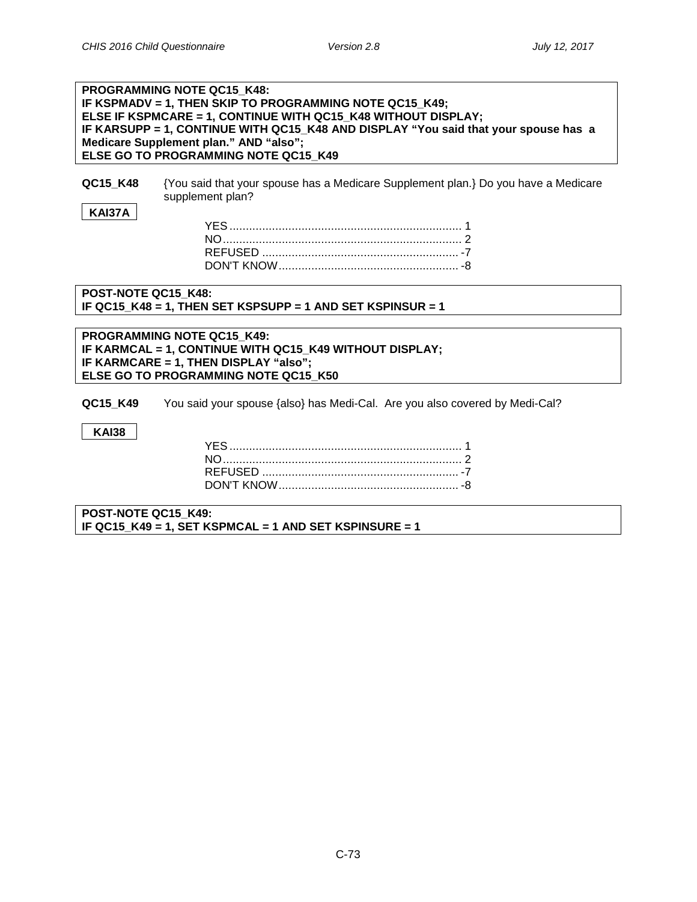**PROGRAMMING NOTE QC15_K48:**
**IF KSPMADV = 1, THEN SKIP TO PROGRAMMING NOTE QC15_K49;**
**ELSE IF KSPMCARE = 1, CONTINUE WITH QC15_K48 WITHOUT DISPLAY;**
**IF KARSUPP = 1, CONTINUE WITH QC15_K48 AND DISPLAY "You said that your spouse has a Medicare Supplement plan." AND "also";**
**ELSE GO TO PROGRAMMING NOTE QC15_K49**

**QC15_K48** {You said that your spouse has a Medicare Supplement plan.} Do you have a Medicare supplement plan?

**KAI37A**

YES ....................................................................... 1
NO......................................................................... 2
REFUSED ............................................................ -7
DON'T KNOW....................................................... -8

**POST-NOTE QC15_K48:**
**IF QC15_K48 = 1, THEN SET KSPSUPP = 1 AND SET KSPINSUR = 1**

**PROGRAMMING NOTE QC15_K49:**
**IF KARMCAL = 1, CONTINUE WITH QC15_K49 WITHOUT DISPLAY;**
**IF KARMCARE = 1, THEN DISPLAY "also";**
**ELSE GO TO PROGRAMMING NOTE QC15_K50**

**QC15_K49** You said your spouse {also} has Medi-Cal. Are you also covered by Medi-Cal?

**KAI38**

YES ....................................................................... 1
NO......................................................................... 2
REFUSED ............................................................ -7
DON'T KNOW....................................................... -8

**POST-NOTE QC15_K49:**
**IF QC15_K49 = 1, SET KSPMCAL = 1 AND SET KSPINSURE = 1**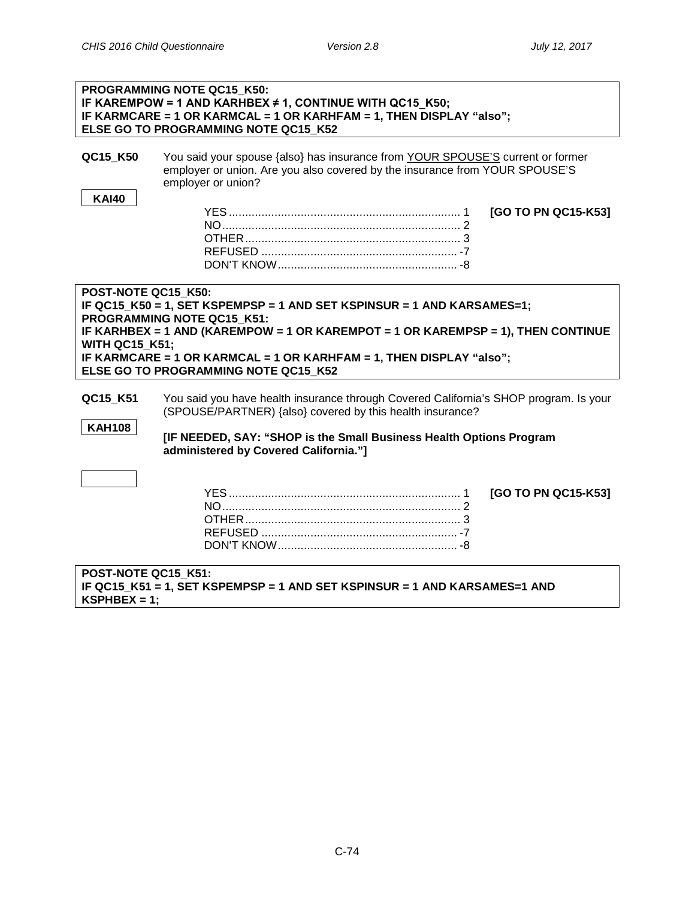**PROGRAMMING NOTE QC15_K50:**
**IF KAREMPOW = 1 AND KARHBEX ≠ 1, CONTINUE WITH QC15_K50;**
**IF KARMCARE = 1 OR KARMCAL = 1 OR KARHFAM = 1, THEN DISPLAY "also";**
**ELSE GO TO PROGRAMMING NOTE QC15_K52**

**QC15_K50** You said your spouse {also} has insurance from YOUR SPOUSE'S current or former employer or union. Are you also covered by the insurance from YOUR SPOUSE'S employer or union?

**KAI40**

| | | |
|---|---|---|
| YES | 1 | **[GO TO PN QC15-K53]** |
| NO | 2 | |
| OTHER | 3 | |
| REFUSED | -7 | |
| DON'T KNOW | -8 | |

**POST-NOTE QC15_K50:**
**IF QC15_K50 = 1, SET KSPEMPSP = 1 AND SET KSPINSUR = 1 AND KARSAMES=1;**
**PROGRAMMING NOTE QC15_K51:**
**IF KARHBEX = 1 AND (KAREMPOW = 1 OR KAREMPOT = 1 OR KAREMPSP = 1), THEN CONTINUE WITH QC15_K51;**
**IF KARMCARE = 1 OR KARMCAL = 1 OR KARHFAM = 1, THEN DISPLAY "also";**
**ELSE GO TO PROGRAMMING NOTE QC15_K52**

**QC15_K51** You said you have health insurance through Covered California's SHOP program. Is your (SPOUSE/PARTNER) {also} covered by this health insurance?

**KAH108**

**[IF NEEDED, SAY: "SHOP is the Small Business Health Options Program administered by Covered California."]**

| | | |
|---|---|---|
| YES | 1 | **[GO TO PN QC15-K53]** |
| NO | 2 | |
| OTHER | 3 | |
| REFUSED | -7 | |
| DON'T KNOW | -8 | |

**POST-NOTE QC15_K51:**
**IF QC15_K51 = 1, SET KSPEMPSP = 1 AND SET KSPINSUR = 1 AND KARSAMES=1 AND KSPHBEX = 1;**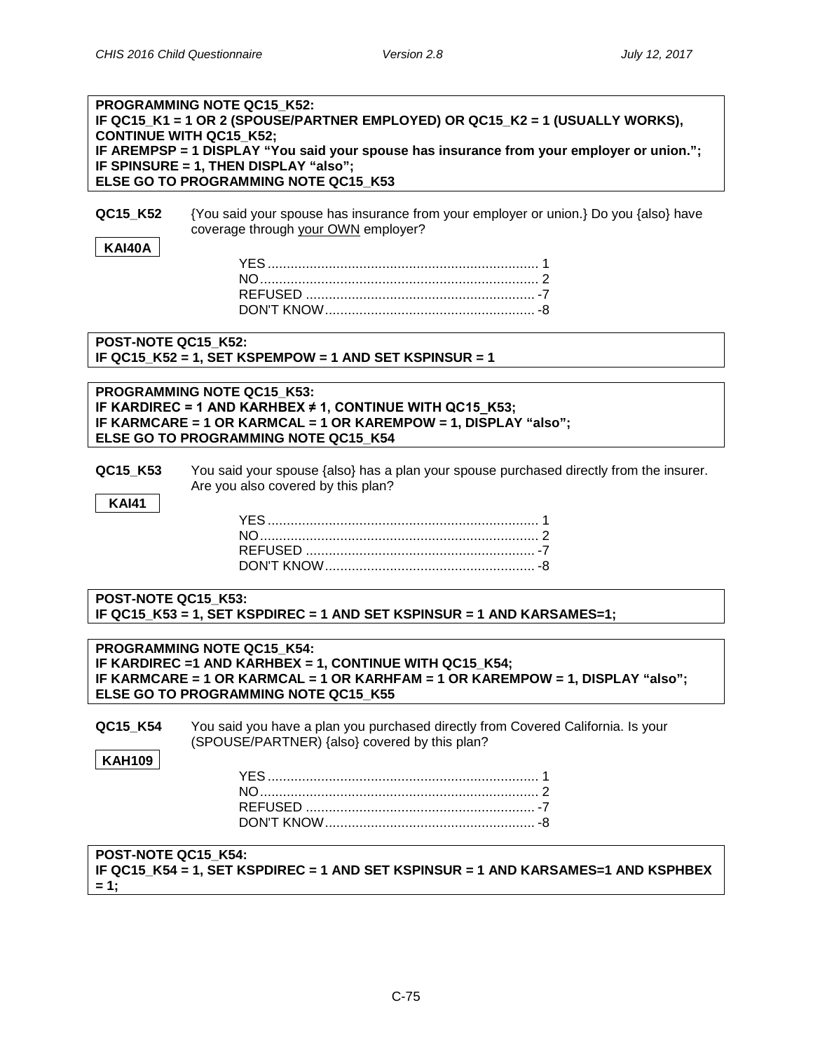**PROGRAMMING NOTE QC15_K52:**
**IF QC15_K1 = 1 OR 2 (SPOUSE/PARTNER EMPLOYED) OR QC15_K2 = 1 (USUALLY WORKS), CONTINUE WITH QC15_K52;**
**IF AREMPSP = 1 DISPLAY "You said your spouse has insurance from your employer or union.";**
**IF SPINSURE = 1, THEN DISPLAY "also";**
**ELSE GO TO PROGRAMMING NOTE QC15_K53**

**QC15_K52** {You said your spouse has insurance from your employer or union.} Do you {also} have coverage through your OWN employer?

**KAI40A**

YES ....... 1
NO ....... 2
REFUSED ....... -7
DON'T KNOW ....... -8

**POST-NOTE QC15_K52:**
**IF QC15_K52 = 1, SET KSPEMPOW = 1 AND SET KSPINSUR = 1**

**PROGRAMMING NOTE QC15_K53:**
**IF KARDIREC = 1 AND KARHBEX ≠ 1, CONTINUE WITH QC15_K53;**
**IF KARMCARE = 1 OR KARMCAL = 1 OR KAREMPOW = 1, DISPLAY "also";**
**ELSE GO TO PROGRAMMING NOTE QC15_K54**

**QC15_K53** You said your spouse {also} has a plan your spouse purchased directly from the insurer. Are you also covered by this plan?

**KAI41**

YES ....... 1
NO ....... 2
REFUSED ....... -7
DON'T KNOW ....... -8

**POST-NOTE QC15_K53:**
**IF QC15_K53 = 1, SET KSPDIREC = 1 AND SET KSPINSUR = 1 AND KARSAMES=1;**

**PROGRAMMING NOTE QC15_K54:**
**IF KARDIREC =1 AND KARHBEX = 1, CONTINUE WITH QC15_K54;**
**IF KARMCARE = 1 OR KARMCAL = 1 OR KARHFAM = 1 OR KAREMPOW = 1, DISPLAY "also";**
**ELSE GO TO PROGRAMMING NOTE QC15_K55**

**QC15_K54** You said you have a plan you purchased directly from Covered California. Is your (SPOUSE/PARTNER) {also} covered by this plan?

**KAH109**

YES ....... 1
NO ....... 2
REFUSED ....... -7
DON'T KNOW ....... -8

**POST-NOTE QC15_K54:**
**IF QC15_K54 = 1, SET KSPDIREC = 1 AND SET KSPINSUR = 1 AND KARSAMES=1 AND KSPHBEX = 1;**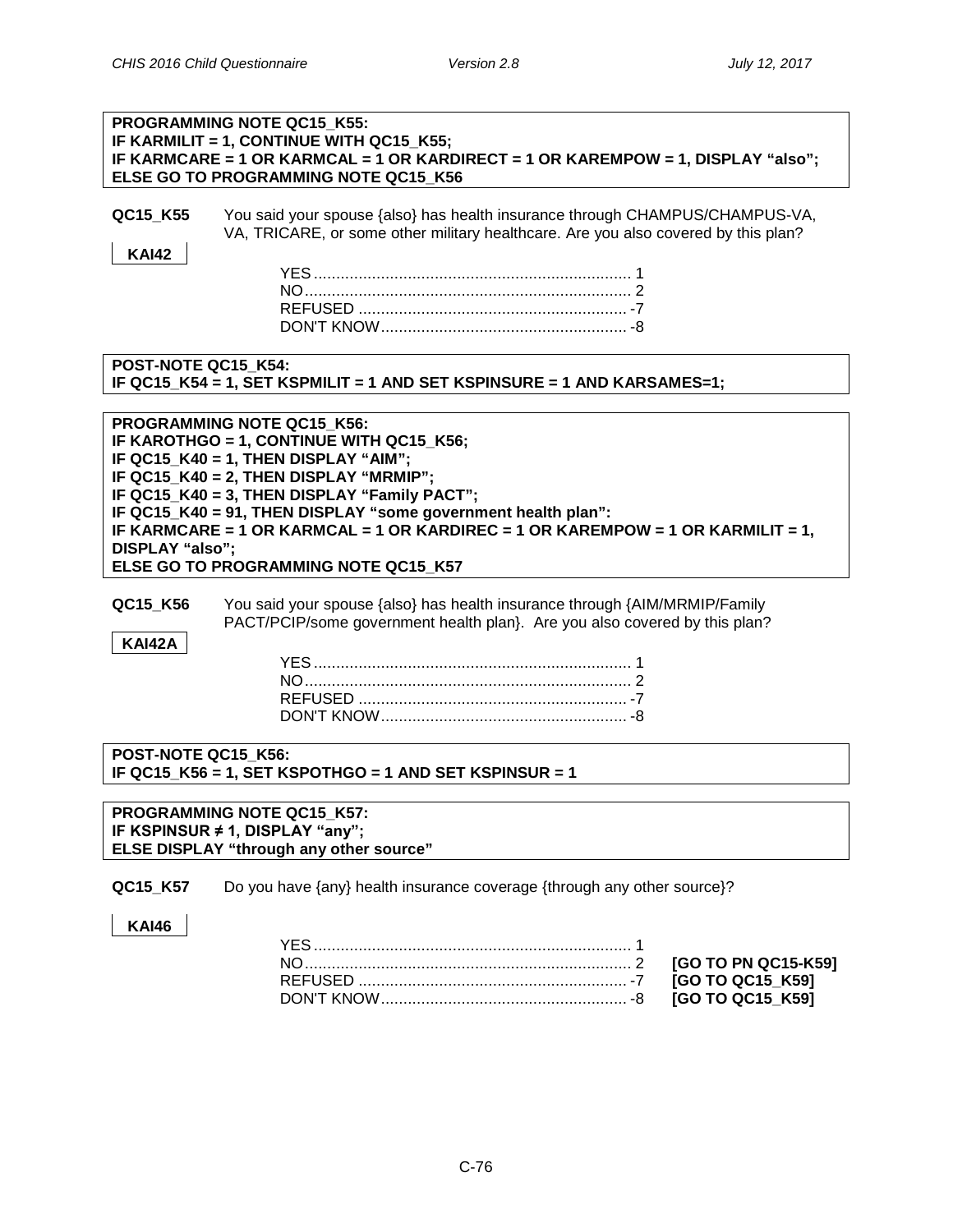**PROGRAMMING NOTE QC15_K55:**
**IF KARMILIT = 1, CONTINUE WITH QC15_K55;**
**IF KARMCARE = 1 OR KARMCAL = 1 OR KARDIRECT = 1 OR KAREMPOW = 1, DISPLAY "also";**
**ELSE GO TO PROGRAMMING NOTE QC15_K56**

**QC15_K55** You said your spouse {also} has health insurance through CHAMPUS/CHAMPUS-VA, VA, TRICARE, or some other military healthcare. Are you also covered by this plan?

**KAI42**

| | |
|---|---|
| YES | 1 |
| NO | 2 |
| REFUSED | -7 |
| DON'T KNOW | -8 |

**POST-NOTE QC15_K54:**
**IF QC15_K54 = 1, SET KSPMILIT = 1 AND SET KSPINSURE = 1 AND KARSAMES=1;**

**PROGRAMMING NOTE QC15_K56:**
**IF KAROTHGO = 1, CONTINUE WITH QC15_K56;**
**IF QC15_K40 = 1, THEN DISPLAY "AIM";**
**IF QC15_K40 = 2, THEN DISPLAY "MRMIP";**
**IF QC15_K40 = 3, THEN DISPLAY "Family PACT";**
**IF QC15_K40 = 91, THEN DISPLAY "some government health plan":**
**IF KARMCARE = 1 OR KARMCAL = 1 OR KARDIREC = 1 OR KAREMPOW = 1 OR KARMILIT = 1, DISPLAY "also";**
**ELSE GO TO PROGRAMMING NOTE QC15_K57**

**QC15_K56** You said your spouse {also} has health insurance through {AIM/MRMIP/Family PACT/PCIP/some government health plan}. Are you also covered by this plan?

**KAI42A**

| | |
|---|---|
| YES | 1 |
| NO | 2 |
| REFUSED | -7 |
| DON'T KNOW | -8 |

**POST-NOTE QC15_K56:**
**IF QC15_K56 = 1, SET KSPOTHGO = 1 AND SET KSPINSUR = 1**

**PROGRAMMING NOTE QC15_K57:**
**IF KSPINSUR ≠ 1, DISPLAY "any";**
**ELSE DISPLAY "through any other source"**

**QC15_K57** Do you have {any} health insurance coverage {through any other source}?

**KAI46**

| | | |
|---|---|---|
| YES | 1 | |
| NO | 2 | **[GO TO PN QC15-K59]** |
| REFUSED | -7 | **[GO TO QC15_K59]** |
| DON'T KNOW | -8 | **[GO TO QC15_K59]** |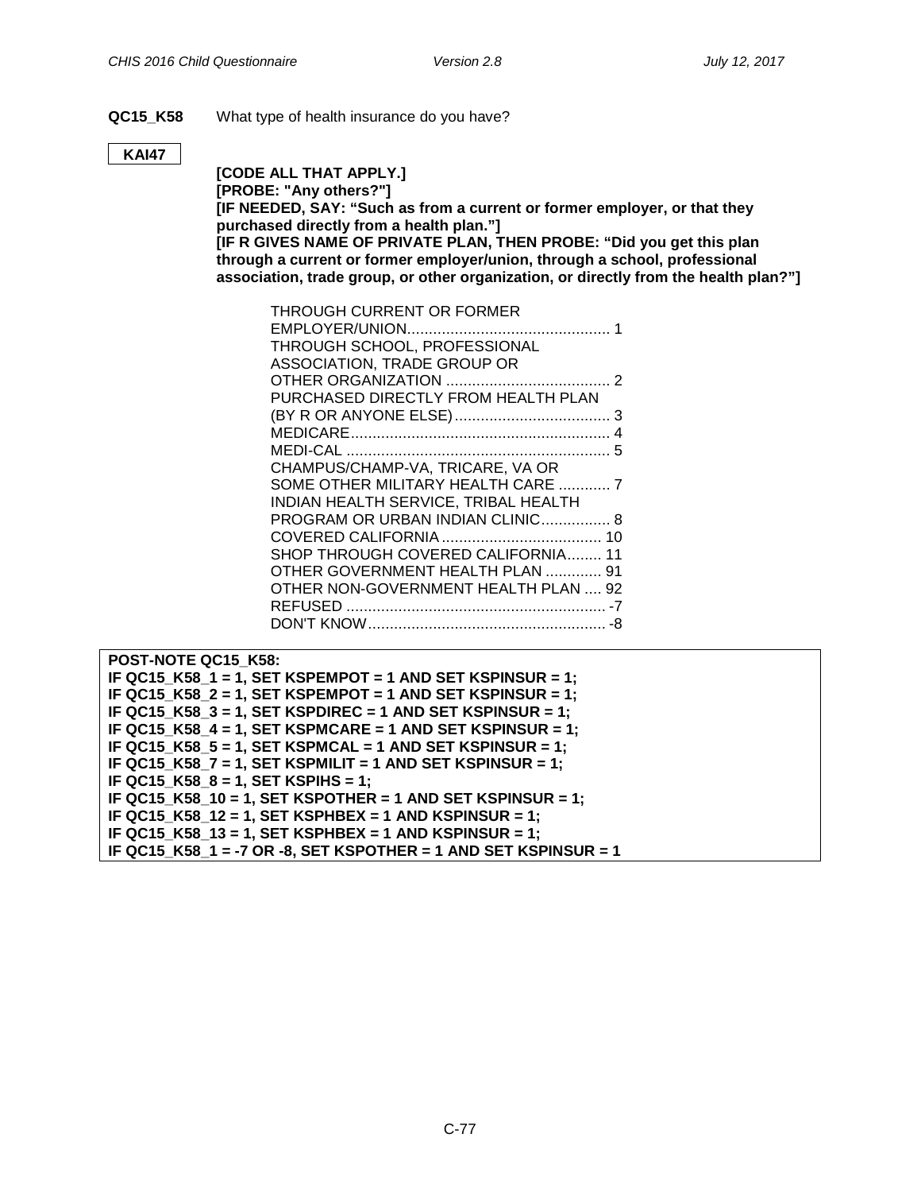**QC15_K58** What type of health insurance do you have?

**KAI47**

**[CODE ALL THAT APPLY.]**
**[PROBE: "Any others?"]**
**[IF NEEDED, SAY: "Such as from a current or former employer, or that they purchased directly from a health plan."]**
**[IF R GIVES NAME OF PRIVATE PLAN, THEN PROBE: "Did you get this plan through a current or former employer/union, through a school, professional association, trade group, or other organization, or directly from the health plan?"]**

THROUGH CURRENT OR FORMER EMPLOYER/UNION............................................. 1
THROUGH SCHOOL, PROFESSIONAL ASSOCIATION, TRADE GROUP OR OTHER ORGANIZATION ...................................... 2
PURCHASED DIRECTLY FROM HEALTH PLAN (BY R OR ANYONE ELSE).................................... 3
MEDICARE............................................................ 4
MEDI-CAL ............................................................. 5
CHAMPUS/CHAMP-VA, TRICARE, VA OR SOME OTHER MILITARY HEALTH CARE ............ 7
INDIAN HEALTH SERVICE, TRIBAL HEALTH PROGRAM OR URBAN INDIAN CLINIC................ 8
COVERED CALIFORNIA..................................... 10
SHOP THROUGH COVERED CALIFORNIA........ 11
OTHER GOVERNMENT HEALTH PLAN ............. 91
OTHER NON-GOVERNMENT HEALTH PLAN .... 92
REFUSED ............................................................ -7
DON'T KNOW....................................................... -8

**POST-NOTE QC15_K58:**
**IF QC15_K58_1 = 1, SET KSPEMPOT = 1 AND SET KSPINSUR = 1;**
**IF QC15_K58_2 = 1, SET KSPEMPOT = 1 AND SET KSPINSUR = 1;**
**IF QC15_K58_3 = 1, SET KSPDIREC = 1 AND SET KSPINSUR = 1;**
**IF QC15_K58_4 = 1, SET KSPMCARE = 1 AND SET KSPINSUR = 1;**
**IF QC15_K58_5 = 1, SET KSPMCAL = 1 AND SET KSPINSUR = 1;**
**IF QC15_K58_7 = 1, SET KSPMILIT = 1 AND SET KSPINSUR = 1;**
**IF QC15_K58_8 = 1, SET KSPIHS = 1;**
**IF QC15_K58_10 = 1, SET KSPOTHER = 1 AND SET KSPINSUR = 1;**
**IF QC15_K58_12 = 1, SET KSPHBEX = 1 AND KSPINSUR = 1;**
**IF QC15_K58_13 = 1, SET KSPHBEX = 1 AND KSPINSUR = 1;**
**IF QC15_K58_1 = -7 OR -8, SET KSPOTHER = 1 AND SET KSPINSUR = 1**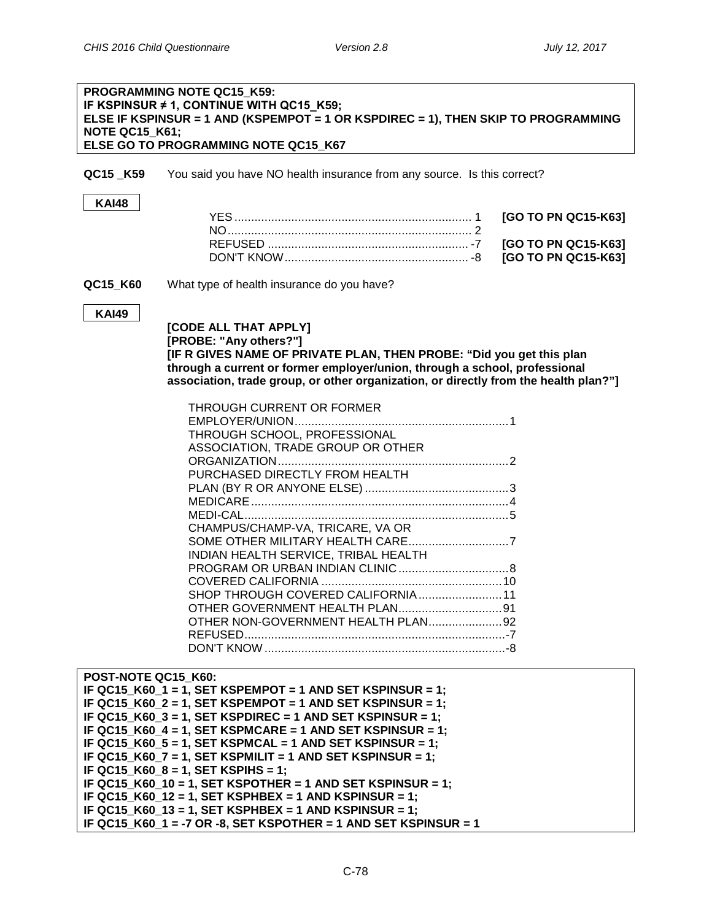**PROGRAMMING NOTE QC15_K59:**
**IF KSPINSUR ≠ 1, CONTINUE WITH QC15_K59;**
**ELSE IF KSPINSUR = 1 AND (KSPEMPOT = 1 OR KSPDIREC = 1), THEN SKIP TO PROGRAMMING NOTE QC15_K61;**
**ELSE GO TO PROGRAMMING NOTE QC15_K67**

**QC15 _K59** You said you have NO health insurance from any source. Is this correct?

**KAI48**

| | | |
|---|---|---|
| YES | 1 | **[GO TO PN QC15-K63]** |
| NO | 2 | |
| REFUSED | -7 | **[GO TO PN QC15-K63]** |
| DON'T KNOW | -8 | **[GO TO PN QC15-K63]** |

**QC15_K60** What type of health insurance do you have?

**KAI49**

**[CODE ALL THAT APPLY]**
**[PROBE: "Any others?"]**
**[IF R GIVES NAME OF PRIVATE PLAN, THEN PROBE: "Did you get this plan through a current or former employer/union, through a school, professional association, trade group, or other organization, or directly from the health plan?"]**

| | |
|---|---|
| THROUGH CURRENT OR FORMER EMPLOYER/UNION | 1 |
| THROUGH SCHOOL, PROFESSIONAL ASSOCIATION, TRADE GROUP OR OTHER ORGANIZATION | 2 |
| PURCHASED DIRECTLY FROM HEALTH PLAN (BY R OR ANYONE ELSE) | 3 |
| MEDICARE | 4 |
| MEDI-CAL | 5 |
| CHAMPUS/CHAMP-VA, TRICARE, VA OR SOME OTHER MILITARY HEALTH CARE | 7 |
| INDIAN HEALTH SERVICE, TRIBAL HEALTH PROGRAM OR URBAN INDIAN CLINIC | 8 |
| COVERED CALIFORNIA | 10 |
| SHOP THROUGH COVERED CALIFORNIA | 11 |
| OTHER GOVERNMENT HEALTH PLAN | 91 |
| OTHER NON-GOVERNMENT HEALTH PLAN | 92 |
| REFUSED | -7 |
| DON'T KNOW | -8 |

**POST-NOTE QC15_K60:**
**IF QC15_K60_1 = 1, SET KSPEMPOT = 1 AND SET KSPINSUR = 1;**
**IF QC15_K60_2 = 1, SET KSPEMPOT = 1 AND SET KSPINSUR = 1;**
**IF QC15_K60_3 = 1, SET KSPDIREC = 1 AND SET KSPINSUR = 1;**
**IF QC15_K60_4 = 1, SET KSPMCARE = 1 AND SET KSPINSUR = 1;**
**IF QC15_K60_5 = 1, SET KSPMCAL = 1 AND SET KSPINSUR = 1;**
**IF QC15_K60_7 = 1, SET KSPMILIT = 1 AND SET KSPINSUR = 1;**
**IF QC15_K60_8 = 1, SET KSPIHS = 1;**
**IF QC15_K60_10 = 1, SET KSPOTHER = 1 AND SET KSPINSUR = 1;**
**IF QC15_K60_12 = 1, SET KSPHBEX = 1 AND KSPINSUR = 1;**
**IF QC15_K60_13 = 1, SET KSPHBEX = 1 AND KSPINSUR = 1;**
**IF QC15_K60_1 = -7 OR -8, SET KSPOTHER = 1 AND SET KSPINSUR = 1**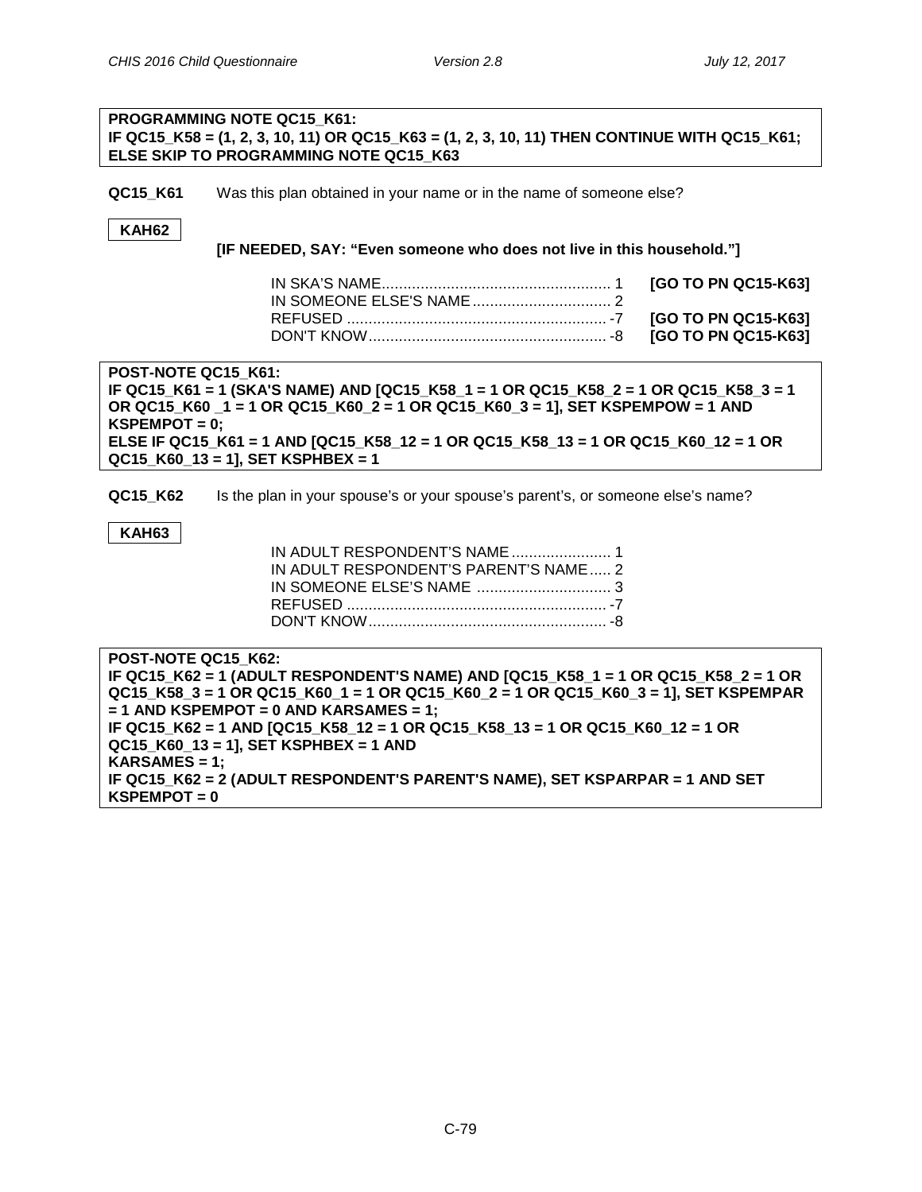**PROGRAMMING NOTE QC15_K61:**
**IF QC15_K58 = (1, 2, 3, 10, 11) OR QC15_K63 = (1, 2, 3, 10, 11) THEN CONTINUE WITH QC15_K61; ELSE SKIP TO PROGRAMMING NOTE QC15_K63**

**QC15_K61** Was this plan obtained in your name or in the name of someone else?

**KAH62**

**[IF NEEDED, SAY: "Even someone who does not live in this household."]**

| | | |
|---|---|---|
| IN SKA'S NAME | 1 | **[GO TO PN QC15-K63]** |
| IN SOMEONE ELSE'S NAME | 2 | |
| REFUSED | -7 | **[GO TO PN QC15-K63]** |
| DON'T KNOW | -8 | **[GO TO PN QC15-K63]** |

**POST-NOTE QC15_K61:**
**IF QC15_K61 = 1 (SKA'S NAME) AND [QC15_K58_1 = 1 OR QC15_K58_2 = 1 OR QC15_K58_3 = 1 OR QC15_K60 _1 = 1 OR QC15_K60_2 = 1 OR QC15_K60_3 = 1], SET KSPEMPOW = 1 AND KSPEMPOT = 0;**
**ELSE IF QC15_K61 = 1 AND [QC15_K58_12 = 1 OR QC15_K58_13 = 1 OR QC15_K60_12 = 1 OR QC15_K60_13 = 1], SET KSPHBEX = 1**

**QC15_K62** Is the plan in your spouse's or your spouse's parent's, or someone else's name?

**KAH63**

| | |
|---|---|
| IN ADULT RESPONDENT'S NAME | 1 |
| IN ADULT RESPONDENT'S PARENT'S NAME | 2 |
| IN SOMEONE ELSE'S NAME | 3 |
| REFUSED | -7 |
| DON'T KNOW | -8 |

**POST-NOTE QC15_K62:**
**IF QC15_K62 = 1 (ADULT RESPONDENT'S NAME) AND [QC15_K58_1 = 1 OR QC15_K58_2 = 1 OR QC15_K58_3 = 1 OR QC15_K60_1 = 1 OR QC15_K60_2 = 1 OR QC15_K60_3 = 1], SET KSPEMPAR = 1 AND KSPEMPOT = 0 AND KARSAMES = 1;**
**IF QC15_K62 = 1 AND [QC15_K58_12 = 1 OR QC15_K58_13 = 1 OR QC15_K60_12 = 1 OR QC15_K60_13 = 1], SET KSPHBEX = 1 AND KARSAMES = 1;**
**IF QC15_K62 = 2 (ADULT RESPONDENT'S PARENT'S NAME), SET KSPARPAR = 1 AND SET KSPEMPOT = 0**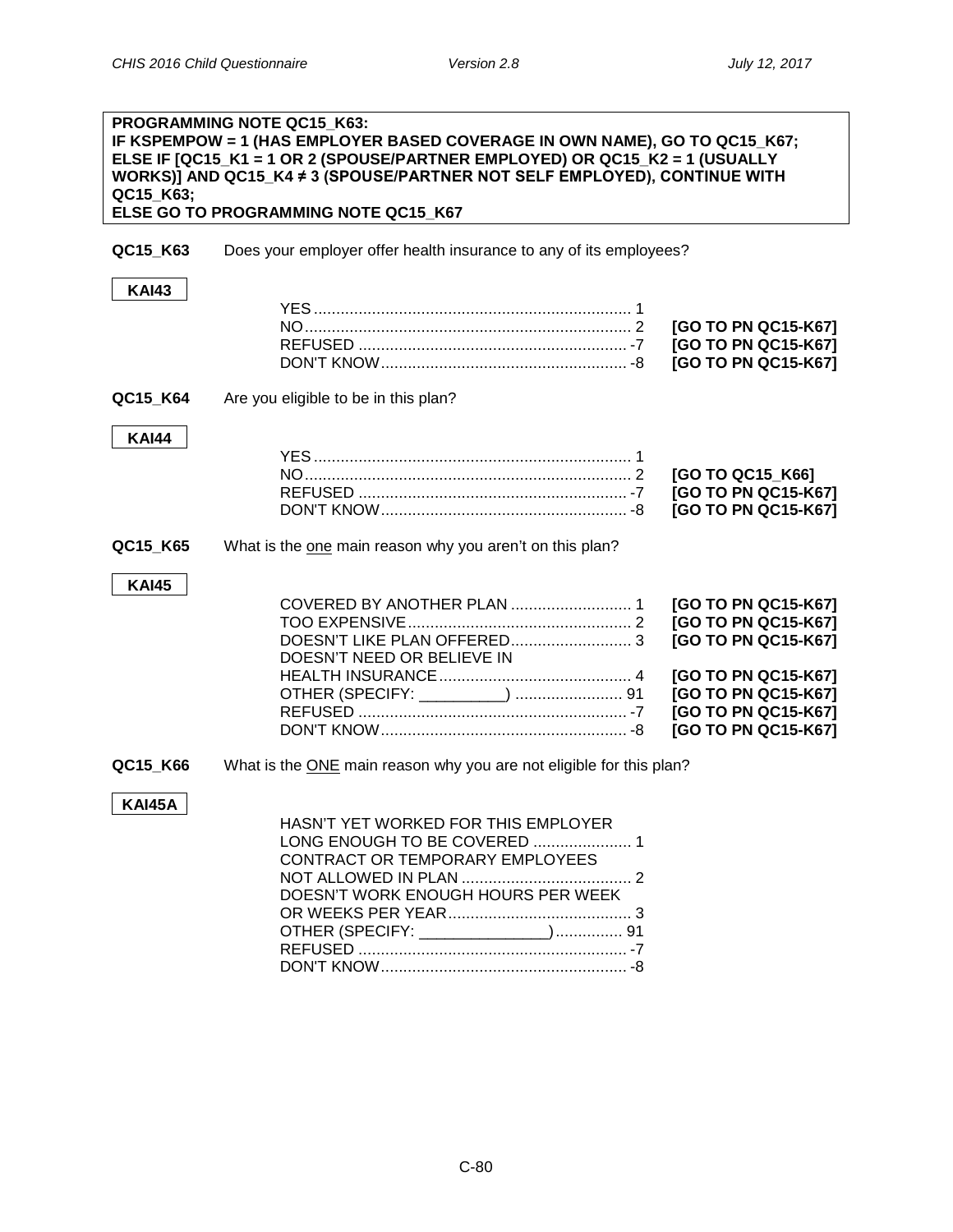**PROGRAMMING NOTE QC15_K63:**
**IF KSPEMPOW = 1 (HAS EMPLOYER BASED COVERAGE IN OWN NAME), GO TO QC15_K67;**
**ELSE IF [QC15_K1 = 1 OR 2 (SPOUSE/PARTNER EMPLOYED) OR QC15_K2 = 1 (USUALLY WORKS)] AND QC15_K4 ≠ 3 (SPOUSE/PARTNER NOT SELF EMPLOYED), CONTINUE WITH QC15_K63;**
**ELSE GO TO PROGRAMMING NOTE QC15_K67**

**QC15_K63** Does your employer offer health insurance to any of its employees?

**KAI43**

| | | |
|---|---|---|
| YES | 1 | |
| NO | 2 | **[GO TO PN QC15-K67]** |
| REFUSED | -7 | **[GO TO PN QC15-K67]** |
| DON'T KNOW | -8 | **[GO TO PN QC15-K67]** |

**QC15_K64** Are you eligible to be in this plan?

**KAI44**

| | | |
|---|---|---|
| YES | 1 | |
| NO | 2 | **[GO TO QC15_K66]** |
| REFUSED | -7 | **[GO TO PN QC15-K67]** |
| DON'T KNOW | -8 | **[GO TO PN QC15-K67]** |

**QC15_K65** What is the one main reason why you aren't on this plan?

**KAI45**

| | | |
|---|---|---|
| COVERED BY ANOTHER PLAN | 1 | **[GO TO PN QC15-K67]** |
| TOO EXPENSIVE | 2 | **[GO TO PN QC15-K67]** |
| DOESN'T LIKE PLAN OFFERED | 3 | **[GO TO PN QC15-K67]** |
| DOESN'T NEED OR BELIEVE IN HEALTH INSURANCE | 4 | **[GO TO PN QC15-K67]** |
| OTHER (SPECIFY: __________) | 91 | **[GO TO PN QC15-K67]** |
| REFUSED | -7 | **[GO TO PN QC15-K67]** |
| DON'T KNOW | -8 | **[GO TO PN QC15-K67]** |

**QC15_K66** What is the ONE main reason why you are not eligible for this plan?

**KAI45A**

| | |
|---|---|
| HASN'T YET WORKED FOR THIS EMPLOYER LONG ENOUGH TO BE COVERED | 1 |
| CONTRACT OR TEMPORARY EMPLOYEES NOT ALLOWED IN PLAN | 2 |
| DOESN'T WORK ENOUGH HOURS PER WEEK OR WEEKS PER YEAR | 3 |
| OTHER (SPECIFY: _______________) | 91 |
| REFUSED | -7 |
| DON'T KNOW | -8 |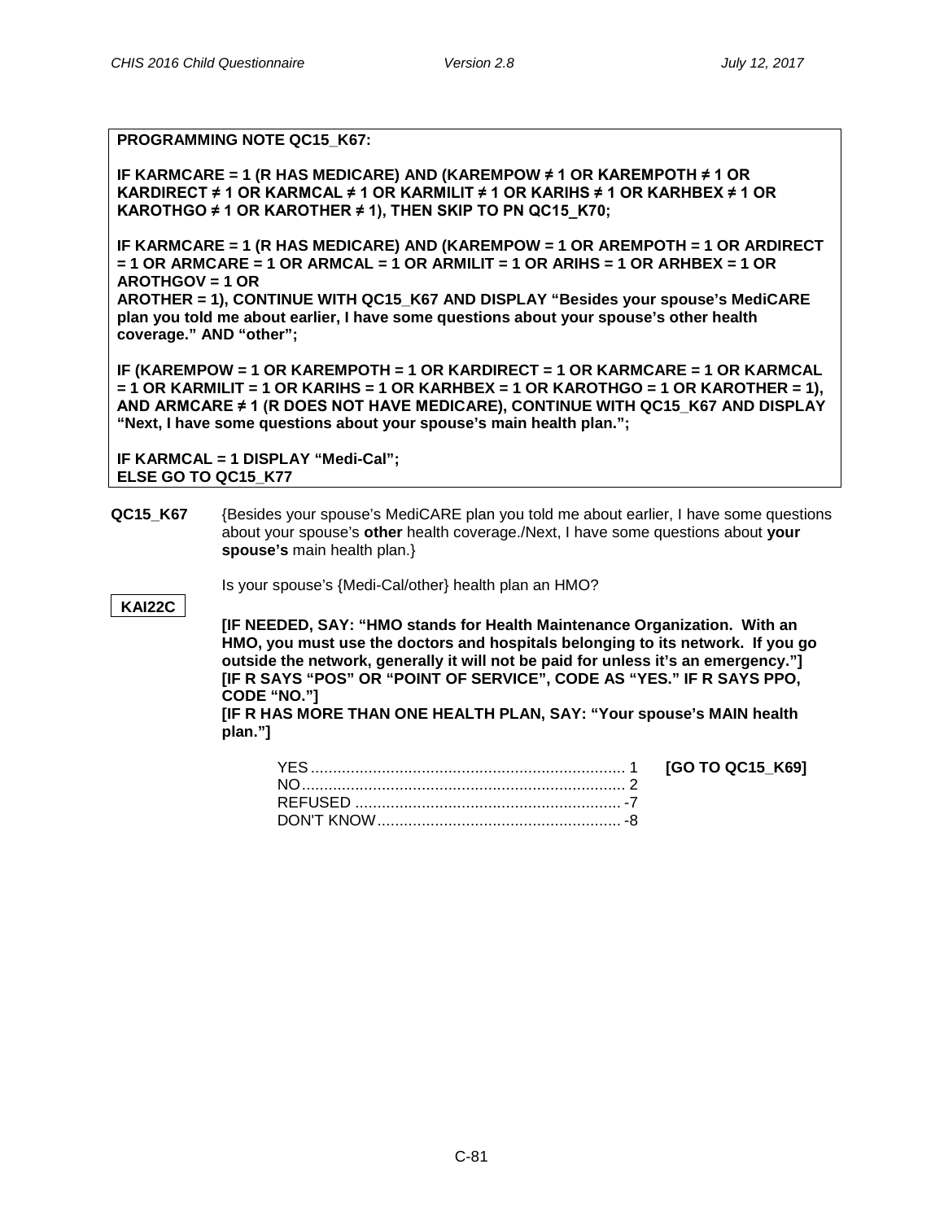**PROGRAMMING NOTE QC15_K67:**

**IF KARMCARE = 1 (R HAS MEDICARE) AND (KAREMPOW ≠ 1 OR KAREMPOTH ≠ 1 OR KARDIRECT ≠ 1 OR KARMCAL ≠ 1 OR KARMILIT ≠ 1 OR KARIHS ≠ 1 OR KARHBEX ≠ 1 OR KAROTHGO ≠ 1 OR KAROTHER ≠ 1), THEN SKIP TO PN QC15_K70;**

**IF KARMCARE = 1 (R HAS MEDICARE) AND (KAREMPOW = 1 OR AREMPOTH = 1 OR ARDIRECT = 1 OR ARMCARE = 1 OR ARMCAL = 1 OR ARMILIT = 1 OR ARIHS = 1 OR ARHBEX = 1 OR AROTHGOV = 1 OR AROTHER = 1), CONTINUE WITH QC15_K67 AND DISPLAY "Besides your spouse's MediCARE plan you told me about earlier, I have some questions about your spouse's other health coverage." AND "other";**

**IF (KAREMPOW = 1 OR KAREMPOTH = 1 OR KARDIRECT = 1 OR KARMCARE = 1 OR KARMCAL = 1 OR KARMILIT = 1 OR KARIHS = 1 OR KARHBEX = 1 OR KAROTHGO = 1 OR KAROTHER = 1), AND ARMCARE ≠ 1 (R DOES NOT HAVE MEDICARE), CONTINUE WITH QC15_K67 AND DISPLAY "Next, I have some questions about your spouse's main health plan.";**

**IF KARMCAL = 1 DISPLAY "Medi-Cal";**
**ELSE GO TO QC15_K77**

**QC15_K67** {Besides your spouse's MediCARE plan you told me about earlier, I have some questions about your spouse's **other** health coverage./Next, I have some questions about **your spouse's** main health plan.}

Is your spouse's {Medi-Cal/other} health plan an HMO?

**KAI22C**

**[IF NEEDED, SAY: "HMO stands for Health Maintenance Organization. With an HMO, you must use the doctors and hospitals belonging to its network. If you go outside the network, generally it will not be paid for unless it's an emergency."]**
**[IF R SAYS "POS" OR "POINT OF SERVICE", CODE AS "YES." IF R SAYS PPO, CODE "NO."]**
**[IF R HAS MORE THAN ONE HEALTH PLAN, SAY: "Your spouse's MAIN health plan."]**

YES ........ 1 **[GO TO QC15_K69]**
NO ........ 2
REFUSED ........ -7
DON'T KNOW ........ -8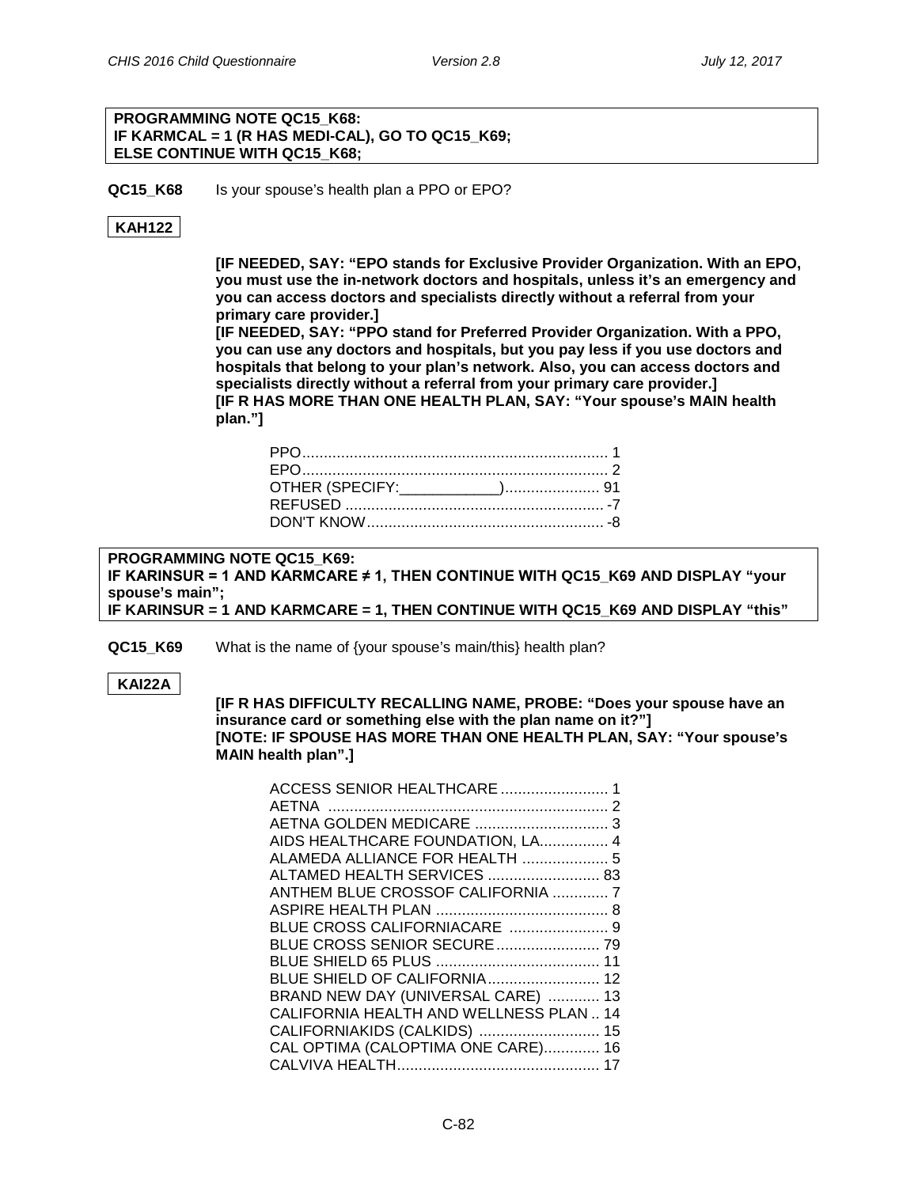**PROGRAMMING NOTE QC15_K68:**
**IF KARMCAL = 1 (R HAS MEDI-CAL), GO TO QC15_K69;**
**ELSE CONTINUE WITH QC15_K68;**

**QC15_K68** Is your spouse's health plan a PPO or EPO?

**KAH122**

**[IF NEEDED, SAY: "EPO stands for Exclusive Provider Organization. With an EPO, you must use the in-network doctors and hospitals, unless it's an emergency and you can access doctors and specialists directly without a referral from your primary care provider.]**
**[IF NEEDED, SAY: "PPO stand for Preferred Provider Organization. With a PPO, you can use any doctors and hospitals, but you pay less if you use doctors and hospitals that belong to your plan's network. Also, you can access doctors and specialists directly without a referral from your primary care provider.]**
**[IF R HAS MORE THAN ONE HEALTH PLAN, SAY: "Your spouse's MAIN health plan."]**

PPO....................................................................... 1
EPO....................................................................... 2
OTHER (SPECIFY:____________)...................... 91
REFUSED ............................................................ -7
DON'T KNOW....................................................... -8

**PROGRAMMING NOTE QC15_K69:**
**IF KARINSUR = 1 AND KARMCARE ≠ 1, THEN CONTINUE WITH QC15_K69 AND DISPLAY "your spouse's main";**
**IF KARINSUR = 1 AND KARMCARE = 1, THEN CONTINUE WITH QC15_K69 AND DISPLAY "this"**

**QC15_K69** What is the name of {your spouse's main/this} health plan?

**KAI22A**

**[IF R HAS DIFFICULTY RECALLING NAME, PROBE: "Does your spouse have an insurance card or something else with the plan name on it?"]**
**[NOTE: IF SPOUSE HAS MORE THAN ONE HEALTH PLAN, SAY: "Your spouse's MAIN health plan".]**

ACCESS SENIOR HEALTHCARE......................... 1
AETNA ................................................................. 2
AETNA GOLDEN MEDICARE ............................... 3
AIDS HEALTHCARE FOUNDATION, LA................ 4
ALAMEDA ALLIANCE FOR HEALTH .................... 5
ALTAMED HEALTH SERVICES .......................... 83
ANTHEM BLUE CROSSOF CALIFORNIA ............. 7
ASPIRE HEALTH PLAN ........................................ 8
BLUE CROSS CALIFORNIACARE ....................... 9
BLUE CROSS SENIOR SECURE........................ 79
BLUE SHIELD 65 PLUS ...................................... 11
BLUE SHIELD OF CALIFORNIA.......................... 12
BRAND NEW DAY (UNIVERSAL CARE) ............ 13
CALIFORNIA HEALTH AND WELLNESS PLAN .. 14
CALIFORNIAKIDS (CALKIDS) ............................ 15
CAL OPTIMA (CALOPTIMA ONE CARE)............. 16
CALVIVA HEALTH............................................... 17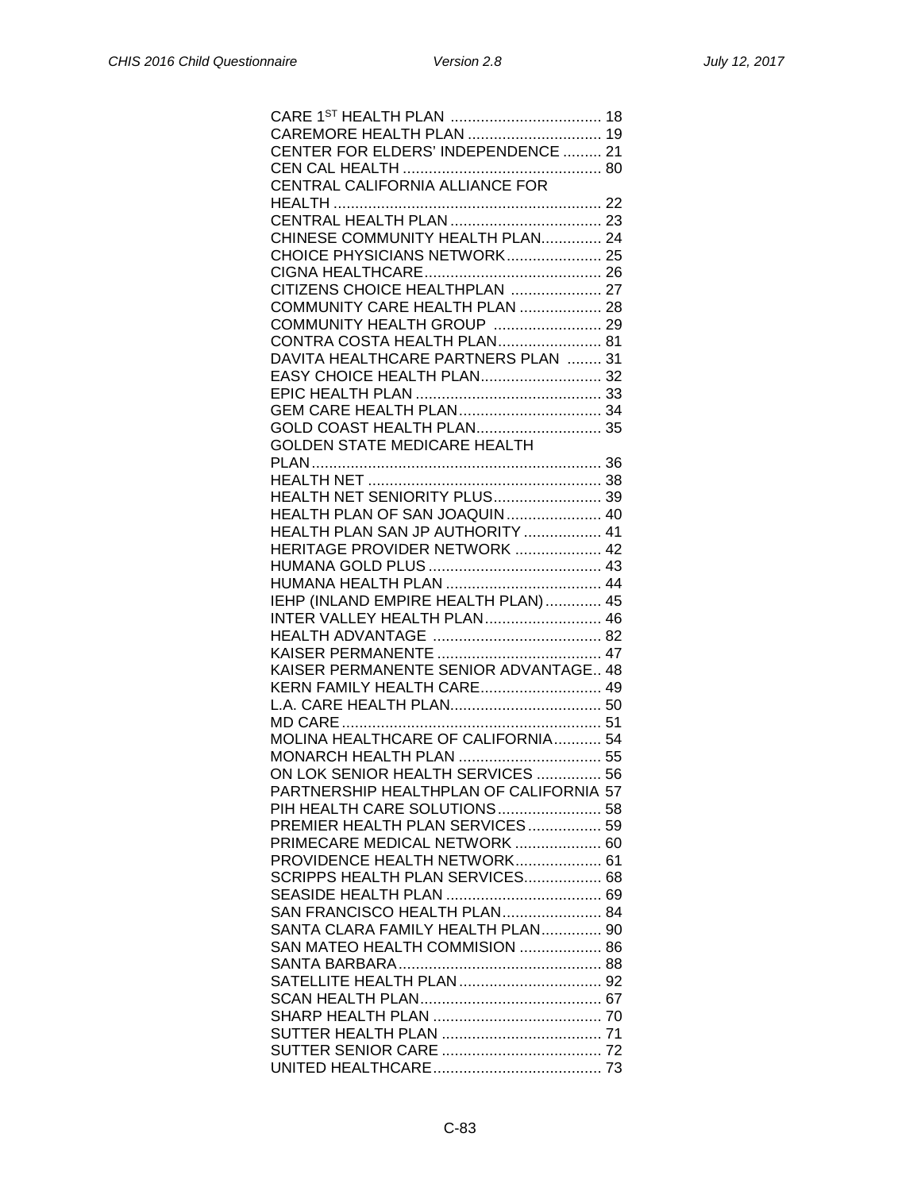CARE 1[ST] HEALTH PLAN .................................. 18
CAREMORE HEALTH PLAN .............................. 19
CENTER FOR ELDERS' INDEPENDENCE ......... 21
CEN CAL HEALTH ............................................. 80
CENTRAL CALIFORNIA ALLIANCE FOR HEALTH ............................................................. 22
CENTRAL HEALTH PLAN .................................. 23
CHINESE COMMUNITY HEALTH PLAN.............. 24
CHOICE PHYSICIANS NETWORK..................... 25
CIGNA HEALTHCARE........................................ 26
CITIZENS CHOICE HEALTHPLAN .................... 27
COMMUNITY CARE HEALTH PLAN .................. 28
COMMUNITY HEALTH GROUP ........................ 29
CONTRA COSTA HEALTH PLAN....................... 81
DAVITA HEALTHCARE PARTNERS PLAN ........ 31
EASY CHOICE HEALTH PLAN........................... 32
EPIC HEALTH PLAN .......................................... 33
GEM CARE HEALTH PLAN................................ 34
GOLD COAST HEALTH PLAN............................ 35
GOLDEN STATE MEDICARE HEALTH PLAN.................................................................. 36
HEALTH NET ..................................................... 38
HEALTH NET SENIORITY PLUS........................ 39
HEALTH PLAN OF SAN JOAQUIN..................... 40
HEALTH PLAN SAN JP AUTHORITY ................. 41
HERITAGE PROVIDER NETWORK ................... 42
HUMANA GOLD PLUS ....................................... 43
HUMANA HEALTH PLAN ................................... 44
IEHP (INLAND EMPIRE HEALTH PLAN)............. 45
INTER VALLEY HEALTH PLAN.......................... 46
HEALTH ADVANTAGE ...................................... 82
KAISER PERMANENTE ..................................... 47
KAISER PERMANENTE SENIOR ADVANTAGE.. 48
KERN FAMILY HEALTH CARE........................... 49
L.A. CARE HEALTH PLAN.................................. 50
MD CARE .......................................................... 51
MOLINA HEALTHCARE OF CALIFORNIA........... 54
MONARCH HEALTH PLAN ................................ 55
ON LOK SENIOR HEALTH SERVICES ............... 56
PARTNERSHIP HEALTHPLAN OF CALIFORNIA 57
PIH HEALTH CARE SOLUTIONS........................ 58
PREMIER HEALTH PLAN SERVICES................. 59
PRIMECARE MEDICAL NETWORK .................... 60
PROVIDENCE HEALTH NETWORK.................... 61
SCRIPPS HEALTH PLAN SERVICES.................. 68
SEASIDE HEALTH PLAN ................................... 69
SAN FRANCISCO HEALTH PLAN...................... 84
SANTA CLARA FAMILY HEALTH PLAN.............. 90
SAN MATEO HEALTH COMMISION ................... 86
SANTA BARBARA.............................................. 88
SATELLITE HEALTH PLAN ................................ 92
SCAN HEALTH PLAN......................................... 67
SHARP HEALTH PLAN ...................................... 70
SUTTER HEALTH PLAN .................................... 71
SUTTER SENIOR CARE .................................... 72
UNITED HEALTHCARE...................................... 73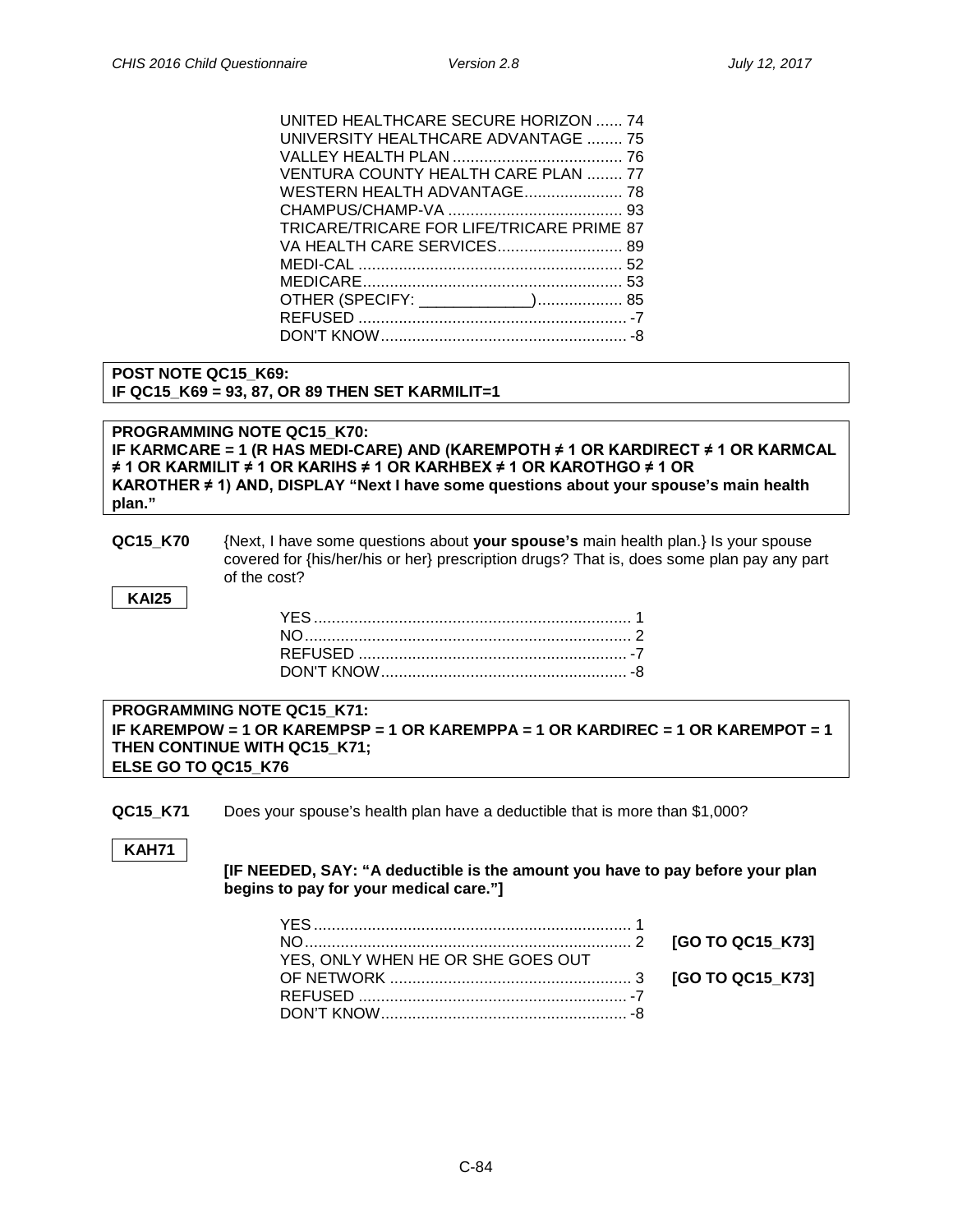UNITED HEALTHCARE SECURE HORIZON ...... 74
UNIVERSITY HEALTHCARE ADVANTAGE ........ 75
VALLEY HEALTH PLAN ...................................... 76
VENTURA COUNTY HEALTH CARE PLAN ........ 77
WESTERN HEALTH ADVANTAGE...................... 78
CHAMPUS/CHAMP-VA ....................................... 93
TRICARE/TRICARE FOR LIFE/TRICARE PRIME 87
VA HEALTH CARE SERVICES............................ 89
MEDI-CAL ........................................................... 52
MEDICARE.......................................................... 53
OTHER (SPECIFY: _____________).................. 85
REFUSED ............................................................ -7
DON'T KNOW....................................................... -8

**POST NOTE QC15_K69:**
**IF QC15_K69 = 93, 87, OR 89 THEN SET KARMILIT=1**

**PROGRAMMING NOTE QC15_K70:**
**IF KARMCARE = 1 (R HAS MEDI-CARE) AND (KAREMPOTH ≠ 1 OR KARDIRECT ≠ 1 OR KARMCAL ≠ 1 OR KARMILIT ≠ 1 OR KARIHS ≠ 1 OR KARHBEX ≠ 1 OR KAROTHGO ≠ 1 OR KAROTHER ≠ 1) AND, DISPLAY "Next I have some questions about your spouse's main health plan."**

**QC15_K70** {Next, I have some questions about **your spouse's** main health plan.} Is your spouse covered for {his/her/his or her} prescription drugs? That is, does some plan pay any part of the cost?

**KAI25**

YES ....................................................................... 1
NO......................................................................... 2
REFUSED ............................................................ -7
DON'T KNOW....................................................... -8

**PROGRAMMING NOTE QC15_K71:**
**IF KAREMPOW = 1 OR KAREMPSP = 1 OR KAREMPPA = 1 OR KARDIREC = 1 OR KAREMPOT = 1 THEN CONTINUE WITH QC15_K71;**
**ELSE GO TO QC15_K76**

**QC15_K71** Does your spouse's health plan have a deductible that is more than $1,000?

**KAH71**

**[IF NEEDED, SAY: "A deductible is the amount you have to pay before your plan begins to pay for your medical care."]**

YES ....................................................................... 1
NO......................................................................... 2 **[GO TO QC15_K73]**
YES, ONLY WHEN HE OR SHE GOES OUT OF NETWORK ...................................................... 3 **[GO TO QC15_K73]**
REFUSED ............................................................ -7
DON'T KNOW....................................................... -8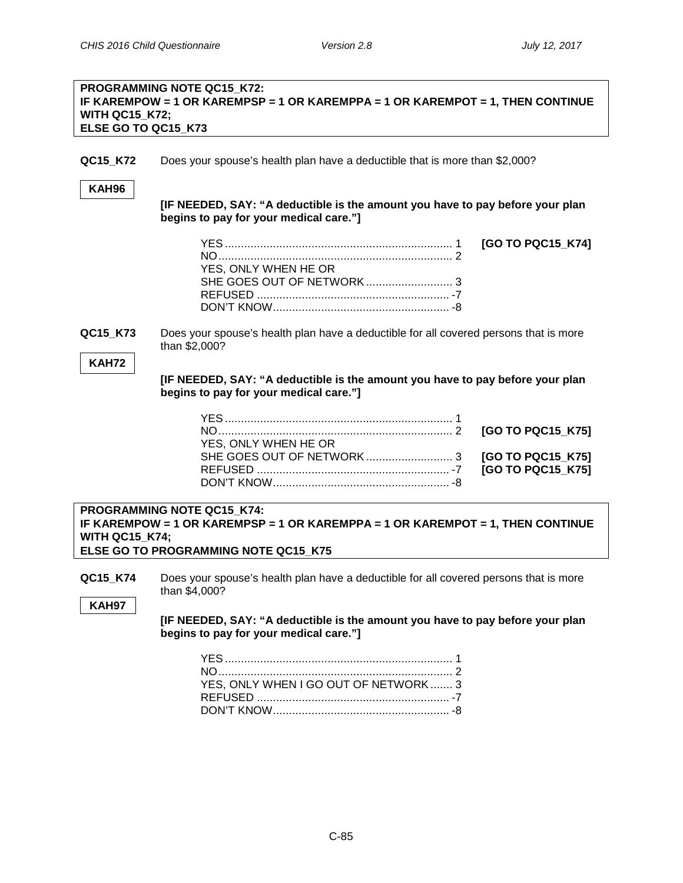**PROGRAMMING NOTE QC15_K72:**
**IF KAREMPOW = 1 OR KAREMPSP = 1 OR KAREMPPA = 1 OR KAREMPOT = 1, THEN CONTINUE WITH QC15_K72;**
**ELSE GO TO QC15_K73**

**QC15_K72** Does your spouse's health plan have a deductible that is more than $2,000?

**KAH96**

**[IF NEEDED, SAY: "A deductible is the amount you have to pay before your plan begins to pay for your medical care."]**

| | | |
|---|---|---|
| YES | 1 | **[GO TO PQC15_K74]** |
| NO | 2 | |
| YES, ONLY WHEN HE OR SHE GOES OUT OF NETWORK | 3 | |
| REFUSED | -7 | |
| DON'T KNOW | -8 | |

**QC15_K73** Does your spouse's health plan have a deductible for all covered persons that is more than $2,000?

**KAH72**

**[IF NEEDED, SAY: "A deductible is the amount you have to pay before your plan begins to pay for your medical care."]**

| | | |
|---|---|---|
| YES | 1 | |
| NO | 2 | **[GO TO PQC15_K75]** |
| YES, ONLY WHEN HE OR SHE GOES OUT OF NETWORK | 3 | **[GO TO PQC15_K75]** |
| REFUSED | -7 | **[GO TO PQC15_K75]** |
| DON'T KNOW | -8 | |

**PROGRAMMING NOTE QC15_K74:**
**IF KAREMPOW = 1 OR KAREMPSP = 1 OR KAREMPPA = 1 OR KAREMPOT = 1, THEN CONTINUE WITH QC15_K74;**
**ELSE GO TO PROGRAMMING NOTE QC15_K75**

**QC15_K74** Does your spouse's health plan have a deductible for all covered persons that is more than $4,000?

**KAH97**

**[IF NEEDED, SAY: "A deductible is the amount you have to pay before your plan begins to pay for your medical care."]**

| | |
|---|---|
| YES | 1 |
| NO | 2 |
| YES, ONLY WHEN I GO OUT OF NETWORK | 3 |
| REFUSED | -7 |
| DON'T KNOW | -8 |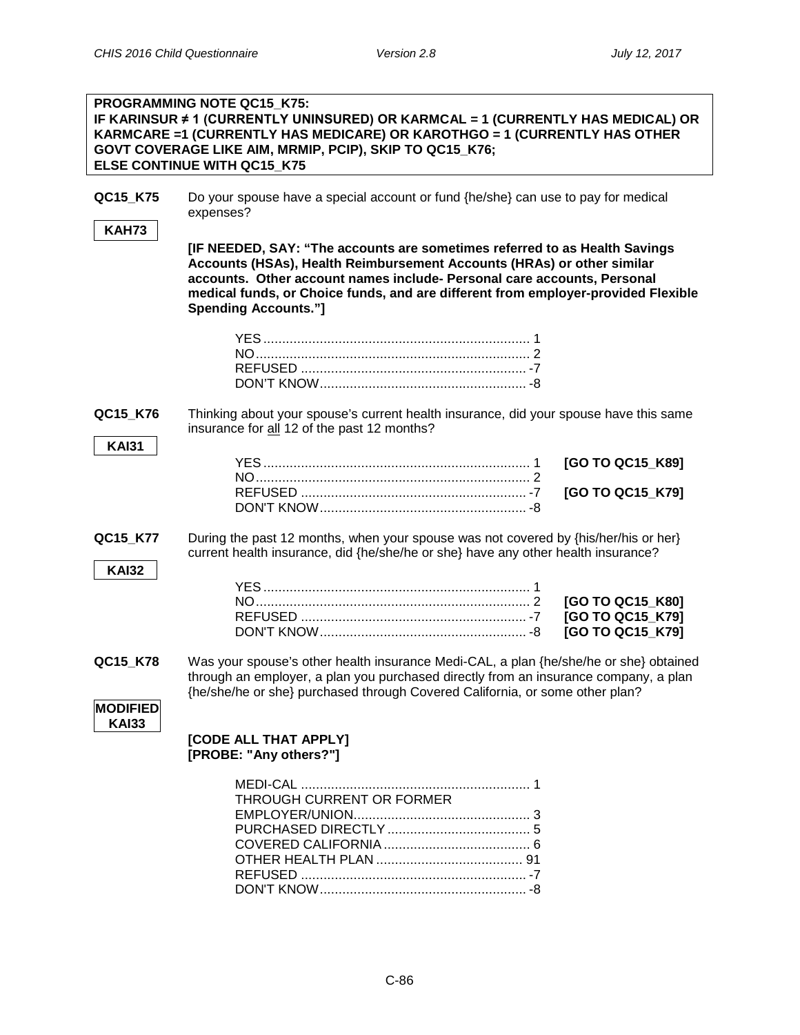**PROGRAMMING NOTE QC15_K75:**
**IF KARINSUR ≠ 1 (CURRENTLY UNINSURED) OR KARMCAL = 1 (CURRENTLY HAS MEDICAL) OR KARMCARE =1 (CURRENTLY HAS MEDICARE) OR KAROTHGO = 1 (CURRENTLY HAS OTHER GOVT COVERAGE LIKE AIM, MRMIP, PCIP), SKIP TO QC15_K76;**
**ELSE CONTINUE WITH QC15_K75**

**QC15_K75** Do your spouse have a special account or fund {he/she} can use to pay for medical expenses?

**KAH73**

**[IF NEEDED, SAY: "The accounts are sometimes referred to as Health Savings Accounts (HSAs), Health Reimbursement Accounts (HRAs) or other similar accounts. Other account names include- Personal care accounts, Personal medical funds, or Choice funds, and are different from employer-provided Flexible Spending Accounts."]**

YES ....... 1
NO ....... 2
REFUSED ....... -7
DON'T KNOW ....... -8

**QC15_K76** Thinking about your spouse's current health insurance, did your spouse have this same insurance for all 12 of the past 12 months?

**KAI31**

YES ....... 1 **[GO TO QC15_K89]**
NO ....... 2
REFUSED ....... -7 **[GO TO QC15_K79]**
DON'T KNOW ....... -8

**QC15_K77** During the past 12 months, when your spouse was not covered by {his/her/his or her} current health insurance, did {he/she/he or she} have any other health insurance?

**KAI32**

YES ....... 1
NO ....... 2 **[GO TO QC15_K80]**
REFUSED ....... -7 **[GO TO QC15_K79]**
DON'T KNOW ....... -8 **[GO TO QC15_K79]**

**QC15_K78** Was your spouse's other health insurance Medi-CAL, a plan {he/she/he or she} obtained through an employer, a plan you purchased directly from an insurance company, a plan {he/she/he or she} purchased through Covered California, or some other plan?

**MODIFIED KAI33**

**[CODE ALL THAT APPLY]**
**[PROBE: "Any others?"]**

MEDI-CAL ....... 1
THROUGH CURRENT OR FORMER EMPLOYER/UNION ....... 3
PURCHASED DIRECTLY ....... 5
COVERED CALIFORNIA ....... 6
OTHER HEALTH PLAN ....... 91
REFUSED ....... -7
DON'T KNOW ....... -8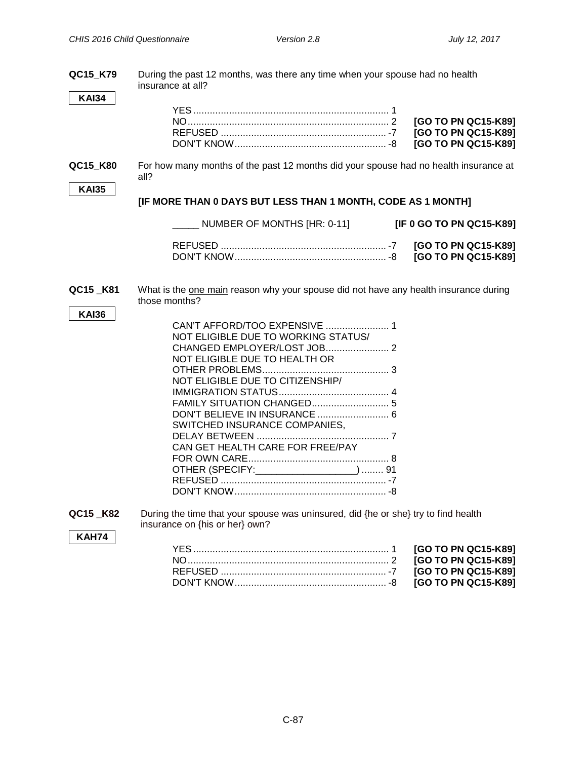**QC15_K79** During the past 12 months, was there any time when your spouse had no health insurance at all?

**KAI34**

| | | |
|---|---|---|
| YES | 1 | |
| NO | 2 | **[GO TO PN QC15-K89]** |
| REFUSED | -7 | **[GO TO PN QC15-K89]** |
| DON'T KNOW | -8 | **[GO TO PN QC15-K89]** |

**QC15_K80** For how many months of the past 12 months did your spouse had no health insurance at all?

**KAI35**

**[IF MORE THAN 0 DAYS BUT LESS THAN 1 MONTH, CODE AS 1 MONTH]**

_____ NUMBER OF MONTHS [HR: 0-11] **[IF 0 GO TO PN QC15-K89]**

| | | |
|---|---|---|
| REFUSED | -7 | **[GO TO PN QC15-K89]** |
| DON'T KNOW | -8 | **[GO TO PN QC15-K89]** |

**QC15 _K81** What is the <u>one main</u> reason why your spouse did not have any health insurance during those months?

**KAI36**

| | |
|---|---|
| CAN'T AFFORD/TOO EXPENSIVE | 1 |
| NOT ELIGIBLE DUE TO WORKING STATUS/ CHANGED EMPLOYER/LOST JOB | 2 |
| NOT ELIGIBLE DUE TO HEALTH OR OTHER PROBLEMS | 3 |
| NOT ELIGIBLE DUE TO CITIZENSHIP/ IMMIGRATION STATUS | 4 |
| FAMILY SITUATION CHANGED | 5 |
| DON'T BELIEVE IN INSURANCE | 6 |
| SWITCHED INSURANCE COMPANIES, DELAY BETWEEN | 7 |
| CAN GET HEALTH CARE FOR FREE/PAY FOR OWN CARE | 8 |
| OTHER (SPECIFY:__________________) | 91 |
| REFUSED | -7 |
| DON'T KNOW | -8 |

**QC15 _K82** During the time that your spouse was uninsured, did {he or she} try to find health insurance on {his or her} own?

**KAH74**

| | | |
|---|---|---|
| YES | 1 | **[GO TO PN QC15-K89]** |
| NO | 2 | **[GO TO PN QC15-K89]** |
| REFUSED | -7 | **[GO TO PN QC15-K89]** |
| DON'T KNOW | -8 | **[GO TO PN QC15-K89]** |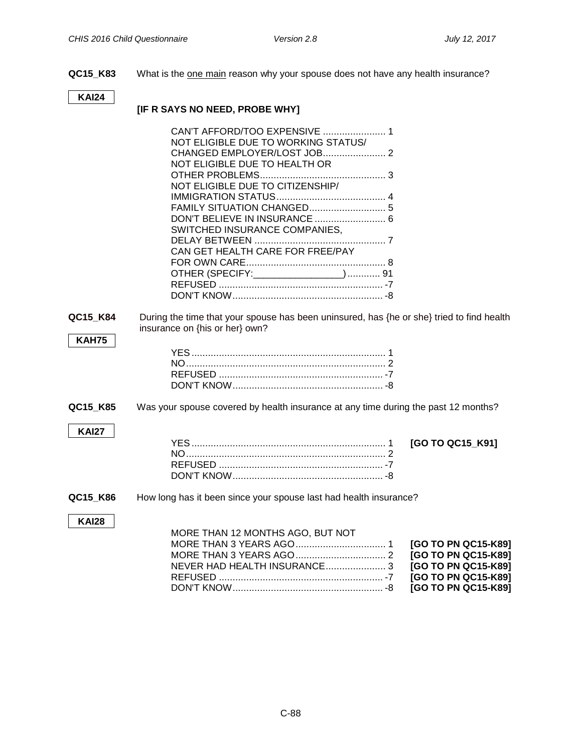**QC15_K83** What is the one main reason why your spouse does not have any health insurance?

**KAI24**

**[IF R SAYS NO NEED, PROBE WHY]**

CAN'T AFFORD/TOO EXPENSIVE .......................... 1
NOT ELIGIBLE DUE TO WORKING STATUS/ CHANGED EMPLOYER/LOST JOB.......................... 2
NOT ELIGIBLE DUE TO HEALTH OR OTHER PROBLEMS.............................................. 3
NOT ELIGIBLE DUE TO CITIZENSHIP/ IMMIGRATION STATUS........................................ 4
FAMILY SITUATION CHANGED............................ 5
DON'T BELIEVE IN INSURANCE .......................... 6
SWITCHED INSURANCE COMPANIES, DELAY BETWEEN ................................................ 7
CAN GET HEALTH CARE FOR FREE/PAY FOR OWN CARE................................................... 8
OTHER (SPECIFY:_________________) ............ 91
REFUSED ............................................................ -7
DON'T KNOW....................................................... -8

**QC15_K84** During the time that your spouse has been uninsured, has {he or she} tried to find health insurance on {his or her} own?

**KAH75**

YES....................................................................... 1
NO......................................................................... 2
REFUSED ............................................................ -7
DON'T KNOW....................................................... -8

**QC15_K85** Was your spouse covered by health insurance at any time during the past 12 months?

**KAI27**

YES....................................................................... 1 **[GO TO QC15_K91]**
NO......................................................................... 2
REFUSED ............................................................ -7
DON'T KNOW....................................................... -8

**QC15_K86** How long has it been since your spouse last had health insurance?

**KAI28**

MORE THAN 12 MONTHS AGO, BUT NOT MORE THAN 3 YEARS AGO................................. 1 **[GO TO PN QC15-K89]**
MORE THAN 3 YEARS AGO................................. 2 **[GO TO PN QC15-K89]**
NEVER HAD HEALTH INSURANCE...................... 3 **[GO TO PN QC15-K89]**
REFUSED ............................................................ -7 **[GO TO PN QC15-K89]**
DON'T KNOW....................................................... -8 **[GO TO PN QC15-K89]**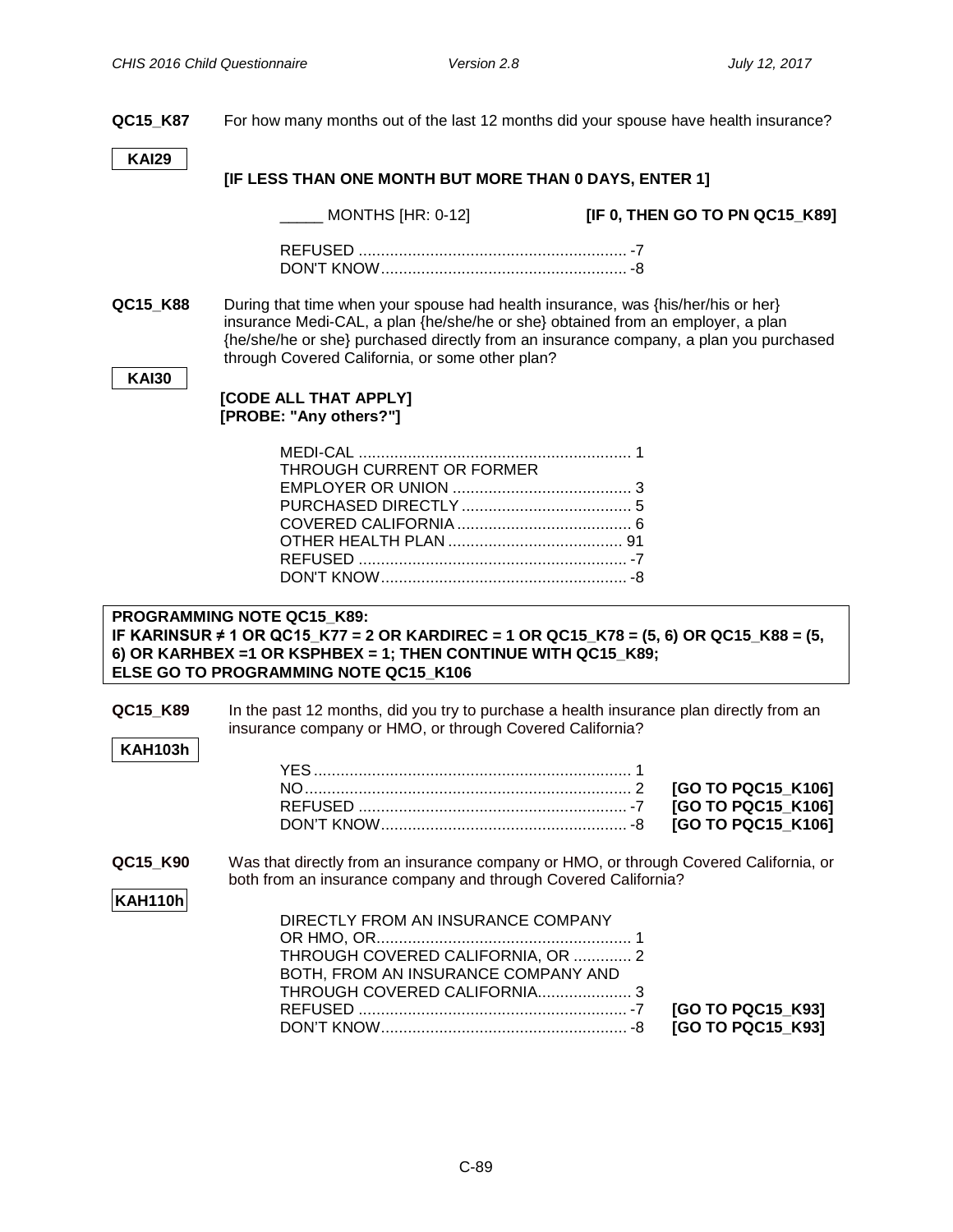**QC15_K87** For how many months out of the last 12 months did your spouse have health insurance?

**KAI29**

**[IF LESS THAN ONE MONTH BUT MORE THAN 0 DAYS, ENTER 1]**

_____ MONTHS [HR: 0-12] **[IF 0, THEN GO TO PN QC15_K89]**

REFUSED ............................................................ -7
DON'T KNOW....................................................... -8

**QC15_K88** During that time when your spouse had health insurance, was {his/her/his or her} insurance Medi-CAL, a plan {he/she/he or she} obtained from an employer, a plan {he/she/he or she} purchased directly from an insurance company, a plan you purchased through Covered California, or some other plan?

**KAI30**

**[CODE ALL THAT APPLY]**
**[PROBE: "Any others?"]**

MEDI-CAL ............................................................ 1
THROUGH CURRENT OR FORMER EMPLOYER OR UNION ........................................ 3
PURCHASED DIRECTLY ...................................... 5
COVERED CALIFORNIA ....................................... 6
OTHER HEALTH PLAN ....................................... 91
REFUSED ............................................................ -7
DON'T KNOW....................................................... -8

**PROGRAMMING NOTE QC15_K89:**
**IF KARINSUR ≠ 1 OR QC15_K77 = 2 OR KARDIREC = 1 OR QC15_K78 = (5, 6) OR QC15_K88 = (5, 6) OR KARHBEX =1 OR KSPHBEX = 1; THEN CONTINUE WITH QC15_K89;**
**ELSE GO TO PROGRAMMING NOTE QC15_K106**

**QC15_K89** In the past 12 months, did you try to purchase a health insurance plan directly from an insurance company or HMO, or through Covered California?

**KAH103h**

YES....................................................................... 1
NO......................................................................... 2 **[GO TO PQC15_K106]**
REFUSED ............................................................ -7 **[GO TO PQC15_K106]**
DON'T KNOW....................................................... -8 **[GO TO PQC15_K106]**

**QC15_K90** Was that directly from an insurance company or HMO, or through Covered California, or both from an insurance company and through Covered California?

**KAH110h**

DIRECTLY FROM AN INSURANCE COMPANY OR HMO, OR......................................................... 1
THROUGH COVERED CALIFORNIA, OR ............. 2
BOTH, FROM AN INSURANCE COMPANY AND THROUGH COVERED CALIFORNIA..................... 3
REFUSED ............................................................ -7 **[GO TO PQC15_K93]**
DON'T KNOW....................................................... -8 **[GO TO PQC15_K93]**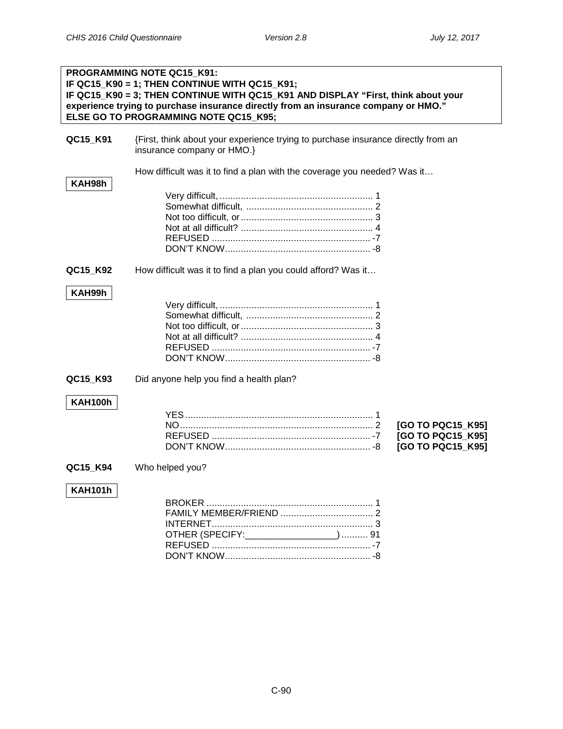**PROGRAMMING NOTE QC15_K91:**
**IF QC15_K90 = 1; THEN CONTINUE WITH QC15_K91;**
**IF QC15_K90 = 3; THEN CONTINUE WITH QC15_K91 AND DISPLAY "First, think about your experience trying to purchase insurance directly from an insurance company or HMO."**
**ELSE GO TO PROGRAMMING NOTE QC15_K95;**

**QC15_K91** {First, think about your experience trying to purchase insurance directly from an insurance company or HMO.}

How difficult was it to find a plan with the coverage you needed? Was it…

**KAH98h**

| | |
|---|---|
| Very difficult, | 1 |
| Somewhat difficult, | 2 |
| Not too difficult, or | 3 |
| Not at all difficult? | 4 |
| REFUSED | -7 |
| DON'T KNOW | -8 |

**QC15_K92** How difficult was it to find a plan you could afford? Was it…

**KAH99h**

| | |
|---|---|
| Very difficult, | 1 |
| Somewhat difficult, | 2 |
| Not too difficult, or | 3 |
| Not at all difficult? | 4 |
| REFUSED | -7 |
| DON'T KNOW | -8 |

**QC15_K93** Did anyone help you find a health plan?

**KAH100h**

| | | |
|---|---|---|
| YES | 1 | |
| NO | 2 | **[GO TO PQC15_K95]** |
| REFUSED | -7 | **[GO TO PQC15_K95]** |
| DON'T KNOW | -8 | **[GO TO PQC15_K95]** |

**QC15_K94** Who helped you?

**KAH101h**

| | |
|---|---|
| BROKER | 1 |
| FAMILY MEMBER/FRIEND | 2 |
| INTERNET | 3 |
| OTHER (SPECIFY:_________________) | 91 |
| REFUSED | -7 |
| DON'T KNOW | -8 |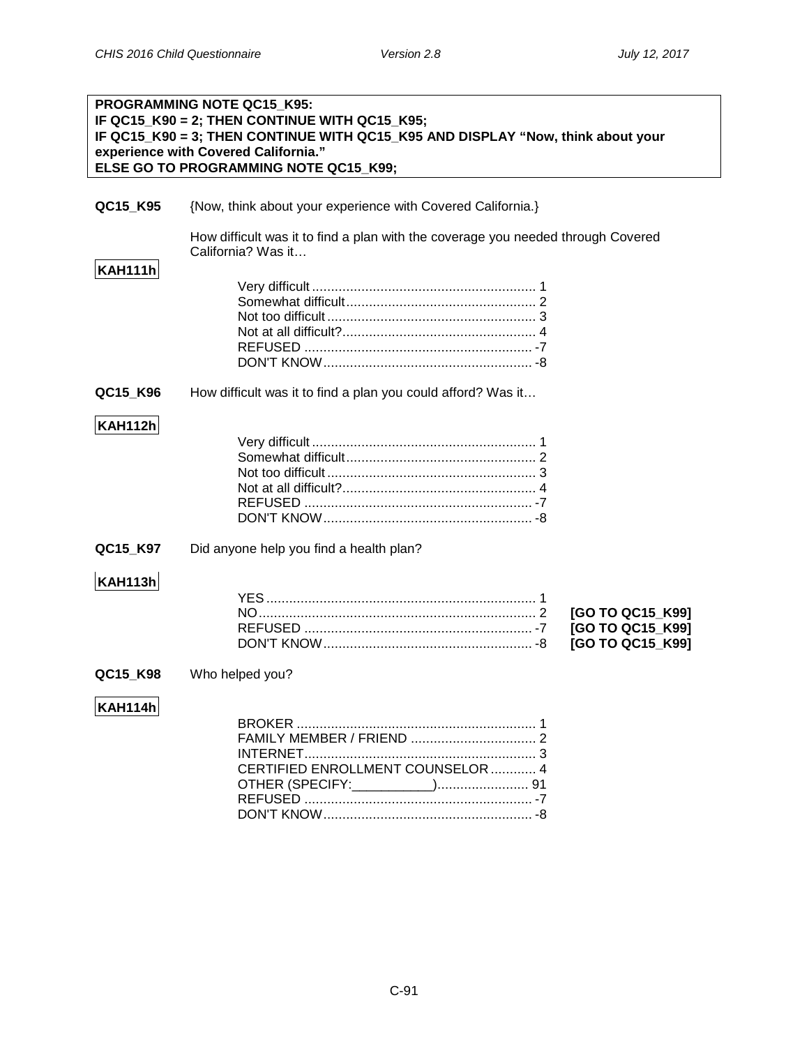**PROGRAMMING NOTE QC15_K95:**
**IF QC15_K90 = 2; THEN CONTINUE WITH QC15_K95;**
**IF QC15_K90 = 3; THEN CONTINUE WITH QC15_K95 AND DISPLAY "Now, think about your experience with Covered California."**
**ELSE GO TO PROGRAMMING NOTE QC15_K99;**

**QC15_K95** {Now, think about your experience with Covered California.}

How difficult was it to find a plan with the coverage you needed through Covered California? Was it…

**KAH111h**

| | | |
|---|---|---|
| Very difficult | 1 | |
| Somewhat difficult | 2 | |
| Not too difficult | 3 | |
| Not at all difficult? | 4 | |
| REFUSED | -7 | |
| DON'T KNOW | -8 | |

**QC15_K96** How difficult was it to find a plan you could afford? Was it…

**KAH112h**

| | | |
|---|---|---|
| Very difficult | 1 | |
| Somewhat difficult | 2 | |
| Not too difficult | 3 | |
| Not at all difficult? | 4 | |
| REFUSED | -7 | |
| DON'T KNOW | -8 | |

**QC15_K97** Did anyone help you find a health plan?

**KAH113h**

| | | |
|---|---|---|
| YES | 1 | |
| NO | 2 | **[GO TO QC15_K99]** |
| REFUSED | -7 | **[GO TO QC15_K99]** |
| DON'T KNOW | -8 | **[GO TO QC15_K99]** |

**QC15_K98** Who helped you?

**KAH114h**

| | | |
|---|---|---|
| BROKER | 1 | |
| FAMILY MEMBER / FRIEND | 2 | |
| INTERNET | 3 | |
| CERTIFIED ENROLLMENT COUNSELOR | 4 | |
| OTHER (SPECIFY:___________) | 91 | |
| REFUSED | -7 | |
| DON'T KNOW | -8 | |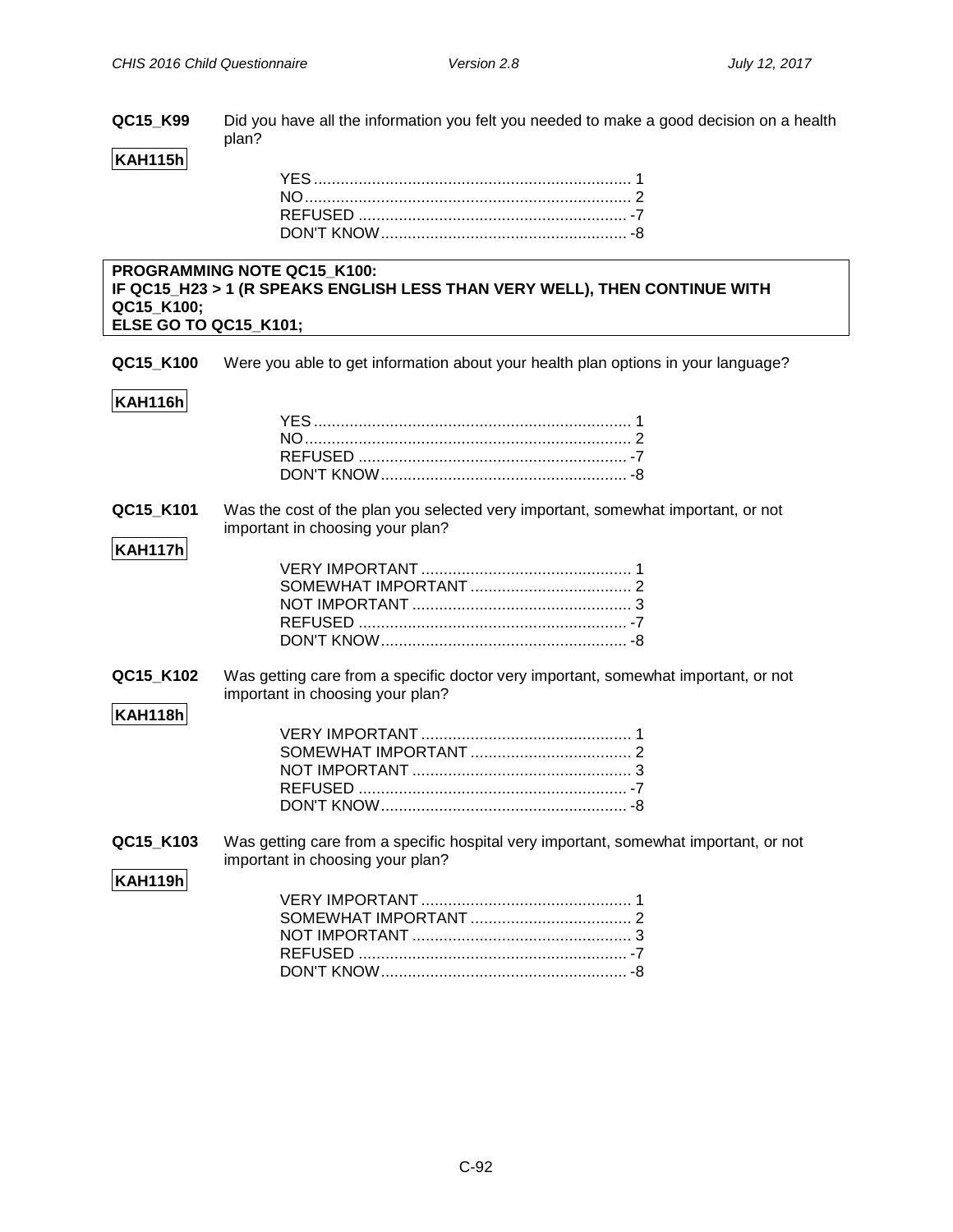**QC15_K99** Did you have all the information you felt you needed to make a good decision on a health plan?

**KAH115h**

YES........................................................................ 1
NO.......................................................................... 2
REFUSED ............................................................. -7
DON'T KNOW........................................................ -8

**PROGRAMMING NOTE QC15_K100:**
**IF QC15_H23 > 1 (R SPEAKS ENGLISH LESS THAN VERY WELL), THEN CONTINUE WITH QC15_K100;**
**ELSE GO TO QC15_K101;**

**QC15_K100** Were you able to get information about your health plan options in your language?

**KAH116h**

YES........................................................................ 1
NO.......................................................................... 2
REFUSED ............................................................. -7
DON'T KNOW........................................................ -8

**QC15_K101** Was the cost of the plan you selected very important, somewhat important, or not important in choosing your plan?

**KAH117h**

VERY IMPORTANT ................................................ 1
SOMEWHAT IMPORTANT .................................... 2
NOT IMPORTANT ................................................. 3
REFUSED ............................................................. -7
DON'T KNOW........................................................ -8

**QC15_K102** Was getting care from a specific doctor very important, somewhat important, or not important in choosing your plan?

**KAH118h**

VERY IMPORTANT ................................................ 1
SOMEWHAT IMPORTANT .................................... 2
NOT IMPORTANT ................................................. 3
REFUSED ............................................................. -7
DON'T KNOW........................................................ -8

**QC15_K103** Was getting care from a specific hospital very important, somewhat important, or not important in choosing your plan?

**KAH119h**

VERY IMPORTANT ................................................ 1
SOMEWHAT IMPORTANT .................................... 2
NOT IMPORTANT ................................................. 3
REFUSED ............................................................. -7
DON'T KNOW........................................................ -8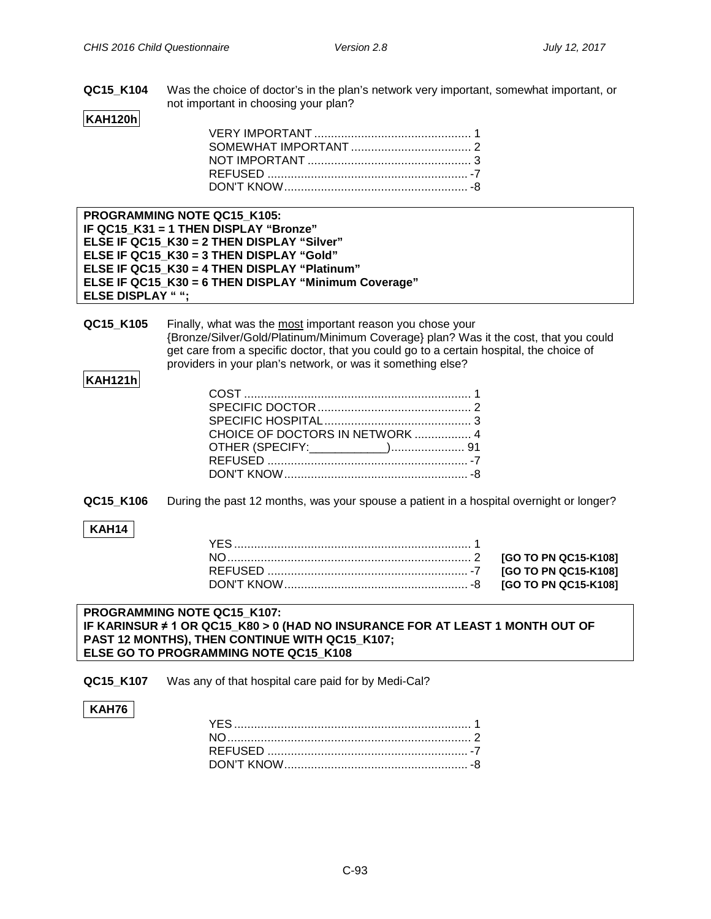**QC15_K104** Was the choice of doctor's in the plan's network very important, somewhat important, or not important in choosing your plan?

**KAH120h**

| | |
|---|---|
| VERY IMPORTANT | 1 |
| SOMEWHAT IMPORTANT | 2 |
| NOT IMPORTANT | 3 |
| REFUSED | -7 |
| DON'T KNOW | -8 |

**PROGRAMMING NOTE QC15_K105:**
**IF QC15_K31 = 1 THEN DISPLAY "Bronze"**
**ELSE IF QC15_K30 = 2 THEN DISPLAY "Silver"**
**ELSE IF QC15_K30 = 3 THEN DISPLAY "Gold"**
**ELSE IF QC15_K30 = 4 THEN DISPLAY "Platinum"**
**ELSE IF QC15_K30 = 6 THEN DISPLAY "Minimum Coverage"**
**ELSE DISPLAY " ";**

**QC15_K105** Finally, what was the <u>most</u> important reason you chose your {Bronze/Silver/Gold/Platinum/Minimum Coverage} plan? Was it the cost, that you could get care from a specific doctor, that you could go to a certain hospital, the choice of providers in your plan's network, or was it something else?

**KAH121h**

| | |
|---|---|
| COST | 1 |
| SPECIFIC DOCTOR | 2 |
| SPECIFIC HOSPITAL | 3 |
| CHOICE OF DOCTORS IN NETWORK | 4 |
| OTHER (SPECIFY:____________) | 91 |
| REFUSED | -7 |
| DON'T KNOW | -8 |

**QC15_K106** During the past 12 months, was your spouse a patient in a hospital overnight or longer?

**KAH14**

| | | |
|---|---|---|
| YES | 1 | |
| NO | 2 | **[GO TO PN QC15-K108]** |
| REFUSED | -7 | **[GO TO PN QC15-K108]** |
| DON'T KNOW | -8 | **[GO TO PN QC15-K108]** |

**PROGRAMMING NOTE QC15_K107:**
**IF KARINSUR ≠ 1 OR QC15_K80 > 0 (HAD NO INSURANCE FOR AT LEAST 1 MONTH OUT OF PAST 12 MONTHS), THEN CONTINUE WITH QC15_K107;**
**ELSE GO TO PROGRAMMING NOTE QC15_K108**

**QC15_K107** Was any of that hospital care paid for by Medi-Cal?

**KAH76**

| | |
|---|---|
| YES | 1 |
| NO | 2 |
| REFUSED | -7 |
| DON'T KNOW | -8 |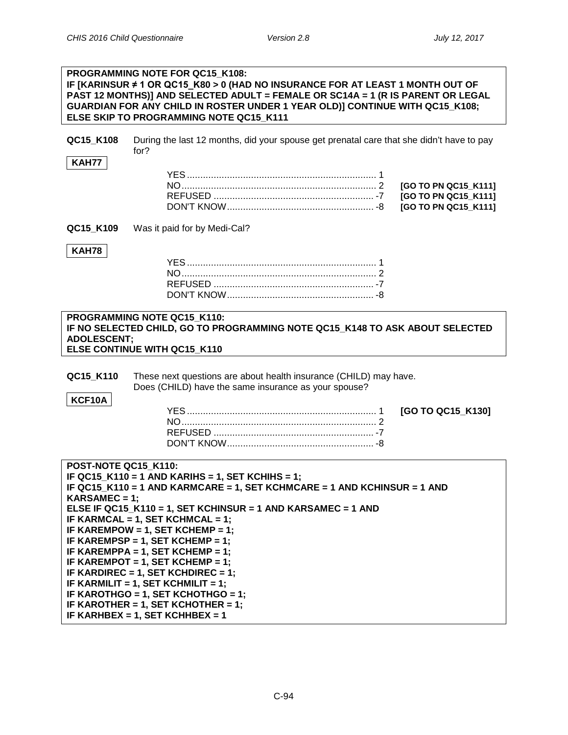**PROGRAMMING NOTE FOR QC15_K108:**
**IF [KARINSUR ≠ 1 OR QC15_K80 > 0 (HAD NO INSURANCE FOR AT LEAST 1 MONTH OUT OF PAST 12 MONTHS)] AND SELECTED ADULT = FEMALE OR SC14A = 1 (R IS PARENT OR LEGAL GUARDIAN FOR ANY CHILD IN ROSTER UNDER 1 YEAR OLD)] CONTINUE WITH QC15_K108;**
**ELSE SKIP TO PROGRAMMING NOTE QC15_K111**

**QC15_K108** During the last 12 months, did your spouse get prenatal care that she didn't have to pay for?

**KAH77**

| | | |
|---|---|---|
| YES | 1 | |
| NO | 2 | **[GO TO PN QC15_K111]** |
| REFUSED | -7 | **[GO TO PN QC15_K111]** |
| DON'T KNOW | -8 | **[GO TO PN QC15_K111]** |

**QC15_K109** Was it paid for by Medi-Cal?

**KAH78**

| | |
|---|---|
| YES | 1 |
| NO | 2 |
| REFUSED | -7 |
| DON'T KNOW | -8 |

**PROGRAMMING NOTE QC15_K110:**
**IF NO SELECTED CHILD, GO TO PROGRAMMING NOTE QC15_K148 TO ASK ABOUT SELECTED ADOLESCENT;**
**ELSE CONTINUE WITH QC15_K110**

**QC15_K110** These next questions are about health insurance (CHILD) may have.
Does (CHILD) have the same insurance as your spouse?

**KCF10A**

| | | |
|---|---|---|
| YES | 1 | **[GO TO QC15_K130]** |
| NO | 2 | |
| REFUSED | -7 | |
| DON'T KNOW | -8 | |

**POST-NOTE QC15_K110:**
**IF QC15_K110 = 1 AND KARIHS = 1, SET KCHIHS = 1;**
**IF QC15_K110 = 1 AND KARMCARE = 1, SET KCHMCARE = 1 AND KCHINSUR = 1 AND KARSAMEC = 1;**
**ELSE IF QC15_K110 = 1, SET KCHINSUR = 1 AND KARSAMEC = 1 AND**
**IF KARMCAL = 1, SET KCHMCAL = 1;**
**IF KAREMPOW = 1, SET KCHEMP = 1;**
**IF KAREMPSP = 1, SET KCHEMP = 1;**
**IF KAREMPPA = 1, SET KCHEMP = 1;**
**IF KAREMPOT = 1, SET KCHEMP = 1;**
**IF KARDIREC = 1, SET KCHDIREC = 1;**
**IF KARMILIT = 1, SET KCHMILIT = 1;**
**IF KAROTHGO = 1, SET KCHOTHGO = 1;**
**IF KAROTHER = 1, SET KCHOTHER = 1;**
**IF KARHBEX = 1, SET KCHHBEX = 1**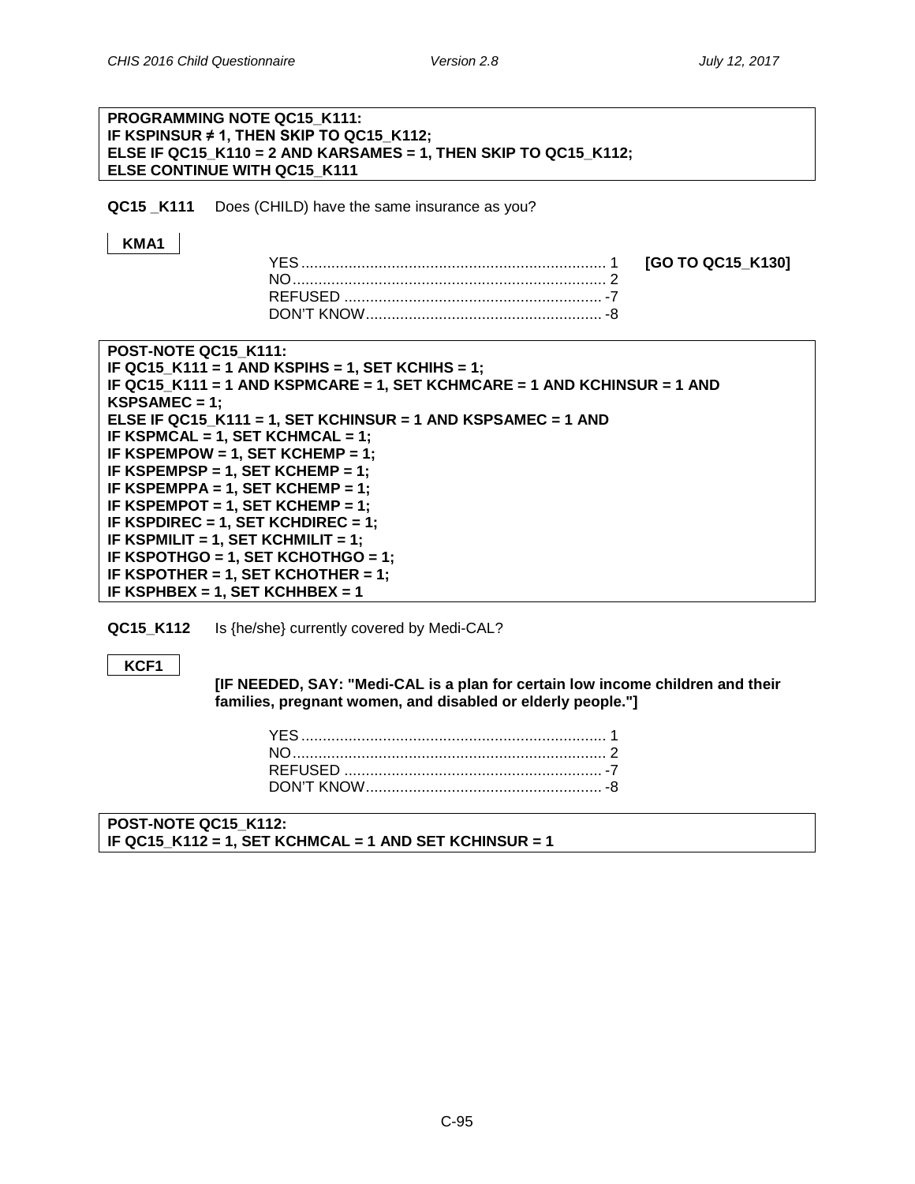**PROGRAMMING NOTE QC15_K111:**
**IF KSPINSUR ≠ 1, THEN SKIP TO QC15_K112;**
**ELSE IF QC15_K110 = 2 AND KARSAMES = 1, THEN SKIP TO QC15_K112;**
**ELSE CONTINUE WITH QC15_K111**

**QC15 _K111** Does (CHILD) have the same insurance as you?

**KMA1**

| | | |
|---|---|---|
| YES | 1 | **[GO TO QC15_K130]** |
| NO | 2 | |
| REFUSED | -7 | |
| DON'T KNOW | -8 | |

**POST-NOTE QC15_K111:**
**IF QC15_K111 = 1 AND KSPIHS = 1, SET KCHIHS = 1;**
**IF QC15_K111 = 1 AND KSPMCARE = 1, SET KCHMCARE = 1 AND KCHINSUR = 1 AND KSPSAMEC = 1;**
**ELSE IF QC15_K111 = 1, SET KCHINSUR = 1 AND KSPSAMEC = 1 AND**
**IF KSPMCAL = 1, SET KCHMCAL = 1;**
**IF KSPEMPOW = 1, SET KCHEMP = 1;**
**IF KSPEMPSP = 1, SET KCHEMP = 1;**
**IF KSPEMPPA = 1, SET KCHEMP = 1;**
**IF KSPEMPOT = 1, SET KCHEMP = 1;**
**IF KSPDIREC = 1, SET KCHDIREC = 1;**
**IF KSPMILIT = 1, SET KCHMILIT = 1;**
**IF KSPOTHGO = 1, SET KCHOTHGO = 1;**
**IF KSPOTHER = 1, SET KCHOTHER = 1;**
**IF KSPHBEX = 1, SET KCHHBEX = 1**

**QC15_K112** Is {he/she} currently covered by Medi-CAL?

**KCF1**

**[IF NEEDED, SAY: "Medi-CAL is a plan for certain low income children and their families, pregnant women, and disabled or elderly people."]**

| | |
|---|---|
| YES | 1 |
| NO | 2 |
| REFUSED | -7 |
| DON'T KNOW | -8 |

**POST-NOTE QC15_K112:**
**IF QC15_K112 = 1, SET KCHMCAL = 1 AND SET KCHINSUR = 1**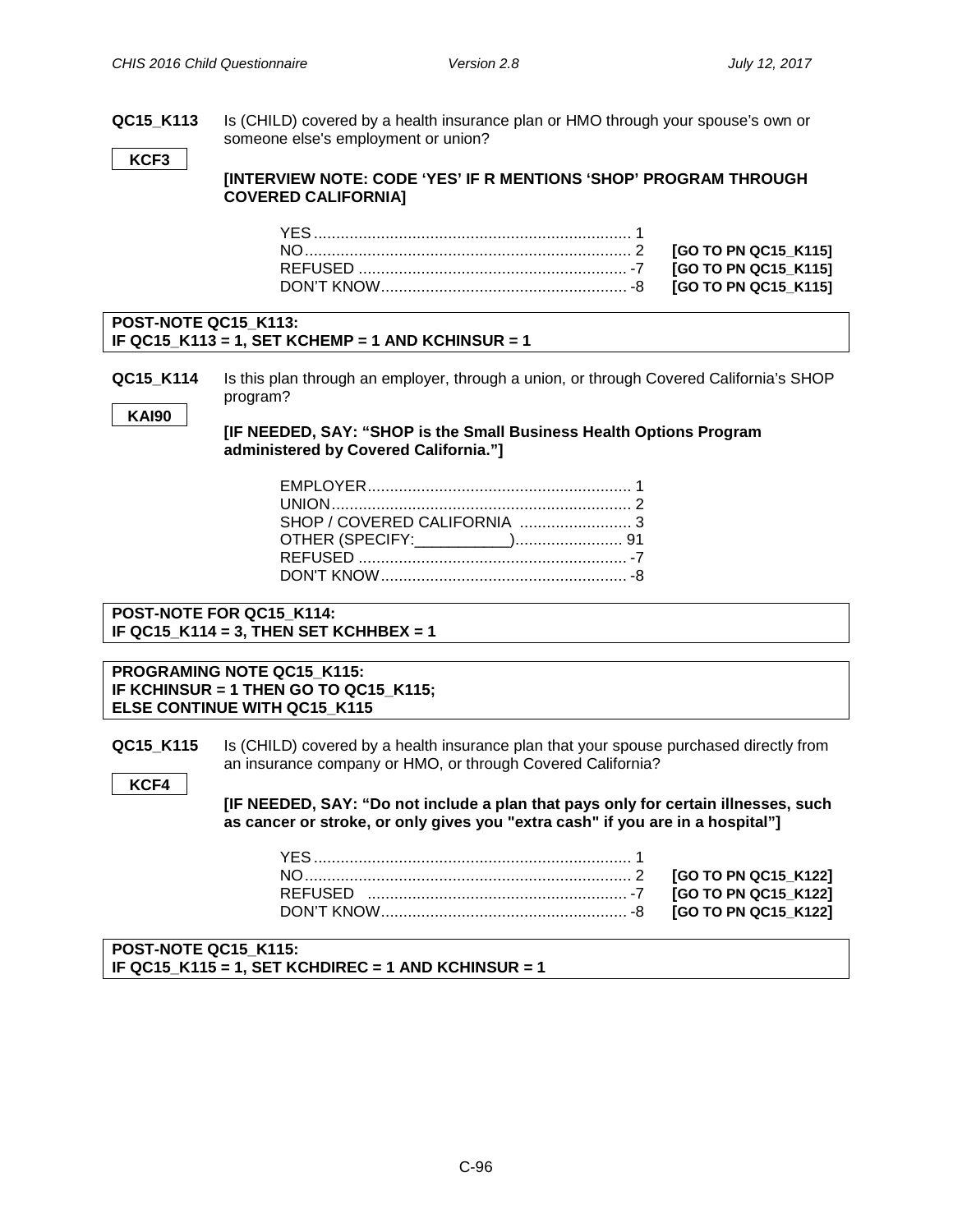**QC15_K113** Is (CHILD) covered by a health insurance plan or HMO through your spouse's own or someone else's employment or union?

**KCF3**

**[INTERVIEW NOTE: CODE 'YES' IF R MENTIONS 'SHOP' PROGRAM THROUGH COVERED CALIFORNIA]**

| | | |
|---|---|---|
| YES | 1 | |
| NO | 2 | **[GO TO PN QC15_K115]** |
| REFUSED | -7 | **[GO TO PN QC15_K115]** |
| DON'T KNOW | -8 | **[GO TO PN QC15_K115]** |

**POST-NOTE QC15_K113:**
**IF QC15_K113 = 1, SET KCHEMP = 1 AND KCHINSUR = 1**

**QC15_K114** Is this plan through an employer, through a union, or through Covered California's SHOP program?

**KAI90**

**[IF NEEDED, SAY: "SHOP is the Small Business Health Options Program administered by Covered California."]**

| | |
|---|---|
| EMPLOYER | 1 |
| UNION | 2 |
| SHOP / COVERED CALIFORNIA | 3 |
| OTHER (SPECIFY:___________) | 91 |
| REFUSED | -7 |
| DON'T KNOW | -8 |

**POST-NOTE FOR QC15_K114:**
**IF QC15_K114 = 3, THEN SET KCHHBEX = 1**

**PROGRAMING NOTE QC15_K115:**
**IF KCHINSUR = 1 THEN GO TO QC15_K115;**
**ELSE CONTINUE WITH QC15_K115**

**QC15_K115** Is (CHILD) covered by a health insurance plan that your spouse purchased directly from an insurance company or HMO, or through Covered California?

**KCF4**

**[IF NEEDED, SAY: "Do not include a plan that pays only for certain illnesses, such as cancer or stroke, or only gives you "extra cash" if you are in a hospital"]**

| | | |
|---|---|---|
| YES | 1 | |
| NO | 2 | **[GO TO PN QC15_K122]** |
| REFUSED | -7 | **[GO TO PN QC15_K122]** |
| DON'T KNOW | -8 | **[GO TO PN QC15_K122]** |

**POST-NOTE QC15_K115:**
**IF QC15_K115 = 1, SET KCHDIREC = 1 AND KCHINSUR = 1**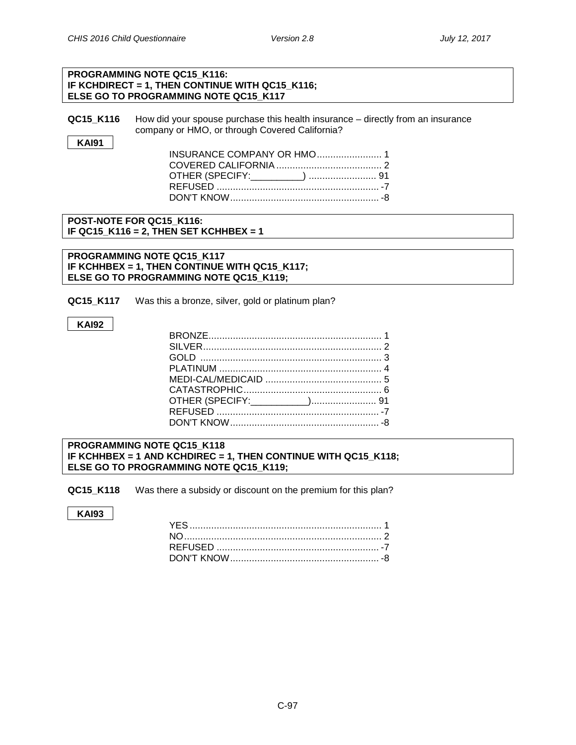**PROGRAMMING NOTE QC15_K116:**
**IF KCHDIRECT = 1, THEN CONTINUE WITH QC15_K116;**
**ELSE GO TO PROGRAMMING NOTE QC15_K117**

**QC15_K116** How did your spouse purchase this health insurance – directly from an insurance company or HMO, or through Covered California?

**KAI91**

| | |
|---|---|
| INSURANCE COMPANY OR HMO | 1 |
| COVERED CALIFORNIA | 2 |
| OTHER (SPECIFY:__________) | 91 |
| REFUSED | -7 |
| DON'T KNOW | -8 |

**POST-NOTE FOR QC15_K116:**
**IF QC15_K116 = 2, THEN SET KCHHBEX = 1**

**PROGRAMMING NOTE QC15_K117**
**IF KCHHBEX = 1, THEN CONTINUE WITH QC15_K117;**
**ELSE GO TO PROGRAMMING NOTE QC15_K119;**

**QC15_K117** Was this a bronze, silver, gold or platinum plan?

**KAI92**

| | |
|---|---|
| BRONZE | 1 |
| SILVER | 2 |
| GOLD | 3 |
| PLATINUM | 4 |
| MEDI-CAL/MEDICAID | 5 |
| CATASTROPHIC | 6 |
| OTHER (SPECIFY:___________) | 91 |
| REFUSED | -7 |
| DON'T KNOW | -8 |

**PROGRAMMING NOTE QC15_K118**
**IF KCHHBEX = 1 AND KCHDIREC = 1, THEN CONTINUE WITH QC15_K118;**
**ELSE GO TO PROGRAMMING NOTE QC15_K119;**

**QC15_K118** Was there a subsidy or discount on the premium for this plan?

**KAI93**

| | |
|---|---|
| YES | 1 |
| NO | 2 |
| REFUSED | -7 |
| DON'T KNOW | -8 |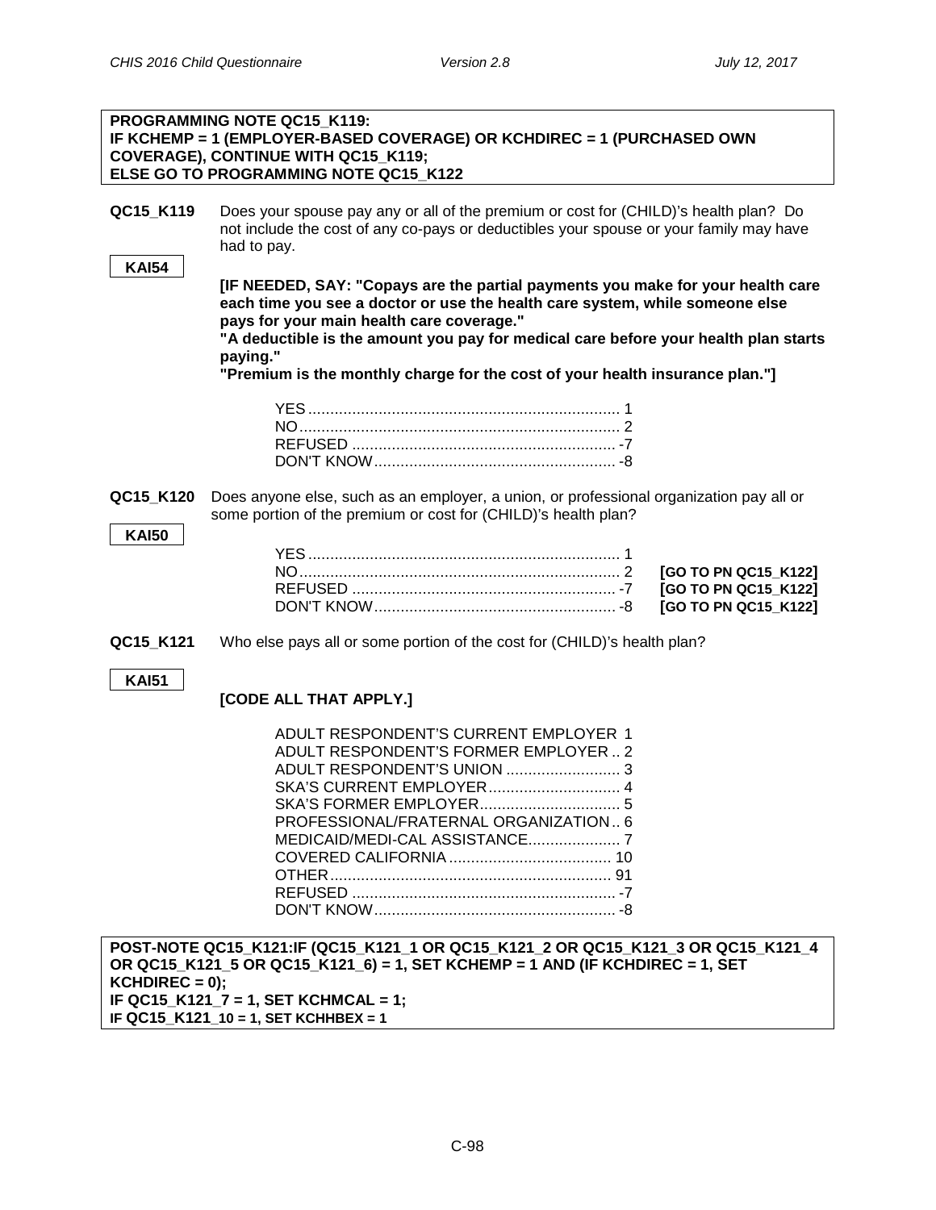**PROGRAMMING NOTE QC15_K119:**
**IF KCHEMP = 1 (EMPLOYER-BASED COVERAGE) OR KCHDIREC = 1 (PURCHASED OWN COVERAGE), CONTINUE WITH QC15_K119;**
**ELSE GO TO PROGRAMMING NOTE QC15_K122**

**QC15_K119** Does your spouse pay any or all of the premium or cost for (CHILD)'s health plan? Do not include the cost of any co-pays or deductibles your spouse or your family may have had to pay.

**KAI54**

**[IF NEEDED, SAY: "Copays are the partial payments you make for your health care each time you see a doctor or use the health care system, while someone else pays for your main health care coverage."**
**"A deductible is the amount you pay for medical care before your health plan starts paying."**
**"Premium is the monthly charge for the cost of your health insurance plan."]**

| | |
|---|---|
| YES | 1 |
| NO | 2 |
| REFUSED | -7 |
| DON'T KNOW | -8 |

**QC15_K120** Does anyone else, such as an employer, a union, or professional organization pay all or some portion of the premium or cost for (CHILD)'s health plan?

**KAI50**

| | | |
|---|---|---|
| YES | 1 | |
| NO | 2 | **[GO TO PN QC15_K122]** |
| REFUSED | -7 | **[GO TO PN QC15_K122]** |
| DON'T KNOW | -8 | **[GO TO PN QC15_K122]** |

**QC15_K121** Who else pays all or some portion of the cost for (CHILD)'s health plan?

**KAI51**

**[CODE ALL THAT APPLY.]**

| | |
|---|---|
| ADULT RESPONDENT'S CURRENT EMPLOYER | 1 |
| ADULT RESPONDENT'S FORMER EMPLOYER | 2 |
| ADULT RESPONDENT'S UNION | 3 |
| SKA'S CURRENT EMPLOYER | 4 |
| SKA'S FORMER EMPLOYER | 5 |
| PROFESSIONAL/FRATERNAL ORGANIZATION | 6 |
| MEDICAID/MEDI-CAL ASSISTANCE | 7 |
| COVERED CALIFORNIA | 10 |
| OTHER | 91 |
| REFUSED | -7 |
| DON'T KNOW | -8 |

**POST-NOTE QC15_K121:IF (QC15_K121_1 OR QC15_K121_2 OR QC15_K121_3 OR QC15_K121_4 OR QC15_K121_5 OR QC15_K121_6) = 1, SET KCHEMP = 1 AND (IF KCHDIREC = 1, SET KCHDIREC = 0);**
**IF QC15_K121_7 = 1, SET KCHMCAL = 1;**
**IF QC15_K121_10 = 1, SET KCHHBEX = 1**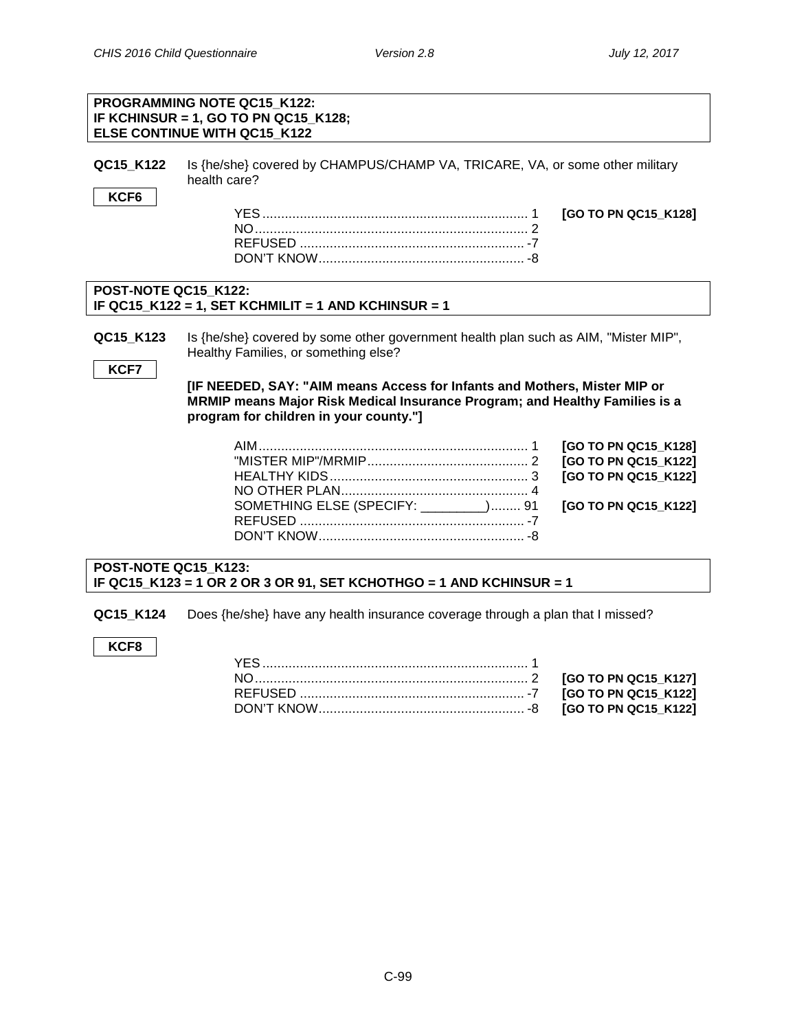**PROGRAMMING NOTE QC15_K122:**
**IF KCHINSUR = 1, GO TO PN QC15_K128;**
**ELSE CONTINUE WITH QC15_K122**

**QC15_K122** Is {he/she} covered by CHAMPUS/CHAMP VA, TRICARE, VA, or some other military health care?

**KCF6**

| | | |
|---|---|---|
| YES | 1 | **[GO TO PN QC15_K128]** |
| NO | 2 | |
| REFUSED | -7 | |
| DON'T KNOW | -8 | |

**POST-NOTE QC15_K122:**
**IF QC15_K122 = 1, SET KCHMILIT = 1 AND KCHINSUR = 1**

**QC15_K123** Is {he/she} covered by some other government health plan such as AIM, "Mister MIP", Healthy Families, or something else?

**KCF7**

**[IF NEEDED, SAY: "AIM means Access for Infants and Mothers, Mister MIP or MRMIP means Major Risk Medical Insurance Program; and Healthy Families is a program for children in your county."]**

| | | |
|---|---|---|
| AIM | 1 | **[GO TO PN QC15_K128]** |
| "MISTER MIP"/MRMIP | 2 | **[GO TO PN QC15_K122]** |
| HEALTHY KIDS | 3 | **[GO TO PN QC15_K122]** |
| NO OTHER PLAN | 4 | |
| SOMETHING ELSE (SPECIFY: ________) | 91 | **[GO TO PN QC15_K122]** |
| REFUSED | -7 | |
| DON'T KNOW | -8 | |

**POST-NOTE QC15_K123:**
**IF QC15_K123 = 1 OR 2 OR 3 OR 91, SET KCHOTHGO = 1 AND KCHINSUR = 1**

**QC15_K124** Does {he/she} have any health insurance coverage through a plan that I missed?

**KCF8**

| | | |
|---|---|---|
| YES | 1 | |
| NO | 2 | **[GO TO PN QC15_K127]** |
| REFUSED | -7 | **[GO TO PN QC15_K122]** |
| DON'T KNOW | -8 | **[GO TO PN QC15_K122]** |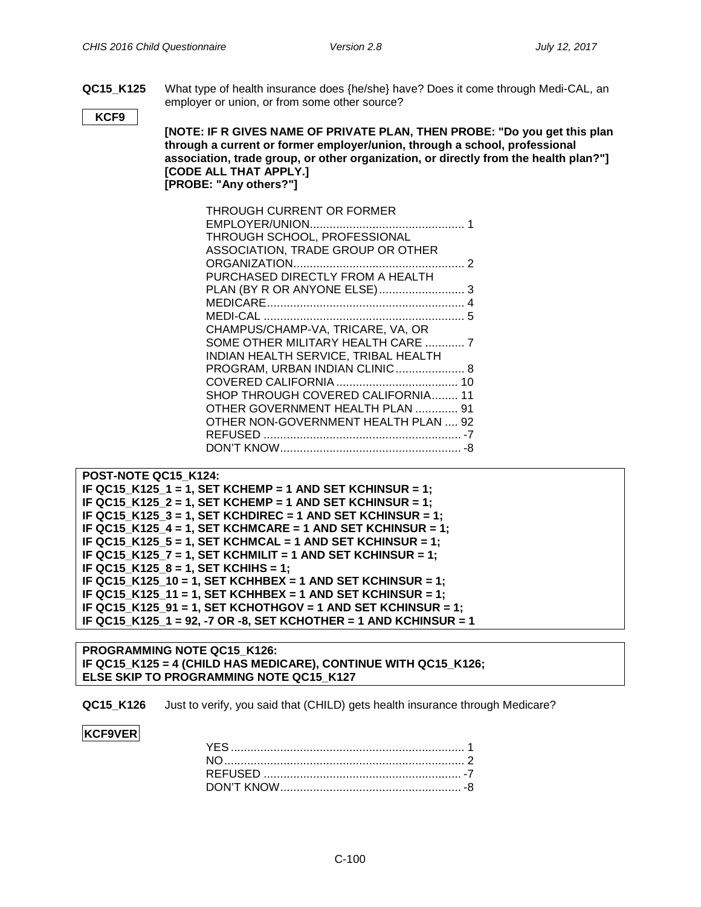**QC15_K125** What type of health insurance does {he/she} have? Does it come through Medi-CAL, an employer or union, or from some other source?

**KCF9**

**[NOTE: IF R GIVES NAME OF PRIVATE PLAN, THEN PROBE: "Do you get this plan through a current or former employer/union, through a school, professional association, trade group, or other organization, or directly from the health plan?"]**
**[CODE ALL THAT APPLY.]**
**[PROBE: "Any others?"]**

| | |
|---|---|
| THROUGH CURRENT OR FORMER EMPLOYER/UNION | 1 |
| THROUGH SCHOOL, PROFESSIONAL ASSOCIATION, TRADE GROUP OR OTHER ORGANIZATION | 2 |
| PURCHASED DIRECTLY FROM A HEALTH PLAN (BY R OR ANYONE ELSE) | 3 |
| MEDICARE | 4 |
| MEDI-CAL | 5 |
| CHAMPUS/CHAMP-VA, TRICARE, VA, OR SOME OTHER MILITARY HEALTH CARE | 7 |
| INDIAN HEALTH SERVICE, TRIBAL HEALTH PROGRAM, URBAN INDIAN CLINIC | 8 |
| COVERED CALIFORNIA | 10 |
| SHOP THROUGH COVERED CALIFORNIA | 11 |
| OTHER GOVERNMENT HEALTH PLAN | 91 |
| OTHER NON-GOVERNMENT HEALTH PLAN | 92 |
| REFUSED | -7 |
| DON'T KNOW | -8 |

**POST-NOTE QC15_K124:**
**IF QC15_K125_1 = 1, SET KCHEMP = 1 AND SET KCHINSUR = 1;**
**IF QC15_K125_2 = 1, SET KCHEMP = 1 AND SET KCHINSUR = 1;**
**IF QC15_K125_3 = 1, SET KCHDIREC = 1 AND SET KCHINSUR = 1;**
**IF QC15_K125_4 = 1, SET KCHMCARE = 1 AND SET KCHINSUR = 1;**
**IF QC15_K125_5 = 1, SET KCHMCAL = 1 AND SET KCHINSUR = 1;**
**IF QC15_K125_7 = 1, SET KCHMILIT = 1 AND SET KCHINSUR = 1;**
**IF QC15_K125_8 = 1, SET KCHIHS = 1;**
**IF QC15_K125_10 = 1, SET KCHHBEX = 1 AND SET KCHINSUR = 1;**
**IF QC15_K125_11 = 1, SET KCHHBEX = 1 AND SET KCHINSUR = 1;**
**IF QC15_K125_91 = 1, SET KCHOTHGOV = 1 AND SET KCHINSUR = 1;**
**IF QC15_K125_1 = 92, -7 OR -8, SET KCHOTHER = 1 AND KCHINSUR = 1**

**PROGRAMMING NOTE QC15_K126:**
**IF QC15_K125 = 4 (CHILD HAS MEDICARE), CONTINUE WITH QC15_K126;**
**ELSE SKIP TO PROGRAMMING NOTE QC15_K127**

**QC15_K126** Just to verify, you said that (CHILD) gets health insurance through Medicare?

**KCF9VER**

| | |
|---|---|
| YES | 1 |
| NO | 2 |
| REFUSED | -7 |
| DON'T KNOW | -8 |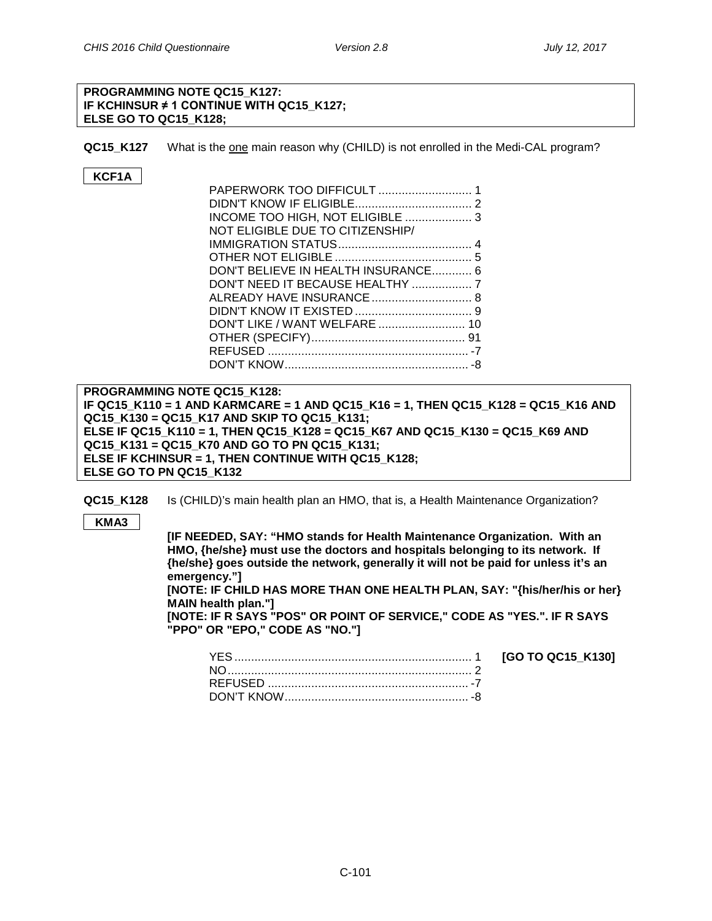**PROGRAMMING NOTE QC15_K127:**
**IF KCHINSUR ≠ 1 CONTINUE WITH QC15_K127;**
**ELSE GO TO QC15_K128;**

**QC15_K127** What is the one main reason why (CHILD) is not enrolled in the Medi-CAL program?

**KCF1A**

| | |
|---|---|
| PAPERWORK TOO DIFFICULT | 1 |
| DIDN'T KNOW IF ELIGIBLE | 2 |
| INCOME TOO HIGH, NOT ELIGIBLE | 3 |
| NOT ELIGIBLE DUE TO CITIZENSHIP/ IMMIGRATION STATUS | 4 |
| OTHER NOT ELIGIBLE | 5 |
| DON'T BELIEVE IN HEALTH INSURANCE | 6 |
| DON'T NEED IT BECAUSE HEALTHY | 7 |
| ALREADY HAVE INSURANCE | 8 |
| DIDN'T KNOW IT EXISTED | 9 |
| DON'T LIKE / WANT WELFARE | 10 |
| OTHER (SPECIFY) | 91 |
| REFUSED | -7 |
| DON'T KNOW | -8 |

**PROGRAMMING NOTE QC15_K128:**
**IF QC15_K110 = 1 AND KARMCARE = 1 AND QC15_K16 = 1, THEN QC15_K128 = QC15_K16 AND QC15_K130 = QC15_K17 AND SKIP TO QC15_K131;**
**ELSE IF QC15_K110 = 1, THEN QC15_K128 = QC15_K67 AND QC15_K130 = QC15_K69 AND QC15_K131 = QC15_K70 AND GO TO PN QC15_K131;**
**ELSE IF KCHINSUR = 1, THEN CONTINUE WITH QC15_K128;**
**ELSE GO TO PN QC15_K132**

**QC15_K128** Is (CHILD)'s main health plan an HMO, that is, a Health Maintenance Organization?

**KMA3**

**[IF NEEDED, SAY: "HMO stands for Health Maintenance Organization. With an HMO, {he/she} must use the doctors and hospitals belonging to its network. If {he/she} goes outside the network, generally it will not be paid for unless it's an emergency."]**
**[NOTE: IF CHILD HAS MORE THAN ONE HEALTH PLAN, SAY: "{his/her/his or her} MAIN health plan."]**
**[NOTE: IF R SAYS "POS" OR POINT OF SERVICE," CODE AS "YES.". IF R SAYS "PPO" OR "EPO," CODE AS "NO."]**

| | | |
|---|---|---|
| YES | 1 | **[GO TO QC15_K130]** |
| NO | 2 | |
| REFUSED | -7 | |
| DON'T KNOW | -8 | |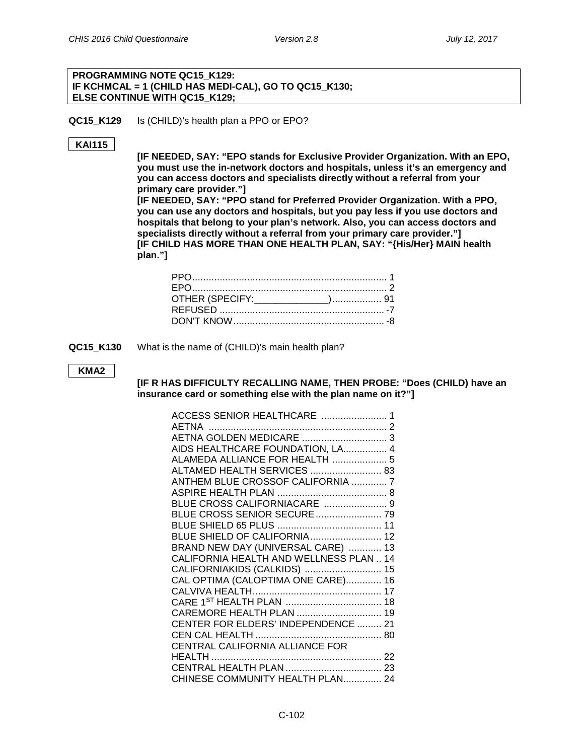**PROGRAMMING NOTE QC15_K129:**
**IF KCHMCAL = 1 (CHILD HAS MEDI-CAL), GO TO QC15_K130;**
**ELSE CONTINUE WITH QC15_K129;**

**QC15_K129** Is (CHILD)'s health plan a PPO or EPO?

**KAI115**

**[IF NEEDED, SAY: "EPO stands for Exclusive Provider Organization. With an EPO, you must use the in-network doctors and hospitals, unless it's an emergency and you can access doctors and specialists directly without a referral from your primary care provider."]**
**[IF NEEDED, SAY: "PPO stand for Preferred Provider Organization. With a PPO, you can use any doctors and hospitals, but you pay less if you use doctors and hospitals that belong to your plan's network. Also, you can access doctors and specialists directly without a referral from your primary care provider."]**
**[IF CHILD HAS MORE THAN ONE HEALTH PLAN, SAY: "{His/Her} MAIN health plan."]**

PPO....................................................................... 1
EPO....................................................................... 2
OTHER (SPECIFY:______________).................. 91
REFUSED ............................................................ -7
DON'T KNOW....................................................... -8

**QC15_K130** What is the name of (CHILD)'s main health plan?

**KMA2**

**[IF R HAS DIFFICULTY RECALLING NAME, THEN PROBE: "Does (CHILD) have an insurance card or something else with the plan name on it?"]**

ACCESS SENIOR HEALTHCARE ........................ 1
AETNA ................................................................. 2
AETNA GOLDEN MEDICARE ............................... 3
AIDS HEALTHCARE FOUNDATION, LA................ 4
ALAMEDA ALLIANCE FOR HEALTH .................... 5
ALTAMED HEALTH SERVICES .......................... 83
ANTHEM BLUE CROSSOF CALIFORNIA ............. 7
ASPIRE HEALTH PLAN ........................................ 8
BLUE CROSS CALIFORNIACARE ....................... 9
BLUE CROSS SENIOR SECURE........................ 79
BLUE SHIELD 65 PLUS ...................................... 11
BLUE SHIELD OF CALIFORNIA.......................... 12
BRAND NEW DAY (UNIVERSAL CARE) ............ 13
CALIFORNIA HEALTH AND WELLNESS PLAN .. 14
CALIFORNIAKIDS (CALKIDS) ............................ 15
CAL OPTIMA (CALOPTIMA ONE CARE)............. 16
CALVIVA HEALTH............................................... 17
CARE 1ST HEALTH PLAN ................................... 18
CAREMORE HEALTH PLAN ............................... 19
CENTER FOR ELDERS' INDEPENDENCE ......... 21
CEN CAL HEALTH .............................................. 80
CENTRAL CALIFORNIA ALLIANCE FOR HEALTH .............................................................. 22
CENTRAL HEALTH PLAN ................................... 23
CHINESE COMMUNITY HEALTH PLAN.............. 24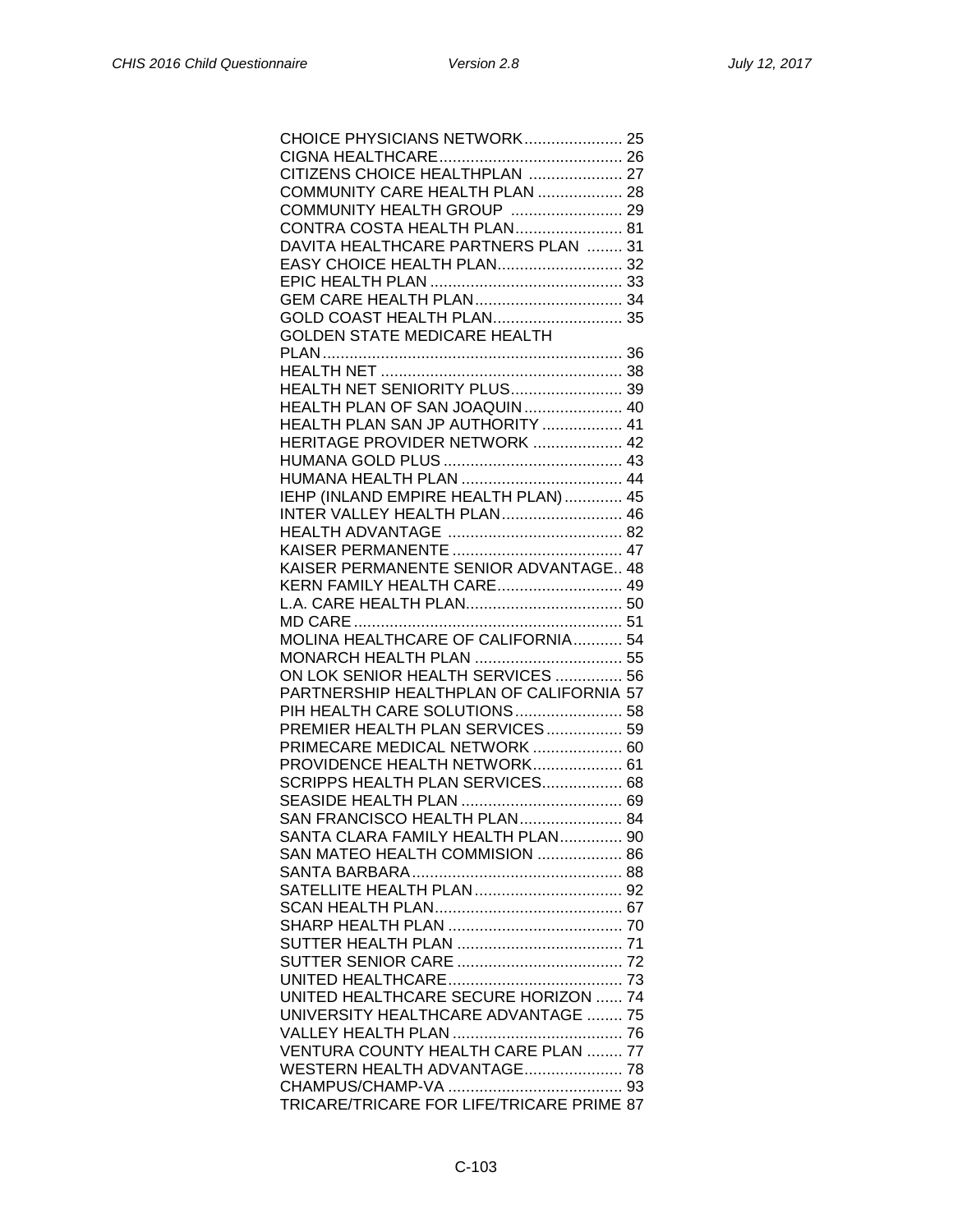CHOICE PHYSICIANS NETWORK ...................... 25
CIGNA HEALTHCARE ......................................... 26
CITIZENS CHOICE HEALTHPLAN ..................... 27
COMMUNITY CARE HEALTH PLAN ................... 28
COMMUNITY HEALTH GROUP ......................... 29
CONTRA COSTA HEALTH PLAN ........................ 81
DAVITA HEALTHCARE PARTNERS PLAN ........ 31
EASY CHOICE HEALTH PLAN ............................ 32
EPIC HEALTH PLAN ........................................... 33
GEM CARE HEALTH PLAN ................................. 34
GOLD COAST HEALTH PLAN ............................. 35
GOLDEN STATE MEDICARE HEALTH PLAN ................................................................... 36
HEALTH NET ...................................................... 38
HEALTH NET SENIORITY PLUS ......................... 39
HEALTH PLAN OF SAN JOAQUIN ...................... 40
HEALTH PLAN SAN JP AUTHORITY .................. 41
HERITAGE PROVIDER NETWORK .................... 42
HUMANA GOLD PLUS ........................................ 43
HUMANA HEALTH PLAN .................................... 44
IEHP (INLAND EMPIRE HEALTH PLAN) ............. 45
INTER VALLEY HEALTH PLAN ........................... 46
HEALTH ADVANTAGE ....................................... 82
KAISER PERMANENTE ...................................... 47
KAISER PERMANENTE SENIOR ADVANTAGE .. 48
KERN FAMILY HEALTH CARE ............................ 49
L.A. CARE HEALTH PLAN ................................... 50
MD CARE ............................................................ 51
MOLINA HEALTHCARE OF CALIFORNIA ........... 54
MONARCH HEALTH PLAN ................................. 55
ON LOK SENIOR HEALTH SERVICES ............... 56
PARTNERSHIP HEALTHPLAN OF CALIFORNIA 57
PIH HEALTH CARE SOLUTIONS ........................ 58
PREMIER HEALTH PLAN SERVICES ................. 59
PRIMECARE MEDICAL NETWORK .................... 60
PROVIDENCE HEALTH NETWORK .................... 61
SCRIPPS HEALTH PLAN SERVICES .................. 68
SEASIDE HEALTH PLAN .................................... 69
SAN FRANCISCO HEALTH PLAN ....................... 84
SANTA CLARA FAMILY HEALTH PLAN .............. 90
SAN MATEO HEALTH COMMISION ................... 86
SANTA BARBARA ............................................... 88
SATELLITE HEALTH PLAN ................................. 92
SCAN HEALTH PLAN .......................................... 67
SHARP HEALTH PLAN ....................................... 70
SUTTER HEALTH PLAN ..................................... 71
SUTTER SENIOR CARE ..................................... 72
UNITED HEALTHCARE ....................................... 73
UNITED HEALTHCARE SECURE HORIZON ...... 74
UNIVERSITY HEALTHCARE ADVANTAGE ........ 75
VALLEY HEALTH PLAN ...................................... 76
VENTURA COUNTY HEALTH CARE PLAN ........ 77
WESTERN HEALTH ADVANTAGE ...................... 78
CHAMPUS/CHAMP-VA ....................................... 93
TRICARE/TRICARE FOR LIFE/TRICARE PRIME 87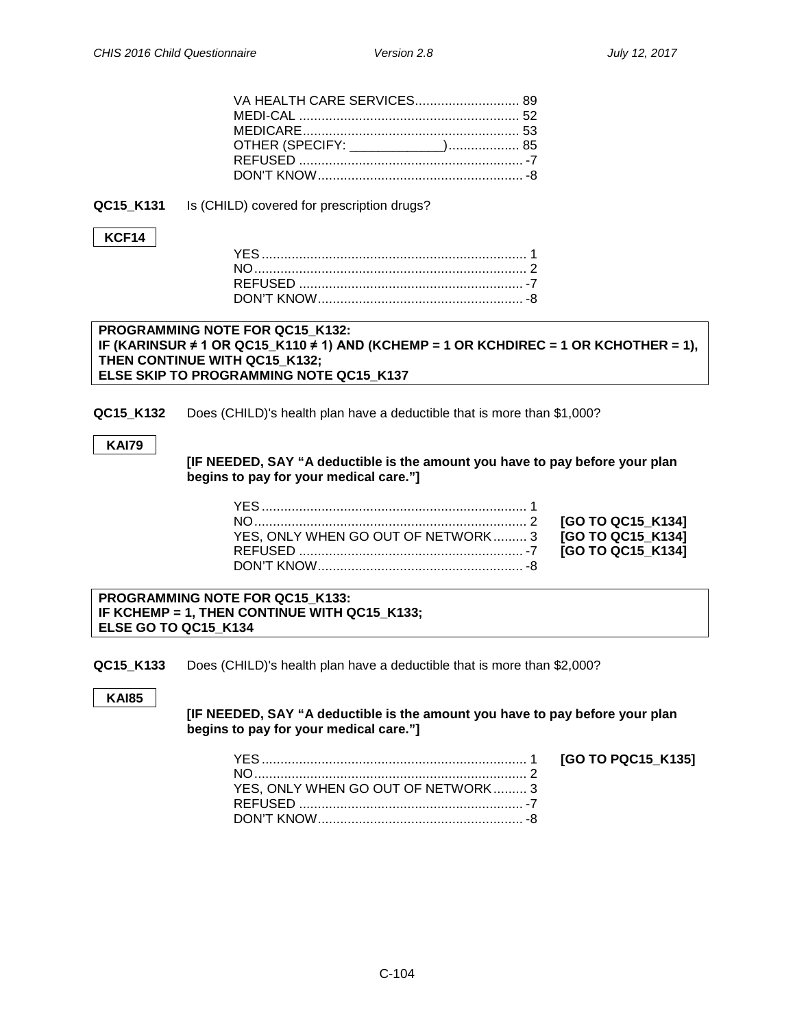VA HEALTH CARE SERVICES............................ 89
MEDI-CAL ........................................................... 52
MEDICARE.......................................................... 53
OTHER (SPECIFY: _____________).................. 85
REFUSED ............................................................ -7
DON'T KNOW....................................................... -8

**QC15_K131** Is (CHILD) covered for prescription drugs?

**KCF14**

YES....................................................................... 1
NO......................................................................... 2
REFUSED ............................................................ -7
DON'T KNOW....................................................... -8

**PROGRAMMING NOTE FOR QC15_K132:**
**IF (KARINSUR ≠ 1 OR QC15_K110 ≠ 1) AND (KCHEMP = 1 OR KCHDIREC = 1 OR KCHOTHER = 1), THEN CONTINUE WITH QC15_K132;**
**ELSE SKIP TO PROGRAMMING NOTE QC15_K137**

**QC15_K132** Does (CHILD)'s health plan have a deductible that is more than $1,000?

**KAI79**

**[IF NEEDED, SAY "A deductible is the amount you have to pay before your plan begins to pay for your medical care."]**

YES....................................................................... 1
NO......................................................................... 2 **[GO TO QC15_K134]**
YES, ONLY WHEN GO OUT OF NETWORK......... 3 **[GO TO QC15_K134]**
REFUSED ............................................................ -7 **[GO TO QC15_K134]**
DON'T KNOW....................................................... -8

**PROGRAMMING NOTE FOR QC15_K133:**
**IF KCHEMP = 1, THEN CONTINUE WITH QC15_K133;**
**ELSE GO TO QC15_K134**

**QC15_K133** Does (CHILD)'s health plan have a deductible that is more than $2,000?

**KAI85**

**[IF NEEDED, SAY "A deductible is the amount you have to pay before your plan begins to pay for your medical care."]**

YES....................................................................... 1 **[GO TO PQC15_K135]**
NO......................................................................... 2
YES, ONLY WHEN GO OUT OF NETWORK......... 3
REFUSED ............................................................ -7
DON'T KNOW....................................................... -8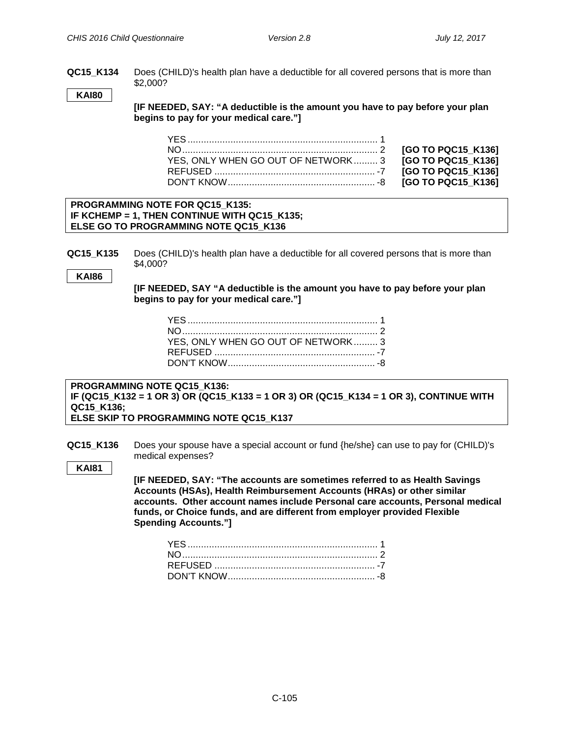**QC15_K134** Does (CHILD)'s health plan have a deductible for all covered persons that is more than $2,000?

**KAI80**

**[IF NEEDED, SAY: "A deductible is the amount you have to pay before your plan begins to pay for your medical care."]**

| | | |
|---|---|---|
| YES | 1 | |
| NO | 2 | **[GO TO PQC15_K136]** |
| YES, ONLY WHEN GO OUT OF NETWORK | 3 | **[GO TO PQC15_K136]** |
| REFUSED | -7 | **[GO TO PQC15_K136]** |
| DON'T KNOW | -8 | **[GO TO PQC15_K136]** |

**PROGRAMMING NOTE FOR QC15_K135:**
**IF KCHEMP = 1, THEN CONTINUE WITH QC15_K135;**
**ELSE GO TO PROGRAMMING NOTE QC15_K136**

**QC15_K135** Does (CHILD)'s health plan have a deductible for all covered persons that is more than $4,000?

**KAI86**

**[IF NEEDED, SAY "A deductible is the amount you have to pay before your plan begins to pay for your medical care."]**

| | |
|---|---|
| YES | 1 |
| NO | 2 |
| YES, ONLY WHEN GO OUT OF NETWORK | 3 |
| REFUSED | -7 |
| DON'T KNOW | -8 |

**PROGRAMMING NOTE QC15_K136:**
**IF (QC15_K132 = 1 OR 3) OR (QC15_K133 = 1 OR 3) OR (QC15_K134 = 1 OR 3), CONTINUE WITH QC15_K136;**
**ELSE SKIP TO PROGRAMMING NOTE QC15_K137**

**QC15_K136** Does your spouse have a special account or fund {he/she} can use to pay for (CHILD)'s medical expenses?

**KAI81**

**[IF NEEDED, SAY: "The accounts are sometimes referred to as Health Savings Accounts (HSAs), Health Reimbursement Accounts (HRAs) or other similar accounts. Other account names include Personal care accounts, Personal medical funds, or Choice funds, and are different from employer provided Flexible Spending Accounts."]**

| | |
|---|---|
| YES | 1 |
| NO | 2 |
| REFUSED | -7 |
| DON'T KNOW | -8 |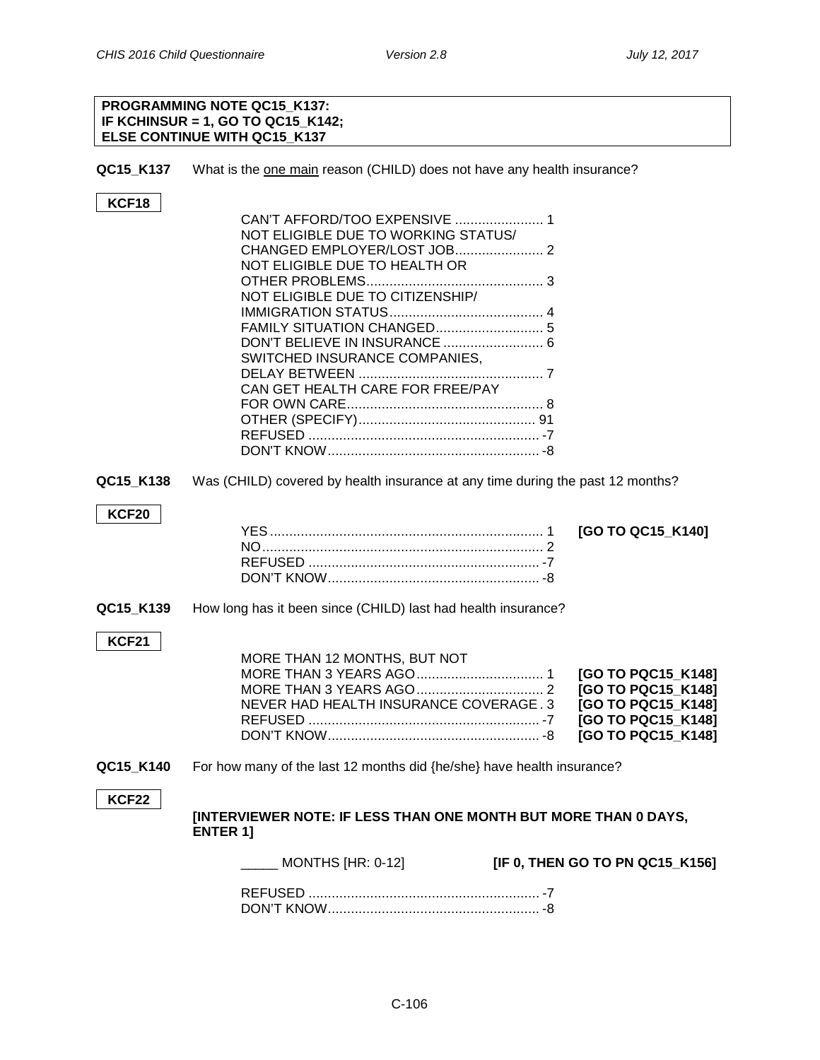**PROGRAMMING NOTE QC15_K137:**
**IF KCHINSUR = 1, GO TO QC15_K142;**
**ELSE CONTINUE WITH QC15_K137**

**QC15_K137** What is the <u>one main</u> reason (CHILD) does not have any health insurance?

**KCF18**

| | |
|---|---|
| CAN'T AFFORD/TOO EXPENSIVE | 1 |
| NOT ELIGIBLE DUE TO WORKING STATUS/ CHANGED EMPLOYER/LOST JOB | 2 |
| NOT ELIGIBLE DUE TO HEALTH OR OTHER PROBLEMS | 3 |
| NOT ELIGIBLE DUE TO CITIZENSHIP/ IMMIGRATION STATUS | 4 |
| FAMILY SITUATION CHANGED | 5 |
| DON'T BELIEVE IN INSURANCE | 6 |
| SWITCHED INSURANCE COMPANIES, DELAY BETWEEN | 7 |
| CAN GET HEALTH CARE FOR FREE/PAY FOR OWN CARE | 8 |
| OTHER (SPECIFY) | 91 |
| REFUSED | -7 |
| DON'T KNOW | -8 |

**QC15_K138** Was (CHILD) covered by health insurance at any time during the past 12 months?

**KCF20**

| | | |
|---|---|---|
| YES | 1 | **[GO TO QC15_K140]** |
| NO | 2 | |
| REFUSED | -7 | |
| DON'T KNOW | -8 | |

**QC15_K139** How long has it been since (CHILD) last had health insurance?

**KCF21**

| | | |
|---|---|---|
| MORE THAN 12 MONTHS, BUT NOT MORE THAN 3 YEARS AGO | 1 | **[GO TO PQC15_K148]** |
| MORE THAN 3 YEARS AGO | 2 | **[GO TO PQC15_K148]** |
| NEVER HAD HEALTH INSURANCE COVERAGE | 3 | **[GO TO PQC15_K148]** |
| REFUSED | -7 | **[GO TO PQC15_K148]** |
| DON'T KNOW | -8 | **[GO TO PQC15_K148]** |

**QC15_K140** For how many of the last 12 months did {he/she} have health insurance?

**KCF22**

**[INTERVIEWER NOTE: IF LESS THAN ONE MONTH BUT MORE THAN 0 DAYS, ENTER 1]**

_____ MONTHS [HR: 0-12] **[IF 0, THEN GO TO PN QC15_K156]**

| | |
|---|---|
| REFUSED | -7 |
| DON'T KNOW | -8 |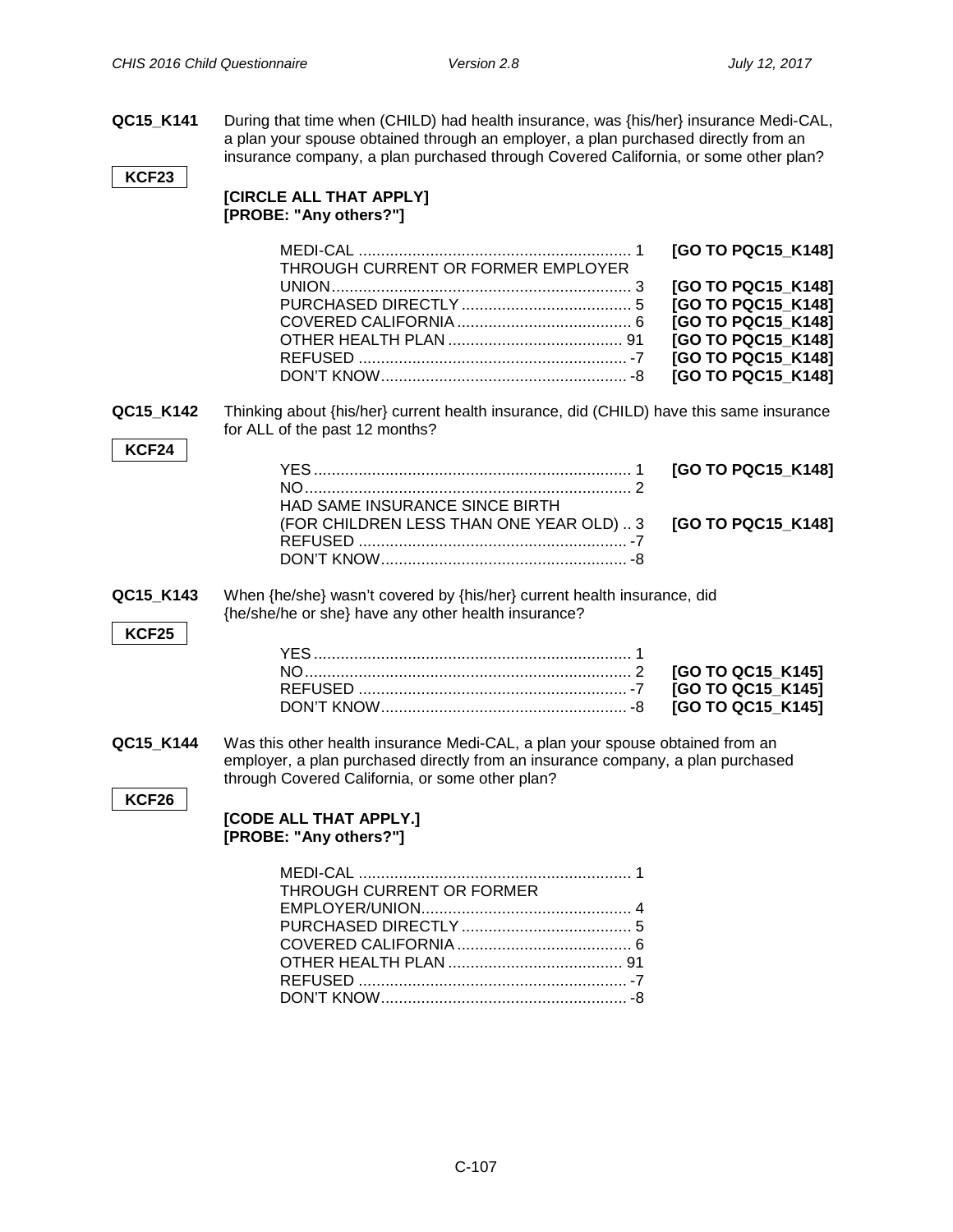**QC15_K141** During that time when (CHILD) had health insurance, was {his/her} insurance Medi-CAL, a plan your spouse obtained through an employer, a plan purchased directly from an insurance company, a plan purchased through Covered California, or some other plan?

KCF23

**[CIRCLE ALL THAT APPLY]**
**[PROBE: "Any others?"]**

| | | |
|---|---|---|
| MEDI-CAL | 1 | **[GO TO PQC15_K148]** |
| THROUGH CURRENT OR FORMER EMPLOYER UNION | 3 | **[GO TO PQC15_K148]** |
| PURCHASED DIRECTLY | 5 | **[GO TO PQC15_K148]** |
| COVERED CALIFORNIA | 6 | **[GO TO PQC15_K148]** |
| OTHER HEALTH PLAN | 91 | **[GO TO PQC15_K148]** |
| REFUSED | -7 | **[GO TO PQC15_K148]** |
| DON'T KNOW | -8 | **[GO TO PQC15_K148]** |

**QC15_K142** Thinking about {his/her} current health insurance, did (CHILD) have this same insurance for ALL of the past 12 months?

KCF24

| | | |
|---|---|---|
| YES | 1 | **[GO TO PQC15_K148]** |
| NO | 2 | |
| HAD SAME INSURANCE SINCE BIRTH (FOR CHILDREN LESS THAN ONE YEAR OLD) | 3 | **[GO TO PQC15_K148]** |
| REFUSED | -7 | |
| DON'T KNOW | -8 | |

**QC15_K143** When {he/she} wasn't covered by {his/her} current health insurance, did {he/she/he or she} have any other health insurance?

KCF25

| | | |
|---|---|---|
| YES | 1 | |
| NO | 2 | **[GO TO QC15_K145]** |
| REFUSED | -7 | **[GO TO QC15_K145]** |
| DON'T KNOW | -8 | **[GO TO QC15_K145]** |

**QC15_K144** Was this other health insurance Medi-CAL, a plan your spouse obtained from an employer, a plan purchased directly from an insurance company, a plan purchased through Covered California, or some other plan?

KCF26

**[CODE ALL THAT APPLY.]**
**[PROBE: "Any others?"]**

| | |
|---|---|
| MEDI-CAL | 1 |
| THROUGH CURRENT OR FORMER EMPLOYER/UNION | 4 |
| PURCHASED DIRECTLY | 5 |
| COVERED CALIFORNIA | 6 |
| OTHER HEALTH PLAN | 91 |
| REFUSED | -7 |
| DON'T KNOW | -8 |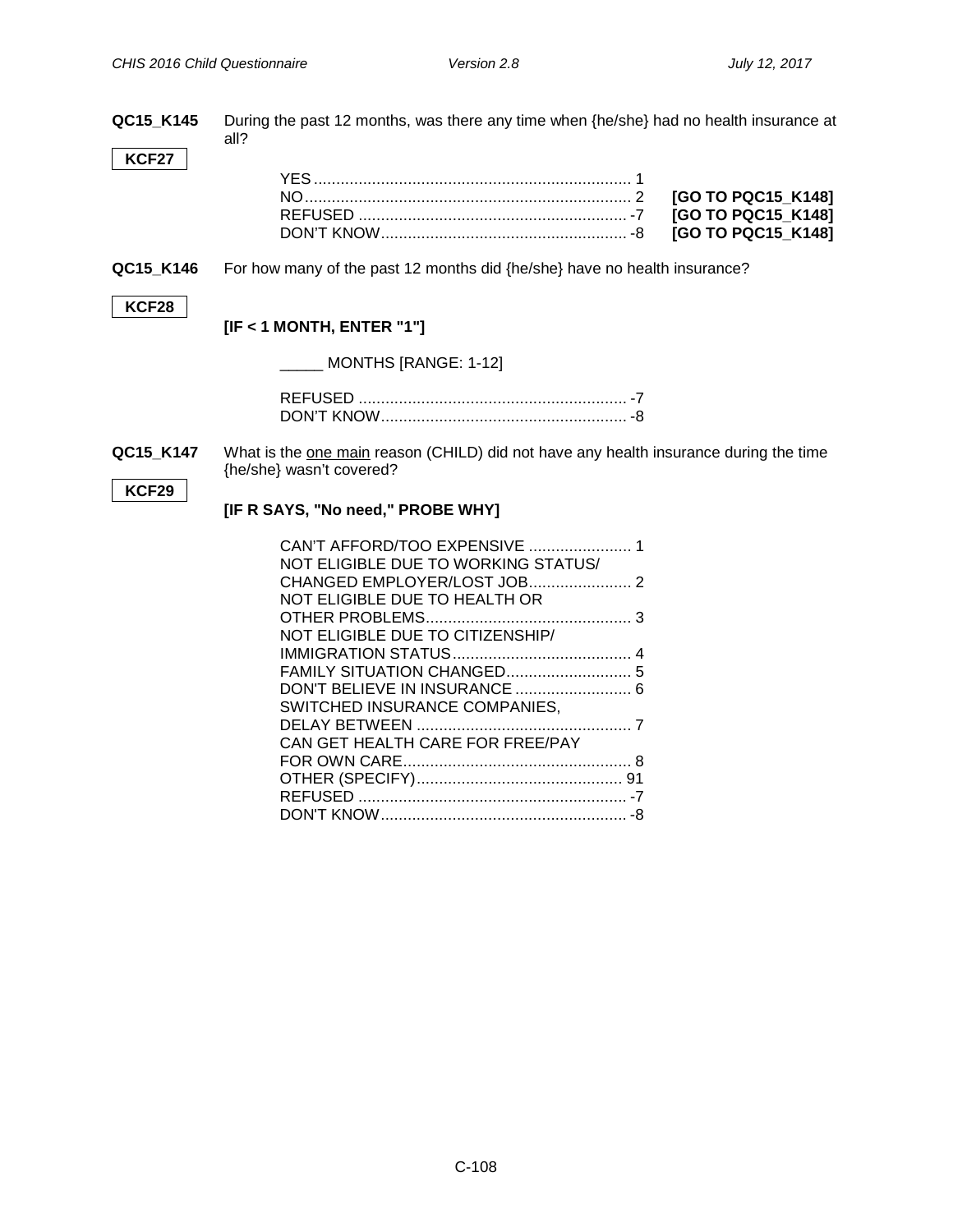**QC15_K145** During the past 12 months, was there any time when {he/she} had no health insurance at all?

**KCF27**

| | | |
|---|---|---|
| YES | 1 | |
| NO | 2 | **[GO TO PQC15_K148]** |
| REFUSED | -7 | **[GO TO PQC15_K148]** |
| DON'T KNOW | -8 | **[GO TO PQC15_K148]** |

**QC15_K146** For how many of the past 12 months did {he/she} have no health insurance?

**KCF28**

**[IF < 1 MONTH, ENTER "1"]**

_____ MONTHS [RANGE: 1-12]

| | |
|---|---|
| REFUSED | -7 |
| DON'T KNOW | -8 |

**QC15_K147** What is the one main reason (CHILD) did not have any health insurance during the time {he/she} wasn't covered?

**KCF29**

**[IF R SAYS, "No need," PROBE WHY]**

| | |
|---|---|
| CAN'T AFFORD/TOO EXPENSIVE | 1 |
| NOT ELIGIBLE DUE TO WORKING STATUS/ CHANGED EMPLOYER/LOST JOB | 2 |
| NOT ELIGIBLE DUE TO HEALTH OR OTHER PROBLEMS | 3 |
| NOT ELIGIBLE DUE TO CITIZENSHIP/ IMMIGRATION STATUS | 4 |
| FAMILY SITUATION CHANGED | 5 |
| DON'T BELIEVE IN INSURANCE | 6 |
| SWITCHED INSURANCE COMPANIES, DELAY BETWEEN | 7 |
| CAN GET HEALTH CARE FOR FREE/PAY FOR OWN CARE | 8 |
| OTHER (SPECIFY) | 91 |
| REFUSED | -7 |
| DON'T KNOW | -8 |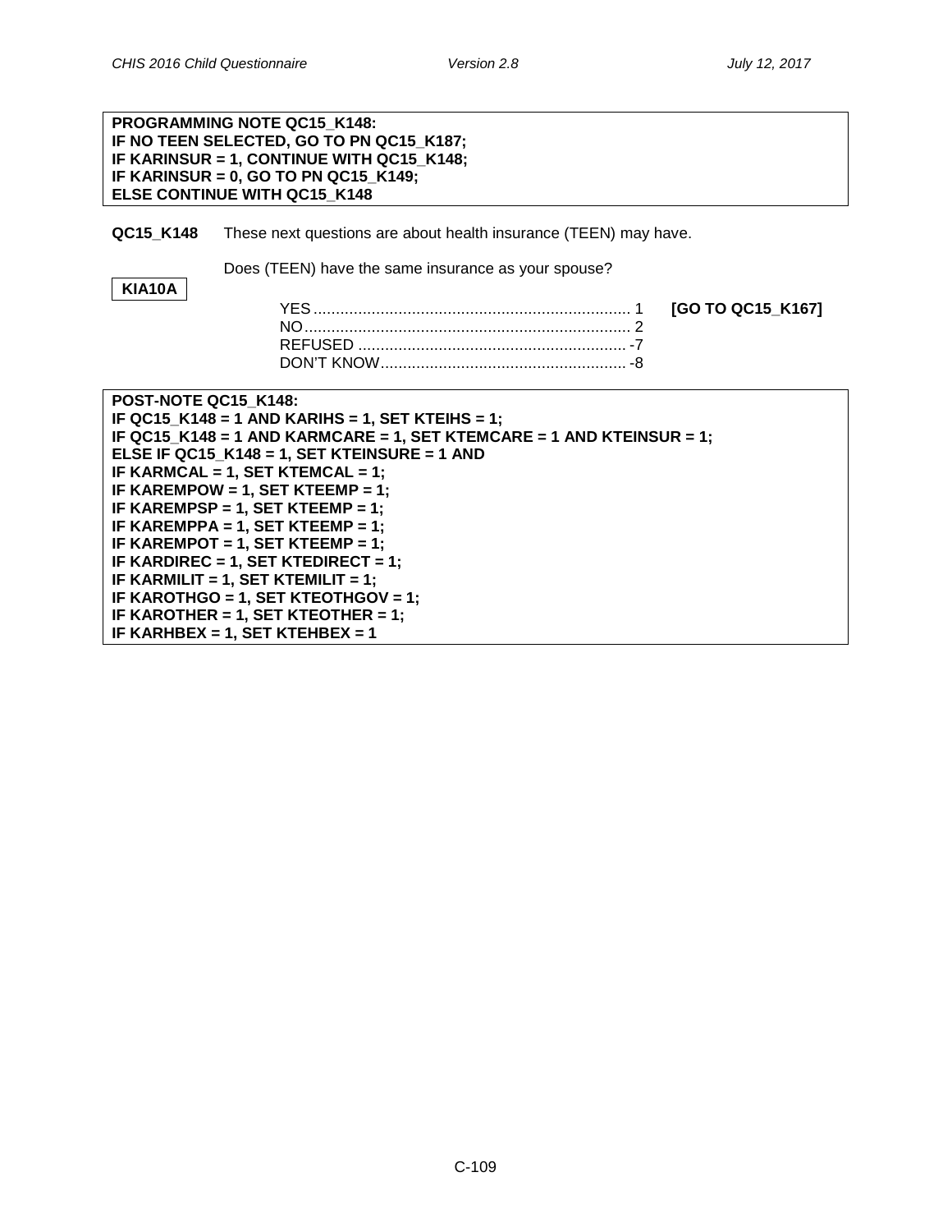**PROGRAMMING NOTE QC15_K148:**
**IF NO TEEN SELECTED, GO TO PN QC15_K187;**
**IF KARINSUR = 1, CONTINUE WITH QC15_K148;**
**IF KARINSUR = 0, GO TO PN QC15_K149;**
**ELSE CONTINUE WITH QC15_K148**

**QC15_K148** These next questions are about health insurance (TEEN) may have.

Does (TEEN) have the same insurance as your spouse?

**KIA10A**

YES ........................................................................ 1 **[GO TO QC15_K167]**
NO .......................................................................... 2
REFUSED ............................................................ -7
DON'T KNOW ....................................................... -8

**POST-NOTE QC15_K148:**
**IF QC15_K148 = 1 AND KARIHS = 1, SET KTEIHS = 1;**
**IF QC15_K148 = 1 AND KARMCARE = 1, SET KTEMCARE = 1 AND KTEINSUR = 1;**
**ELSE IF QC15_K148 = 1, SET KTEINSURE = 1 AND**
**IF KARMCAL = 1, SET KTEMCAL = 1;**
**IF KAREMPOW = 1, SET KTEEMP = 1;**
**IF KAREMPSP = 1, SET KTEEMP = 1;**
**IF KAREMPPA = 1, SET KTEEMP = 1;**
**IF KAREMPOT = 1, SET KTEEMP = 1;**
**IF KARDIREC = 1, SET KTEDIRECT = 1;**
**IF KARMILIT = 1, SET KTEMILIT = 1;**
**IF KAROTHGO = 1, SET KTEOTHGOV = 1;**
**IF KAROTHER = 1, SET KTEOTHER = 1;**
**IF KARHBEX = 1, SET KTEHBEX = 1**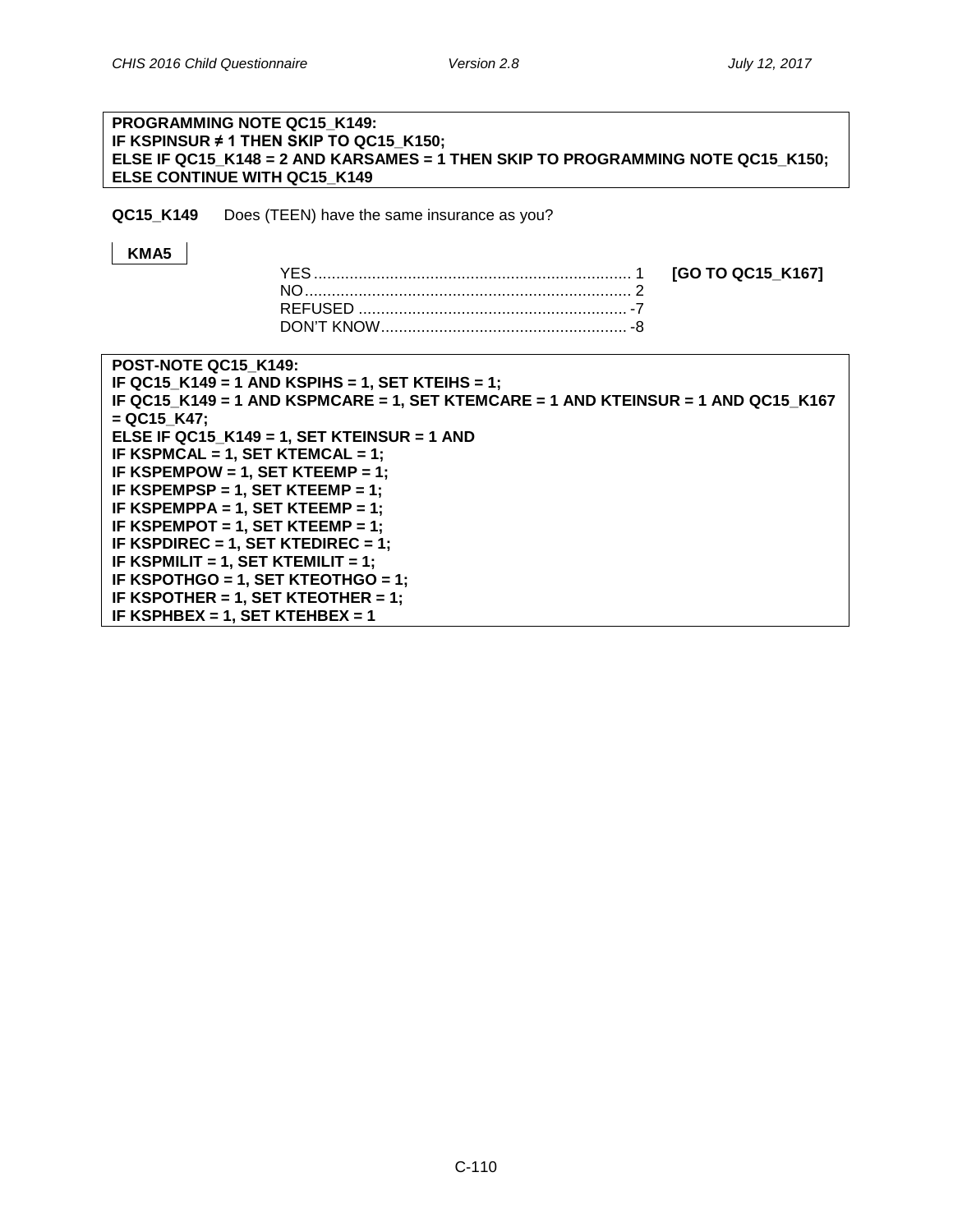**PROGRAMMING NOTE QC15_K149:**
**IF KSPINSUR ≠ 1 THEN SKIP TO QC15_K150;**
**ELSE IF QC15_K148 = 2 AND KARSAMES = 1 THEN SKIP TO PROGRAMMING NOTE QC15_K150;**
**ELSE CONTINUE WITH QC15_K149**

**QC15_K149** Does (TEEN) have the same insurance as you?

**KMA5**

| | | |
|---|---|---|
| YES | 1 | **[GO TO QC15_K167]** |
| NO | 2 | |
| REFUSED | -7 | |
| DON'T KNOW | -8 | |

**POST-NOTE QC15_K149:**
**IF QC15_K149 = 1 AND KSPIHS = 1, SET KTEIHS = 1;**
**IF QC15_K149 = 1 AND KSPMCARE = 1, SET KTEMCARE = 1 AND KTEINSUR = 1 AND QC15_K167 = QC15_K47;**
**ELSE IF QC15_K149 = 1, SET KTEINSUR = 1 AND**
**IF KSPMCAL = 1, SET KTEMCAL = 1;**
**IF KSPEMPOW = 1, SET KTEEMP = 1;**
**IF KSPEMPSP = 1, SET KTEEMP = 1;**
**IF KSPEMPPA = 1, SET KTEEMP = 1;**
**IF KSPEMPOT = 1, SET KTEEMP = 1;**
**IF KSPDIREC = 1, SET KTEDIREC = 1;**
**IF KSPMILIT = 1, SET KTEMILIT = 1;**
**IF KSPOTHGO = 1, SET KTEOTHGO = 1;**
**IF KSPOTHER = 1, SET KTEOTHER = 1;**
**IF KSPHBEX = 1, SET KTEHBEX = 1**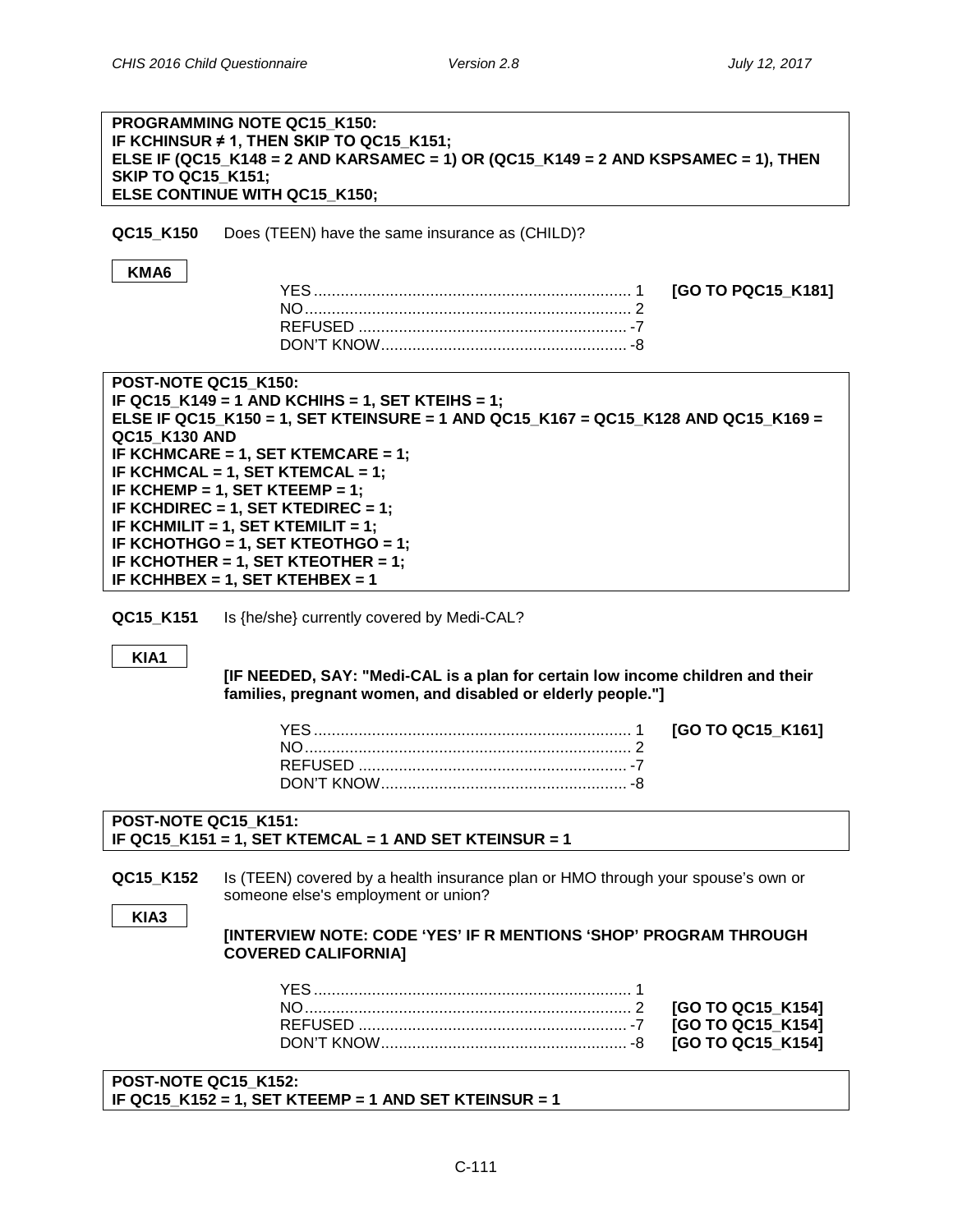**PROGRAMMING NOTE QC15_K150:**
**IF KCHINSUR ≠ 1, THEN SKIP TO QC15_K151;**
**ELSE IF (QC15_K148 = 2 AND KARSAMEC = 1) OR (QC15_K149 = 2 AND KSPSAMEC = 1), THEN SKIP TO QC15_K151;**
**ELSE CONTINUE WITH QC15_K150;**

**QC15_K150** Does (TEEN) have the same insurance as (CHILD)?

**KMA6**

| | | |
|---|---|---|
| YES | 1 | **[GO TO PQC15_K181]** |
| NO | 2 | |
| REFUSED | -7 | |
| DON'T KNOW | -8 | |

**POST-NOTE QC15_K150:**
**IF QC15_K149 = 1 AND KCHIHS = 1, SET KTEIHS = 1;**
**ELSE IF QC15_K150 = 1, SET KTEINSURE = 1 AND QC15_K167 = QC15_K128 AND QC15_K169 = QC15_K130 AND**
**IF KCHMCARE = 1, SET KTEMCARE = 1;**
**IF KCHMCAL = 1, SET KTEMCAL = 1;**
**IF KCHEMP = 1, SET KTEEMP = 1;**
**IF KCHDIREC = 1, SET KTEDIREC = 1;**
**IF KCHMILIT = 1, SET KTEMILIT = 1;**
**IF KCHOTHGO = 1, SET KTEOTHGO = 1;**
**IF KCHOTHER = 1, SET KTEOTHER = 1;**
**IF KCHHBEX = 1, SET KTEHBEX = 1**

**QC15_K151** Is {he/she} currently covered by Medi-CAL?

**KIA1**

**[IF NEEDED, SAY: "Medi-CAL is a plan for certain low income children and their families, pregnant women, and disabled or elderly people."]**

| | | |
|---|---|---|
| YES | 1 | **[GO TO QC15_K161]** |
| NO | 2 | |
| REFUSED | -7 | |
| DON'T KNOW | -8 | |

**POST-NOTE QC15_K151:**
**IF QC15_K151 = 1, SET KTEMCAL = 1 AND SET KTEINSUR = 1**

**QC15_K152** Is (TEEN) covered by a health insurance plan or HMO through your spouse's own or someone else's employment or union?

**KIA3**

**[INTERVIEW NOTE: CODE 'YES' IF R MENTIONS 'SHOP' PROGRAM THROUGH COVERED CALIFORNIA]**

| | | |
|---|---|---|
| YES | 1 | |
| NO | 2 | **[GO TO QC15_K154]** |
| REFUSED | -7 | **[GO TO QC15_K154]** |
| DON'T KNOW | -8 | **[GO TO QC15_K154]** |

**POST-NOTE QC15_K152:**
**IF QC15_K152 = 1, SET KTEEMP = 1 AND SET KTEINSUR = 1**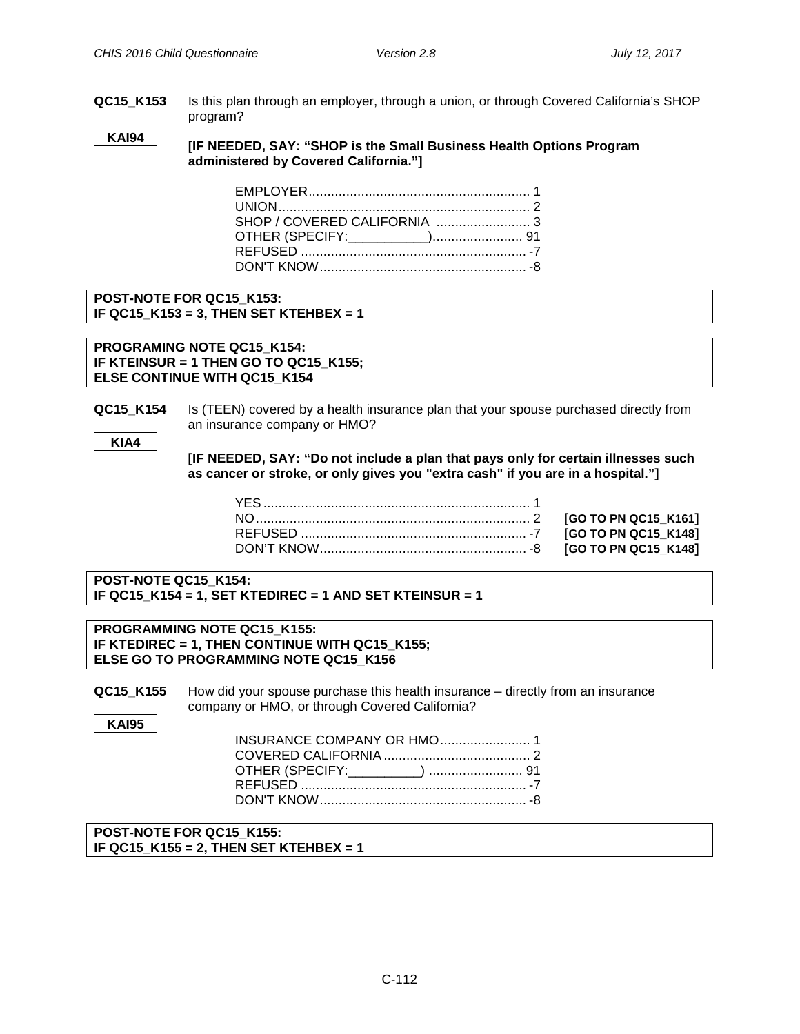**QC15_K153** Is this plan through an employer, through a union, or through Covered California's SHOP program?

**KAI94**

**[IF NEEDED, SAY: "SHOP is the Small Business Health Options Program administered by Covered California."]**

EMPLOYER........................................................... 1
UNION................................................................... 2
SHOP / COVERED CALIFORNIA ......................... 3
OTHER (SPECIFY:___________)........................ 91
REFUSED ............................................................ -7
DON'T KNOW....................................................... -8

**POST-NOTE FOR QC15_K153:**
**IF QC15_K153 = 3, THEN SET KTEHBEX = 1**

**PROGRAMING NOTE QC15_K154:**
**IF KTEINSUR = 1 THEN GO TO QC15_K155;**
**ELSE CONTINUE WITH QC15_K154**

**QC15_K154** Is (TEEN) covered by a health insurance plan that your spouse purchased directly from an insurance company or HMO?

**KIA4**

**[IF NEEDED, SAY: "Do not include a plan that pays only for certain illnesses such as cancer or stroke, or only gives you "extra cash" if you are in a hospital."]**

YES....................................................................... 1
NO......................................................................... 2 **[GO TO PN QC15_K161]**
REFUSED ............................................................ -7 **[GO TO PN QC15_K148]**
DON'T KNOW....................................................... -8 **[GO TO PN QC15_K148]**

**POST-NOTE QC15_K154:**
**IF QC15_K154 = 1, SET KTEDIREC = 1 AND SET KTEINSUR = 1**

**PROGRAMMING NOTE QC15_K155:**
**IF KTEDIREC = 1, THEN CONTINUE WITH QC15_K155;**
**ELSE GO TO PROGRAMMING NOTE QC15_K156**

**QC15_K155** How did your spouse purchase this health insurance – directly from an insurance company or HMO, or through Covered California?

**KAI95**

INSURANCE COMPANY OR HMO........................ 1
COVERED CALIFORNIA ....................................... 2
OTHER (SPECIFY:__________) ......................... 91
REFUSED ............................................................ -7
DON'T KNOW....................................................... -8

**POST-NOTE FOR QC15_K155:**
**IF QC15_K155 = 2, THEN SET KTEHBEX = 1**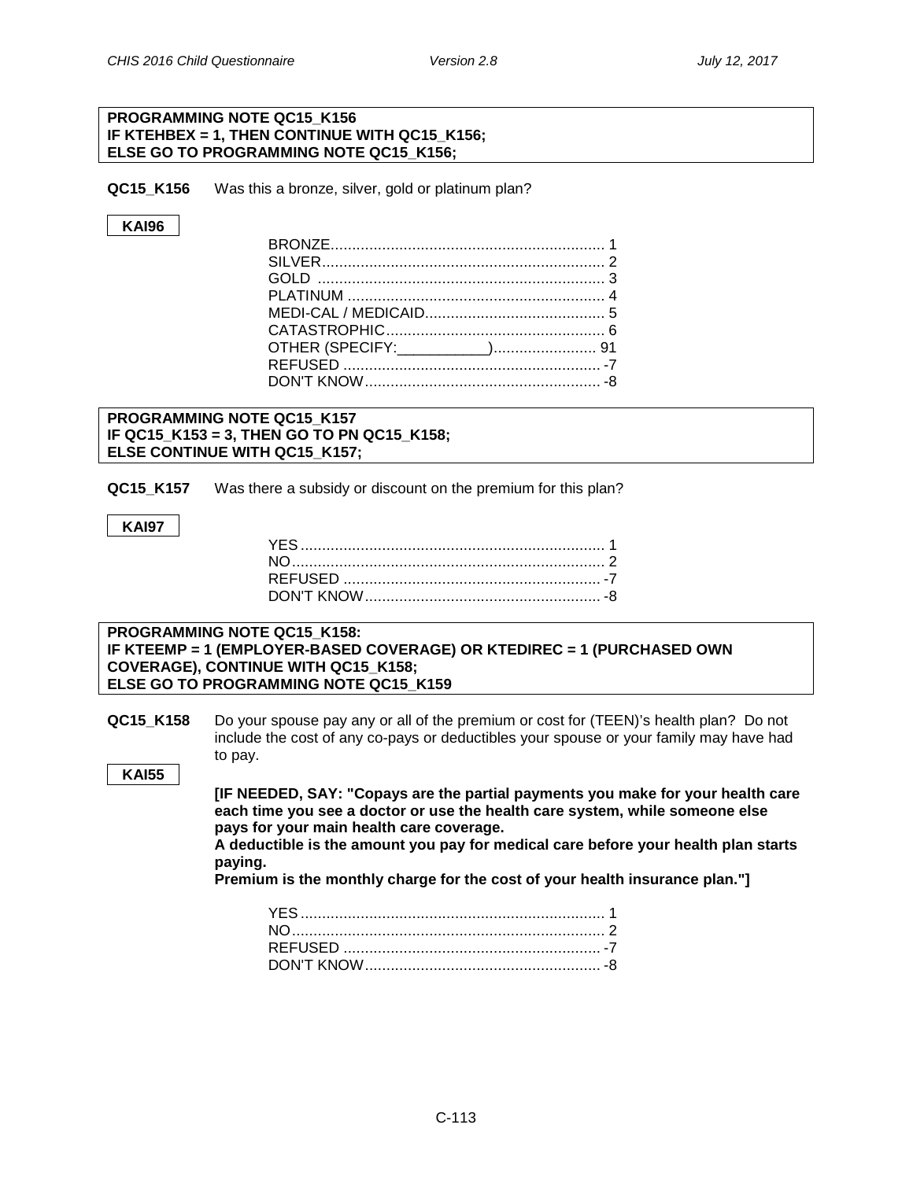**PROGRAMMING NOTE QC15_K156**
**IF KTEHBEX = 1, THEN CONTINUE WITH QC15_K156;**
**ELSE GO TO PROGRAMMING NOTE QC15_K156;**

**QC15_K156** Was this a bronze, silver, gold or platinum plan?

**KAI96**

| | |
|---|---|
| BRONZE | 1 |
| SILVER | 2 |
| GOLD | 3 |
| PLATINUM | 4 |
| MEDI-CAL / MEDICAID | 5 |
| CATASTROPHIC | 6 |
| OTHER (SPECIFY:___________) | 91 |
| REFUSED | -7 |
| DON'T KNOW | -8 |

**PROGRAMMING NOTE QC15_K157**
**IF QC15_K153 = 3, THEN GO TO PN QC15_K158;**
**ELSE CONTINUE WITH QC15_K157;**

**QC15_K157** Was there a subsidy or discount on the premium for this plan?

**KAI97**

| | |
|---|---|
| YES | 1 |
| NO | 2 |
| REFUSED | -7 |
| DON'T KNOW | -8 |

**PROGRAMMING NOTE QC15_K158:**
**IF KTEEMP = 1 (EMPLOYER-BASED COVERAGE) OR KTEDIREC = 1 (PURCHASED OWN COVERAGE), CONTINUE WITH QC15_K158;**
**ELSE GO TO PROGRAMMING NOTE QC15_K159**

**QC15_K158** Do your spouse pay any or all of the premium or cost for (TEEN)'s health plan? Do not include the cost of any co-pays or deductibles your spouse or your family may have had to pay.

**KAI55**

**[IF NEEDED, SAY: "Copays are the partial payments you make for your health care each time you see a doctor or use the health care system, while someone else pays for your main health care coverage.**
**A deductible is the amount you pay for medical care before your health plan starts paying.**
**Premium is the monthly charge for the cost of your health insurance plan."]**

| | |
|---|---|
| YES | 1 |
| NO | 2 |
| REFUSED | -7 |
| DON'T KNOW | -8 |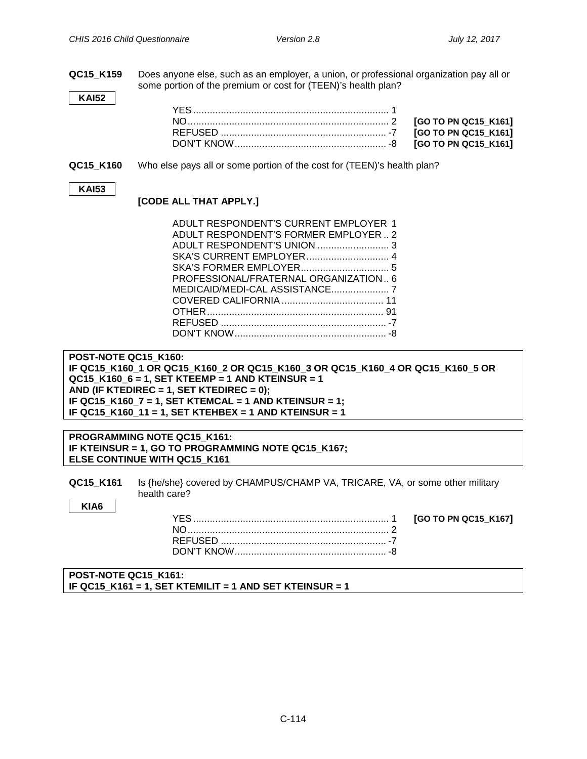**QC15_K159** Does anyone else, such as an employer, a union, or professional organization pay all or some portion of the premium or cost for (TEEN)'s health plan?

**KAI52**

| | | |
|---|---|---|
| YES | 1 | |
| NO | 2 | **[GO TO PN QC15_K161]** |
| REFUSED | -7 | **[GO TO PN QC15_K161]** |
| DON'T KNOW | -8 | **[GO TO PN QC15_K161]** |

**QC15_K160** Who else pays all or some portion of the cost for (TEEN)'s health plan?

**KAI53**

**[CODE ALL THAT APPLY.]**

| | |
|---|---|
| ADULT RESPONDENT'S CURRENT EMPLOYER | 1 |
| ADULT RESPONDENT'S FORMER EMPLOYER | 2 |
| ADULT RESPONDENT'S UNION | 3 |
| SKA'S CURRENT EMPLOYER | 4 |
| SKA'S FORMER EMPLOYER | 5 |
| PROFESSIONAL/FRATERNAL ORGANIZATION | 6 |
| MEDICAID/MEDI-CAL ASSISTANCE | 7 |
| COVERED CALIFORNIA | 11 |
| OTHER | 91 |
| REFUSED | -7 |
| DON'T KNOW | -8 |

**POST-NOTE QC15_K160:**
**IF QC15_K160_1 OR QC15_K160_2 OR QC15_K160_3 OR QC15_K160_4 OR QC15_K160_5 OR QC15_K160_6 = 1, SET KTEEMP = 1 AND KTEINSUR = 1**
**AND (IF KTEDIREC = 1, SET KTEDIREC = 0);**
**IF QC15_K160_7 = 1, SET KTEMCAL = 1 AND KTEINSUR = 1;**
**IF QC15_K160_11 = 1, SET KTEHBEX = 1 AND KTEINSUR = 1**

**PROGRAMMING NOTE QC15_K161:**
**IF KTEINSUR = 1, GO TO PROGRAMMING NOTE QC15_K167;**
**ELSE CONTINUE WITH QC15_K161**

**QC15_K161** Is {he/she} covered by CHAMPUS/CHAMP VA, TRICARE, VA, or some other military health care?

**KIA6**

| | | |
|---|---|---|
| YES | 1 | **[GO TO PN QC15_K167]** |
| NO | 2 | |
| REFUSED | -7 | |
| DON'T KNOW | -8 | |

**POST-NOTE QC15_K161:**
**IF QC15_K161 = 1, SET KTEMILIT = 1 AND SET KTEINSUR = 1**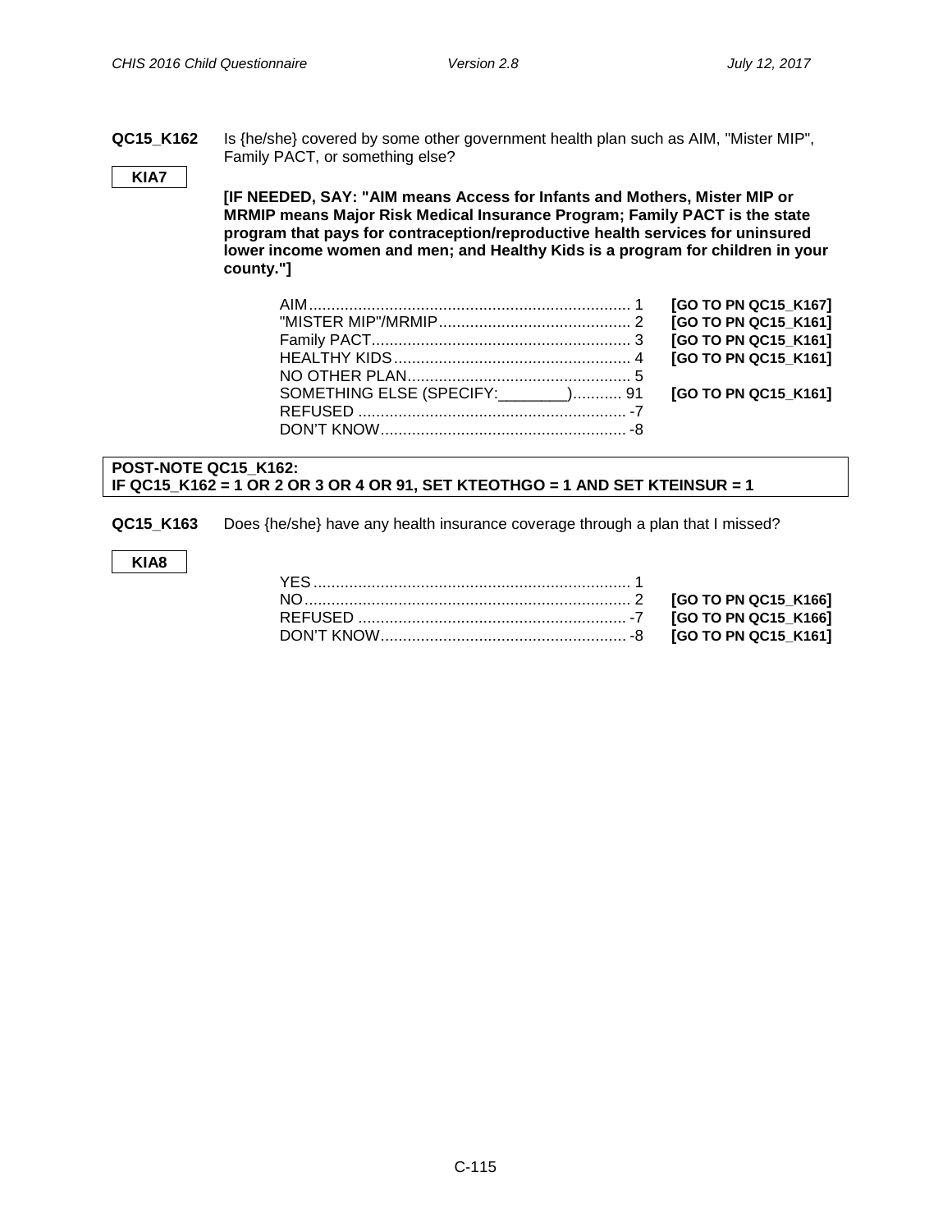**QC15_K162** Is {he/she} covered by some other government health plan such as AIM, "Mister MIP", Family PACT, or something else?

**KIA7**

**[IF NEEDED, SAY: "AIM means Access for Infants and Mothers, Mister MIP or MRMIP means Major Risk Medical Insurance Program; Family PACT is the state program that pays for contraception/reproductive health services for uninsured lower income women and men; and Healthy Kids is a program for children in your county."]**

| | | |
|---|---|---|
| AIM | 1 | **[GO TO PN QC15_K167]** |
| "MISTER MIP"/MRMIP | 2 | **[GO TO PN QC15_K161]** |
| Family PACT | 3 | **[GO TO PN QC15_K161]** |
| HEALTHY KIDS | 4 | **[GO TO PN QC15_K161]** |
| NO OTHER PLAN | 5 | |
| SOMETHING ELSE (SPECIFY:________) | 91 | **[GO TO PN QC15_K161]** |
| REFUSED | -7 | |
| DON'T KNOW | -8 | |

**POST-NOTE QC15_K162:**
**IF QC15_K162 = 1 OR 2 OR 3 OR 4 OR 91, SET KTEOTHGO = 1 AND SET KTEINSUR = 1**

**QC15_K163** Does {he/she} have any health insurance coverage through a plan that I missed?

**KIA8**

| | | |
|---|---|---|
| YES | 1 | |
| NO | 2 | **[GO TO PN QC15_K166]** |
| REFUSED | -7 | **[GO TO PN QC15_K166]** |
| DON'T KNOW | -8 | **[GO TO PN QC15_K161]** |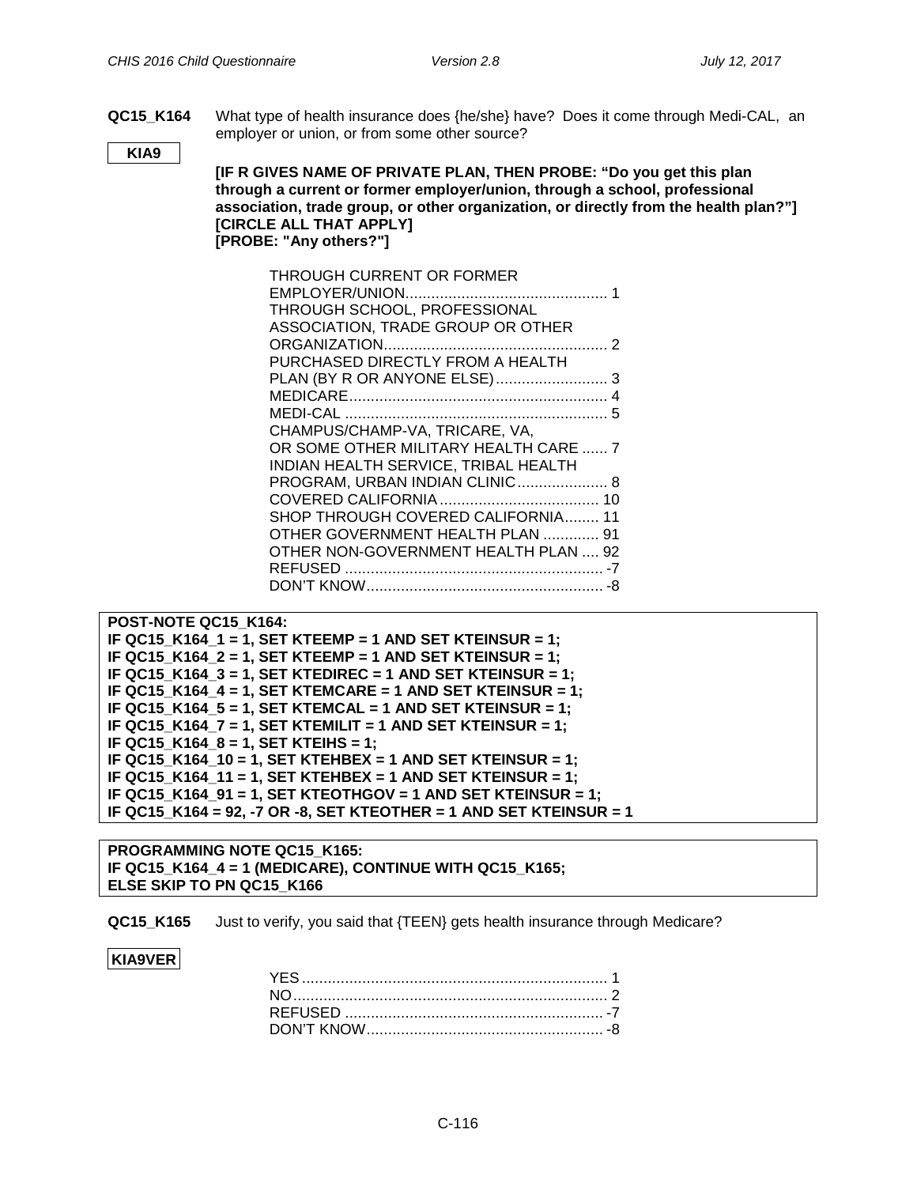**QC15_K164** What type of health insurance does {he/she} have? Does it come through Medi-CAL, an employer or union, or from some other source?

**KIA9**

**[IF R GIVES NAME OF PRIVATE PLAN, THEN PROBE: "Do you get this plan through a current or former employer/union, through a school, professional association, trade group, or other organization, or directly from the health plan?"]**
**[CIRCLE ALL THAT APPLY]**
**[PROBE: "Any others?"]**

THROUGH CURRENT OR FORMER EMPLOYER/UNION............................................... 1
THROUGH SCHOOL, PROFESSIONAL ASSOCIATION, TRADE GROUP OR OTHER ORGANIZATION.................................................... 2
PURCHASED DIRECTLY FROM A HEALTH PLAN (BY R OR ANYONE ELSE).......................... 3
MEDICARE............................................................ 4
MEDI-CAL ............................................................. 5
CHAMPUS/CHAMP-VA, TRICARE, VA, OR SOME OTHER MILITARY HEALTH CARE ...... 7
INDIAN HEALTH SERVICE, TRIBAL HEALTH PROGRAM, URBAN INDIAN CLINIC..................... 8
COVERED CALIFORNIA..................................... 10
SHOP THROUGH COVERED CALIFORNIA........ 11
OTHER GOVERNMENT HEALTH PLAN ............. 91
OTHER NON-GOVERNMENT HEALTH PLAN .... 92
REFUSED ............................................................ -7
DON'T KNOW....................................................... -8

**POST-NOTE QC15_K164:**
**IF QC15_K164_1 = 1, SET KTEEMP = 1 AND SET KTEINSUR = 1;**
**IF QC15_K164_2 = 1, SET KTEEMP = 1 AND SET KTEINSUR = 1;**
**IF QC15_K164_3 = 1, SET KTEDIREC = 1 AND SET KTEINSUR = 1;**
**IF QC15_K164_4 = 1, SET KTEMCARE = 1 AND SET KTEINSUR = 1;**
**IF QC15_K164_5 = 1, SET KTEMCAL = 1 AND SET KTEINSUR = 1;**
**IF QC15_K164_7 = 1, SET KTEMILIT = 1 AND SET KTEINSUR = 1;**
**IF QC15_K164_8 = 1, SET KTEIHS = 1;**
**IF QC15_K164_10 = 1, SET KTEHBEX = 1 AND SET KTEINSUR = 1;**
**IF QC15_K164_11 = 1, SET KTEHBEX = 1 AND SET KTEINSUR = 1;**
**IF QC15_K164_91 = 1, SET KTEOTHGOV = 1 AND SET KTEINSUR = 1;**
**IF QC15_K164 = 92, -7 OR -8, SET KTEOTHER = 1 AND SET KTEINSUR = 1**

**PROGRAMMING NOTE QC15_K165:**
**IF QC15_K164_4 = 1 (MEDICARE), CONTINUE WITH QC15_K165;**
**ELSE SKIP TO PN QC15_K166**

**QC15_K165** Just to verify, you said that {TEEN} gets health insurance through Medicare?

**KIA9VER**

YES....................................................................... 1
NO......................................................................... 2
REFUSED ............................................................ -7
DON'T KNOW....................................................... -8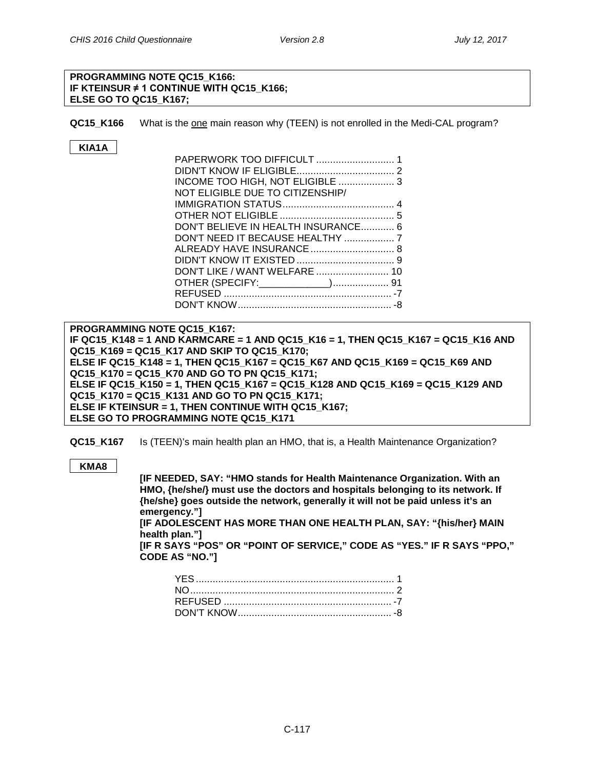**PROGRAMMING NOTE QC15_K166:**
**IF KTEINSUR ≠ 1 CONTINUE WITH QC15_K166;**
**ELSE GO TO QC15_K167;**

**QC15_K166** What is the one main reason why (TEEN) is not enrolled in the Medi-CAL program?

**KIA1A**

PAPERWORK TOO DIFFICULT ............................ 1
DIDN'T KNOW IF ELIGIBLE................................... 2
INCOME TOO HIGH, NOT ELIGIBLE .................... 3
NOT ELIGIBLE DUE TO CITIZENSHIP/
IMMIGRATION STATUS........................................ 4
OTHER NOT ELIGIBLE ......................................... 5
DON'T BELIEVE IN HEALTH INSURANCE............ 6
DON'T NEED IT BECAUSE HEALTHY .................. 7
ALREADY HAVE INSURANCE .............................. 8
DIDN'T KNOW IT EXISTED ................................... 9
DON'T LIKE / WANT WELFARE .......................... 10
OTHER (SPECIFY:_____________).................... 91
REFUSED ............................................................ -7
DON'T KNOW....................................................... -8

**PROGRAMMING NOTE QC15_K167:**
**IF QC15_K148 = 1 AND KARMCARE = 1 AND QC15_K16 = 1, THEN QC15_K167 = QC15_K16 AND QC15_K169 = QC15_K17 AND SKIP TO QC15_K170;**
**ELSE IF QC15_K148 = 1, THEN QC15_K167 = QC15_K67 AND QC15_K169 = QC15_K69 AND QC15_K170 = QC15_K70 AND GO TO PN QC15_K171;**
**ELSE IF QC15_K150 = 1, THEN QC15_K167 = QC15_K128 AND QC15_K169 = QC15_K129 AND QC15_K170 = QC15_K131 AND GO TO PN QC15_K171;**
**ELSE IF KTEINSUR = 1, THEN CONTINUE WITH QC15_K167;**
**ELSE GO TO PROGRAMMING NOTE QC15_K171**

**QC15_K167** Is (TEEN)'s main health plan an HMO, that is, a Health Maintenance Organization?

**KMA8**

**[IF NEEDED, SAY: "HMO stands for Health Maintenance Organization. With an HMO, {he/she/} must use the doctors and hospitals belonging to its network. If {he/she} goes outside the network, generally it will not be paid unless it's an emergency."]**
**[IF ADOLESCENT HAS MORE THAN ONE HEALTH PLAN, SAY: "{his/her} MAIN health plan."]**
**[IF R SAYS "POS" OR "POINT OF SERVICE," CODE AS "YES." IF R SAYS "PPO," CODE AS "NO."]**

YES....................................................................... 1
NO......................................................................... 2
REFUSED ............................................................ -7
DON'T KNOW....................................................... -8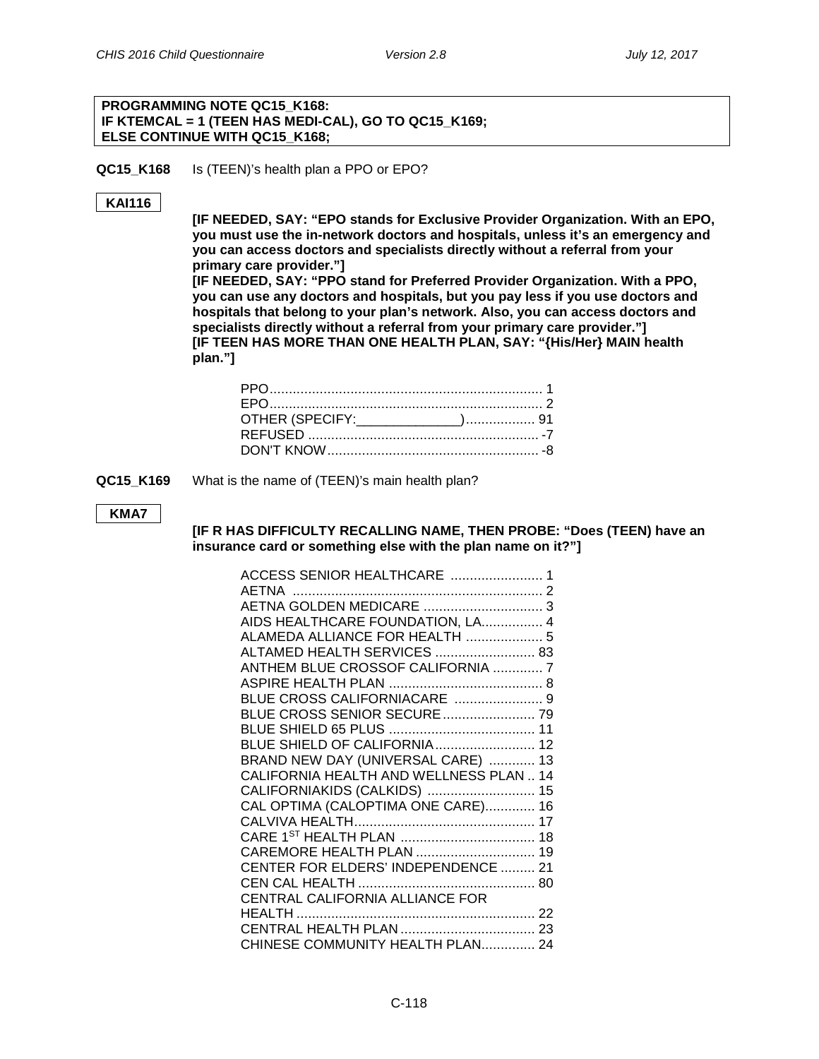**PROGRAMMING NOTE QC15_K168:**
**IF KTEMCAL = 1 (TEEN HAS MEDI-CAL), GO TO QC15_K169;**
**ELSE CONTINUE WITH QC15_K168;**

**QC15_K168** Is (TEEN)'s health plan a PPO or EPO?

**KAI116**

**[IF NEEDED, SAY: "EPO stands for Exclusive Provider Organization. With an EPO, you must use the in-network doctors and hospitals, unless it's an emergency and you can access doctors and specialists directly without a referral from your primary care provider."]**
**[IF NEEDED, SAY: "PPO stand for Preferred Provider Organization. With a PPO, you can use any doctors and hospitals, but you pay less if you use doctors and hospitals that belong to your plan's network. Also, you can access doctors and specialists directly without a referral from your primary care provider."]**
**[IF TEEN HAS MORE THAN ONE HEALTH PLAN, SAY: "{His/Her} MAIN health plan."]**

PPO....................................................................... 1
EPO....................................................................... 2
OTHER (SPECIFY:_______________).................. 91
REFUSED ............................................................ -7
DON'T KNOW....................................................... -8

**QC15_K169** What is the name of (TEEN)'s main health plan?

**KMA7**

**[IF R HAS DIFFICULTY RECALLING NAME, THEN PROBE: "Does (TEEN) have an insurance card or something else with the plan name on it?"]**

ACCESS SENIOR HEALTHCARE ........................ 1
AETNA ................................................................. 2
AETNA GOLDEN MEDICARE ............................... 3
AIDS HEALTHCARE FOUNDATION, LA................ 4
ALAMEDA ALLIANCE FOR HEALTH .................... 5
ALTAMED HEALTH SERVICES .......................... 83
ANTHEM BLUE CROSSOF CALIFORNIA ............. 7
ASPIRE HEALTH PLAN ........................................ 8
BLUE CROSS CALIFORNIACARE ....................... 9
BLUE CROSS SENIOR SECURE........................ 79
BLUE SHIELD 65 PLUS ...................................... 11
BLUE SHIELD OF CALIFORNIA.......................... 12
BRAND NEW DAY (UNIVERSAL CARE) ............ 13
CALIFORNIA HEALTH AND WELLNESS PLAN .. 14
CALIFORNIAKIDS (CALKIDS) ............................ 15
CAL OPTIMA (CALOPTIMA ONE CARE)............. 16
CALVIVA HEALTH............................................... 17
CARE 1ST HEALTH PLAN ................................... 18
CAREMORE HEALTH PLAN ............................... 19
CENTER FOR ELDERS' INDEPENDENCE ......... 21
CEN CAL HEALTH .............................................. 80
CENTRAL CALIFORNIA ALLIANCE FOR HEALTH .............................................................. 22
CENTRAL HEALTH PLAN................................... 23
CHINESE COMMUNITY HEALTH PLAN.............. 24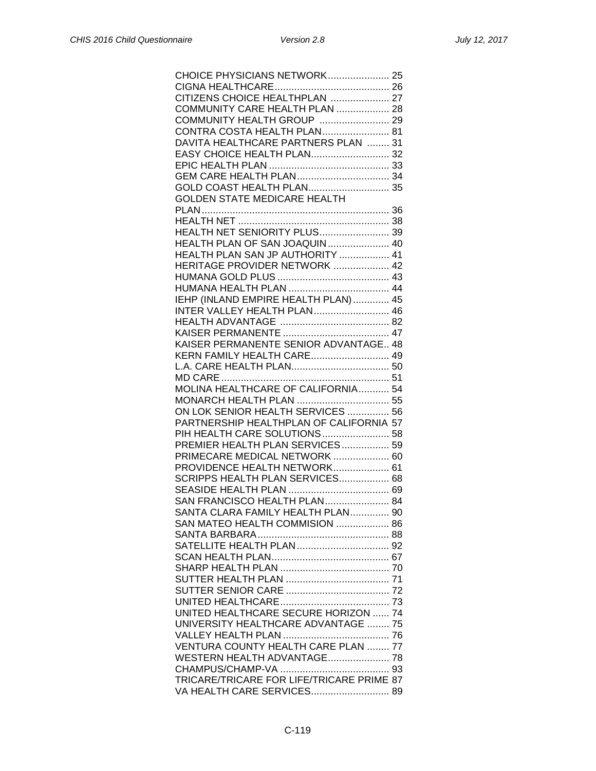CHOICE PHYSICIANS NETWORK...................... 25
CIGNA HEALTHCARE......................................... 26
CITIZENS CHOICE HEALTHPLAN ..................... 27
COMMUNITY CARE HEALTH PLAN ................... 28
COMMUNITY HEALTH GROUP ......................... 29
CONTRA COSTA HEALTH PLAN........................ 81
DAVITA HEALTHCARE PARTNERS PLAN ........ 31
EASY CHOICE HEALTH PLAN............................ 32
EPIC HEALTH PLAN ........................................... 33
GEM CARE HEALTH PLAN................................. 34
GOLD COAST HEALTH PLAN............................. 35
GOLDEN STATE MEDICARE HEALTH PLAN.................................................................. 36
HEALTH NET ...................................................... 38
HEALTH NET SENIORITY PLUS......................... 39
HEALTH PLAN OF SAN JOAQUIN...................... 40
HEALTH PLAN SAN JP AUTHORITY .................. 41
HERITAGE PROVIDER NETWORK .................... 42
HUMANA GOLD PLUS ........................................ 43
HUMANA HEALTH PLAN .................................... 44
IEHP (INLAND EMPIRE HEALTH PLAN)............. 45
INTER VALLEY HEALTH PLAN........................... 46
HEALTH ADVANTAGE ....................................... 82
KAISER PERMANENTE ...................................... 47
KAISER PERMANENTE SENIOR ADVANTAGE.. 48
KERN FAMILY HEALTH CARE............................ 49
L.A. CARE HEALTH PLAN................................... 50
MD CARE ............................................................ 51
MOLINA HEALTHCARE OF CALIFORNIA........... 54
MONARCH HEALTH PLAN ................................. 55
ON LOK SENIOR HEALTH SERVICES ............... 56
PARTNERSHIP HEALTHPLAN OF CALIFORNIA 57
PIH HEALTH CARE SOLUTIONS........................ 58
PREMIER HEALTH PLAN SERVICES................. 59
PRIMECARE MEDICAL NETWORK .................... 60
PROVIDENCE HEALTH NETWORK.................... 61
SCRIPPS HEALTH PLAN SERVICES.................. 68
SEASIDE HEALTH PLAN .................................... 69
SAN FRANCISCO HEALTH PLAN....................... 84
SANTA CLARA FAMILY HEALTH PLAN.............. 90
SAN MATEO HEALTH COMMISION ................... 86
SANTA BARBARA............................................... 88
SATELLITE HEALTH PLAN................................. 92
SCAN HEALTH PLAN.......................................... 67
SHARP HEALTH PLAN ....................................... 70
SUTTER HEALTH PLAN ..................................... 71
SUTTER SENIOR CARE ..................................... 72
UNITED HEALTHCARE....................................... 73
UNITED HEALTHCARE SECURE HORIZON ...... 74
UNIVERSITY HEALTHCARE ADVANTAGE ........ 75
VALLEY HEALTH PLAN ...................................... 76
VENTURA COUNTY HEALTH CARE PLAN ........ 77
WESTERN HEALTH ADVANTAGE...................... 78
CHAMPUS/CHAMP-VA ....................................... 93
TRICARE/TRICARE FOR LIFE/TRICARE PRIME 87
VA HEALTH CARE SERVICES............................ 89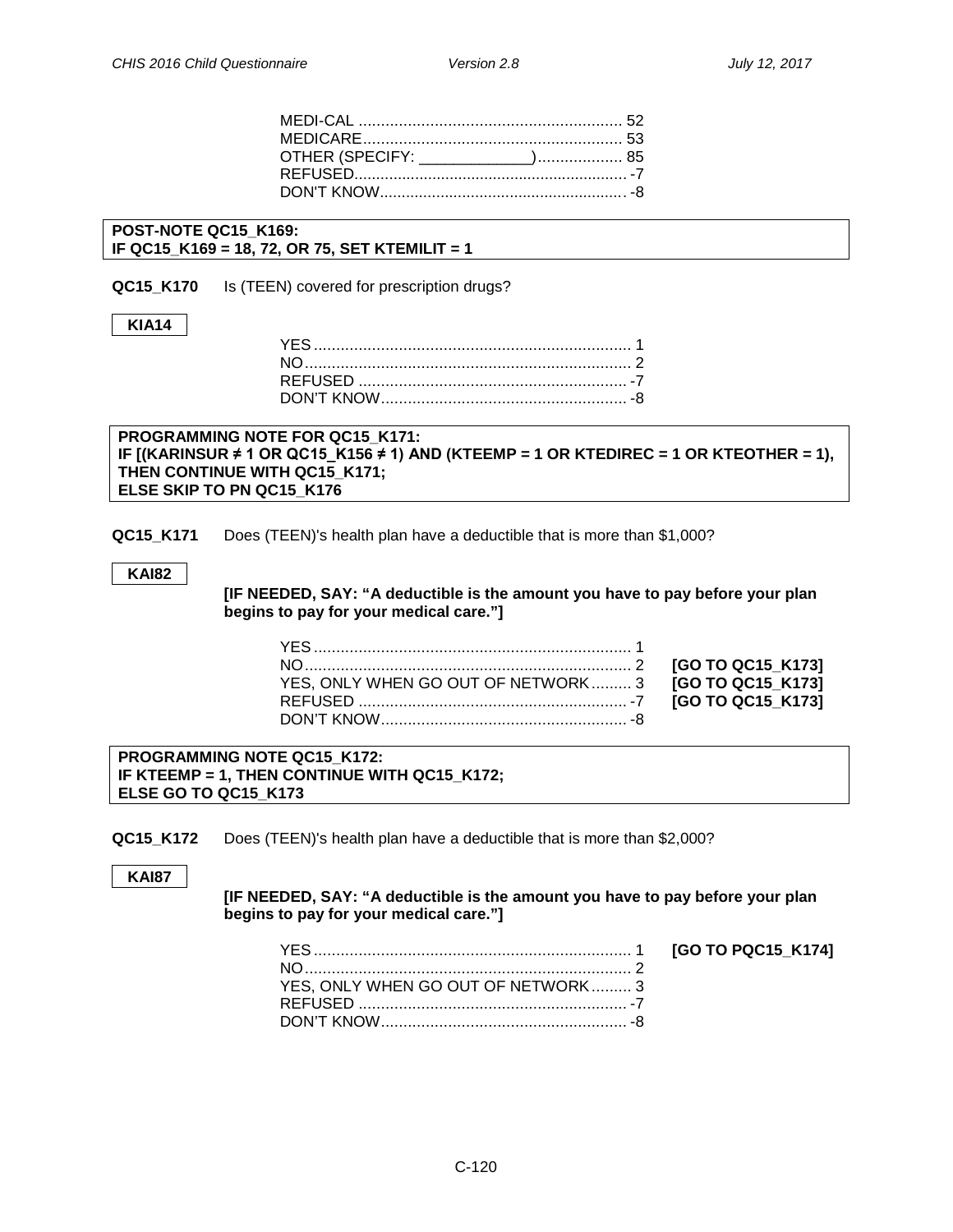MEDI-CAL ........................................................... 52
MEDICARE.......................................................... 53
OTHER (SPECIFY: _____________)................... 85
REFUSED............................................................. -7
DON'T KNOW....................................................... -8

**POST-NOTE QC15_K169:**
**IF QC15_K169 = 18, 72, OR 75, SET KTEMILIT = 1**

**QC15_K170** Is (TEEN) covered for prescription drugs?

**KIA14**

YES....................................................................... 1
NO......................................................................... 2
REFUSED ............................................................ -7
DON'T KNOW....................................................... -8

**PROGRAMMING NOTE FOR QC15_K171:**
**IF [(KARINSUR ≠ 1 OR QC15_K156 ≠ 1) AND (KTEEMP = 1 OR KTEDIREC = 1 OR KTEOTHER = 1), THEN CONTINUE WITH QC15_K171;**
**ELSE SKIP TO PN QC15_K176**

**QC15_K171** Does (TEEN)'s health plan have a deductible that is more than $1,000?

**KAI82**

**[IF NEEDED, SAY: "A deductible is the amount you have to pay before your plan begins to pay for your medical care."]**

YES....................................................................... 1
NO......................................................................... 2 **[GO TO QC15_K173]**
YES, ONLY WHEN GO OUT OF NETWORK......... 3 **[GO TO QC15_K173]**
REFUSED ............................................................ -7 **[GO TO QC15_K173]**
DON'T KNOW....................................................... -8

**PROGRAMMING NOTE QC15_K172:**
**IF KTEEMP = 1, THEN CONTINUE WITH QC15_K172;**
**ELSE GO TO QC15_K173**

**QC15_K172** Does (TEEN)'s health plan have a deductible that is more than $2,000?

**KAI87**

**[IF NEEDED, SAY: "A deductible is the amount you have to pay before your plan begins to pay for your medical care."]**

YES....................................................................... 1 **[GO TO PQC15_K174]**
NO......................................................................... 2
YES, ONLY WHEN GO OUT OF NETWORK......... 3
REFUSED ............................................................ -7
DON'T KNOW....................................................... -8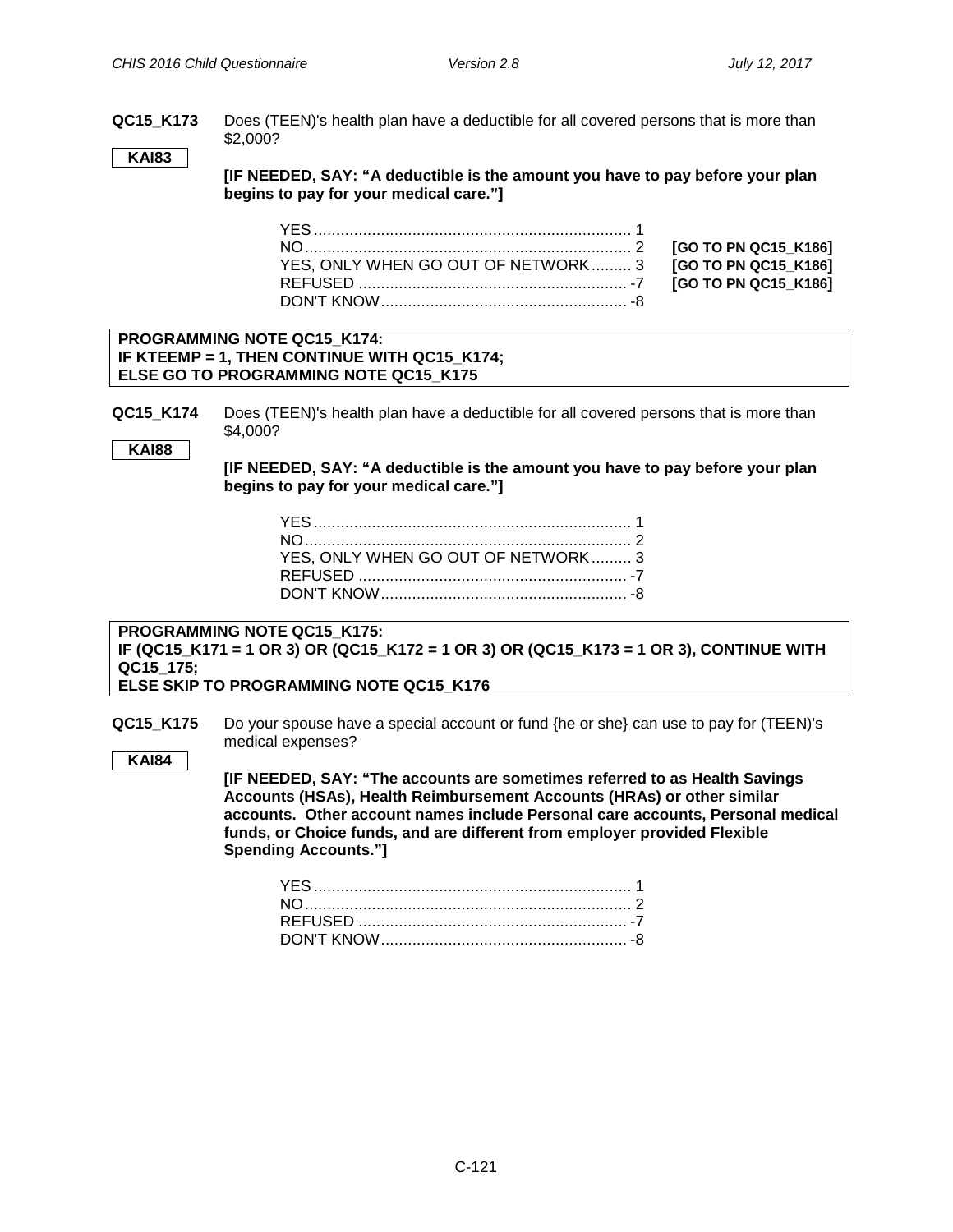**QC15_K173** Does (TEEN)'s health plan have a deductible for all covered persons that is more than $2,000?

**KAI83**

**[IF NEEDED, SAY: "A deductible is the amount you have to pay before your plan begins to pay for your medical care."]**

| | | |
|---|---|---|
| YES | 1 | |
| NO | 2 | **[GO TO PN QC15_K186]** |
| YES, ONLY WHEN GO OUT OF NETWORK | 3 | **[GO TO PN QC15_K186]** |
| REFUSED | -7 | **[GO TO PN QC15_K186]** |
| DON'T KNOW | -8 | |

**PROGRAMMING NOTE QC15_K174:**
**IF KTEEMP = 1, THEN CONTINUE WITH QC15_K174;**
**ELSE GO TO PROGRAMMING NOTE QC15_K175**

**QC15_K174** Does (TEEN)'s health plan have a deductible for all covered persons that is more than $4,000?

**KAI88**

**[IF NEEDED, SAY: "A deductible is the amount you have to pay before your plan begins to pay for your medical care."]**

| | |
|---|---|
| YES | 1 |
| NO | 2 |
| YES, ONLY WHEN GO OUT OF NETWORK | 3 |
| REFUSED | -7 |
| DON'T KNOW | -8 |

**PROGRAMMING NOTE QC15_K175:**
**IF (QC15_K171 = 1 OR 3) OR (QC15_K172 = 1 OR 3) OR (QC15_K173 = 1 OR 3), CONTINUE WITH QC15_175;**
**ELSE SKIP TO PROGRAMMING NOTE QC15_K176**

**QC15_K175** Do your spouse have a special account or fund {he or she} can use to pay for (TEEN)'s medical expenses?

**KAI84**

**[IF NEEDED, SAY: "The accounts are sometimes referred to as Health Savings Accounts (HSAs), Health Reimbursement Accounts (HRAs) or other similar accounts. Other account names include Personal care accounts, Personal medical funds, or Choice funds, and are different from employer provided Flexible Spending Accounts."]**

| | |
|---|---|
| YES | 1 |
| NO | 2 |
| REFUSED | -7 |
| DON'T KNOW | -8 |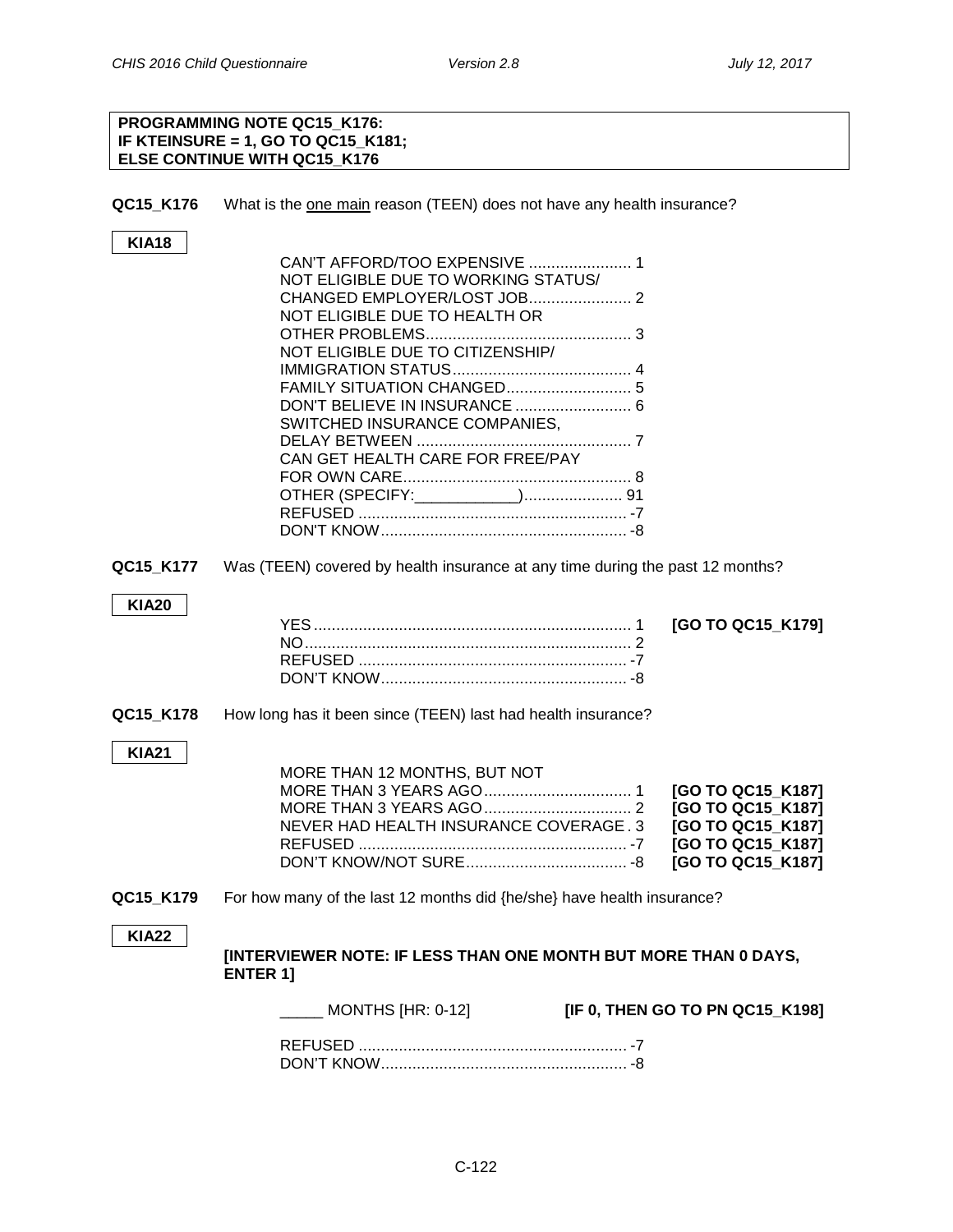**PROGRAMMING NOTE QC15_K176:**
**IF KTEINSURE = 1, GO TO QC15_K181;**
**ELSE CONTINUE WITH QC15_K176**

**QC15_K176** What is the one main reason (TEEN) does not have any health insurance?

**KIA18**

CAN'T AFFORD/TOO EXPENSIVE ....................... 1
NOT ELIGIBLE DUE TO WORKING STATUS/ CHANGED EMPLOYER/LOST JOB....................... 2
NOT ELIGIBLE DUE TO HEALTH OR OTHER PROBLEMS.............................................. 3
NOT ELIGIBLE DUE TO CITIZENSHIP/ IMMIGRATION STATUS........................................ 4
FAMILY SITUATION CHANGED............................ 5
DON'T BELIEVE IN INSURANCE .......................... 6
SWITCHED INSURANCE COMPANIES, DELAY BETWEEN ................................................ 7
CAN GET HEALTH CARE FOR FREE/PAY FOR OWN CARE................................................... 8
OTHER (SPECIFY:____________)...................... 91
REFUSED ............................................................ -7
DON'T KNOW....................................................... -8

**QC15_K177** Was (TEEN) covered by health insurance at any time during the past 12 months?

**KIA20**

YES ....................................................................... 1 **[GO TO QC15_K179]**
NO......................................................................... 2
REFUSED ............................................................ -7
DON'T KNOW....................................................... -8

**QC15_K178** How long has it been since (TEEN) last had health insurance?

**KIA21**

MORE THAN 12 MONTHS, BUT NOT MORE THAN 3 YEARS AGO................................. 1 **[GO TO QC15_K187]**
MORE THAN 3 YEARS AGO................................. 2 **[GO TO QC15_K187]**
NEVER HAD HEALTH INSURANCE COVERAGE. 3 **[GO TO QC15_K187]**
REFUSED ............................................................ -7 **[GO TO QC15_K187]**
DON'T KNOW/NOT SURE.................................... -8 **[GO TO QC15_K187]**

**QC15_K179** For how many of the last 12 months did {he/she} have health insurance?

**KIA22**

**[INTERVIEWER NOTE: IF LESS THAN ONE MONTH BUT MORE THAN 0 DAYS, ENTER 1]**

_____ MONTHS [HR: 0-12] **[IF 0, THEN GO TO PN QC15_K198]**

REFUSED ............................................................ -7
DON'T KNOW....................................................... -8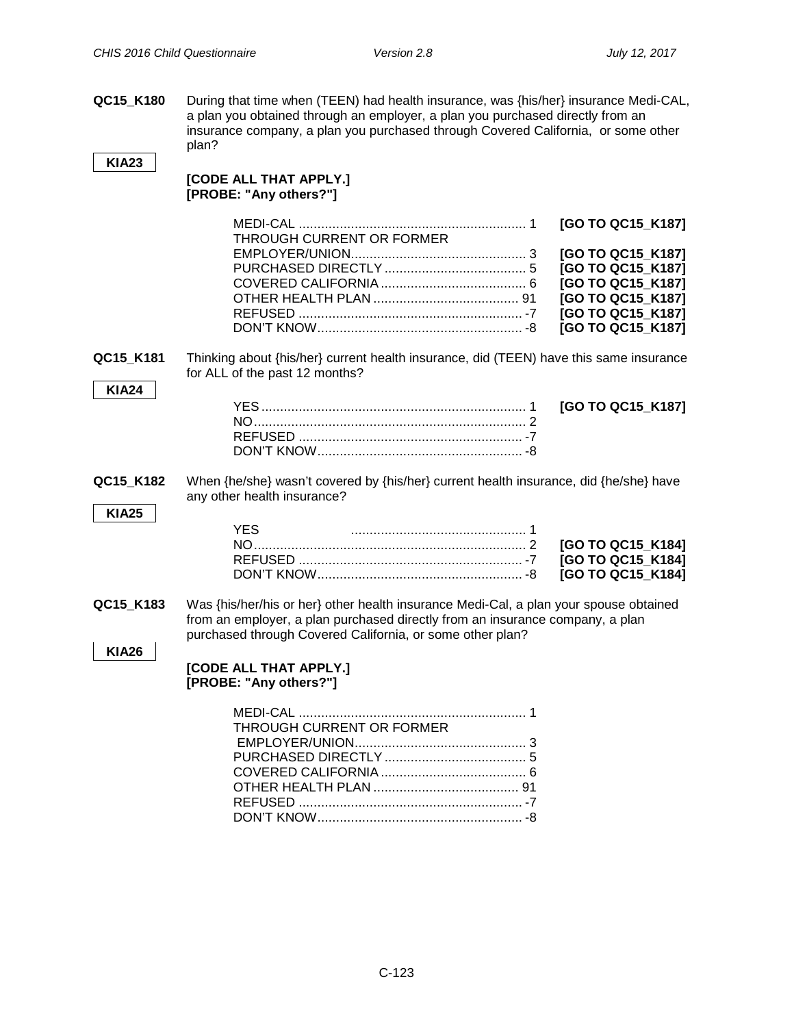**QC15_K180** During that time when (TEEN) had health insurance, was {his/her} insurance Medi-CAL, a plan you obtained through an employer, a plan you purchased directly from an insurance company, a plan you purchased through Covered California, or some other plan?

**KIA23**

**[CODE ALL THAT APPLY.]**
**[PROBE: "Any others?"]**

| | | |
|---|---|---|
| MEDI-CAL | 1 | **[GO TO QC15_K187]** |
| THROUGH CURRENT OR FORMER EMPLOYER/UNION | 3 | **[GO TO QC15_K187]** |
| PURCHASED DIRECTLY | 5 | **[GO TO QC15_K187]** |
| COVERED CALIFORNIA | 6 | **[GO TO QC15_K187]** |
| OTHER HEALTH PLAN | 91 | **[GO TO QC15_K187]** |
| REFUSED | -7 | **[GO TO QC15_K187]** |
| DON'T KNOW | -8 | **[GO TO QC15_K187]** |

**QC15_K181** Thinking about {his/her} current health insurance, did (TEEN) have this same insurance for ALL of the past 12 months?

**KIA24**

| | | |
|---|---|---|
| YES | 1 | **[GO TO QC15_K187]** |
| NO | 2 | |
| REFUSED | -7 | |
| DON'T KNOW | -8 | |

**QC15_K182** When {he/she} wasn't covered by {his/her} current health insurance, did {he/she} have any other health insurance?

**KIA25**

| | | |
|---|---|---|
| YES | 1 | |
| NO | 2 | **[GO TO QC15_K184]** |
| REFUSED | -7 | **[GO TO QC15_K184]** |
| DON'T KNOW | -8 | **[GO TO QC15_K184]** |

**QC15_K183** Was {his/her/his or her} other health insurance Medi-Cal, a plan your spouse obtained from an employer, a plan purchased directly from an insurance company, a plan purchased through Covered California, or some other plan?

**KIA26**

**[CODE ALL THAT APPLY.]**
**[PROBE: "Any others?"]**

| | |
|---|---|
| MEDI-CAL | 1 |
| THROUGH CURRENT OR FORMER EMPLOYER/UNION | 3 |
| PURCHASED DIRECTLY | 5 |
| COVERED CALIFORNIA | 6 |
| OTHER HEALTH PLAN | 91 |
| REFUSED | -7 |
| DON'T KNOW | -8 |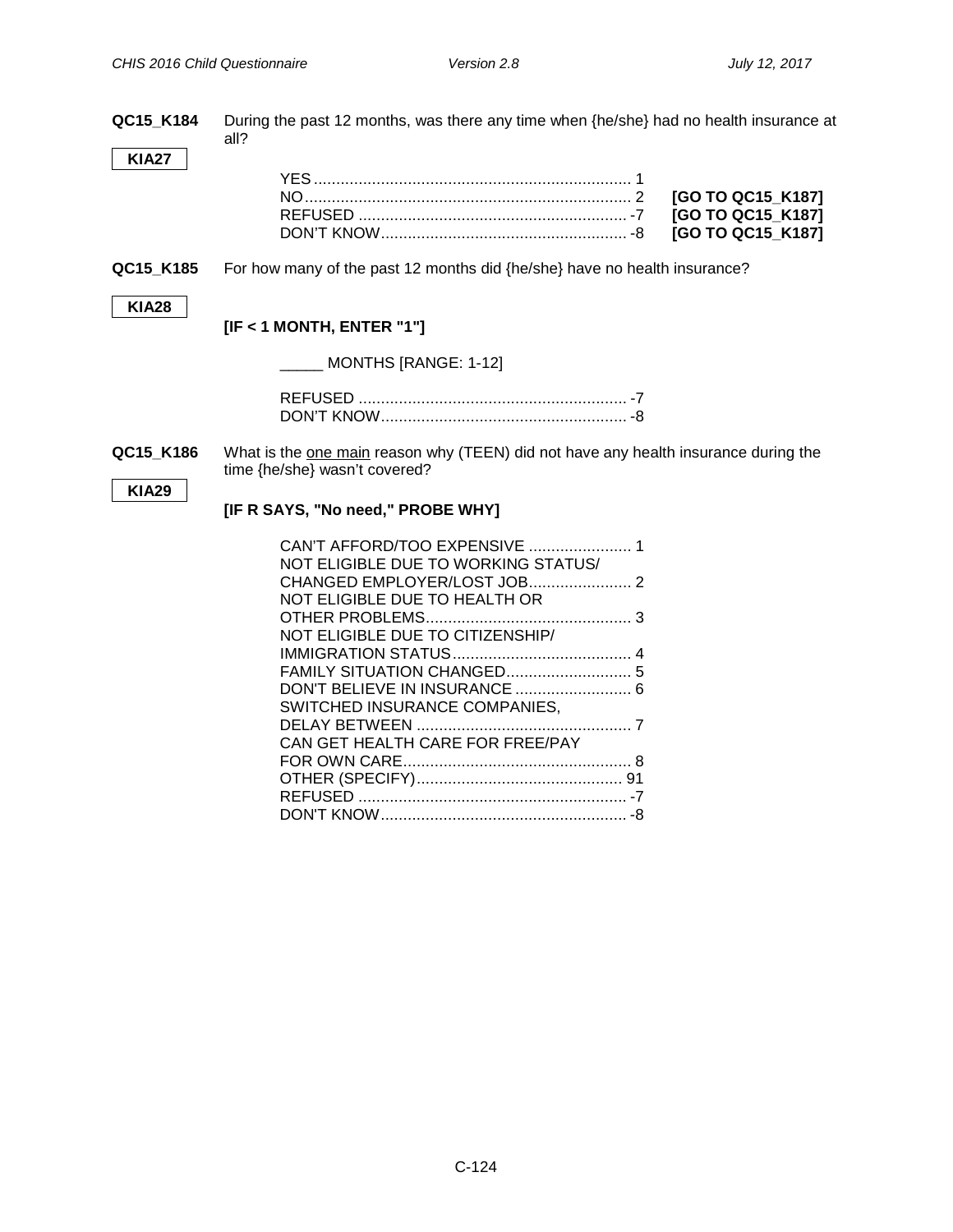**QC15_K184** During the past 12 months, was there any time when {he/she} had no health insurance at all?

**KIA27**

| | | |
|---|---|---|
| YES | 1 | |
| NO | 2 | **[GO TO QC15_K187]** |
| REFUSED | -7 | **[GO TO QC15_K187]** |
| DON'T KNOW | -8 | **[GO TO QC15_K187]** |

**QC15_K185** For how many of the past 12 months did {he/she} have no health insurance?

**KIA28**

**[IF < 1 MONTH, ENTER "1"]**

_____ MONTHS [RANGE: 1-12]

| | |
|---|---|
| REFUSED | -7 |
| DON'T KNOW | -8 |

**QC15_K186** What is the <u>one main</u> reason why (TEEN) did not have any health insurance during the time {he/she} wasn't covered?

**KIA29**

**[IF R SAYS, "No need," PROBE WHY]**

| | |
|---|---|
| CAN'T AFFORD/TOO EXPENSIVE | 1 |
| NOT ELIGIBLE DUE TO WORKING STATUS/ CHANGED EMPLOYER/LOST JOB | 2 |
| NOT ELIGIBLE DUE TO HEALTH OR OTHER PROBLEMS | 3 |
| NOT ELIGIBLE DUE TO CITIZENSHIP/ IMMIGRATION STATUS | 4 |
| FAMILY SITUATION CHANGED | 5 |
| DON'T BELIEVE IN INSURANCE | 6 |
| SWITCHED INSURANCE COMPANIES, DELAY BETWEEN | 7 |
| CAN GET HEALTH CARE FOR FREE/PAY FOR OWN CARE | 8 |
| OTHER (SPECIFY) | 91 |
| REFUSED | -7 |
| DON'T KNOW | -8 |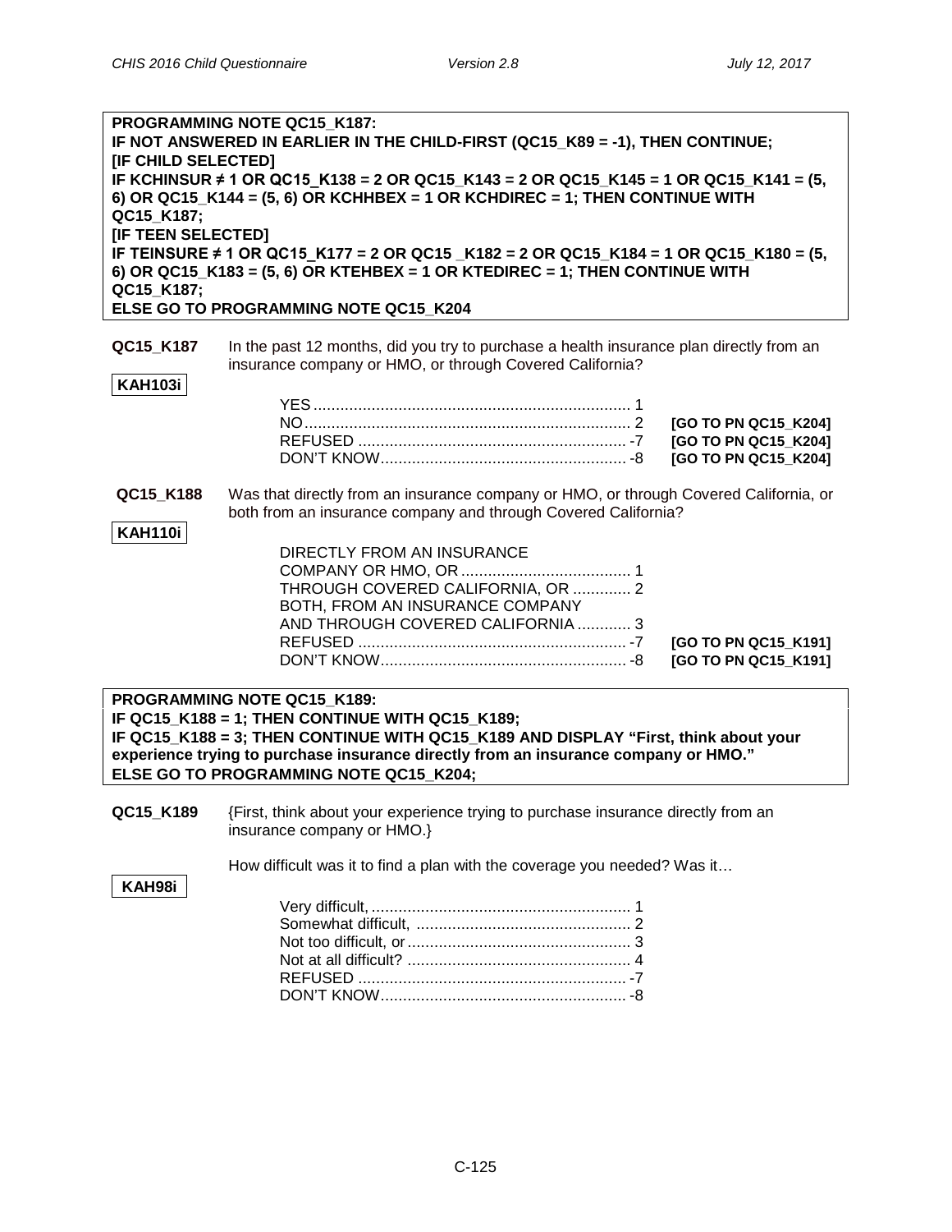**PROGRAMMING NOTE QC15_K187:**
**IF NOT ANSWERED IN EARLIER IN THE CHILD-FIRST (QC15_K89 = -1), THEN CONTINUE;**
**[IF CHILD SELECTED]**
**IF KCHINSUR ≠ 1 OR QC15_K138 = 2 OR QC15_K143 = 2 OR QC15_K145 = 1 OR QC15_K141 = (5, 6) OR QC15_K144 = (5, 6) OR KCHHBEX = 1 OR KCHDIREC = 1; THEN CONTINUE WITH QC15_K187;**
**[IF TEEN SELECTED]**
**IF TEINSURE ≠ 1 OR QC15_K177 = 2 OR QC15 _K182 = 2 OR QC15_K184 = 1 OR QC15_K180 = (5, 6) OR QC15_K183 = (5, 6) OR KTEHBEX = 1 OR KTEDIREC = 1; THEN CONTINUE WITH QC15_K187;**
**ELSE GO TO PROGRAMMING NOTE QC15_K204**

**QC15_K187** In the past 12 months, did you try to purchase a health insurance plan directly from an insurance company or HMO, or through Covered California?

**KAH103i**

| | | |
|---|---|---|
| YES | 1 | |
| NO | 2 | **[GO TO PN QC15_K204]** |
| REFUSED | -7 | **[GO TO PN QC15_K204]** |
| DON'T KNOW | -8 | **[GO TO PN QC15_K204]** |

**QC15_K188** Was that directly from an insurance company or HMO, or through Covered California, or both from an insurance company and through Covered California?

**KAH110i**

| | | |
|---|---|---|
| DIRECTLY FROM AN INSURANCE COMPANY OR HMO, OR | 1 | |
| THROUGH COVERED CALIFORNIA, OR | 2 | |
| BOTH, FROM AN INSURANCE COMPANY AND THROUGH COVERED CALIFORNIA | 3 | |
| REFUSED | -7 | **[GO TO PN QC15_K191]** |
| DON'T KNOW | -8 | **[GO TO PN QC15_K191]** |

**PROGRAMMING NOTE QC15_K189:**
**IF QC15_K188 = 1; THEN CONTINUE WITH QC15_K189;**
**IF QC15_K188 = 3; THEN CONTINUE WITH QC15_K189 AND DISPLAY "First, think about your experience trying to purchase insurance directly from an insurance company or HMO."**
**ELSE GO TO PROGRAMMING NOTE QC15_K204;**

**QC15_K189** {First, think about your experience trying to purchase insurance directly from an insurance company or HMO.}

How difficult was it to find a plan with the coverage you needed? Was it…

**KAH98i**

| | |
|---|---|
| Very difficult, | 1 |
| Somewhat difficult, | 2 |
| Not too difficult, or | 3 |
| Not at all difficult? | 4 |
| REFUSED | -7 |
| DON'T KNOW | -8 |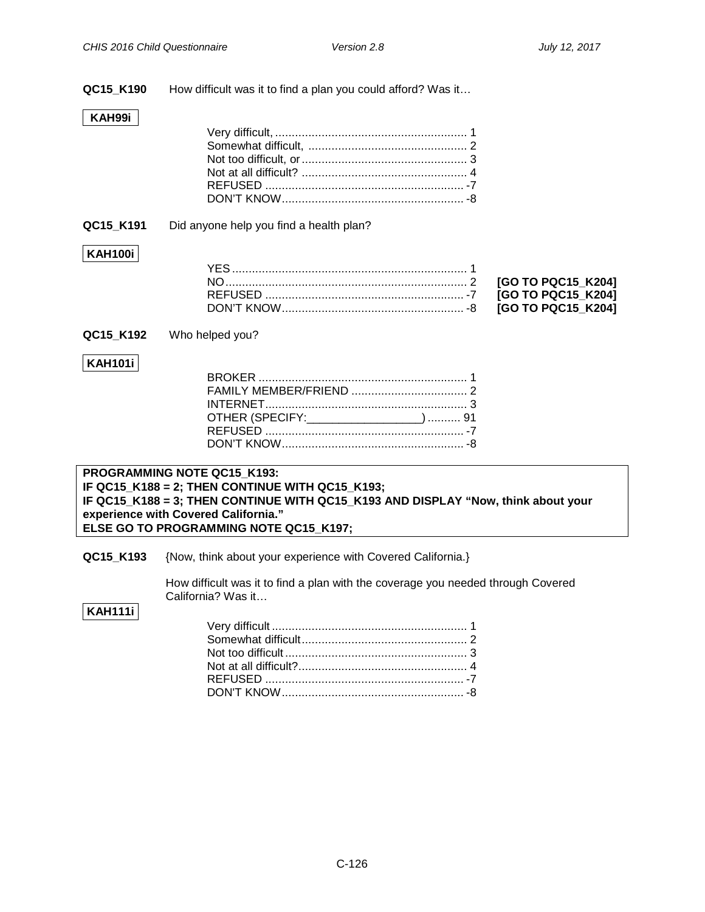**QC15_K190** How difficult was it to find a plan you could afford? Was it…

**KAH99i**

| | |
|---|---|
| Very difficult, | 1 |
| Somewhat difficult, | 2 |
| Not too difficult, or | 3 |
| Not at all difficult? | 4 |
| REFUSED | -7 |
| DON'T KNOW | -8 |

**QC15_K191** Did anyone help you find a health plan?

**KAH100i**

| | | |
|---|---|---|
| YES | 1 | |
| NO | 2 | **[GO TO PQC15_K204]** |
| REFUSED | -7 | **[GO TO PQC15_K204]** |
| DON'T KNOW | -8 | **[GO TO PQC15_K204]** |

**QC15_K192** Who helped you?

**KAH101i**

| | |
|---|---|
| BROKER | 1 |
| FAMILY MEMBER/FRIEND | 2 |
| INTERNET | 3 |
| OTHER (SPECIFY:_________________) | 91 |
| REFUSED | -7 |
| DON'T KNOW | -8 |

**PROGRAMMING NOTE QC15_K193:**
**IF QC15_K188 = 2; THEN CONTINUE WITH QC15_K193;**
**IF QC15_K188 = 3; THEN CONTINUE WITH QC15_K193 AND DISPLAY "Now, think about your experience with Covered California."**
**ELSE GO TO PROGRAMMING NOTE QC15_K197;**

**QC15_K193** {Now, think about your experience with Covered California.}

How difficult was it to find a plan with the coverage you needed through Covered California? Was it…

**KAH111i**

| | |
|---|---|
| Very difficult | 1 |
| Somewhat difficult | 2 |
| Not too difficult | 3 |
| Not at all difficult? | 4 |
| REFUSED | -7 |
| DON'T KNOW | -8 |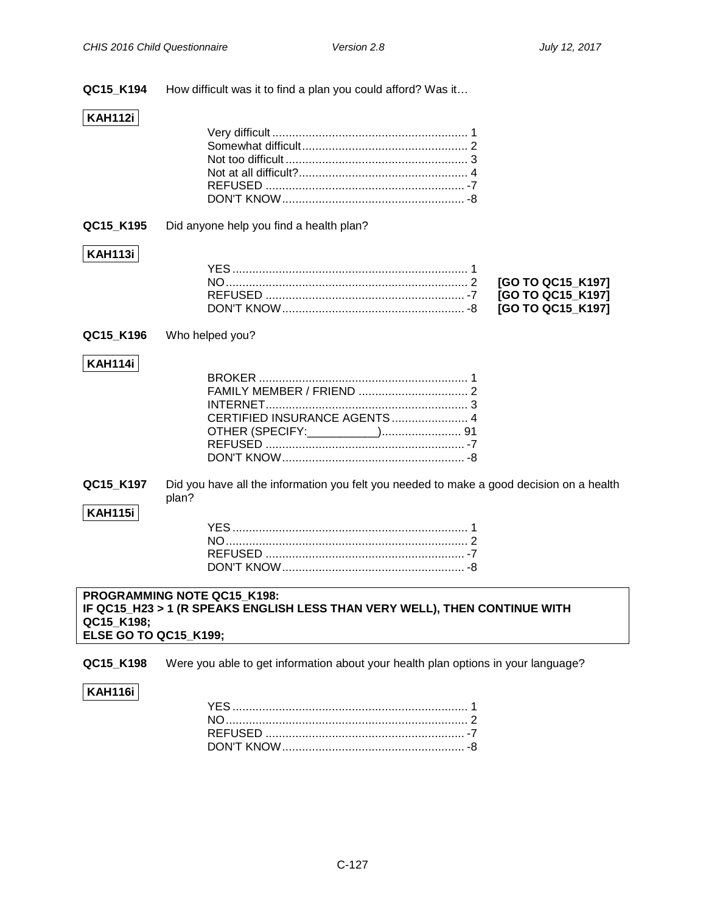**QC15_K194** How difficult was it to find a plan you could afford? Was it…

**KAH112i**

| | | |
|---|---|---|
| Very difficult | 1 | |
| Somewhat difficult | 2 | |
| Not too difficult | 3 | |
| Not at all difficult? | 4 | |
| REFUSED | -7 | |
| DON'T KNOW | -8 | |

**QC15_K195** Did anyone help you find a health plan?

**KAH113i**

| | | |
|---|---|---|
| YES | 1 | |
| NO | 2 | **[GO TO QC15_K197]** |
| REFUSED | -7 | **[GO TO QC15_K197]** |
| DON'T KNOW | -8 | **[GO TO QC15_K197]** |

**QC15_K196** Who helped you?

**KAH114i**

| | | |
|---|---|---|
| BROKER | 1 | |
| FAMILY MEMBER / FRIEND | 2 | |
| INTERNET | 3 | |
| CERTIFIED INSURANCE AGENTS | 4 | |
| OTHER (SPECIFY:___________) | 91 | |
| REFUSED | -7 | |
| DON'T KNOW | -8 | |

**QC15_K197** Did you have all the information you felt you needed to make a good decision on a health plan?

**KAH115i**

| | | |
|---|---|---|
| YES | 1 | |
| NO | 2 | |
| REFUSED | -7 | |
| DON'T KNOW | -8 | |

**PROGRAMMING NOTE QC15_K198:**
**IF QC15_H23 > 1 (R SPEAKS ENGLISH LESS THAN VERY WELL), THEN CONTINUE WITH QC15_K198;**
**ELSE GO TO QC15_K199;**

**QC15_K198** Were you able to get information about your health plan options in your language?

**KAH116i**

| | | |
|---|---|---|
| YES | 1 | |
| NO | 2 | |
| REFUSED | -7 | |
| DON'T KNOW | -8 | |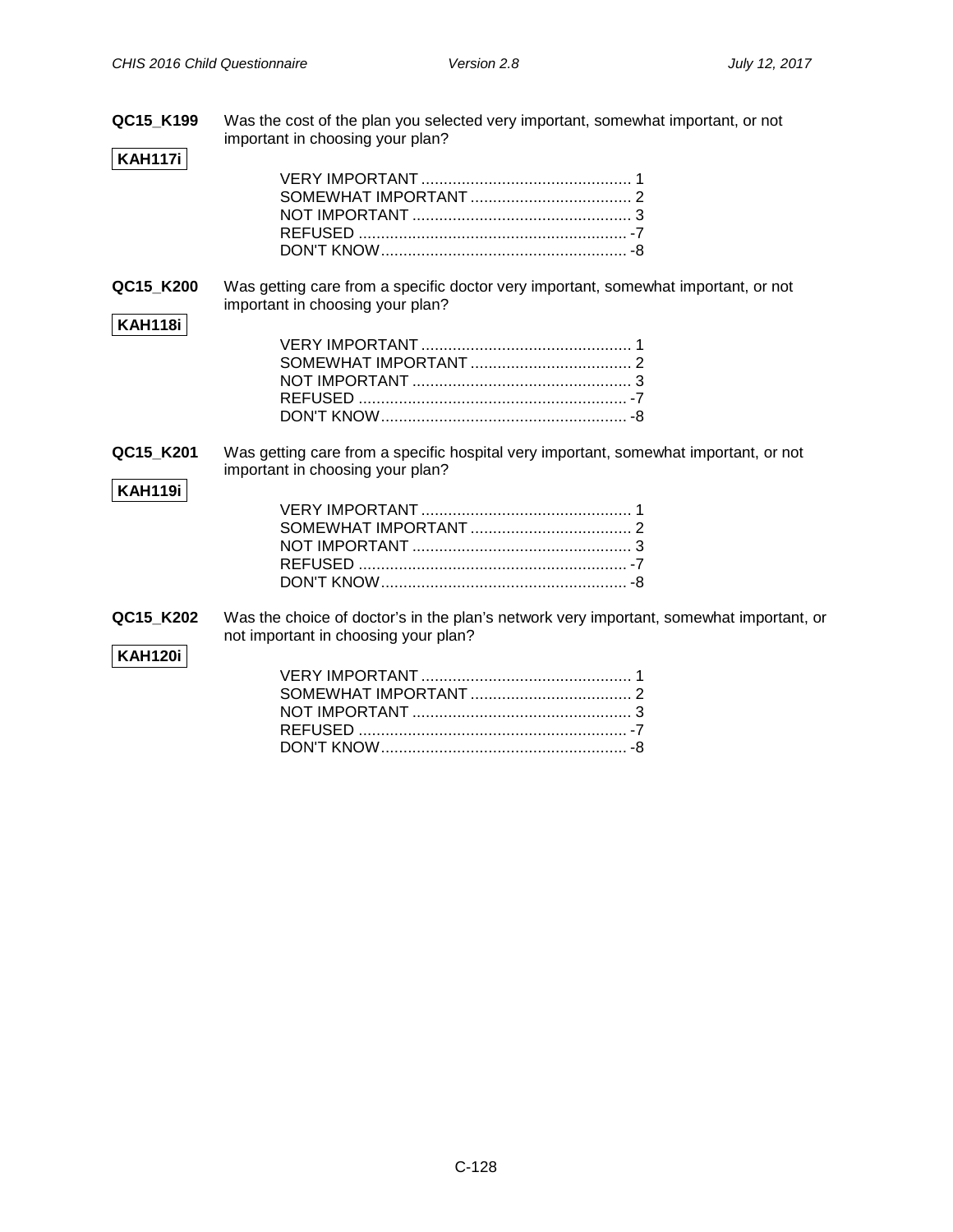**QC15_K199** Was the cost of the plan you selected very important, somewhat important, or not important in choosing your plan?

**KAH117i**

VERY IMPORTANT ............................................... 1
SOMEWHAT IMPORTANT .................................... 2
NOT IMPORTANT ................................................. 3
REFUSED ............................................................ -7
DON'T KNOW....................................................... -8

**QC15_K200** Was getting care from a specific doctor very important, somewhat important, or not important in choosing your plan?

**KAH118i**

VERY IMPORTANT ............................................... 1
SOMEWHAT IMPORTANT .................................... 2
NOT IMPORTANT ................................................. 3
REFUSED ............................................................ -7
DON'T KNOW....................................................... -8

**QC15_K201** Was getting care from a specific hospital very important, somewhat important, or not important in choosing your plan?

**KAH119i**

VERY IMPORTANT ............................................... 1
SOMEWHAT IMPORTANT .................................... 2
NOT IMPORTANT ................................................. 3
REFUSED ............................................................ -7
DON'T KNOW....................................................... -8

**QC15_K202** Was the choice of doctor's in the plan's network very important, somewhat important, or not important in choosing your plan?

**KAH120i**

VERY IMPORTANT ............................................... 1
SOMEWHAT IMPORTANT .................................... 2
NOT IMPORTANT ................................................. 3
REFUSED ............................................................ -7
DON'T KNOW....................................................... -8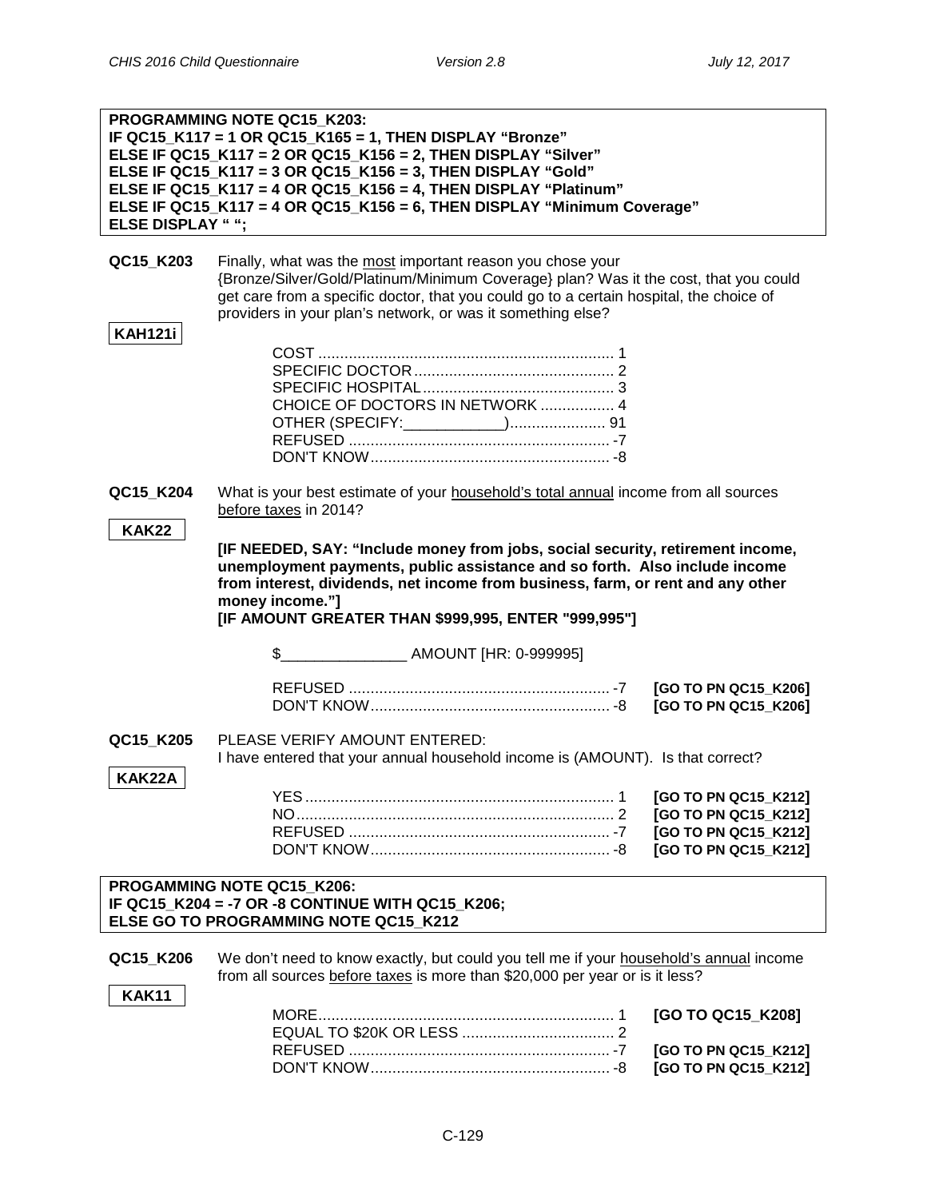**PROGRAMMING NOTE QC15_K203:**
**IF QC15_K117 = 1 OR QC15_K165 = 1, THEN DISPLAY "Bronze"**
**ELSE IF QC15_K117 = 2 OR QC15_K156 = 2, THEN DISPLAY "Silver"**
**ELSE IF QC15_K117 = 3 OR QC15_K156 = 3, THEN DISPLAY "Gold"**
**ELSE IF QC15_K117 = 4 OR QC15_K156 = 4, THEN DISPLAY "Platinum"**
**ELSE IF QC15_K117 = 4 OR QC15_K156 = 6, THEN DISPLAY "Minimum Coverage"**
**ELSE DISPLAY " ";**

**QC15_K203** Finally, what was the most important reason you chose your {Bronze/Silver/Gold/Platinum/Minimum Coverage} plan? Was it the cost, that you could get care from a specific doctor, that you could go to a certain hospital, the choice of providers in your plan's network, or was it something else?

**KAH121i**

| | |
|---|---|
| COST | 1 |
| SPECIFIC DOCTOR | 2 |
| SPECIFIC HOSPITAL | 3 |
| CHOICE OF DOCTORS IN NETWORK | 4 |
| OTHER (SPECIFY:____________) | 91 |
| REFUSED | -7 |
| DON'T KNOW | -8 |

**QC15_K204** What is your best estimate of your household's total annual income from all sources before taxes in 2014?

**KAK22**

**[IF NEEDED, SAY: "Include money from jobs, social security, retirement income, unemployment payments, public assistance and so forth. Also include income from interest, dividends, net income from business, farm, or rent and any other money income."]**
**[IF AMOUNT GREATER THAN $999,995, ENTER "999,995"]**

$_______________ AMOUNT [HR: 0-999995]

| | | |
|---|---|---|
| REFUSED | -7 | **[GO TO PN QC15_K206]** |
| DON'T KNOW | -8 | **[GO TO PN QC15_K206]** |

**QC15_K205** PLEASE VERIFY AMOUNT ENTERED:
I have entered that your annual household income is (AMOUNT). Is that correct?

**KAK22A**

| | | |
|---|---|---|
| YES | 1 | **[GO TO PN QC15_K212]** |
| NO | 2 | **[GO TO PN QC15_K212]** |
| REFUSED | -7 | **[GO TO PN QC15_K212]** |
| DON'T KNOW | -8 | **[GO TO PN QC15_K212]** |

**PROGAMMING NOTE QC15_K206:**
**IF QC15_K204 = -7 OR -8 CONTINUE WITH QC15_K206;**
**ELSE GO TO PROGRAMMING NOTE QC15_K212**

**QC15_K206** We don't need to know exactly, but could you tell me if your household's annual income from all sources before taxes is more than $20,000 per year or is it less?

**KAK11**

| | | |
|---|---|---|
| MORE | 1 | **[GO TO QC15_K208]** |
| EQUAL TO $20K OR LESS | 2 | |
| REFUSED | -7 | **[GO TO PN QC15_K212]** |
| DON'T KNOW | -8 | **[GO TO PN QC15_K212]** |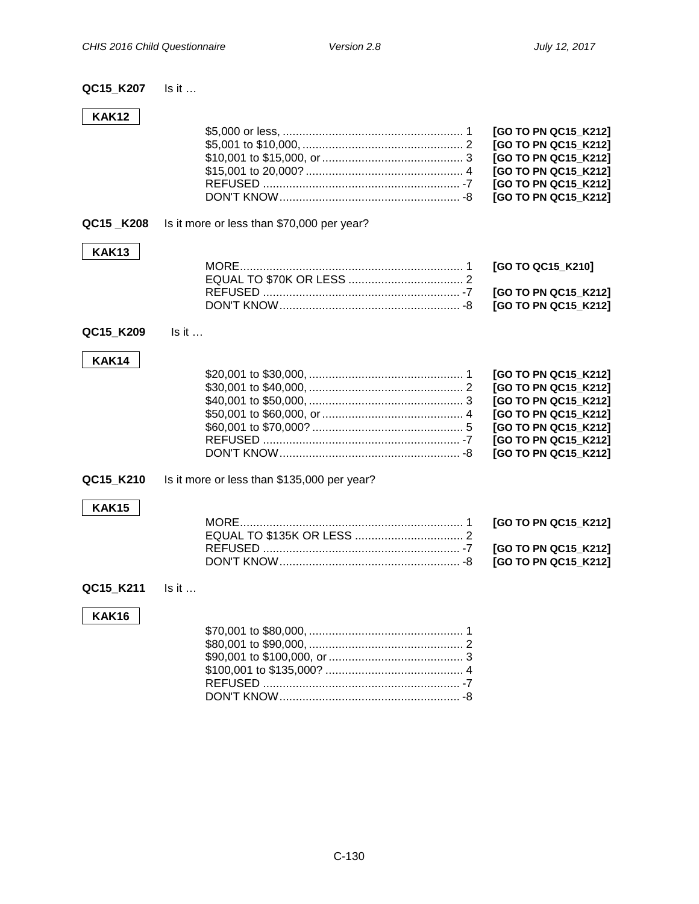**QC15_K207** Is it …

**KAK12**

| | | |
|---|---|---|
| $5,000 or less, | 1 | [GO TO PN QC15_K212] |
| $5,001 to $10,000, | 2 | [GO TO PN QC15_K212] |
| $10,001 to $15,000, or | 3 | [GO TO PN QC15_K212] |
| $15,001 to 20,000? | 4 | [GO TO PN QC15_K212] |
| REFUSED | -7 | [GO TO PN QC15_K212] |
| DON'T KNOW | -8 | [GO TO PN QC15_K212] |

**QC15 _K208** Is it more or less than $70,000 per year?

**KAK13**

| | | |
|---|---|---|
| MORE | 1 | [GO TO QC15_K210] |
| EQUAL TO $70K OR LESS | 2 | |
| REFUSED | -7 | [GO TO PN QC15_K212] |
| DON'T KNOW | -8 | [GO TO PN QC15_K212] |

**QC15_K209** Is it …

**KAK14**

| | | |
|---|---|---|
| $20,001 to $30,000, | 1 | [GO TO PN QC15_K212] |
| $30,001 to $40,000, | 2 | [GO TO PN QC15_K212] |
| $40,001 to $50,000, | 3 | [GO TO PN QC15_K212] |
| $50,001 to $60,000, or | 4 | [GO TO PN QC15_K212] |
| $60,001 to $70,000? | 5 | [GO TO PN QC15_K212] |
| REFUSED | -7 | [GO TO PN QC15_K212] |
| DON'T KNOW | -8 | [GO TO PN QC15_K212] |

**QC15_K210** Is it more or less than $135,000 per year?

**KAK15**

| | | |
|---|---|---|
| MORE | 1 | [GO TO PN QC15_K212] |
| EQUAL TO $135K OR LESS | 2 | |
| REFUSED | -7 | [GO TO PN QC15_K212] |
| DON'T KNOW | -8 | [GO TO PN QC15_K212] |

**QC15_K211** Is it …

**KAK16**

| | |
|---|---|
| $70,001 to $80,000, | 1 |
| $80,001 to $90,000, | 2 |
| $90,001 to $100,000, or | 3 |
| $100,001 to $135,000? | 4 |
| REFUSED | -7 |
| DON'T KNOW | -8 |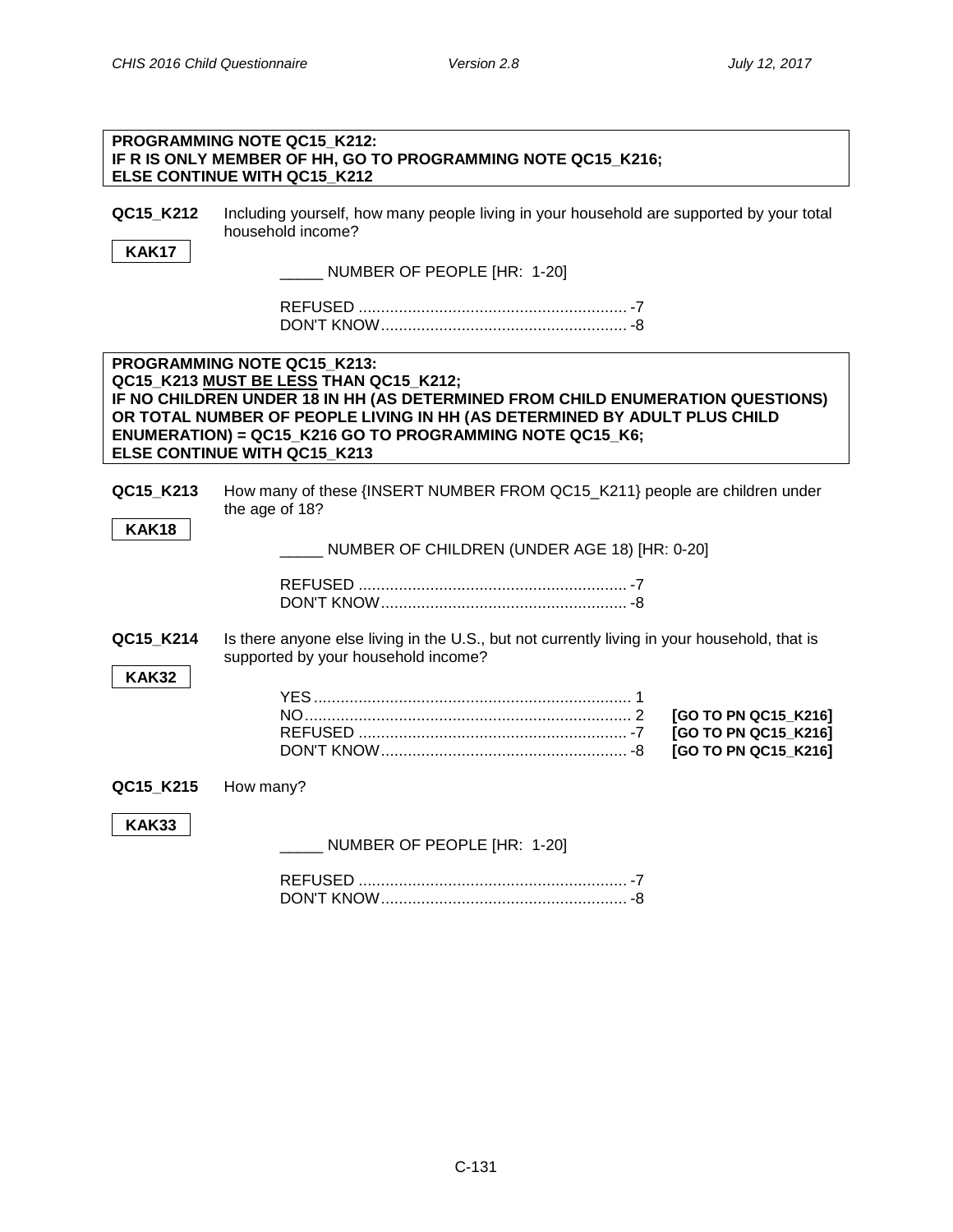**PROGRAMMING NOTE QC15_K212:**
**IF R IS ONLY MEMBER OF HH, GO TO PROGRAMMING NOTE QC15_K216;**
**ELSE CONTINUE WITH QC15_K212**

**QC15_K212** Including yourself, how many people living in your household are supported by your total household income?

**KAK17**

_____ NUMBER OF PEOPLE [HR: 1-20]

REFUSED ............................................................ -7
DON'T KNOW....................................................... -8

**PROGRAMMING NOTE QC15_K213:**
**QC15_K213 MUST BE LESS THAN QC15_K212;**
**IF NO CHILDREN UNDER 18 IN HH (AS DETERMINED FROM CHILD ENUMERATION QUESTIONS) OR TOTAL NUMBER OF PEOPLE LIVING IN HH (AS DETERMINED BY ADULT PLUS CHILD ENUMERATION) = QC15_K216 GO TO PROGRAMMING NOTE QC15_K6;**
**ELSE CONTINUE WITH QC15_K213**

**QC15_K213** How many of these {INSERT NUMBER FROM QC15_K211} people are children under the age of 18?

**KAK18**

_____ NUMBER OF CHILDREN (UNDER AGE 18) [HR: 0-20]

REFUSED ............................................................ -7
DON'T KNOW....................................................... -8

**QC15_K214** Is there anyone else living in the U.S., but not currently living in your household, that is supported by your household income?

**KAK32**

YES ....................................................................... 1
NO......................................................................... 2 **[GO TO PN QC15_K216]**
REFUSED ............................................................ -7 **[GO TO PN QC15_K216]**
DON'T KNOW....................................................... -8 **[GO TO PN QC15_K216]**

**QC15_K215** How many?

**KAK33**

_____ NUMBER OF PEOPLE [HR: 1-20]

REFUSED ............................................................ -7
DON'T KNOW....................................................... -8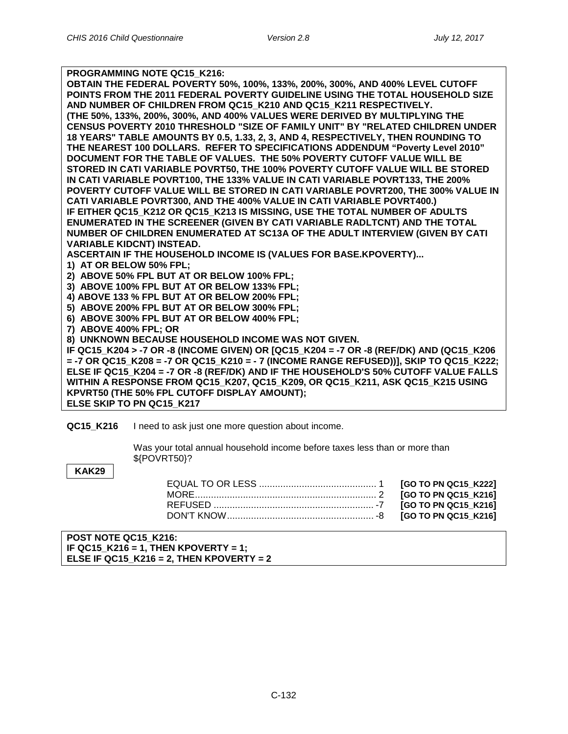**PROGRAMMING NOTE QC15_K216:**
**OBTAIN THE FEDERAL POVERTY 50%, 100%, 133%, 200%, 300%, AND 400% LEVEL CUTOFF POINTS FROM THE 2011 FEDERAL POVERTY GUIDELINE USING THE TOTAL HOUSEHOLD SIZE AND NUMBER OF CHILDREN FROM QC15_K210 AND QC15_K211 RESPECTIVELY.**
**(THE 50%, 133%, 200%, 300%, AND 400% VALUES WERE DERIVED BY MULTIPLYING THE CENSUS POVERTY 2010 THRESHOLD "SIZE OF FAMILY UNIT" BY "RELATED CHILDREN UNDER 18 YEARS" TABLE AMOUNTS BY 0.5, 1.33, 2, 3, AND 4, RESPECTIVELY, THEN ROUNDING TO THE NEAREST 100 DOLLARS. REFER TO SPECIFICATIONS ADDENDUM "Poverty Level 2010" DOCUMENT FOR THE TABLE OF VALUES. THE 50% POVERTY CUTOFF VALUE WILL BE STORED IN CATI VARIABLE POVRT50, THE 100% POVERTY CUTOFF VALUE WILL BE STORED IN CATI VARIABLE POVRT100, THE 133% VALUE IN CATI VARIABLE POVRT133, THE 200% POVERTY CUTOFF VALUE WILL BE STORED IN CATI VARIABLE POVRT200, THE 300% VALUE IN CATI VARIABLE POVRT300, AND THE 400% VALUE IN CATI VARIABLE POVRT400.)**
**IF EITHER QC15_K212 OR QC15_K213 IS MISSING, USE THE TOTAL NUMBER OF ADULTS ENUMERATED IN THE SCREENER (GIVEN BY CATI VARIABLE RADLTCNT) AND THE TOTAL NUMBER OF CHILDREN ENUMERATED AT SC13A OF THE ADULT INTERVIEW (GIVEN BY CATI VARIABLE KIDCNT) INSTEAD.**
**ASCERTAIN IF THE HOUSEHOLD INCOME IS (VALUES FOR BASE.KPOVERTY)...**
**1) AT OR BELOW 50% FPL;**
**2) ABOVE 50% FPL BUT AT OR BELOW 100% FPL;**
**3) ABOVE 100% FPL BUT AT OR BELOW 133% FPL;**
**4) ABOVE 133 % FPL BUT AT OR BELOW 200% FPL;**
**5) ABOVE 200% FPL BUT AT OR BELOW 300% FPL;**
**6) ABOVE 300% FPL BUT AT OR BELOW 400% FPL;**
**7) ABOVE 400% FPL; OR**
**8) UNKNOWN BECAUSE HOUSEHOLD INCOME WAS NOT GIVEN.**
**IF QC15_K204 > -7 OR -8 (INCOME GIVEN) OR [QC15_K204 = -7 OR -8 (REF/DK) AND (QC15_K206 = -7 OR QC15_K208 = -7 OR QC15_K210 = - 7 (INCOME RANGE REFUSED))], SKIP TO QC15_K222; ELSE IF QC15_K204 = -7 OR -8 (REF/DK) AND IF THE HOUSEHOLD'S 50% CUTOFF VALUE FALLS WITHIN A RESPONSE FROM QC15_K207, QC15_K209, OR QC15_K211, ASK QC15_K215 USING KPVRT50 (THE 50% FPL CUTOFF DISPLAY AMOUNT);**
**ELSE SKIP TO PN QC15_K217**

**QC15_K216** I need to ask just one more question about income.

Was your total annual household income before taxes less than or more than ${POVRT50}?

**KAK29**

| | | |
|---|---|---|
| EQUAL TO OR LESS | 1 | **[GO TO PN QC15_K222]** |
| MORE | 2 | **[GO TO PN QC15_K216]** |
| REFUSED | -7 | **[GO TO PN QC15_K216]** |
| DON'T KNOW | -8 | **[GO TO PN QC15_K216]** |

**POST NOTE QC15_K216:**
**IF QC15_K216 = 1, THEN KPOVERTY = 1;**
**ELSE IF QC15_K216 = 2, THEN KPOVERTY = 2**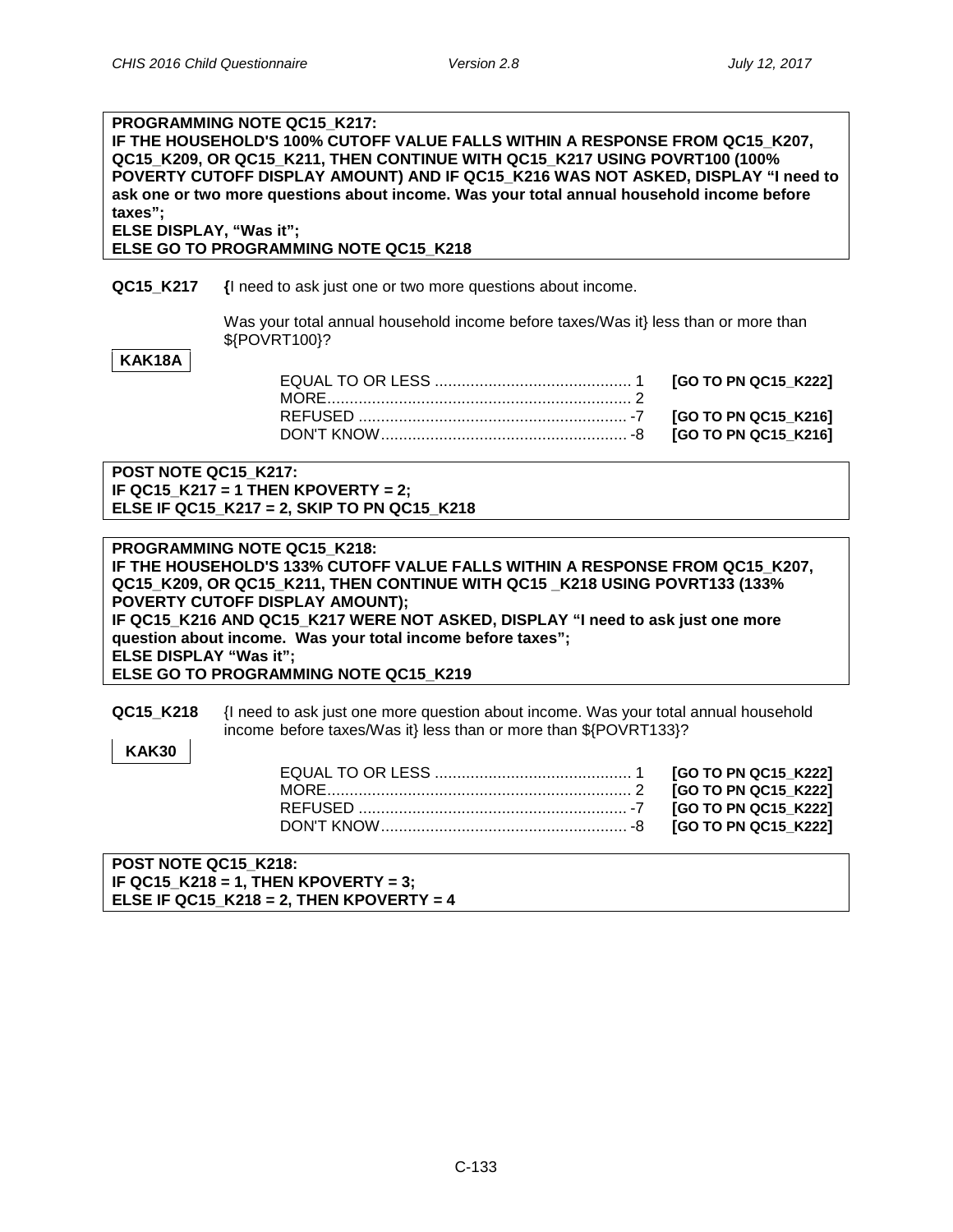**PROGRAMMING NOTE QC15_K217:**
**IF THE HOUSEHOLD'S 100% CUTOFF VALUE FALLS WITHIN A RESPONSE FROM QC15_K207, QC15_K209, OR QC15_K211, THEN CONTINUE WITH QC15_K217 USING POVRT100 (100% POVERTY CUTOFF DISPLAY AMOUNT) AND IF QC15_K216 WAS NOT ASKED, DISPLAY "I need to ask one or two more questions about income. Was your total annual household income before taxes";**
**ELSE DISPLAY, "Was it";**
**ELSE GO TO PROGRAMMING NOTE QC15_K218**

**QC15_K217** {I need to ask just one or two more questions about income.

Was your total annual household income before taxes/Was it} less than or more than ${POVRT100}?

**KAK18A**

| | | |
|---|---|---|
| EQUAL TO OR LESS | 1 | **[GO TO PN QC15_K222]** |
| MORE | 2 | |
| REFUSED | -7 | **[GO TO PN QC15_K216]** |
| DON'T KNOW | -8 | **[GO TO PN QC15_K216]** |

**POST NOTE QC15_K217:**
**IF QC15_K217 = 1 THEN KPOVERTY = 2;**
**ELSE IF QC15_K217 = 2, SKIP TO PN QC15_K218**

**PROGRAMMING NOTE QC15_K218:**
**IF THE HOUSEHOLD'S 133% CUTOFF VALUE FALLS WITHIN A RESPONSE FROM QC15_K207, QC15_K209, OR QC15_K211, THEN CONTINUE WITH QC15 _K218 USING POVRT133 (133% POVERTY CUTOFF DISPLAY AMOUNT);**
**IF QC15_K216 AND QC15_K217 WERE NOT ASKED, DISPLAY "I need to ask just one more question about income. Was your total income before taxes";**
**ELSE DISPLAY "Was it";**
**ELSE GO TO PROGRAMMING NOTE QC15_K219**

**QC15_K218** {I need to ask just one more question about income. Was your total annual household income before taxes/Was it} less than or more than ${POVRT133}?

**KAK30**

| | | |
|---|---|---|
| EQUAL TO OR LESS | 1 | **[GO TO PN QC15_K222]** |
| MORE | 2 | **[GO TO PN QC15_K222]** |
| REFUSED | -7 | **[GO TO PN QC15_K222]** |
| DON'T KNOW | -8 | **[GO TO PN QC15_K222]** |

**POST NOTE QC15_K218:**
**IF QC15_K218 = 1, THEN KPOVERTY = 3;**
**ELSE IF QC15_K218 = 2, THEN KPOVERTY = 4**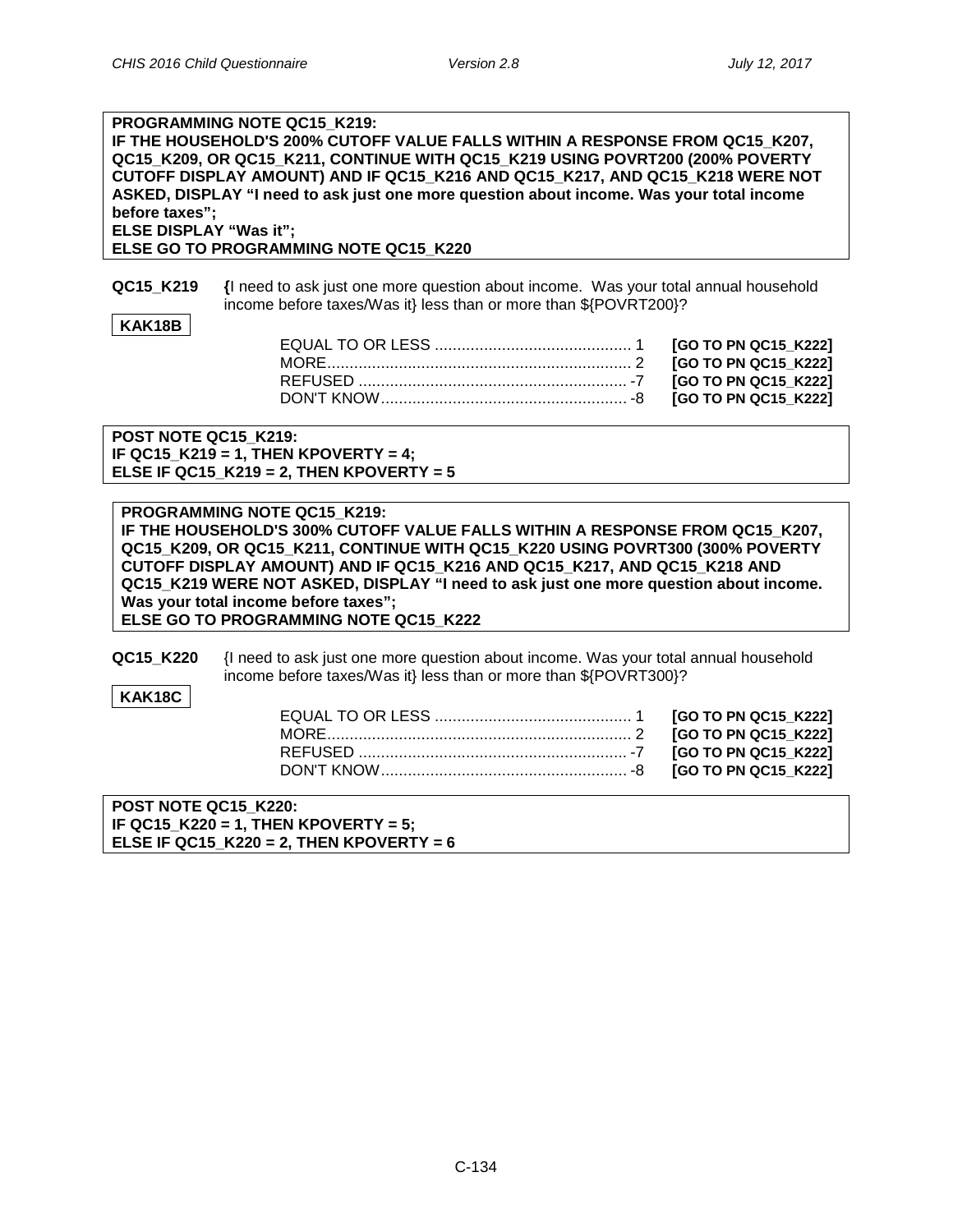**PROGRAMMING NOTE QC15_K219:**
**IF THE HOUSEHOLD'S 200% CUTOFF VALUE FALLS WITHIN A RESPONSE FROM QC15_K207, QC15_K209, OR QC15_K211, CONTINUE WITH QC15_K219 USING POVRT200 (200% POVERTY CUTOFF DISPLAY AMOUNT) AND IF QC15_K216 AND QC15_K217, AND QC15_K218 WERE NOT ASKED, DISPLAY "I need to ask just one more question about income. Was your total income before taxes";**
**ELSE DISPLAY "Was it";**
**ELSE GO TO PROGRAMMING NOTE QC15_K220**

**QC15_K219** **{**I need to ask just one more question about income. Was your total annual household income before taxes/Was it} less than or more than ${POVRT200}?

**KAK18B**

| | | |
|---|---|---|
| EQUAL TO OR LESS | 1 | **[GO TO PN QC15_K222]** |
| MORE | 2 | **[GO TO PN QC15_K222]** |
| REFUSED | -7 | **[GO TO PN QC15_K222]** |
| DON'T KNOW | -8 | **[GO TO PN QC15_K222]** |

**POST NOTE QC15_K219:**
**IF QC15_K219 = 1, THEN KPOVERTY = 4;**
**ELSE IF QC15_K219 = 2, THEN KPOVERTY = 5**

**PROGRAMMING NOTE QC15_K219:**
**IF THE HOUSEHOLD'S 300% CUTOFF VALUE FALLS WITHIN A RESPONSE FROM QC15_K207, QC15_K209, OR QC15_K211, CONTINUE WITH QC15_K220 USING POVRT300 (300% POVERTY CUTOFF DISPLAY AMOUNT) AND IF QC15_K216 AND QC15_K217, AND QC15_K218 AND QC15_K219 WERE NOT ASKED, DISPLAY "I need to ask just one more question about income. Was your total income before taxes";**
**ELSE GO TO PROGRAMMING NOTE QC15_K222**

**QC15_K220** {I need to ask just one more question about income. Was your total annual household income before taxes/Was it} less than or more than ${POVRT300}?

**KAK18C**

| | | |
|---|---|---|
| EQUAL TO OR LESS | 1 | **[GO TO PN QC15_K222]** |
| MORE | 2 | **[GO TO PN QC15_K222]** |
| REFUSED | -7 | **[GO TO PN QC15_K222]** |
| DON'T KNOW | -8 | **[GO TO PN QC15_K222]** |

**POST NOTE QC15_K220:**
**IF QC15_K220 = 1, THEN KPOVERTY = 5;**
**ELSE IF QC15_K220 = 2, THEN KPOVERTY = 6**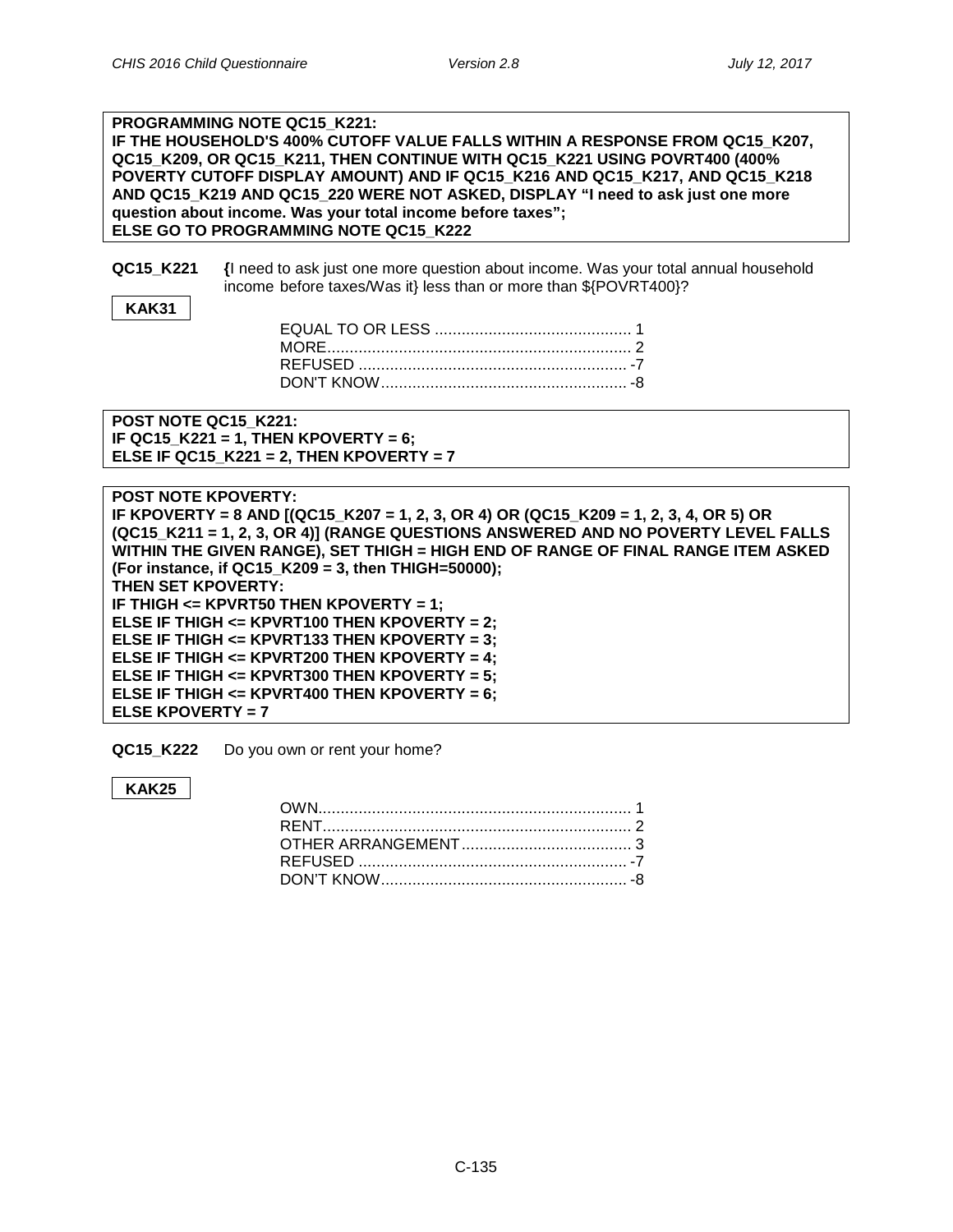**PROGRAMMING NOTE QC15_K221:**
**IF THE HOUSEHOLD'S 400% CUTOFF VALUE FALLS WITHIN A RESPONSE FROM QC15_K207, QC15_K209, OR QC15_K211, THEN CONTINUE WITH QC15_K221 USING POVRT400 (400% POVERTY CUTOFF DISPLAY AMOUNT) AND IF QC15_K216 AND QC15_K217, AND QC15_K218 AND QC15_K219 AND QC15_220 WERE NOT ASKED, DISPLAY "I need to ask just one more question about income. Was your total income before taxes";**
**ELSE GO TO PROGRAMMING NOTE QC15_K222**

**QC15_K221** {I need to ask just one more question about income. Was your total annual household income before taxes/Was it} less than or more than ${POVRT400}?

**KAK31**

EQUAL TO OR LESS ............................................ 1
MORE.................................................................... 2
REFUSED ............................................................ -7
DON'T KNOW....................................................... -8

**POST NOTE QC15_K221:**
**IF QC15_K221 = 1, THEN KPOVERTY = 6;**
**ELSE IF QC15_K221 = 2, THEN KPOVERTY = 7**

**POST NOTE KPOVERTY:**
**IF KPOVERTY = 8 AND [(QC15_K207 = 1, 2, 3, OR 4) OR (QC15_K209 = 1, 2, 3, 4, OR 5) OR (QC15_K211 = 1, 2, 3, OR 4)] (RANGE QUESTIONS ANSWERED AND NO POVERTY LEVEL FALLS WITHIN THE GIVEN RANGE), SET THIGH = HIGH END OF RANGE OF FINAL RANGE ITEM ASKED (For instance, if QC15_K209 = 3, then THIGH=50000);**
**THEN SET KPOVERTY:**
**IF THIGH <= KPVRT50 THEN KPOVERTY = 1;**
**ELSE IF THIGH <= KPVRT100 THEN KPOVERTY = 2;**
**ELSE IF THIGH <= KPVRT133 THEN KPOVERTY = 3;**
**ELSE IF THIGH <= KPVRT200 THEN KPOVERTY = 4;**
**ELSE IF THIGH <= KPVRT300 THEN KPOVERTY = 5;**
**ELSE IF THIGH <= KPVRT400 THEN KPOVERTY = 6;**
**ELSE KPOVERTY = 7**

**QC15_K222** Do you own or rent your home?

**KAK25**

OWN...................................................................... 1
RENT..................................................................... 2
OTHER ARRANGEMENT...................................... 3
REFUSED ............................................................ -7
DON'T KNOW....................................................... -8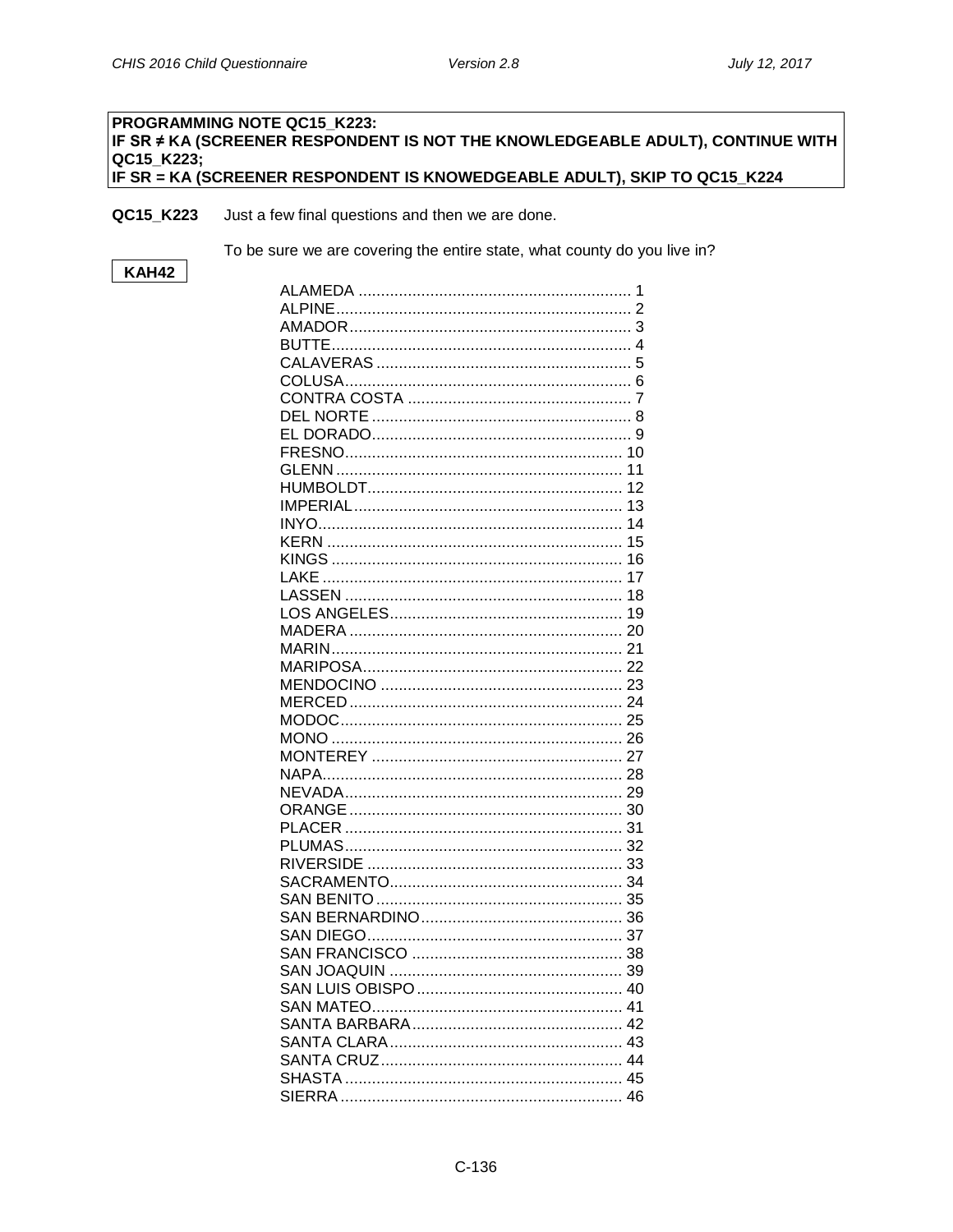**PROGRAMMING NOTE QC15_K223:**
**IF SR ≠ KA (SCREENER RESPONDENT IS NOT THE KNOWLEDGEABLE ADULT), CONTINUE WITH QC15_K223;**
**IF SR = KA (SCREENER RESPONDENT IS KNOWEDGEABLE ADULT), SKIP TO QC15_K224**

**QC15_K223** Just a few final questions and then we are done.

To be sure we are covering the entire state, what county do you live in?

**KAH42**

ALAMEDA ............................................................. 1
ALPINE.................................................................. 2
AMADOR............................................................... 3
BUTTE................................................................... 4
CALAVERAS ......................................................... 5
COLUSA................................................................ 6
CONTRA COSTA .................................................. 7
DEL NORTE .......................................................... 8
EL DORADO.......................................................... 9
FRESNO.............................................................. 10
GLENN ................................................................ 11
HUMBOLDT......................................................... 12
IMPERIAL............................................................ 13
INYO.................................................................... 14
KERN .................................................................. 15
KINGS ................................................................. 16
LAKE ................................................................... 17
LASSEN .............................................................. 18
LOS ANGELES.................................................... 19
MADERA ............................................................. 20
MARIN................................................................. 21
MARIPOSA.......................................................... 22
MENDOCINO ...................................................... 23
MERCED ............................................................. 24
MODOC............................................................... 25
MONO ................................................................. 26
MONTEREY ........................................................ 27
NAPA................................................................... 28
NEVADA.............................................................. 29
ORANGE ............................................................. 30
PLACER .............................................................. 31
PLUMAS.............................................................. 32
RIVERSIDE ......................................................... 33
SACRAMENTO.................................................... 34
SAN BENITO ....................................................... 35
SAN BERNARDINO............................................. 36
SAN DIEGO......................................................... 37
SAN FRANCISCO ............................................... 38
SAN JOAQUIN .................................................... 39
SAN LUIS OBISPO.............................................. 40
SAN MATEO........................................................ 41
SANTA BARBARA............................................... 42
SANTA CLARA.................................................... 43
SANTA CRUZ...................................................... 44
SHASTA .............................................................. 45
SIERRA ............................................................... 46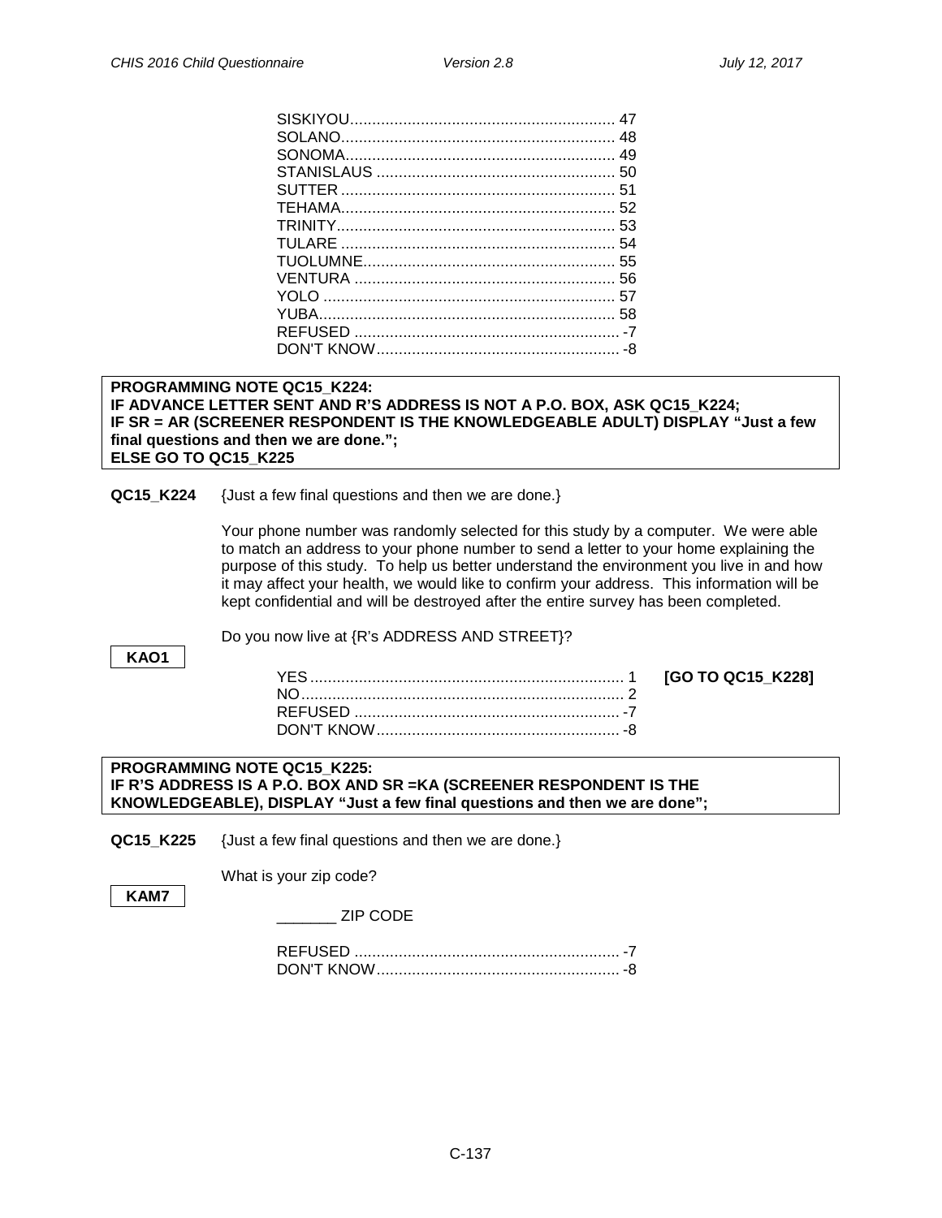SISKIYOU............................................................ 47
SOLANO.............................................................. 48
SONOMA............................................................. 49
STANISLAUS ...................................................... 50
SUTTER .............................................................. 51
TEHAMA.............................................................. 52
TRINITY............................................................... 53
TULARE .............................................................. 54
TUOLUMNE......................................................... 55
VENTURA ........................................................... 56
YOLO .................................................................. 57
YUBA................................................................... 58
REFUSED ............................................................ -7
DON'T KNOW....................................................... -8

**PROGRAMMING NOTE QC15_K224:**
**IF ADVANCE LETTER SENT AND R'S ADDRESS IS NOT A P.O. BOX, ASK QC15_K224;**
**IF SR = AR (SCREENER RESPONDENT IS THE KNOWLEDGEABLE ADULT) DISPLAY "Just a few final questions and then we are done.";**
**ELSE GO TO QC15_K225**

**QC15_K224** {Just a few final questions and then we are done.}

Your phone number was randomly selected for this study by a computer. We were able to match an address to your phone number to send a letter to your home explaining the purpose of this study. To help us better understand the environment you live in and how it may affect your health, we would like to confirm your address. This information will be kept confidential and will be destroyed after the entire survey has been completed.

Do you now live at {R's ADDRESS AND STREET}?

**KAO1**

YES....................................................................... 1 **[GO TO QC15_K228]**
NO......................................................................... 2
REFUSED ............................................................ -7
DON'T KNOW....................................................... -8

**PROGRAMMING NOTE QC15_K225:**
**IF R'S ADDRESS IS A P.O. BOX AND SR =KA (SCREENER RESPONDENT IS THE KNOWLEDGEABLE), DISPLAY "Just a few final questions and then we are done";**

**QC15_K225** {Just a few final questions and then we are done.}

What is your zip code?

**KAM7**

_______ ZIP CODE

REFUSED ............................................................ -7
DON'T KNOW....................................................... -8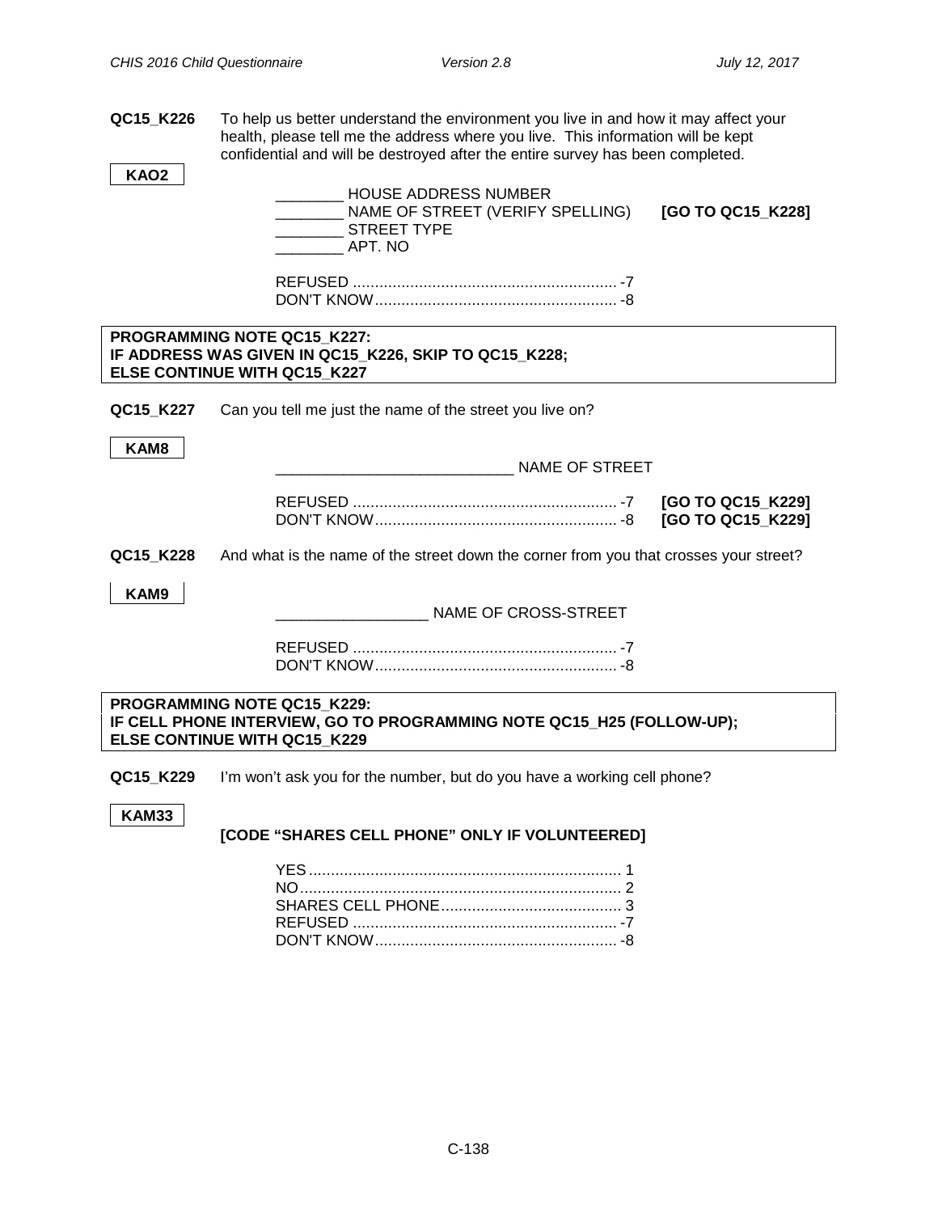**QC15_K226** To help us better understand the environment you live in and how it may affect your health, please tell me the address where you live. This information will be kept confidential and will be destroyed after the entire survey has been completed.

**KAO2**

________ HOUSE ADDRESS NUMBER
________ NAME OF STREET (VERIFY SPELLING) **[GO TO QC15_K228]**
________ STREET TYPE
________ APT. NO

REFUSED ............................................................ -7
DON'T KNOW....................................................... -8

**PROGRAMMING NOTE QC15_K227:**
**IF ADDRESS WAS GIVEN IN QC15_K226, SKIP TO QC15_K228;**
**ELSE CONTINUE WITH QC15_K227**

**QC15_K227** Can you tell me just the name of the street you live on?

**KAM8**

____________________________ NAME OF STREET

REFUSED ............................................................ -7 **[GO TO QC15_K229]**
DON'T KNOW....................................................... -8 **[GO TO QC15_K229]**

**QC15_K228** And what is the name of the street down the corner from you that crosses your street?

**KAM9**

__________________ NAME OF CROSS-STREET

REFUSED ............................................................ -7
DON'T KNOW....................................................... -8

**PROGRAMMING NOTE QC15_K229:**
**IF CELL PHONE INTERVIEW, GO TO PROGRAMMING NOTE QC15_H25 (FOLLOW-UP);**
**ELSE CONTINUE WITH QC15_K229**

**QC15_K229** I'm won't ask you for the number, but do you have a working cell phone?

**KAM33**

**[CODE "SHARES CELL PHONE" ONLY IF VOLUNTEERED]**

YES....................................................................... 1
NO......................................................................... 2
SHARES CELL PHONE......................................... 3
REFUSED ............................................................ -7
DON'T KNOW....................................................... -8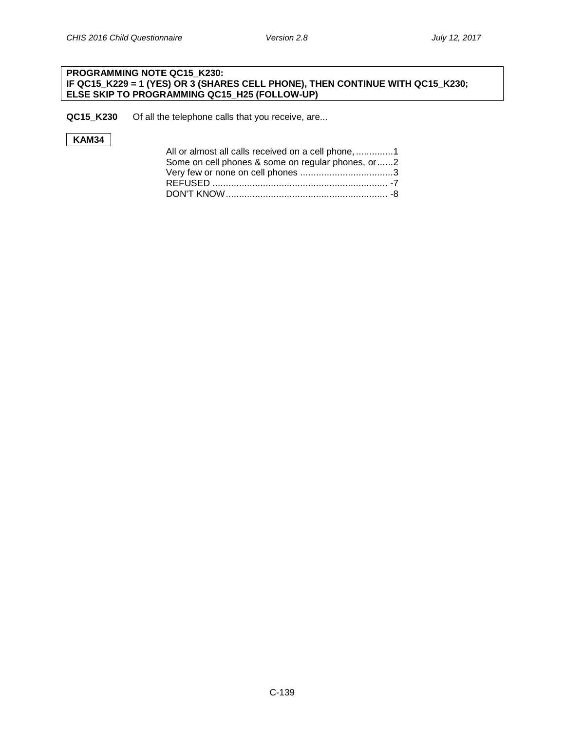**PROGRAMMING NOTE QC15_K230:**
**IF QC15_K229 = 1 (YES) OR 3 (SHARES CELL PHONE), THEN CONTINUE WITH QC15_K230; ELSE SKIP TO PROGRAMMING QC15_H25 (FOLLOW-UP)**

**QC15_K230** Of all the telephone calls that you receive, are...

**KAM34**

All or almost all calls received on a cell phone, ..............1
Some on cell phones & some on regular phones, or......2
Very few or none on cell phones ...................................3
REFUSED .................................................................. -7
DON'T KNOW............................................................. -8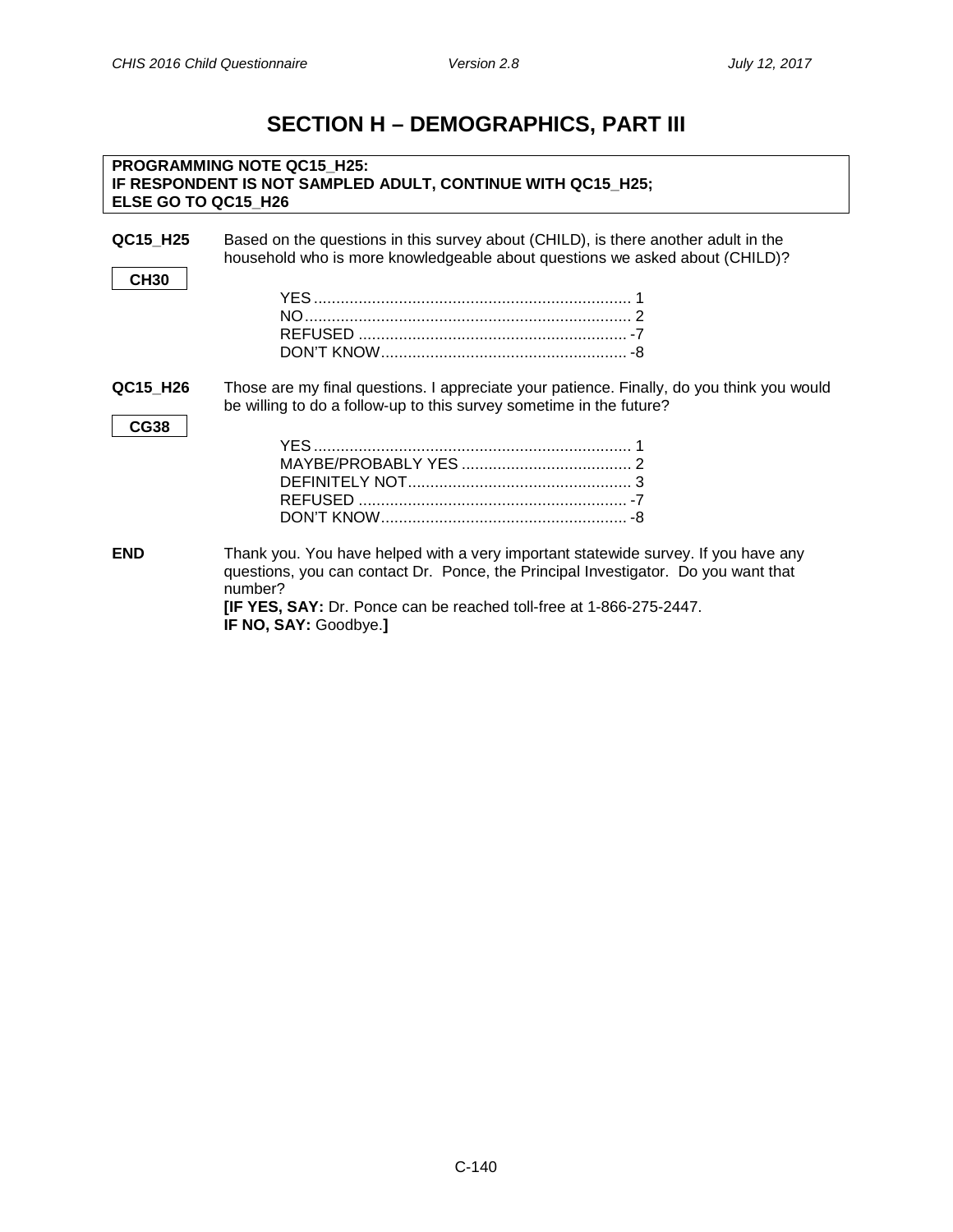# SECTION H – DEMOGRAPHICS, PART III

**PROGRAMMING NOTE QC15_H25:**
**IF RESPONDENT IS NOT SAMPLED ADULT, CONTINUE WITH QC15_H25;**
**ELSE GO TO QC15_H26**

**QC15_H25** Based on the questions in this survey about (CHILD), is there another adult in the household who is more knowledgeable about questions we asked about (CHILD)?

**CH30**

YES....................................................................... 1
NO......................................................................... 2
REFUSED ............................................................ -7
DON'T KNOW....................................................... -8

**QC15_H26** Those are my final questions. I appreciate your patience. Finally, do you think you would be willing to do a follow-up to this survey sometime in the future?

**CG38**

YES....................................................................... 1
MAYBE/PROBABLY YES ...................................... 2
DEFINITELY NOT.................................................. 3
REFUSED ............................................................ -7
DON'T KNOW....................................................... -8

**END** Thank you. You have helped with a very important statewide survey. If you have any questions, you can contact Dr. Ponce, the Principal Investigator. Do you want that number?
**[IF YES, SAY:** Dr. Ponce can be reached toll-free at 1-866-275-2447.
**IF NO, SAY:** Goodbye.**]**